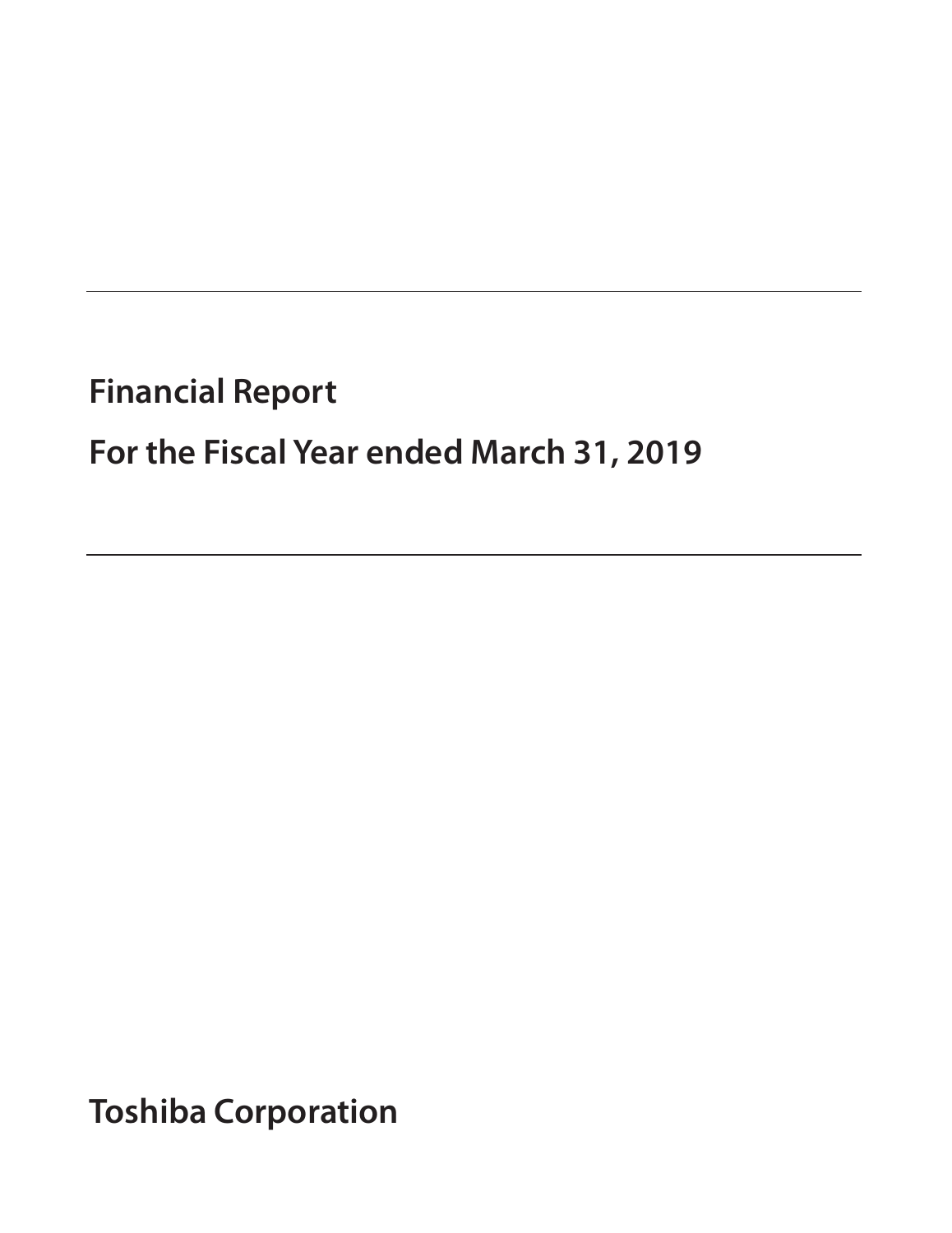# Financial Report

# For the Fiscal Year ended March 31, 2019

**Toshiba Corporation**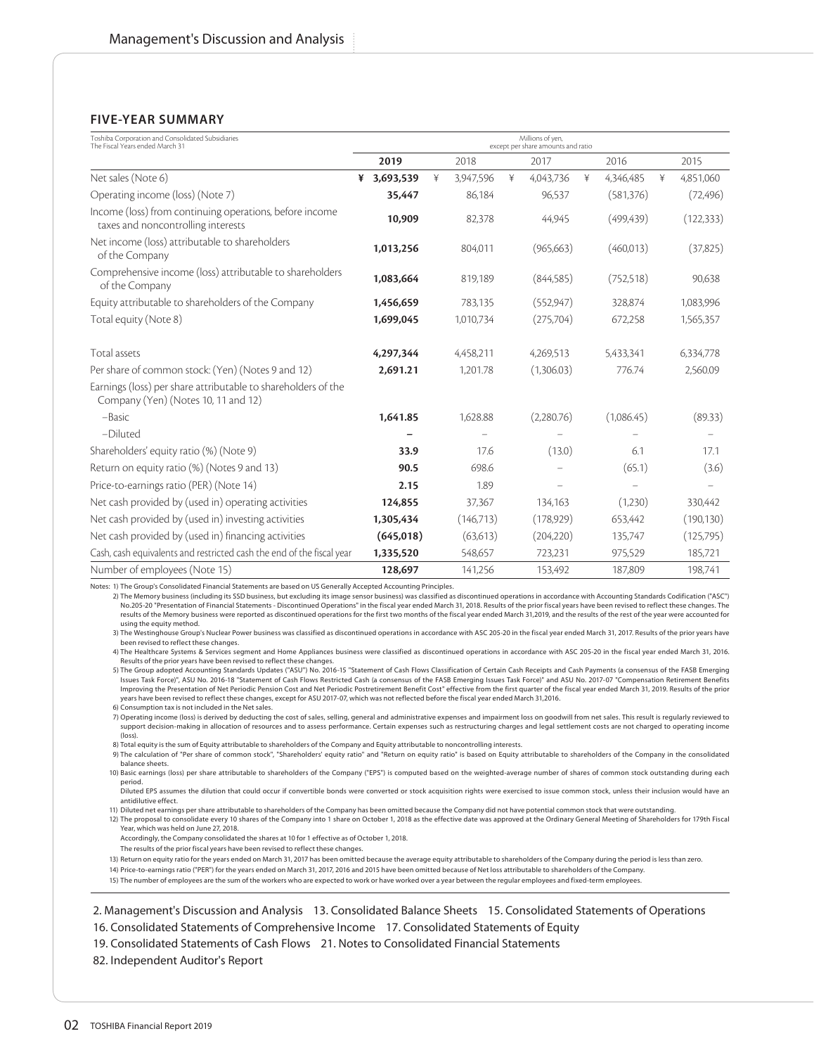## FIVE-YEAR SUMMARY

| Toshiba Corporation and Consolidated Subsidiaries<br>The Fiscal Years ended March 31 | Millions of yen,<br>except per share amounts and ratio | | | | |
|---|---|---|---|---|---|
| | **2019** | 2018 | 2017 | 2016 | 2015 |
| Net sales (Note 6) | **¥ 3,693,539** | ¥ 3,947,596 | ¥ 4,043,736 | ¥ 4,346,485 | ¥ 4,851,060 |
| Operating income (loss) (Note 7) | **35,447** | 86,184 | 96,537 | (581,376) | (72,496) |
| Income (loss) from continuing operations, before income taxes and noncontrolling interests | **10,909** | 82,378 | 44,945 | (499,439) | (122,333) |
| Net income (loss) attributable to shareholders of the Company | **1,013,256** | 804,011 | (965,663) | (460,013) | (37,825) |
| Comprehensive income (loss) attributable to shareholders of the Company | **1,083,664** | 819,189 | (844,585) | (752,518) | 90,638 |
| Equity attributable to shareholders of the Company | **1,456,659** | 783,135 | (552,947) | 328,874 | 1,083,996 |
| Total equity (Note 8) | **1,699,045** | 1,010,734 | (275,704) | 672,258 | 1,565,357 |
| Total assets | **4,297,344** | 4,458,211 | 4,269,513 | 5,433,341 | 6,334,778 |
| Per share of common stock: (Yen) (Notes 9 and 12) | **2,691.21** | 1,201.78 | (1,306.03) | 776.74 | 2,560.09 |
| Earnings (loss) per share attributable to shareholders of the Company (Yen) (Notes 10, 11 and 12) | | | | | |
| –Basic | **1,641.85** | 1,628.88 | (2,280.76) | (1,086.45) | (89.33) |
| –Diluted | **–** | – | – | – | – |
| Shareholders' equity ratio (%) (Note 9) | **33.9** | 17.6 | (13.0) | 6.1 | 17.1 |
| Return on equity ratio (%) (Notes 9 and 13) | **90.5** | 698.6 | – | (65.1) | (3.6) |
| Price-to-earnings ratio (PER) (Note 14) | **2.15** | 1.89 | – | – | – |
| Net cash provided by (used in) operating activities | **124,855** | 37,367 | 134,163 | (1,230) | 330,442 |
| Net cash provided by (used in) investing activities | **1,305,434** | (146,713) | (178,929) | 653,442 | (190,130) |
| Net cash provided by (used in) financing activities | **(645,018)** | (63,613) | (204,220) | 135,747 | (125,795) |
| Cash, cash equivalents and restricted cash the end of the fiscal year | **1,335,520** | 548,657 | 723,231 | 975,529 | 185,721 |
| Number of employees (Note 15) | **128,697** | 141,256 | 153,492 | 187,809 | 198,741 |

Notes: 1) The Group's Consolidated Financial Statements are based on US Generally Accepted Accounting Principles.

2) The Memory business (including its SSD business, but excluding its image sensor business) was classified as discontinued operations in accordance with Accounting Standards Codification ("ASC") No.205-20 "Presentation of Financial Statements - Discontinued Operations" in the fiscal year ended March 31, 2018. Results of the prior fiscal years have been revised to reflect these changes. The results of the Memory business were reported as discontinued operations for the first two months of the fiscal year ended March 31,2019, and the results of the rest of the year were accounted for using the equity method.

3) The Westinghouse Group's Nuclear Power business was classified as discontinued operations in accordance with ASC 205-20 in the fiscal year ended March 31, 2017. Results of the prior years have been revised to reflect these changes.

4) The Healthcare Systems & Services segment and Home Appliances business were classified as discontinued operations in accordance with ASC 205-20 in the fiscal year ended March 31, 2016. Results of the prior years have been revised to reflect these changes.

5) The Group adopted Accounting Standards Updates ("ASU") No. 2016-15 "Statement of Cash Flows Classification of Certain Cash Receipts and Cash Payments (a consensus of the FASB Emerging Issues Task Force)", ASU No. 2016-18 "Statement of Cash Flows Restricted Cash (a consensus of the FASB Emerging Issues Task Force)" and ASU No. 2017-07 "Compensation Retirement Benefits Improving the Presentation of Net Periodic Pension Cost and Net Periodic Postretirement Benefit Cost" effective from the first quarter of the fiscal year ended March 31, 2019. Results of the prior years have been revised to reflect these changes, except for ASU 2017-07, which was not reflected before the fiscal year ended March 31,2016.

6) Consumption tax is not included in the Net sales.

7) Operating income (loss) is derived by deducting the cost of sales, selling, general and administrative expenses and impairment loss on goodwill from net sales. This result is regularly reviewed to support decision-making in allocation of resources and to assess performance. Certain expenses such as restructuring charges and legal settlement costs are not charged to operating income (loss).

8) Total equity is the sum of Equity attributable to shareholders of the Company and Equity attributable to noncontrolling interests.

9) The calculation of "Per share of common stock", "Shareholders' equity ratio" and "Return on equity ratio" is based on Equity attributable to shareholders of the Company in the consolidated balance sheets.

10) Basic earnings (loss) per share attributable to shareholders of the Company ("EPS") is computed based on the weighted-average number of shares of common stock outstanding during each period.
Diluted EPS assumes the dilution that could occur if convertible bonds were converted or stock acquisition rights were exercised to issue common stock, unless their inclusion would have an antidilutive effect.

11) Diluted net earnings per share attributable to shareholders of the Company has been omitted because the Company did not have potential common stock that were outstanding.

12) The proposal to consolidate every 10 shares of the Company into 1 share on October 1, 2018 as the effective date was approved at the Ordinary General Meeting of Shareholders for 179th Fiscal Year, which was held on June 27, 2018.
Accordingly, the Company consolidated the shares at 10 for 1 effective as of October 1, 2018.
The results of the prior fiscal years have been revised to reflect these changes.

13) Return on equity ratio for the years ended on March 31, 2017 has been omitted because the average equity attributable to shareholders of the Company during the period is less than zero.

14) Price-to-earnings ratio ("PER") for the years ended on March 31, 2017, 2016 and 2015 have been omitted because of Net loss attributable to shareholders of the Company.

15) The number of employees are the sum of the workers who are expected to work or have worked over a year between the regular employees and fixed-term employees.

2. Management's Discussion and Analysis 13. Consolidated Balance Sheets 15. Consolidated Statements of Operations
16. Consolidated Statements of Comprehensive Income 17. Consolidated Statements of Equity
19. Consolidated Statements of Cash Flows 21. Notes to Consolidated Financial Statements
82. Independent Auditor's Report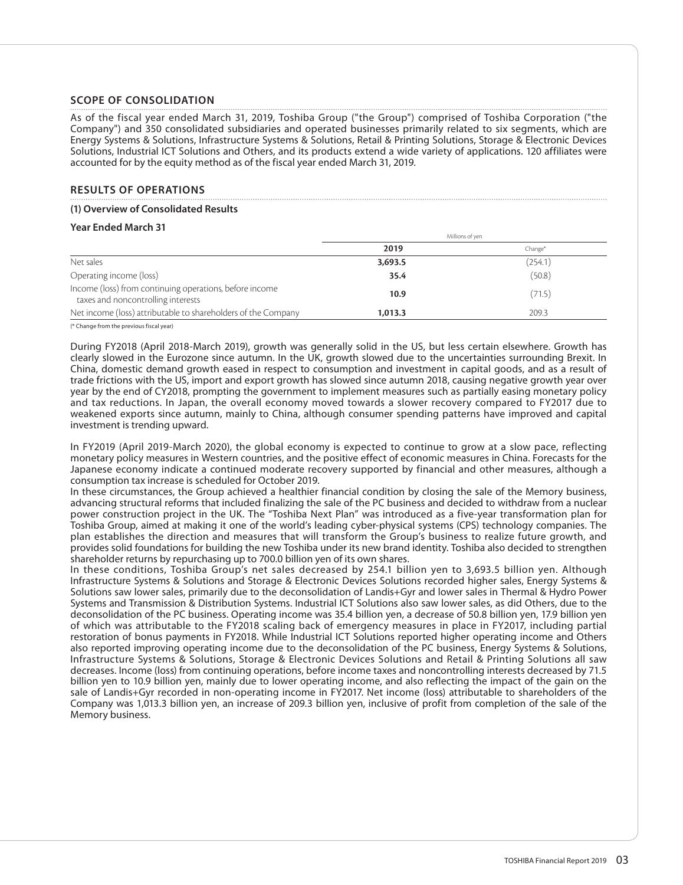## SCOPE OF CONSOLIDATION

As of the fiscal year ended March 31, 2019, Toshiba Group ("the Group") comprised of Toshiba Corporation ("the Company") and 350 consolidated subsidiaries and operated businesses primarily related to six segments, which are Energy Systems & Solutions, Infrastructure Systems & Solutions, Retail & Printing Solutions, Storage & Electronic Devices Solutions, Industrial ICT Solutions and Others, and its products extend a wide variety of applications. 120 affiliates were accounted for by the equity method as of the fiscal year ended March 31, 2019.

## RESULTS OF OPERATIONS

### (1) Overview of Consolidated Results

**Year Ended March 31**

| | Millions of yen | |
|---|---|---|
| | **2019** | Change* |
| Net sales | **3,693.5** | (254.1) |
| Operating income (loss) | **35.4** | (50.8) |
| Income (loss) from continuing operations, before income taxes and noncontrolling interests | **10.9** | (71.5) |
| Net income (loss) attributable to shareholders of the Company | **1,013.3** | 209.3 |

(* Change from the previous fiscal year)

During FY2018 (April 2018-March 2019), growth was generally solid in the US, but less certain elsewhere. Growth has clearly slowed in the Eurozone since autumn. In the UK, growth slowed due to the uncertainties surrounding Brexit. In China, domestic demand growth eased in respect to consumption and investment in capital goods, and as a result of trade frictions with the US, import and export growth has slowed since autumn 2018, causing negative growth year over year by the end of CY2018, prompting the government to implement measures such as partially easing monetary policy and tax reductions. In Japan, the overall economy moved towards a slower recovery compared to FY2017 due to weakened exports since autumn, mainly to China, although consumer spending patterns have improved and capital investment is trending upward.

In FY2019 (April 2019-March 2020), the global economy is expected to continue to grow at a slow pace, reflecting monetary policy measures in Western countries, and the positive effect of economic measures in China. Forecasts for the Japanese economy indicate a continued moderate recovery supported by financial and other measures, although a consumption tax increase is scheduled for October 2019.

In these circumstances, the Group achieved a healthier financial condition by closing the sale of the Memory business, advancing structural reforms that included finalizing the sale of the PC business and decided to withdraw from a nuclear power construction project in the UK. The "Toshiba Next Plan" was introduced as a five-year transformation plan for Toshiba Group, aimed at making it one of the world's leading cyber-physical systems (CPS) technology companies. The plan establishes the direction and measures that will transform the Group's business to realize future growth, and provides solid foundations for building the new Toshiba under its new brand identity. Toshiba also decided to strengthen shareholder returns by repurchasing up to 700.0 billion yen of its own shares.

In these conditions, Toshiba Group's net sales decreased by 254.1 billion yen to 3,693.5 billion yen. Although Infrastructure Systems & Solutions and Storage & Electronic Devices Solutions recorded higher sales, Energy Systems & Solutions saw lower sales, primarily due to the deconsolidation of Landis+Gyr and lower sales in Thermal & Hydro Power Systems and Transmission & Distribution Systems. Industrial ICT Solutions also saw lower sales, as did Others, due to the deconsolidation of the PC business. Operating income was 35.4 billion yen, a decrease of 50.8 billion yen, 17.9 billion yen of which was attributable to the FY2018 scaling back of emergency measures in place in FY2017, including partial restoration of bonus payments in FY2018. While Industrial ICT Solutions reported higher operating income and Others also reported improving operating income due to the deconsolidation of the PC business, Energy Systems & Solutions, Infrastructure Systems & Solutions, Storage & Electronic Devices Solutions and Retail & Printing Solutions all saw decreases. Income (loss) from continuing operations, before income taxes and noncontrolling interests decreased by 71.5 billion yen to 10.9 billion yen, mainly due to lower operating income, and also reflecting the impact of the gain on the sale of Landis+Gyr recorded in non-operating income in FY2017. Net income (loss) attributable to shareholders of the Company was 1,013.3 billion yen, an increase of 209.3 billion yen, inclusive of profit from completion of the sale of the Memory business.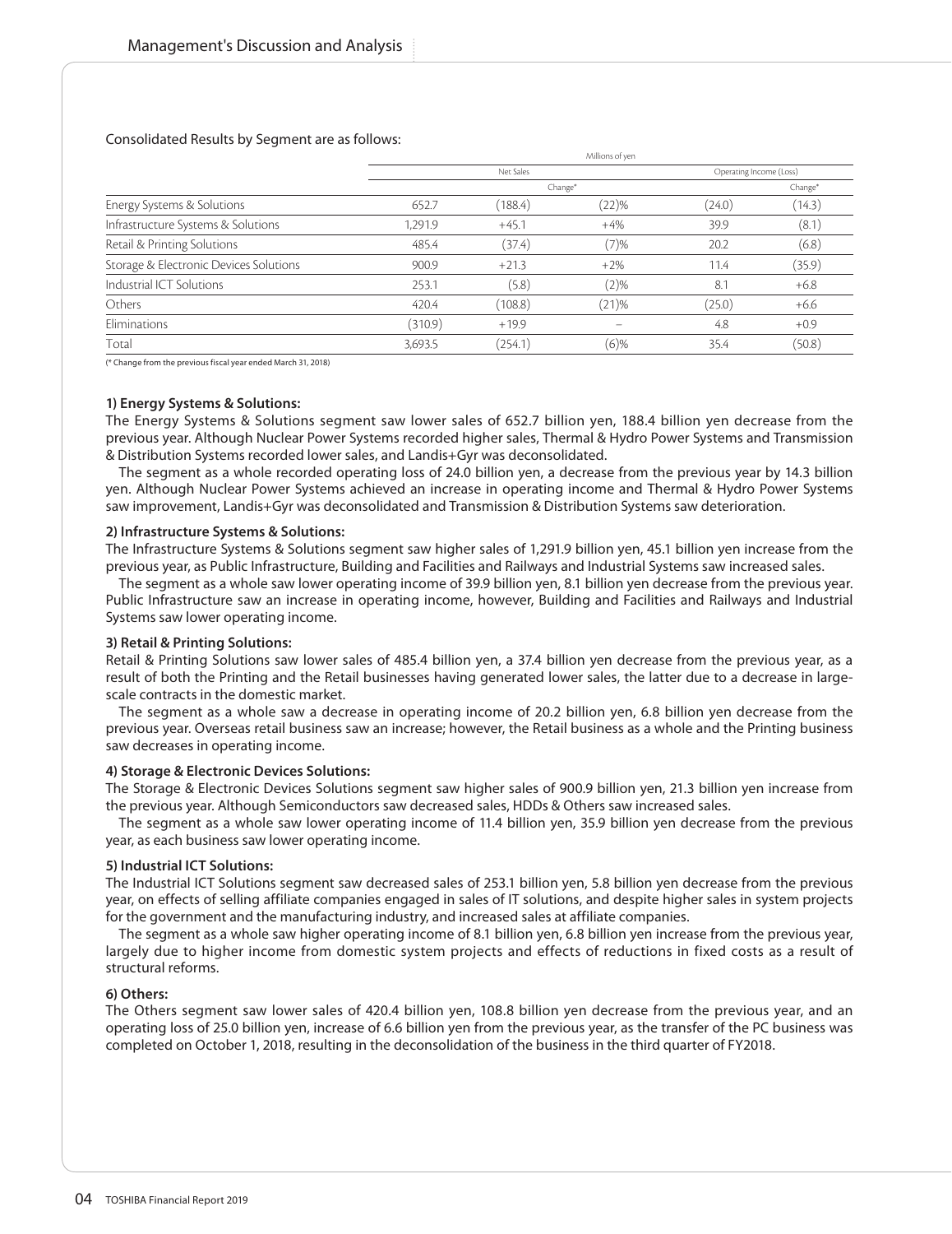Consolidated Results by Segment are as follows:

| | Millions of yen | | | | |
|---|---|---|---|---|---|
| | Net Sales | | | Operating Income (Loss) | |
| | | Change* | | | Change* |
| Energy Systems & Solutions | 652.7 | (188.4) | (22)% | (24.0) | (14.3) |
| Infrastructure Systems & Solutions | 1,291.9 | +45.1 | +4% | 39.9 | (8.1) |
| Retail & Printing Solutions | 485.4 | (37.4) | (7)% | 20.2 | (6.8) |
| Storage & Electronic Devices Solutions | 900.9 | +21.3 | +2% | 11.4 | (35.9) |
| Industrial ICT Solutions | 253.1 | (5.8) | (2)% | 8.1 | +6.8 |
| Others | 420.4 | (108.8) | (21)% | (25.0) | +6.6 |
| Eliminations | (310.9) | +19.9 | – | 4.8 | +0.9 |
| Total | 3,693.5 | (254.1) | (6)% | 35.4 | (50.8) |

(* Change from the previous fiscal year ended March 31, 2018)

**1) Energy Systems & Solutions:**

The Energy Systems & Solutions segment saw lower sales of 652.7 billion yen, 188.4 billion yen decrease from the previous year. Although Nuclear Power Systems recorded higher sales, Thermal & Hydro Power Systems and Transmission & Distribution Systems recorded lower sales, and Landis+Gyr was deconsolidated.

The segment as a whole recorded operating loss of 24.0 billion yen, a decrease from the previous year by 14.3 billion yen. Although Nuclear Power Systems achieved an increase in operating income and Thermal & Hydro Power Systems saw improvement, Landis+Gyr was deconsolidated and Transmission & Distribution Systems saw deterioration.

**2) Infrastructure Systems & Solutions:**

The Infrastructure Systems & Solutions segment saw higher sales of 1,291.9 billion yen, 45.1 billion yen increase from the previous year, as Public Infrastructure, Building and Facilities and Railways and Industrial Systems saw increased sales.

The segment as a whole saw lower operating income of 39.9 billion yen, 8.1 billion yen decrease from the previous year. Public Infrastructure saw an increase in operating income, however, Building and Facilities and Railways and Industrial Systems saw lower operating income.

**3) Retail & Printing Solutions:**

Retail & Printing Solutions saw lower sales of 485.4 billion yen, a 37.4 billion yen decrease from the previous year, as a result of both the Printing and the Retail businesses having generated lower sales, the latter due to a decrease in large-scale contracts in the domestic market.

The segment as a whole saw a decrease in operating income of 20.2 billion yen, 6.8 billion yen decrease from the previous year. Overseas retail business saw an increase; however, the Retail business as a whole and the Printing business saw decreases in operating income.

**4) Storage & Electronic Devices Solutions:**

The Storage & Electronic Devices Solutions segment saw higher sales of 900.9 billion yen, 21.3 billion yen increase from the previous year. Although Semiconductors saw decreased sales, HDDs & Others saw increased sales.

The segment as a whole saw lower operating income of 11.4 billion yen, 35.9 billion yen decrease from the previous year, as each business saw lower operating income.

**5) Industrial ICT Solutions:**

The Industrial ICT Solutions segment saw decreased sales of 253.1 billion yen, 5.8 billion yen decrease from the previous year, on effects of selling affiliate companies engaged in sales of IT solutions, and despite higher sales in system projects for the government and the manufacturing industry, and increased sales at affiliate companies.

The segment as a whole saw higher operating income of 8.1 billion yen, 6.8 billion yen increase from the previous year, largely due to higher income from domestic system projects and effects of reductions in fixed costs as a result of structural reforms.

**6) Others:**

The Others segment saw lower sales of 420.4 billion yen, 108.8 billion yen decrease from the previous year, and an operating loss of 25.0 billion yen, increase of 6.6 billion yen from the previous year, as the transfer of the PC business was completed on October 1, 2018, resulting in the deconsolidation of the business in the third quarter of FY2018.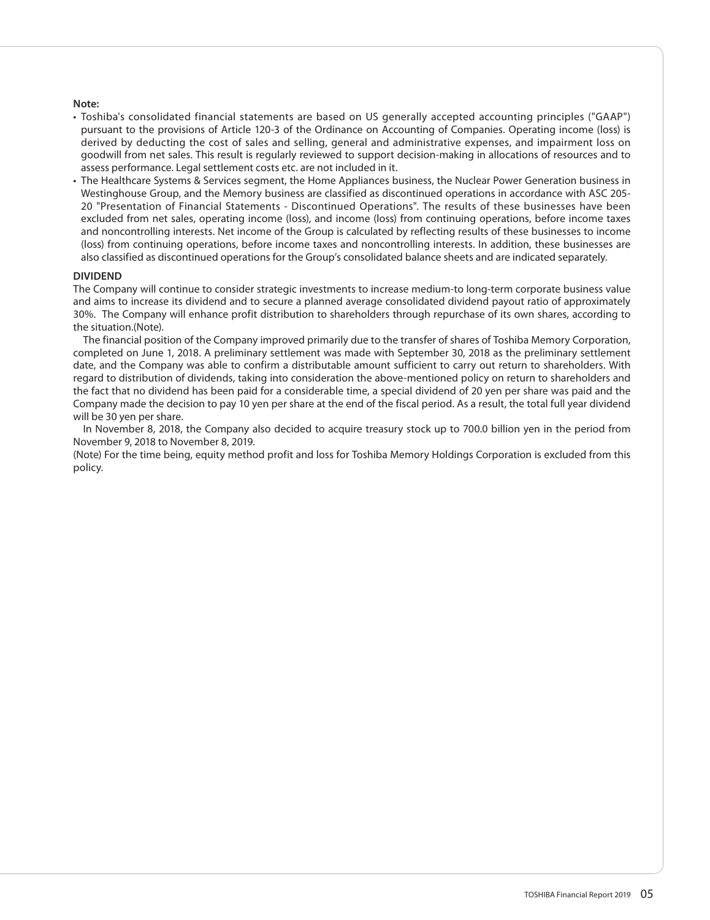**Note:**

- Toshiba's consolidated financial statements are based on US generally accepted accounting principles ("GAAP") pursuant to the provisions of Article 120-3 of the Ordinance on Accounting of Companies. Operating income (loss) is derived by deducting the cost of sales and selling, general and administrative expenses, and impairment loss on goodwill from net sales. This result is regularly reviewed to support decision-making in allocations of resources and to assess performance. Legal settlement costs etc. are not included in it.
- The Healthcare Systems & Services segment, the Home Appliances business, the Nuclear Power Generation business in Westinghouse Group, and the Memory business are classified as discontinued operations in accordance with ASC 205-20 "Presentation of Financial Statements - Discontinued Operations". The results of these businesses have been excluded from net sales, operating income (loss), and income (loss) from continuing operations, before income taxes and noncontrolling interests. Net income of the Group is calculated by reflecting results of these businesses to income (loss) from continuing operations, before income taxes and noncontrolling interests. In addition, these businesses are also classified as discontinued operations for the Group's consolidated balance sheets and are indicated separately.

**DIVIDEND**

The Company will continue to consider strategic investments to increase medium-to long-term corporate business value and aims to increase its dividend and to secure a planned average consolidated dividend payout ratio of approximately 30%. The Company will enhance profit distribution to shareholders through repurchase of its own shares, according to the situation.(Note).

The financial position of the Company improved primarily due to the transfer of shares of Toshiba Memory Corporation, completed on June 1, 2018. A preliminary settlement was made with September 30, 2018 as the preliminary settlement date, and the Company was able to confirm a distributable amount sufficient to carry out return to shareholders. With regard to distribution of dividends, taking into consideration the above-mentioned policy on return to shareholders and the fact that no dividend has been paid for a considerable time, a special dividend of 20 yen per share was paid and the Company made the decision to pay 10 yen per share at the end of the fiscal period. As a result, the total full year dividend will be 30 yen per share.

In November 8, 2018, the Company also decided to acquire treasury stock up to 700.0 billion yen in the period from November 9, 2018 to November 8, 2019.

(Note) For the time being, equity method profit and loss for Toshiba Memory Holdings Corporation is excluded from this policy.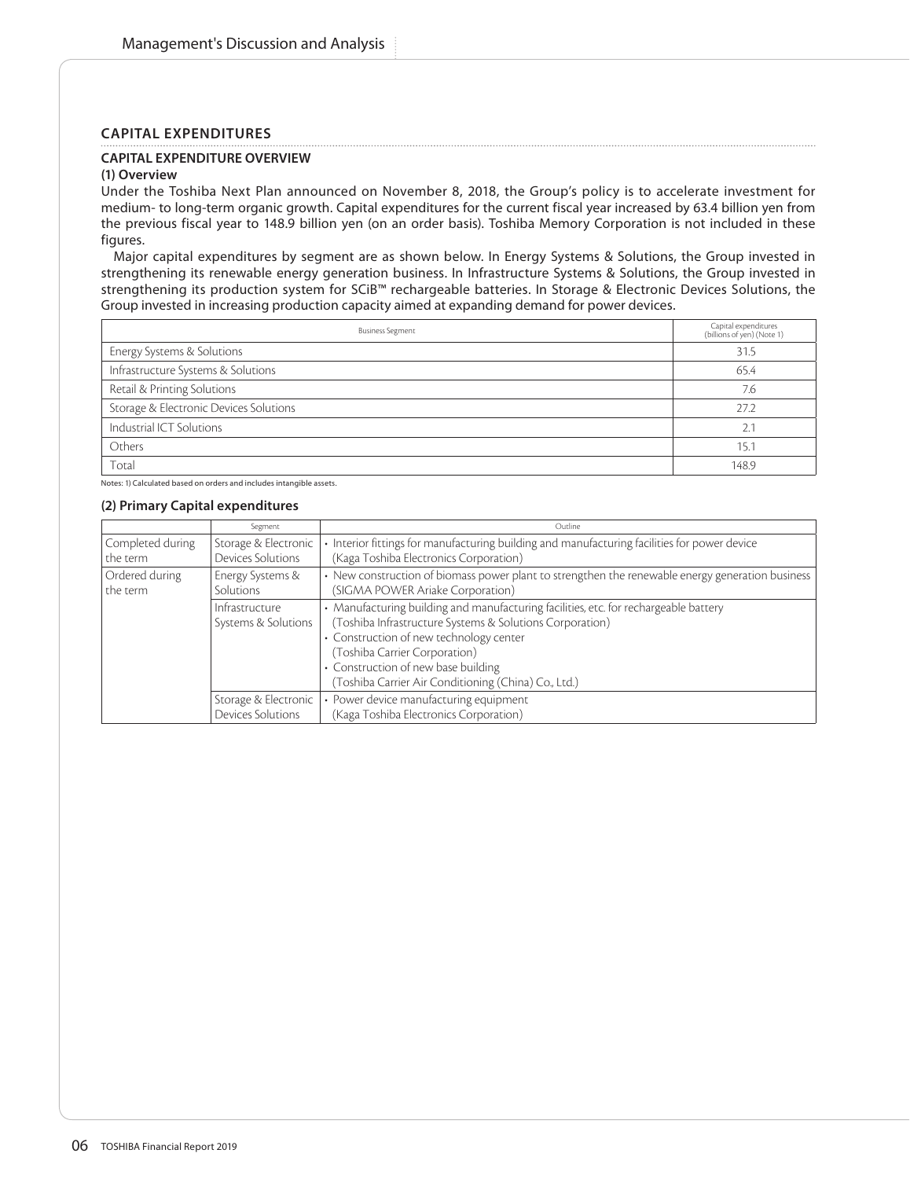## CAPITAL EXPENDITURES

### CAPITAL EXPENDITURE OVERVIEW

**(1) Overview**

Under the Toshiba Next Plan announced on November 8, 2018, the Group's policy is to accelerate investment for medium- to long-term organic growth. Capital expenditures for the current fiscal year increased by 63.4 billion yen from the previous fiscal year to 148.9 billion yen (on an order basis). Toshiba Memory Corporation is not included in these figures.

Major capital expenditures by segment are as shown below. In Energy Systems & Solutions, the Group invested in strengthening its renewable energy generation business. In Infrastructure Systems & Solutions, the Group invested in strengthening its production system for SCiB™ rechargeable batteries. In Storage & Electronic Devices Solutions, the Group invested in increasing production capacity aimed at expanding demand for power devices.

| Business Segment | Capital expenditures (billions of yen) (Note 1) |
|---|---|
| Energy Systems & Solutions | 31.5 |
| Infrastructure Systems & Solutions | 65.4 |
| Retail & Printing Solutions | 7.6 |
| Storage & Electronic Devices Solutions | 27.2 |
| Industrial ICT Solutions | 2.1 |
| Others | 15.1 |
| Total | 148.9 |

Notes: 1) Calculated based on orders and includes intangible assets.

**(2) Primary Capital expenditures**

| | Segment | Outline |
|---|---|---|
| Completed during the term | Storage & Electronic Devices Solutions | • Interior fittings for manufacturing building and manufacturing facilities for power device (Kaga Toshiba Electronics Corporation) |
| Ordered during the term | Energy Systems & Solutions | • New construction of biomass power plant to strengthen the renewable energy generation business (SIGMA POWER Ariake Corporation) |
| | Infrastructure Systems & Solutions | • Manufacturing building and manufacturing facilities, etc. for rechargeable battery (Toshiba Infrastructure Systems & Solutions Corporation)<br>• Construction of new technology center (Toshiba Carrier Corporation)<br>• Construction of new base building (Toshiba Carrier Air Conditioning (China) Co., Ltd.) |
| | Storage & Electronic Devices Solutions | • Power device manufacturing equipment (Kaga Toshiba Electronics Corporation) |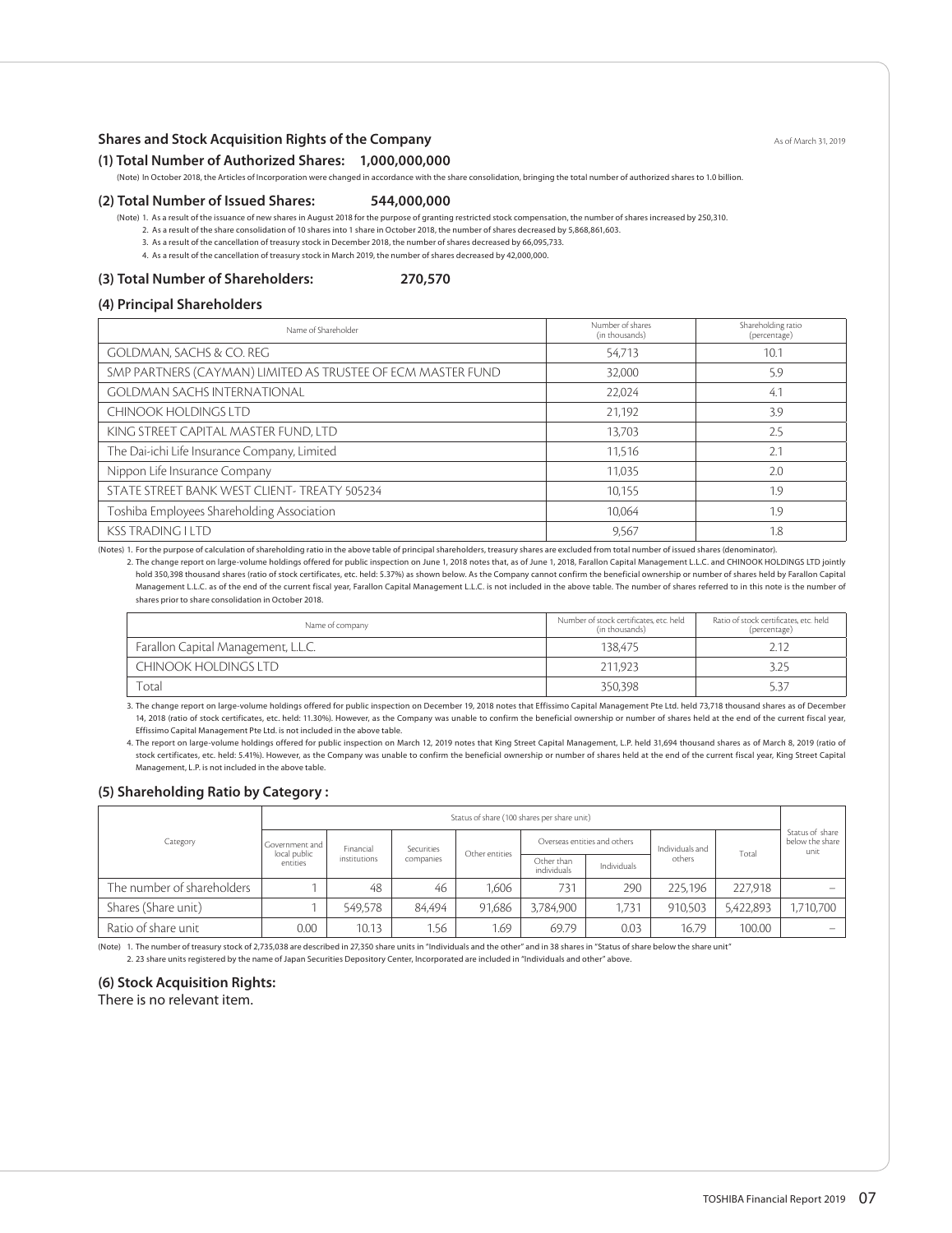## Shares and Stock Acquisition Rights of the Company

As of March 31, 2019

### (1) Total Number of Authorized Shares: 1,000,000,000

(Note) In October 2018, the Articles of Incorporation were changed in accordance with the share consolidation, bringing the total number of authorized shares to 1.0 billion.

### (2) Total Number of Issued Shares: 544,000,000

(Note) 1. As a result of the issuance of new shares in August 2018 for the purpose of granting restricted stock compensation, the number of shares increased by 250,310.
2. As a result of the share consolidation of 10 shares into 1 share in October 2018, the number of shares decreased by 5,868,861,603.
3. As a result of the cancellation of treasury stock in December 2018, the number of shares decreased by 66,095,733.
4. As a result of the cancellation of treasury stock in March 2019, the number of shares decreased by 42,000,000.

### (3) Total Number of Shareholders: 270,570

### (4) Principal Shareholders

| Name of Shareholder | Number of shares (in thousands) | Shareholding ratio (percentage) |
|---|---|---|
| GOLDMAN, SACHS & CO. REG | 54,713 | 10.1 |
| SMP PARTNERS (CAYMAN) LIMITED AS TRUSTEE OF ECM MASTER FUND | 32,000 | 5.9 |
| GOLDMAN SACHS INTERNATIONAL | 22,024 | 4.1 |
| CHINOOK HOLDINGS LTD | 21,192 | 3.9 |
| KING STREET CAPITAL MASTER FUND, LTD | 13,703 | 2.5 |
| The Dai-ichi Life Insurance Company, Limited | 11,516 | 2.1 |
| Nippon Life Insurance Company | 11,035 | 2.0 |
| STATE STREET BANK WEST CLIENT- TREATY 505234 | 10,155 | 1.9 |
| Toshiba Employees Shareholding Association | 10,064 | 1.9 |
| KSS TRADING I LTD | 9,567 | 1.8 |

(Notes) 1. For the purpose of calculation of shareholding ratio in the above table of principal shareholders, treasury shares are excluded from total number of issued shares (denominator).

2. The change report on large-volume holdings offered for public inspection on June 1, 2018 notes that, as of June 1, 2018, Farallon Capital Management L.L.C. and CHINOOK HOLDINGS LTD jointly hold 350,398 thousand shares (ratio of stock certificates, etc. held: 5.37%) as shown below. As the Company cannot confirm the beneficial ownership or number of shares held by Farallon Capital Management L.L.C. as of the end of the current fiscal year, Farallon Capital Management L.L.C. is not included in the above table. The number of shares referred to in this note is the number of shares prior to share consolidation in October 2018.

| Name of company | Number of stock certificates, etc. held (in thousands) | Ratio of stock certificates, etc. held (percentage) |
|---|---|---|
| Farallon Capital Management, L.L.C. | 138,475 | 2.12 |
| CHINOOK HOLDINGS LTD | 211,923 | 3.25 |
| Total | 350,398 | 5.37 |

3. The change report on large-volume holdings offered for public inspection on December 19, 2018 notes that Effissimo Capital Management Pte Ltd. held 73,718 thousand shares as of December 14, 2018 (ratio of stock certificates, etc. held: 11.30%). However, as the Company was unable to confirm the beneficial ownership or number of shares held at the end of the current fiscal year, Effissimo Capital Management Pte Ltd. is not included in the above table.

4. The report on large-volume holdings offered for public inspection on March 12, 2019 notes that King Street Capital Management, L.P. held 31,694 thousand shares as of March 8, 2019 (ratio of stock certificates, etc. held: 5.41%). However, as the Company was unable to confirm the beneficial ownership or number of shares held at the end of the current fiscal year, King Street Capital Management, L.P. is not included in the above table.

### (5) Shareholding Ratio by Category :

| Category | Status of share (100 shares per share unit) | | | | | | | | Status of share below the share unit |
|---|---|---|---|---|---|---|---|---|---|
| | Government and local public entities | Financial institutions | Securities companies | Other entities | Overseas entities and others | | Individuals and others | Total | |
| | | | | | Other than individuals | Individuals | | | |
| The number of shareholders | 1 | 48 | 46 | 1,606 | 731 | 290 | 225,196 | 227,918 | – |
| Shares (Share unit) | 1 | 549,578 | 84,494 | 91,686 | 3,784,900 | 1,731 | 910,503 | 5,422,893 | 1,710,700 |
| Ratio of share unit | 0.00 | 10.13 | 1.56 | 1.69 | 69.79 | 0.03 | 16.79 | 100.00 | – |

(Note) 1. The number of treasury stock of 2,735,038 are described in 27,350 share units in "Individuals and the other" and in 38 shares in "Status of share below the share unit"
2. 23 share units registered by the name of Japan Securities Depository Center, Incorporated are included in "Individuals and other" above.

### (6) Stock Acquisition Rights:

There is no relevant item.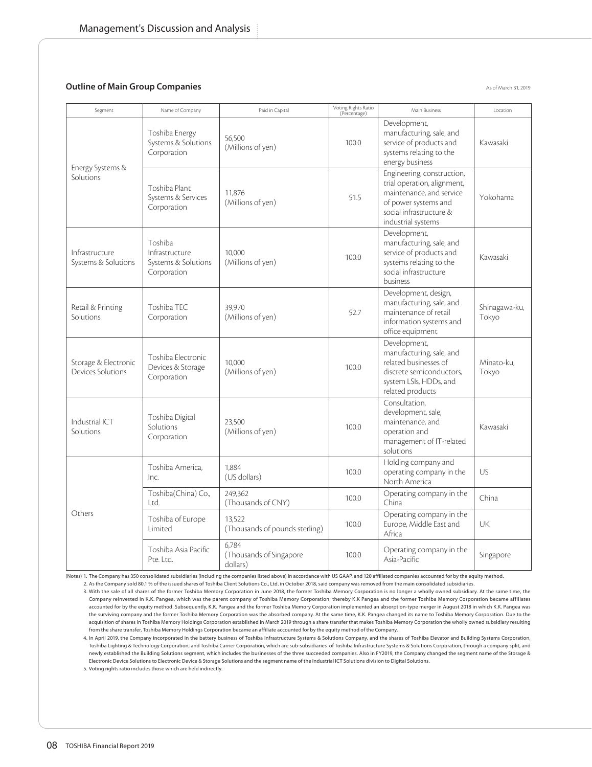## Outline of Main Group Companies

As of March 31, 2019

| Segment | Name of Company | Paid in Capital | Voting Rights Ratio (Percentage) | Main Business | Location |
|---|---|---|---|---|---|
| Energy Systems & Solutions | Toshiba Energy Systems & Solutions Corporation | 56,500 (Millions of yen) | 100.0 | Development, manufacturing, sale, and service of products and systems relating to the energy business | Kawasaki |
| | Toshiba Plant Systems & Services Corporation | 11,876 (Millions of yen) | 51.5 | Engineering, construction, trial operation, alignment, maintenance, and service of power systems and social infrastructure & industrial systems | Yokohama |
| Infrastructure Systems & Solutions | Toshiba Infrastructure Systems & Solutions Corporation | 10,000 (Millions of yen) | 100.0 | Development, manufacturing, sale, and service of products and systems relating to the social infrastructure business | Kawasaki |
| Retail & Printing Solutions | Toshiba TEC Corporation | 39,970 (Millions of yen) | 52.7 | Development, design, manufacturing, sale, and maintenance of retail information systems and office equipment | Shinagawa-ku, Tokyo |
| Storage & Electronic Devices Solutions | Toshiba Electronic Devices & Storage Corporation | 10,000 (Millions of yen) | 100.0 | Development, manufacturing, sale, and related businesses of discrete semiconductors, system LSIs, HDDs, and related products | Minato-ku, Tokyo |
| Industrial ICT Solutions | Toshiba Digital Solutions Corporation | 23,500 (Millions of yen) | 100.0 | Consultation, development, sale, maintenance, and operation and management of IT-related solutions | Kawasaki |
| Others | Toshiba America, Inc. | 1,884 (US dollars) | 100.0 | Holding company and operating company in the North America | US |
| | Toshiba(China) Co., Ltd. | 249,362 (Thousands of CNY) | 100.0 | Operating company in the China | China |
| | Toshiba of Europe Limited | 13,522 (Thousands of pounds sterling) | 100.0 | Operating company in the Europe, Middle East and Africa | UK |
| | Toshiba Asia Pacific Pte. Ltd. | 6,784 (Thousands of Singapore dollars) | 100.0 | Operating company in the Asia-Pacific | Singapore |

(Notes) 1. The Company has 350 consolidated subsidiaries (including the companies listed above) in accordance with US GAAP, and 120 affiliated companies accounted for by the equity method.

2. As the Company sold 80.1 % of the issued shares of Toshiba Client Solutions Co., Ltd. in October 2018, said company was removed from the main consolidated subsidiaries.

3. With the sale of all shares of the former Toshiba Memory Corporation in June 2018, the former Toshiba Memory Corporation is no longer a wholly owned subsidiary. At the same time, the Company reinvested in K.K. Pangea, which was the parent company of Toshiba Memory Corporation, thereby K.K Pangea and the former Toshiba Memory Corporation became affiliates accounted for by the equity method. Subsequently, K.K. Pangea and the former Toshiba Memory Corporation implemented an absorption-type merger in August 2018 in which K.K. Pangea was the surviving company and the former Toshiba Memory Corporation was the absorbed company. At the same time, K.K. Pangea changed its name to Toshiba Memory Corporation. Due to the acquisition of shares in Toshiba Memory Holdings Corporation established in March 2019 through a share transfer that makes Toshiba Memory Corporation the wholly owned subsidiary resulting from the share transfer, Toshiba Memory Holdings Corporation became an affiliate accounted for by the equity method of the Company.

4. In April 2019, the Company incorporated in the battery business of Toshiba Infrastructure Systems & Solutions Company, and the shares of Toshiba Elevator and Building Systems Corporation, Toshiba Lighting & Technology Corporation, and Toshiba Carrier Corporation, which are sub-subsidiaries of Toshiba Infrastructure Systems & Solutions Corporation, through a company split, and newly established the Building Solutions segment, which includes the businesses of the three succeeded companies. Also in FY2019, the Company changed the segment name of the Storage & Electronic Device Solutions to Electronic Device & Storage Solutions and the segment name of the Industrial ICT Solutions division to Digital Solutions.

5. Voting rights ratio includes those which are held indirectly.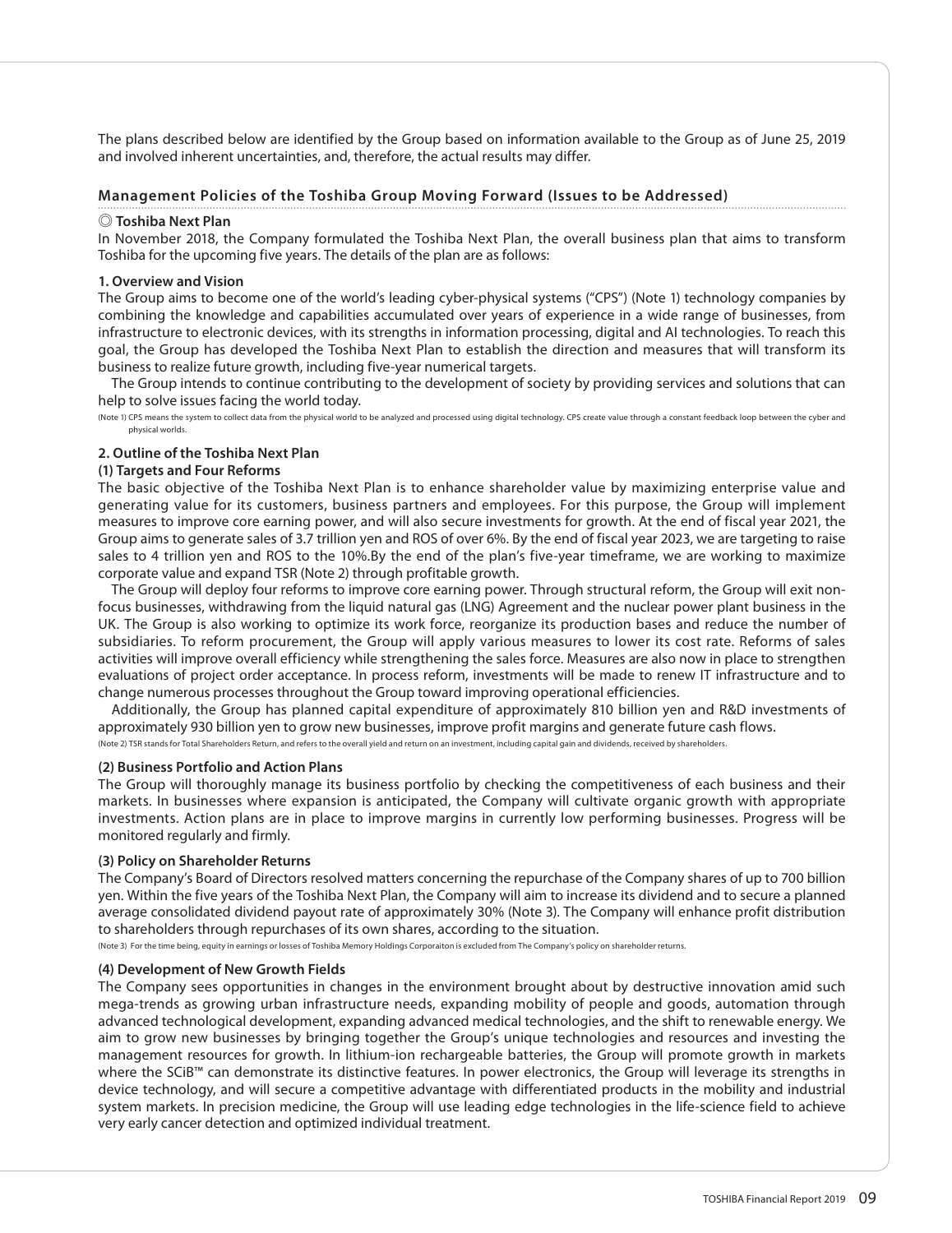The plans described below are identified by the Group based on information available to the Group as of June 25, 2019 and involved inherent uncertainties, and, therefore, the actual results may differ.

## Management Policies of the Toshiba Group Moving Forward (Issues to be Addressed)

### ◎ Toshiba Next Plan

In November 2018, the Company formulated the Toshiba Next Plan, the overall business plan that aims to transform Toshiba for the upcoming five years. The details of the plan are as follows:

#### 1. Overview and Vision

The Group aims to become one of the world's leading cyber-physical systems ("CPS") (Note 1) technology companies by combining the knowledge and capabilities accumulated over years of experience in a wide range of businesses, from infrastructure to electronic devices, with its strengths in information processing, digital and AI technologies. To reach this goal, the Group has developed the Toshiba Next Plan to establish the direction and measures that will transform its business to realize future growth, including five-year numerical targets.

The Group intends to continue contributing to the development of society by providing services and solutions that can help to solve issues facing the world today.

(Note 1) CPS means the system to collect data from the physical world to be analyzed and processed using digital technology. CPS create value through a constant feedback loop between the cyber and physical worlds.

#### 2. Outline of the Toshiba Next Plan

##### (1) Targets and Four Reforms

The basic objective of the Toshiba Next Plan is to enhance shareholder value by maximizing enterprise value and generating value for its customers, business partners and employees. For this purpose, the Group will implement measures to improve core earning power, and will also secure investments for growth. At the end of fiscal year 2021, the Group aims to generate sales of 3.7 trillion yen and ROS of over 6%. By the end of fiscal year 2023, we are targeting to raise sales to 4 trillion yen and ROS to the 10%.By the end of the plan's five-year timeframe, we are working to maximize corporate value and expand TSR (Note 2) through profitable growth.

The Group will deploy four reforms to improve core earning power. Through structural reform, the Group will exit non-focus businesses, withdrawing from the liquid natural gas (LNG) Agreement and the nuclear power plant business in the UK. The Group is also working to optimize its work force, reorganize its production bases and reduce the number of subsidiaries. To reform procurement, the Group will apply various measures to lower its cost rate. Reforms of sales activities will improve overall efficiency while strengthening the sales force. Measures are also now in place to strengthen evaluations of project order acceptance. In process reform, investments will be made to renew IT infrastructure and to change numerous processes throughout the Group toward improving operational efficiencies.

Additionally, the Group has planned capital expenditure of approximately 810 billion yen and R&D investments of approximately 930 billion yen to grow new businesses, improve profit margins and generate future cash flows.

(Note 2) TSR stands for Total Shareholders Return, and refers to the overall yield and return on an investment, including capital gain and dividends, received by shareholders.

##### (2) Business Portfolio and Action Plans

The Group will thoroughly manage its business portfolio by checking the competitiveness of each business and their markets. In businesses where expansion is anticipated, the Company will cultivate organic growth with appropriate investments. Action plans are in place to improve margins in currently low performing businesses. Progress will be monitored regularly and firmly.

##### (3) Policy on Shareholder Returns

The Company's Board of Directors resolved matters concerning the repurchase of the Company shares of up to 700 billion yen. Within the five years of the Toshiba Next Plan, the Company will aim to increase its dividend and to secure a planned average consolidated dividend payout rate of approximately 30% (Note 3). The Company will enhance profit distribution to shareholders through repurchases of its own shares, according to the situation.

(Note 3) For the time being, equity in earnings or losses of Toshiba Memory Holdings Corporaiton is excluded from The Company's policy on shareholder returns.

##### (4) Development of New Growth Fields

The Company sees opportunities in changes in the environment brought about by destructive innovation amid such mega-trends as growing urban infrastructure needs, expanding mobility of people and goods, automation through advanced technological development, expanding advanced medical technologies, and the shift to renewable energy. We aim to grow new businesses by bringing together the Group's unique technologies and resources and investing the management resources for growth. In lithium-ion rechargeable batteries, the Group will promote growth in markets where the SCiB™ can demonstrate its distinctive features. In power electronics, the Group will leverage its strengths in device technology, and will secure a competitive advantage with differentiated products in the mobility and industrial system markets. In precision medicine, the Group will use leading edge technologies in the life-science field to achieve very early cancer detection and optimized individual treatment.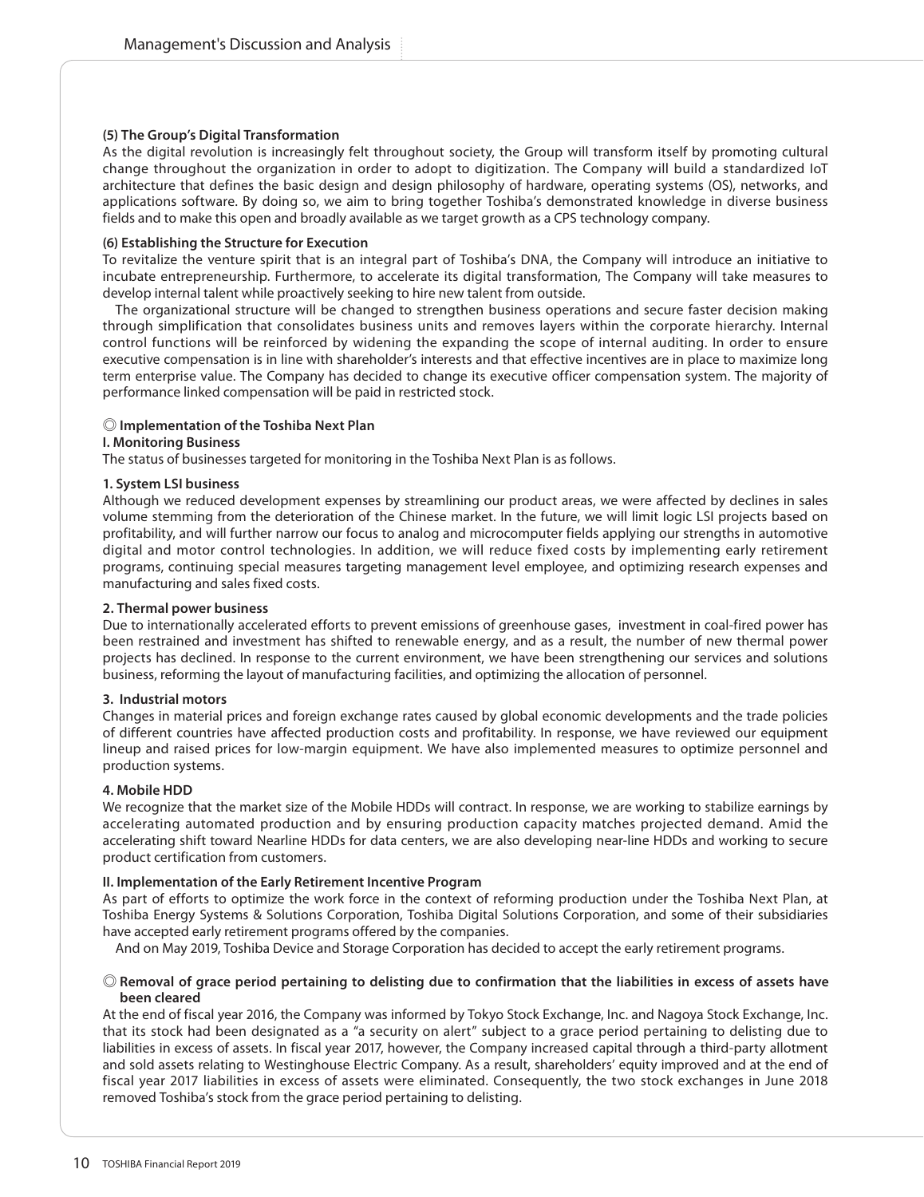**(5) The Group's Digital Transformation**

As the digital revolution is increasingly felt throughout society, the Group will transform itself by promoting cultural change throughout the organization in order to adopt to digitization. The Company will build a standardized IoT architecture that defines the basic design and design philosophy of hardware, operating systems (OS), networks, and applications software. By doing so, we aim to bring together Toshiba's demonstrated knowledge in diverse business fields and to make this open and broadly available as we target growth as a CPS technology company.

**(6) Establishing the Structure for Execution**

To revitalize the venture spirit that is an integral part of Toshiba's DNA, the Company will introduce an initiative to incubate entrepreneurship. Furthermore, to accelerate its digital transformation, The Company will take measures to develop internal talent while proactively seeking to hire new talent from outside.

The organizational structure will be changed to strengthen business operations and secure faster decision making through simplification that consolidates business units and removes layers within the corporate hierarchy. Internal control functions will be reinforced by widening the expanding the scope of internal auditing. In order to ensure executive compensation is in line with shareholder's interests and that effective incentives are in place to maximize long term enterprise value. The Company has decided to change its executive officer compensation system. The majority of performance linked compensation will be paid in restricted stock.

**◎ Implementation of the Toshiba Next Plan**

**I. Monitoring Business**

The status of businesses targeted for monitoring in the Toshiba Next Plan is as follows.

**1. System LSI business**

Although we reduced development expenses by streamlining our product areas, we were affected by declines in sales volume stemming from the deterioration of the Chinese market. In the future, we will limit logic LSI projects based on profitability, and will further narrow our focus to analog and microcomputer fields applying our strengths in automotive digital and motor control technologies. In addition, we will reduce fixed costs by implementing early retirement programs, continuing special measures targeting management level employee, and optimizing research expenses and manufacturing and sales fixed costs.

**2. Thermal power business**

Due to internationally accelerated efforts to prevent emissions of greenhouse gases, investment in coal-fired power has been restrained and investment has shifted to renewable energy, and as a result, the number of new thermal power projects has declined. In response to the current environment, we have been strengthening our services and solutions business, reforming the layout of manufacturing facilities, and optimizing the allocation of personnel.

**3. Industrial motors**

Changes in material prices and foreign exchange rates caused by global economic developments and the trade policies of different countries have affected production costs and profitability. In response, we have reviewed our equipment lineup and raised prices for low-margin equipment. We have also implemented measures to optimize personnel and production systems.

**4. Mobile HDD**

We recognize that the market size of the Mobile HDDs will contract. In response, we are working to stabilize earnings by accelerating automated production and by ensuring production capacity matches projected demand. Amid the accelerating shift toward Nearline HDDs for data centers, we are also developing near-line HDDs and working to secure product certification from customers.

**II. Implementation of the Early Retirement Incentive Program**

As part of efforts to optimize the work force in the context of reforming production under the Toshiba Next Plan, at Toshiba Energy Systems & Solutions Corporation, Toshiba Digital Solutions Corporation, and some of their subsidiaries have accepted early retirement programs offered by the companies.

And on May 2019, Toshiba Device and Storage Corporation has decided to accept the early retirement programs.

**◎ Removal of grace period pertaining to delisting due to confirmation that the liabilities in excess of assets have been cleared**

At the end of fiscal year 2016, the Company was informed by Tokyo Stock Exchange, Inc. and Nagoya Stock Exchange, Inc. that its stock had been designated as a "a security on alert" subject to a grace period pertaining to delisting due to liabilities in excess of assets. In fiscal year 2017, however, the Company increased capital through a third-party allotment and sold assets relating to Westinghouse Electric Company. As a result, shareholders' equity improved and at the end of fiscal year 2017 liabilities in excess of assets were eliminated. Consequently, the two stock exchanges in June 2018 removed Toshiba's stock from the grace period pertaining to delisting.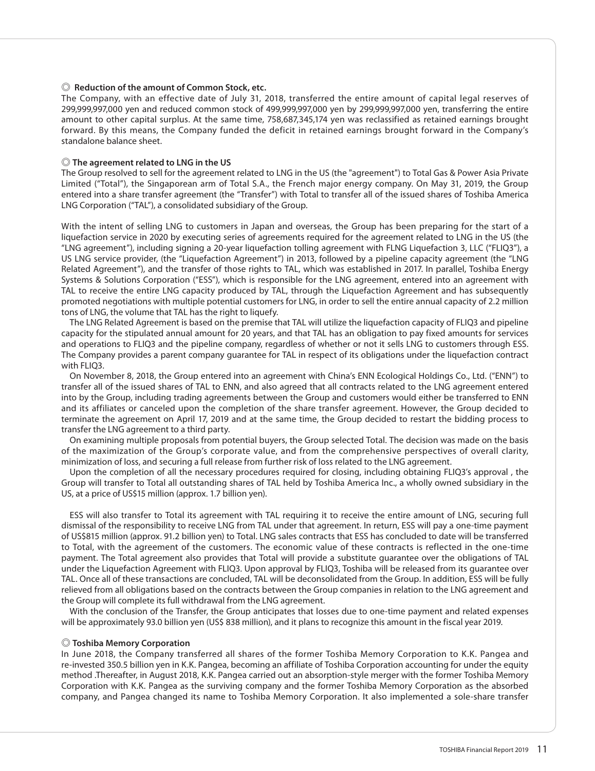### ◎ Reduction of the amount of Common Stock, etc.

The Company, with an effective date of July 31, 2018, transferred the entire amount of capital legal reserves of 299,999,997,000 yen and reduced common stock of 499,999,997,000 yen by 299,999,997,000 yen, transferring the entire amount to other capital surplus. At the same time, 758,687,345,174 yen was reclassified as retained earnings brought forward. By this means, the Company funded the deficit in retained earnings brought forward in the Company's standalone balance sheet.

### ◎ The agreement related to LNG in the US

The Group resolved to sell for the agreement related to LNG in the US (the "agreement") to Total Gas & Power Asia Private Limited ("Total"), the Singaporean arm of Total S.A., the French major energy company. On May 31, 2019, the Group entered into a share transfer agreement (the "Transfer") with Total to transfer all of the issued shares of Toshiba America LNG Corporation ("TAL"), a consolidated subsidiary of the Group.

With the intent of selling LNG to customers in Japan and overseas, the Group has been preparing for the start of a liquefaction service in 2020 by executing series of agreements required for the agreement related to LNG in the US (the "LNG agreement"), including signing a 20-year liquefaction tolling agreement with FLNG Liquefaction 3, LLC ("FLIQ3"), a US LNG service provider, (the "Liquefaction Agreement") in 2013, followed by a pipeline capacity agreement (the "LNG Related Agreement"), and the transfer of those rights to TAL, which was established in 2017. In parallel, Toshiba Energy Systems & Solutions Corporation ("ESS"), which is responsible for the LNG agreement, entered into an agreement with TAL to receive the entire LNG capacity produced by TAL, through the Liquefaction Agreement and has subsequently promoted negotiations with multiple potential customers for LNG, in order to sell the entire annual capacity of 2.2 million tons of LNG, the volume that TAL has the right to liquefy.

The LNG Related Agreement is based on the premise that TAL will utilize the liquefaction capacity of FLIQ3 and pipeline capacity for the stipulated annual amount for 20 years, and that TAL has an obligation to pay fixed amounts for services and operations to FLIQ3 and the pipeline company, regardless of whether or not it sells LNG to customers through ESS. The Company provides a parent company guarantee for TAL in respect of its obligations under the liquefaction contract with FLIQ3.

On November 8, 2018, the Group entered into an agreement with China's ENN Ecological Holdings Co., Ltd. ("ENN") to transfer all of the issued shares of TAL to ENN, and also agreed that all contracts related to the LNG agreement entered into by the Group, including trading agreements between the Group and customers would either be transferred to ENN and its affiliates or canceled upon the completion of the share transfer agreement. However, the Group decided to terminate the agreement on April 17, 2019 and at the same time, the Group decided to restart the bidding process to transfer the LNG agreement to a third party.

On examining multiple proposals from potential buyers, the Group selected Total. The decision was made on the basis of the maximization of the Group's corporate value, and from the comprehensive perspectives of overall clarity, minimization of loss, and securing a full release from further risk of loss related to the LNG agreement.

Upon the completion of all the necessary procedures required for closing, including obtaining FLIQ3's approval , the Group will transfer to Total all outstanding shares of TAL held by Toshiba America Inc., a wholly owned subsidiary in the US, at a price of US$15 million (approx. 1.7 billion yen).

ESS will also transfer to Total its agreement with TAL requiring it to receive the entire amount of LNG, securing full dismissal of the responsibility to receive LNG from TAL under that agreement. In return, ESS will pay a one-time payment of US$815 million (approx. 91.2 billion yen) to Total. LNG sales contracts that ESS has concluded to date will be transferred to Total, with the agreement of the customers. The economic value of these contracts is reflected in the one-time payment. The Total agreement also provides that Total will provide a substitute guarantee over the obligations of TAL under the Liquefaction Agreement with FLIQ3. Upon approval by FLIQ3, Toshiba will be released from its guarantee over TAL. Once all of these transactions are concluded, TAL will be deconsolidated from the Group. In addition, ESS will be fully relieved from all obligations based on the contracts between the Group companies in relation to the LNG agreement and the Group will complete its full withdrawal from the LNG agreement.

With the conclusion of the Transfer, the Group anticipates that losses due to one-time payment and related expenses will be approximately 93.0 billion yen (US$ 838 million), and it plans to recognize this amount in the fiscal year 2019.

### ◎ Toshiba Memory Corporation

In June 2018, the Company transferred all shares of the former Toshiba Memory Corporation to K.K. Pangea and re-invested 350.5 billion yen in K.K. Pangea, becoming an affiliate of Toshiba Corporation accounting for under the equity method .Thereafter, in August 2018, K.K. Pangea carried out an absorption-style merger with the former Toshiba Memory Corporation with K.K. Pangea as the surviving company and the former Toshiba Memory Corporation as the absorbed company, and Pangea changed its name to Toshiba Memory Corporation. It also implemented a sole-share transfer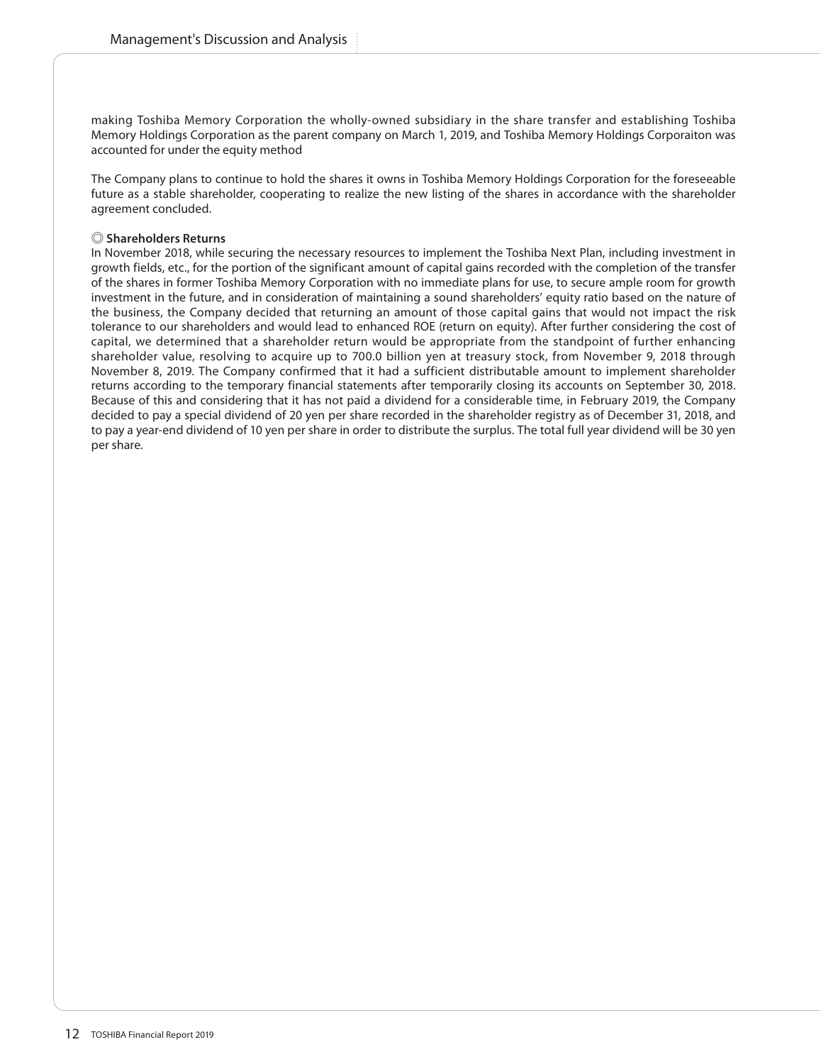making Toshiba Memory Corporation the wholly-owned subsidiary in the share transfer and establishing Toshiba Memory Holdings Corporation as the parent company on March 1, 2019, and Toshiba Memory Holdings Corporaiton was accounted for under the equity method

The Company plans to continue to hold the shares it owns in Toshiba Memory Holdings Corporation for the foreseeable future as a stable shareholder, cooperating to realize the new listing of the shares in accordance with the shareholder agreement concluded.

◎ **Shareholders Returns**

In November 2018, while securing the necessary resources to implement the Toshiba Next Plan, including investment in growth fields, etc., for the portion of the significant amount of capital gains recorded with the completion of the transfer of the shares in former Toshiba Memory Corporation with no immediate plans for use, to secure ample room for growth investment in the future, and in consideration of maintaining a sound shareholders' equity ratio based on the nature of the business, the Company decided that returning an amount of those capital gains that would not impact the risk tolerance to our shareholders and would lead to enhanced ROE (return on equity). After further considering the cost of capital, we determined that a shareholder return would be appropriate from the standpoint of further enhancing shareholder value, resolving to acquire up to 700.0 billion yen at treasury stock, from November 9, 2018 through November 8, 2019. The Company confirmed that it had a sufficient distributable amount to implement shareholder returns according to the temporary financial statements after temporarily closing its accounts on September 30, 2018. Because of this and considering that it has not paid a dividend for a considerable time, in February 2019, the Company decided to pay a special dividend of 20 yen per share recorded in the shareholder registry as of December 31, 2018, and to pay a year-end dividend of 10 yen per share in order to distribute the surplus. The total full year dividend will be 30 yen per share.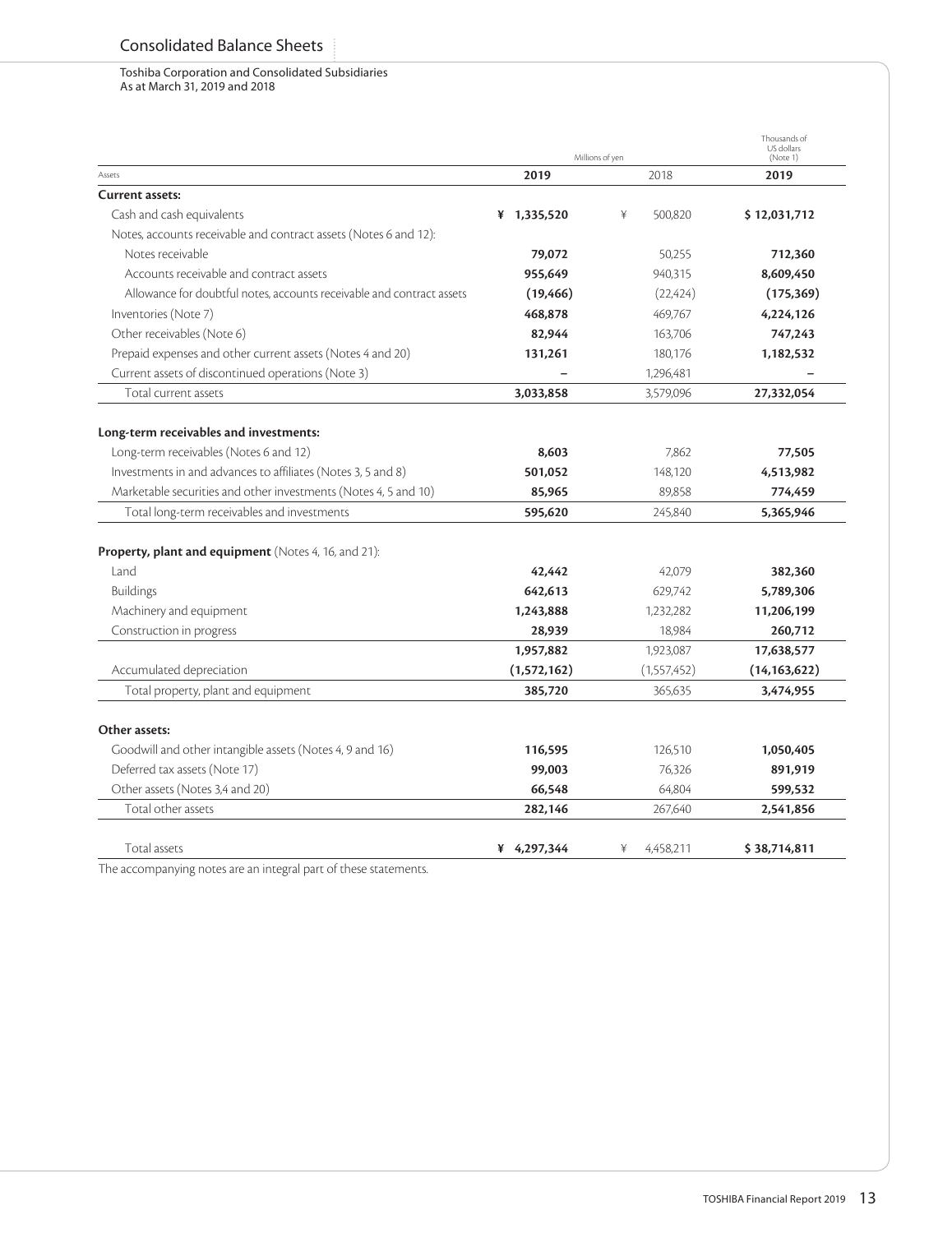# Consolidated Balance Sheets

Toshiba Corporation and Consolidated Subsidiaries
As at March 31, 2019 and 2018

| Assets | Millions of yen 2019 | Millions of yen 2018 | Thousands of US dollars (Note 1) 2019 |
|---|---|---|---|
| **Current assets:** | | | |
| Cash and cash equivalents | ¥ 1,335,520 | ¥ 500,820 | $ 12,031,712 |
| Notes, accounts receivable and contract assets (Notes 6 and 12): | | | |
| Notes receivable | 79,072 | 50,255 | 712,360 |
| Accounts receivable and contract assets | 955,649 | 940,315 | 8,609,450 |
| Allowance for doubtful notes, accounts receivable and contract assets | (19,466) | (22,424) | (175,369) |
| Inventories (Note 7) | 468,878 | 469,767 | 4,224,126 |
| Other receivables (Note 6) | 82,944 | 163,706 | 747,243 |
| Prepaid expenses and other current assets (Notes 4 and 20) | 131,261 | 180,176 | 1,182,532 |
| Current assets of discontinued operations (Note 3) | – | 1,296,481 | – |
| Total current assets | 3,033,858 | 3,579,096 | 27,332,054 |
| **Long-term receivables and investments:** | | | |
| Long-term receivables (Notes 6 and 12) | 8,603 | 7,862 | 77,505 |
| Investments in and advances to affiliates (Notes 3, 5 and 8) | 501,052 | 148,120 | 4,513,982 |
| Marketable securities and other investments (Notes 4, 5 and 10) | 85,965 | 89,858 | 774,459 |
| Total long-term receivables and investments | 595,620 | 245,840 | 5,365,946 |
| **Property, plant and equipment** (Notes 4, 16, and 21): | | | |
| Land | 42,442 | 42,079 | 382,360 |
| Buildings | 642,613 | 629,742 | 5,789,306 |
| Machinery and equipment | 1,243,888 | 1,232,282 | 11,206,199 |
| Construction in progress | 28,939 | 18,984 | 260,712 |
| | 1,957,882 | 1,923,087 | 17,638,577 |
| Accumulated depreciation | (1,572,162) | (1,557,452) | (14,163,622) |
| Total property, plant and equipment | 385,720 | 365,635 | 3,474,955 |
| **Other assets:** | | | |
| Goodwill and other intangible assets (Notes 4, 9 and 16) | 116,595 | 126,510 | 1,050,405 |
| Deferred tax assets (Note 17) | 99,003 | 76,326 | 891,919 |
| Other assets (Notes 3,4 and 20) | 66,548 | 64,804 | 599,532 |
| Total other assets | 282,146 | 267,640 | 2,541,856 |
| Total assets | ¥ 4,297,344 | ¥ 4,458,211 | $ 38,714,811 |

The accompanying notes are an integral part of these statements.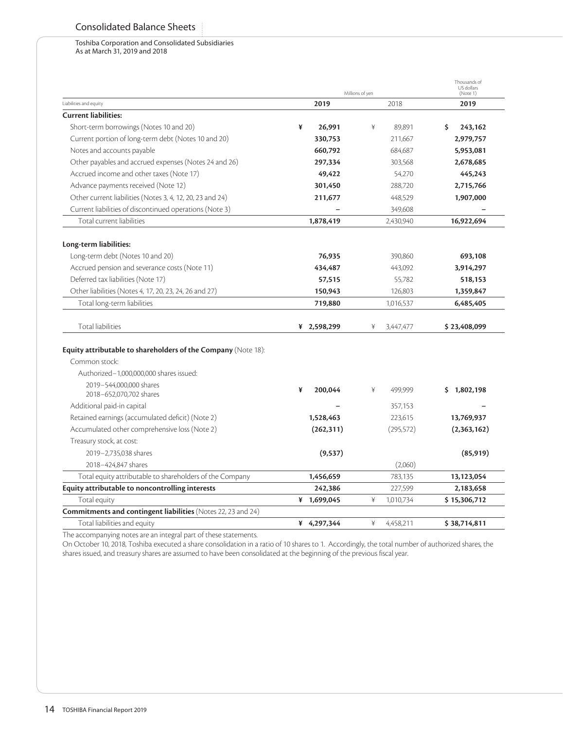# Consolidated Balance Sheets

Toshiba Corporation and Consolidated Subsidiaries
As at March 31, 2019 and 2018

| Liabilities and equity | Millions of yen 2019 | 2018 | Thousands of US dollars (Note 1) 2019 |
|---|---|---|---|
| **Current liabilities:** | | | |
| Short-term borrowings (Notes 10 and 20) | ¥ **26,991** | ¥ 89,891 | $ **243,162** |
| Current portion of long-term debt (Notes 10 and 20) | **330,753** | 211,667 | **2,979,757** |
| Notes and accounts payable | **660,792** | 684,687 | **5,953,081** |
| Other payables and accrued expenses (Notes 24 and 26) | **297,334** | 303,568 | **2,678,685** |
| Accrued income and other taxes (Note 17) | **49,422** | 54,270 | **445,243** |
| Advance payments received (Note 12) | **301,450** | 288,720 | **2,715,766** |
| Other current liabilities (Notes 3, 4, 12, 20, 23 and 24) | **211,677** | 448,529 | **1,907,000** |
| Current liabilities of discontinued operations (Note 3) | **–** | 349,608 | **–** |
| Total current liabilities | **1,878,419** | 2,430,940 | **16,922,694** |
| **Long-term liabilities:** | | | |
| Long-term debt (Notes 10 and 20) | **76,935** | 390,860 | **693,108** |
| Accrued pension and severance costs (Note 11) | **434,487** | 443,092 | **3,914,297** |
| Deferred tax liabilities (Note 17) | **57,515** | 55,782 | **518,153** |
| Other liabilities (Notes 4, 17, 20, 23, 24, 26 and 27) | **150,943** | 126,803 | **1,359,847** |
| Total long-term liabilities | **719,880** | 1,016,537 | **6,485,405** |
| Total liabilities | ¥ **2,598,299** | ¥ 3,447,477 | $ **23,408,099** |
| **Equity attributable to shareholders of the Company** (Note 18): | | | |
| Common stock: | | | |
| Authorized–1,000,000,000 shares issued: | | | |
| 2019–544,000,000 shares<br>2018–652,070,702 shares | ¥ **200,044** | ¥ 499,999 | $ **1,802,198** |
| Additional paid-in capital | **–** | 357,153 | **–** |
| Retained earnings (accumulated deficit) (Note 2) | **1,528,463** | 223,615 | **13,769,937** |
| Accumulated other comprehensive loss (Note 2) | **(262,311)** | (295,572) | **(2,363,162)** |
| Treasury stock, at cost: | | | |
| 2019–2,735,038 shares | **(9,537)** | | **(85,919)** |
| 2018–424,847 shares | | (2,060) | |
| Total equity attributable to shareholders of the Company | **1,456,659** | 783,135 | **13,123,054** |
| **Equity attributable to noncontrolling interests** | **242,386** | 227,599 | **2,183,658** |
| Total equity | ¥ **1,699,045** | ¥ 1,010,734 | $ **15,306,712** |
| **Commitments and contingent liabilities** (Notes 22, 23 and 24) | | | |
| Total liabilities and equity | ¥ **4,297,344** | ¥ 4,458,211 | $ **38,714,811** |

The accompanying notes are an integral part of these statements.

On October 10, 2018, Toshiba executed a share consolidation in a ratio of 10 shares to 1. Accordingly, the total number of authorized shares, the shares issued, and treasury shares are assumed to have been consolidated at the beginning of the previous fiscal year.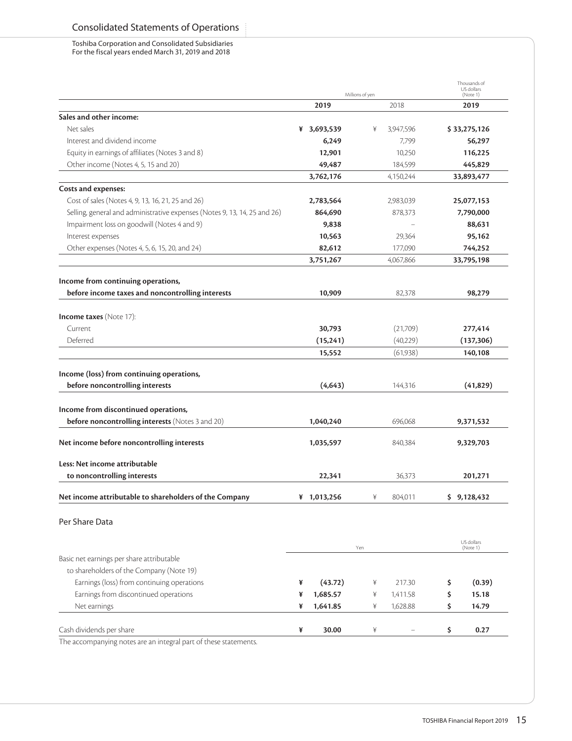# Consolidated Statements of Operations

Toshiba Corporation and Consolidated Subsidiaries
For the fiscal years ended March 31, 2019 and 2018

| | Millions of yen | | Thousands of US dollars (Note 1) |
|---|---|---|---|
| | **2019** | 2018 | **2019** |
| **Sales and other income:** | | | |
| Net sales | **¥ 3,693,539** | ¥ 3,947,596 | **$ 33,275,126** |
| Interest and dividend income | **6,249** | 7,799 | **56,297** |
| Equity in earnings of affiliates (Notes 3 and 8) | **12,901** | 10,250 | **116,225** |
| Other income (Notes 4, 5, 15 and 20) | **49,487** | 184,599 | **445,829** |
| | **3,762,176** | 4,150,244 | **33,893,477** |
| **Costs and expenses:** | | | |
| Cost of sales (Notes 4, 9, 13, 16, 21, 25 and 26) | **2,783,564** | 2,983,039 | **25,077,153** |
| Selling, general and administrative expenses (Notes 9, 13, 14, 25 and 26) | **864,690** | 878,373 | **7,790,000** |
| Impairment loss on goodwill (Notes 4 and 9) | **9,838** | – | **88,631** |
| Interest expenses | **10,563** | 29,364 | **95,162** |
| Other expenses (Notes 4, 5, 6, 15, 20, and 24) | **82,612** | 177,090 | **744,252** |
| | **3,751,267** | 4,067,866 | **33,795,198** |
| **Income from continuing operations, before income taxes and noncontrolling interests** | **10,909** | 82,378 | **98,279** |
| **Income taxes** (Note 17): | | | |
| Current | **30,793** | (21,709) | **277,414** |
| Deferred | **(15,241)** | (40,229) | **(137,306)** |
| | **15,552** | (61,938) | **140,108** |
| **Income (loss) from continuing operations, before noncontrolling interests** | **(4,643)** | 144,316 | **(41,829)** |
| **Income from discontinued operations, before noncontrolling interests** (Notes 3 and 20) | **1,040,240** | 696,068 | **9,371,532** |
| **Net income before noncontrolling interests** | **1,035,597** | 840,384 | **9,329,703** |
| **Less: Net income attributable to noncontrolling interests** | **22,341** | 36,373 | **201,271** |
| **Net income attributable to shareholders of the Company** | **¥ 1,013,256** | ¥ 804,011 | **$ 9,128,432** |

## Per Share Data

| | Yen | | US dollars (Note 1) |
|---|---|---|---|
| Basic net earnings per share attributable to shareholders of the Company (Note 19) | | | |
| Earnings (loss) from continuing operations | **¥ (43.72)** | ¥ 217.30 | **$ (0.39)** |
| Earnings from discontinued operations | **¥ 1,685.57** | ¥ 1,411.58 | **$ 15.18** |
| Net earnings | **¥ 1,641.85** | ¥ 1,628.88 | **$ 14.79** |
| Cash dividends per share | **¥ 30.00** | ¥ – | **$ 0.27** |

The accompanying notes are an integral part of these statements.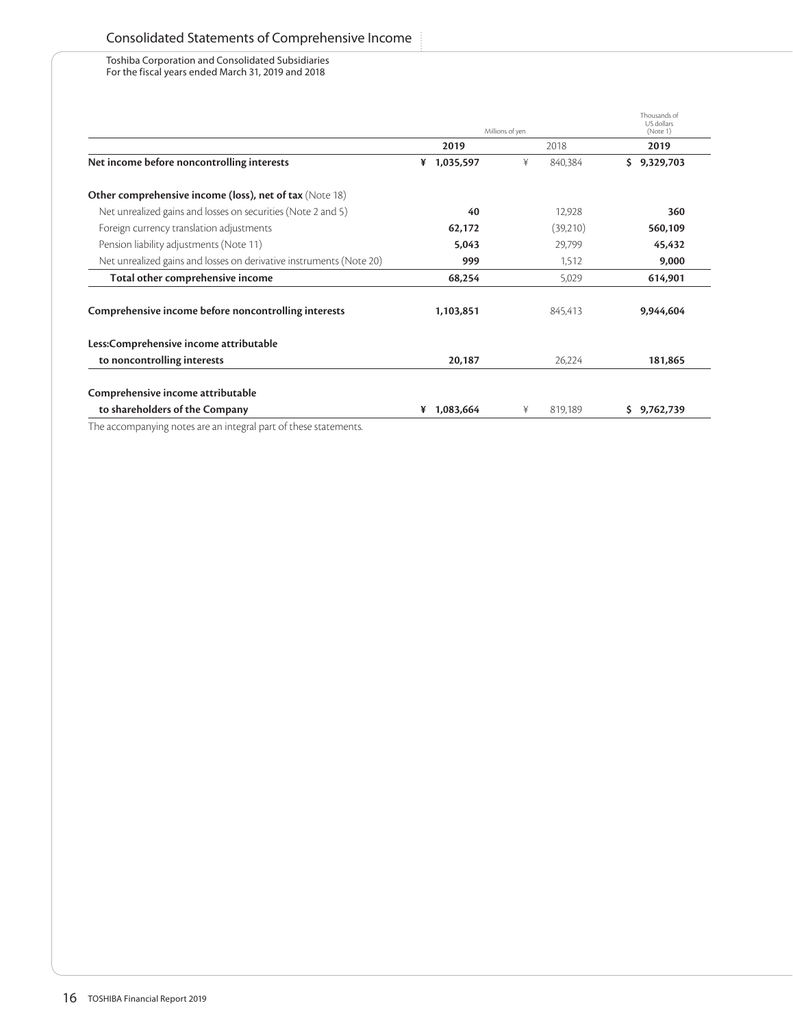# Consolidated Statements of Comprehensive Income

Toshiba Corporation and Consolidated Subsidiaries
For the fiscal years ended March 31, 2019 and 2018

| | Millions of yen | | Thousands of US dollars (Note 1) |
|---|---|---|---|
| | **2019** | 2018 | **2019** |
| **Net income before noncontrolling interests** | **¥ 1,035,597** | ¥ 840,384 | **$ 9,329,703** |
| **Other comprehensive income (loss), net of tax** (Note 18) | | | |
| Net unrealized gains and losses on securities (Note 2 and 5) | **40** | 12,928 | **360** |
| Foreign currency translation adjustments | **62,172** | (39,210) | **560,109** |
| Pension liability adjustments (Note 11) | **5,043** | 29,799 | **45,432** |
| Net unrealized gains and losses on derivative instruments (Note 20) | **999** | 1,512 | **9,000** |
| **Total other comprehensive income** | **68,254** | 5,029 | **614,901** |
| **Comprehensive income before noncontrolling interests** | **1,103,851** | 845,413 | **9,944,604** |
| **Less:Comprehensive income attributable to noncontrolling interests** | **20,187** | 26,224 | **181,865** |
| **Comprehensive income attributable to shareholders of the Company** | **¥ 1,083,664** | ¥ 819,189 | **$ 9,762,739** |

The accompanying notes are an integral part of these statements.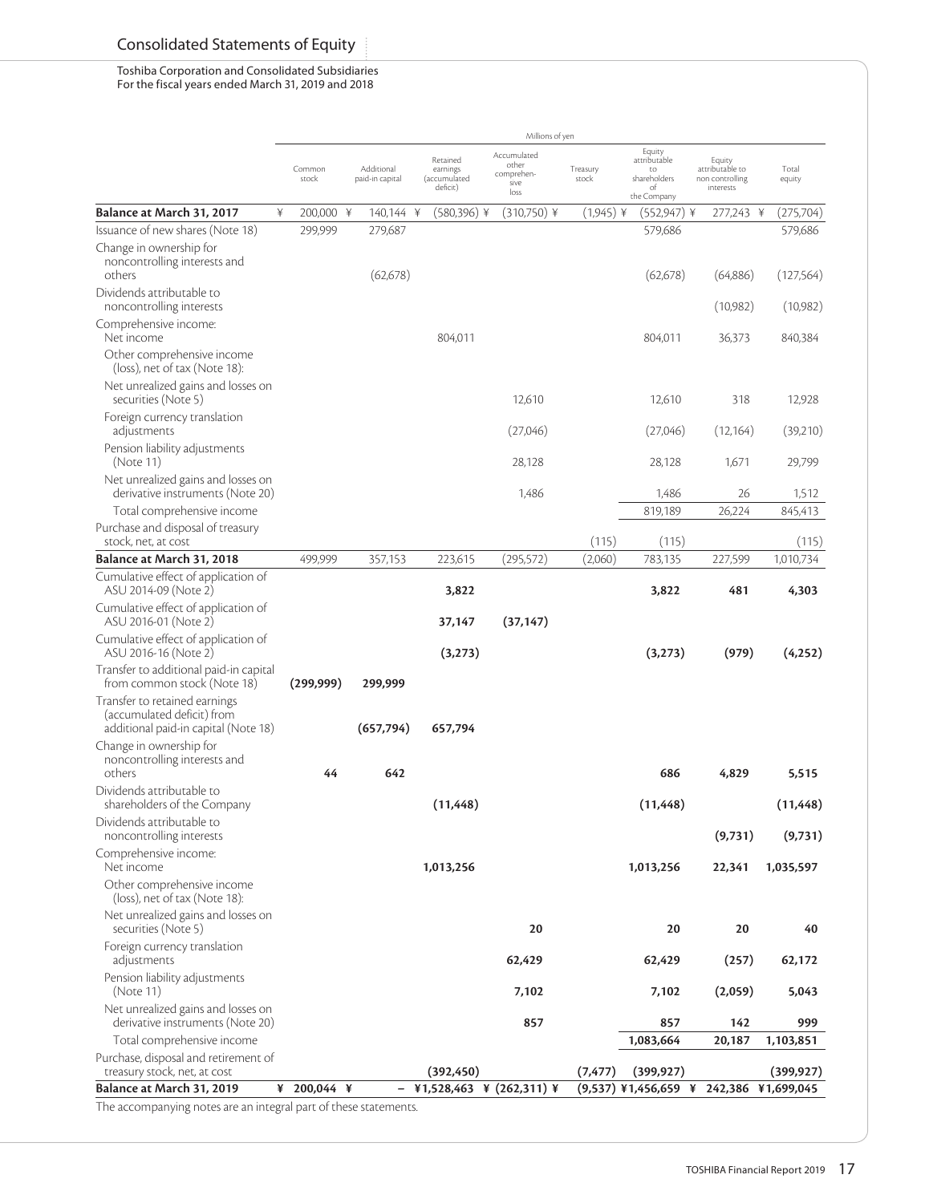# Consolidated Statements of Equity

Toshiba Corporation and Consolidated Subsidiaries
For the fiscal years ended March 31, 2019 and 2018

| | Millions of yen | | | | | | | |
|---|---|---|---|---|---|---|---|---|
| | Common stock | Additional paid-in capital | Retained earnings (accumulated deficit) | Accumulated other comprehensive loss | Treasury stock | Equity attributable to shareholders of the Company | Equity attributable to non controlling interests | Total equity |
| **Balance at March 31, 2017** | ¥ 200,000 | ¥ 140,144 | ¥ (580,396) | ¥ (310,750) | ¥ (1,945) | ¥ (552,947) | ¥ 277,243 | ¥ (275,704) |
| Issuance of new shares (Note 18) | 299,999 | 279,687 | | | | 579,686 | | 579,686 |
| Change in ownership for noncontrolling interests and others | | (62,678) | | | | (62,678) | (64,886) | (127,564) |
| Dividends attributable to noncontrolling interests | | | | | | | (10,982) | (10,982) |
| Comprehensive income: Net income | | | 804,011 | | | 804,011 | 36,373 | 840,384 |
| Other comprehensive income (loss), net of tax (Note 18): | | | | | | | | |
| Net unrealized gains and losses on securities (Note 5) | | | | 12,610 | | 12,610 | 318 | 12,928 |
| Foreign currency translation adjustments | | | | (27,046) | | (27,046) | (12,164) | (39,210) |
| Pension liability adjustments (Note 11) | | | | 28,128 | | 28,128 | 1,671 | 29,799 |
| Net unrealized gains and losses on derivative instruments (Note 20) | | | | 1,486 | | 1,486 | 26 | 1,512 |
| Total comprehensive income | | | | | | 819,189 | 26,224 | 845,413 |
| Purchase and disposal of treasury stock, net, at cost | | | | | (115) | (115) | | (115) |
| **Balance at March 31, 2018** | 499,999 | 357,153 | 223,615 | (295,572) | (2,060) | 783,135 | 227,599 | 1,010,734 |
| Cumulative effect of application of ASU 2014-09 (Note 2) | | | **3,822** | | | **3,822** | **481** | **4,303** |
| Cumulative effect of application of ASU 2016-01 (Note 2) | | | **37,147** | **(37,147)** | | | | |
| Cumulative effect of application of ASU 2016-16 (Note 2) | | | **(3,273)** | | | **(3,273)** | **(979)** | **(4,252)** |
| Transfer to additional paid-in capital from common stock (Note 18) | **(299,999)** | **299,999** | | | | | | |
| Transfer to retained earnings (accumulated deficit) from additional paid-in capital (Note 18) | | **(657,794)** | **657,794** | | | | | |
| Change in ownership for noncontrolling interests and others | **44** | **642** | | | | **686** | **4,829** | **5,515** |
| Dividends attributable to shareholders of the Company | | | **(11,448)** | | | **(11,448)** | | **(11,448)** |
| Dividends attributable to noncontrolling interests | | | | | | | **(9,731)** | **(9,731)** |
| Comprehensive income: Net income | | | **1,013,256** | | | **1,013,256** | **22,341** | **1,035,597** |
| Other comprehensive income (loss), net of tax (Note 18): | | | | | | | | |
| Net unrealized gains and losses on securities (Note 5) | | | | **20** | | **20** | **20** | **40** |
| Foreign currency translation adjustments | | | | **62,429** | | **62,429** | **(257)** | **62,172** |
| Pension liability adjustments (Note 11) | | | | **7,102** | | **7,102** | **(2,059)** | **5,043** |
| Net unrealized gains and losses on derivative instruments (Note 20) | | | | **857** | | **857** | **142** | **999** |
| Total comprehensive income | | | | | | **1,083,664** | **20,187** | **1,103,851** |
| Purchase, disposal and retirement of treasury stock, net, at cost | | | **(392,450)** | | **(7,477)** | **(399,927)** | | **(399,927)** |
| **Balance at March 31, 2019** | **¥ 200,044** | **¥ –** | **¥1,528,463** | **¥ (262,311)** | **¥ (9,537)** | **¥1,456,659** | **¥ 242,386** | **¥1,699,045** |

The accompanying notes are an integral part of these statements.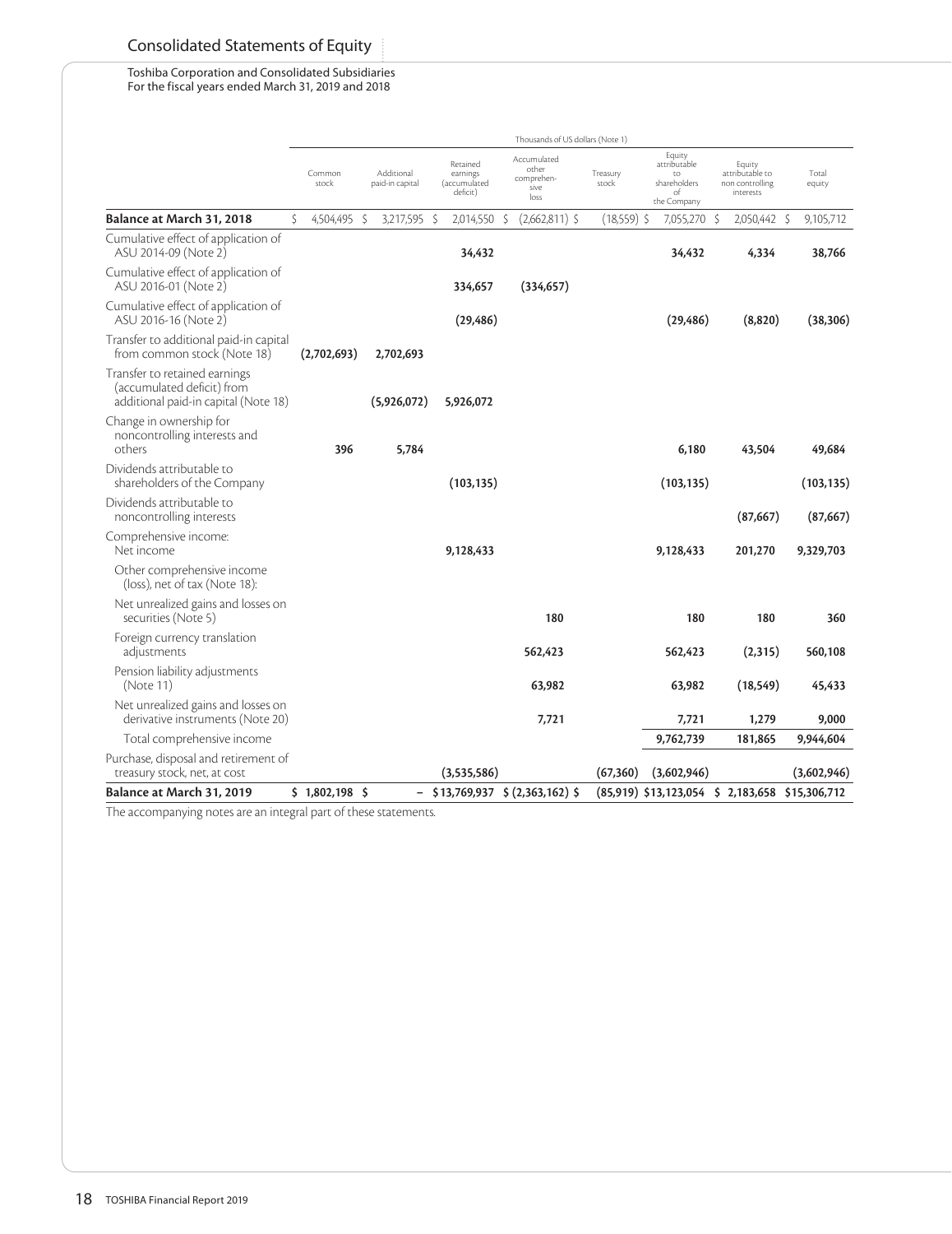# Consolidated Statements of Equity

Toshiba Corporation and Consolidated Subsidiaries
For the fiscal years ended March 31, 2019 and 2018

| | Thousands of US dollars (Note 1) | | | | | | | |
|---|---|---|---|---|---|---|---|---|
| | Common stock | Additional paid-in capital | Retained earnings (accumulated deficit) | Accumulated other comprehensive loss | Treasury stock | Equity attributable to shareholders of the Company | Equity attributable to non controlling interests | Total equity |
| **Balance at March 31, 2018** | $ 4,504,495 | $ 3,217,595 | $ 2,014,550 | $ (2,662,811) | $ (18,559) | $ 7,055,270 | $ 2,050,442 | $ 9,105,712 |
| Cumulative effect of application of ASU 2014-09 (Note 2) | | | **34,432** | | | **34,432** | **4,334** | **38,766** |
| Cumulative effect of application of ASU 2016-01 (Note 2) | | | **334,657** | **(334,657)** | | | | |
| Cumulative effect of application of ASU 2016-16 (Note 2) | | | **(29,486)** | | | **(29,486)** | **(8,820)** | **(38,306)** |
| Transfer to additional paid-in capital from common stock (Note 18) | **(2,702,693)** | **2,702,693** | | | | | | |
| Transfer to retained earnings (accumulated deficit) from additional paid-in capital (Note 18) | | **(5,926,072)** | **5,926,072** | | | | | |
| Change in ownership for noncontrolling interests and others | **396** | **5,784** | | | | **6,180** | **43,504** | **49,684** |
| Dividends attributable to shareholders of the Company | | | **(103,135)** | | | **(103,135)** | | **(103,135)** |
| Dividends attributable to noncontrolling interests | | | | | | | **(87,667)** | **(87,667)** |
| Comprehensive income: Net income | | | **9,128,433** | | | **9,128,433** | **201,270** | **9,329,703** |
| Other comprehensive income (loss), net of tax (Note 18): | | | | | | | | |
| Net unrealized gains and losses on securities (Note 5) | | | | **180** | | **180** | **180** | **360** |
| Foreign currency translation adjustments | | | | **562,423** | | **562,423** | **(2,315)** | **560,108** |
| Pension liability adjustments (Note 11) | | | | **63,982** | | **63,982** | **(18,549)** | **45,433** |
| Net unrealized gains and losses on derivative instruments (Note 20) | | | | **7,721** | | **7,721** | **1,279** | **9,000** |
| Total comprehensive income | | | | | | **9,762,739** | **181,865** | **9,944,604** |
| Purchase, disposal and retirement of treasury stock, net, at cost | | | **(3,535,586)** | | **(67,360)** | **(3,602,946)** | | **(3,602,946)** |
| **Balance at March 31, 2019** | **$ 1,802,198** | **$ –** | **$13,769,937** | **$ (2,363,162)** | **$ (85,919)** | **$13,123,054** | **$ 2,183,658** | **$15,306,712** |

The accompanying notes are an integral part of these statements.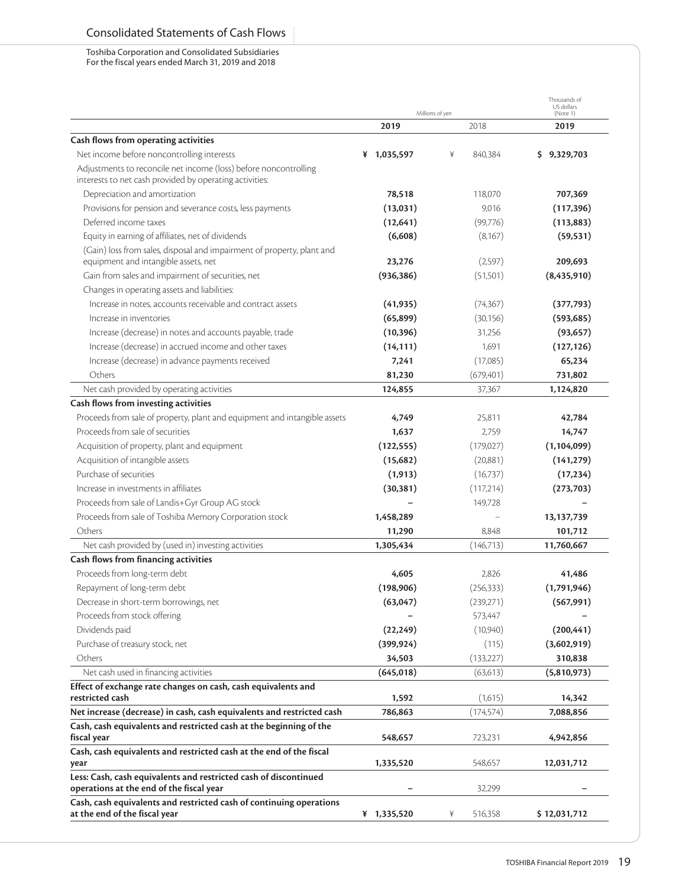# Consolidated Statements of Cash Flows

Toshiba Corporation and Consolidated Subsidiaries
For the fiscal years ended March 31, 2019 and 2018

| | Millions of yen | | Thousands of US dollars (Note 1) |
|---|---|---|---|
| | **2019** | 2018 | **2019** |
| **Cash flows from operating activities** | | | |
| Net income before noncontrolling interests | **¥ 1,035,597** | ¥ 840,384 | **$ 9,329,703** |
| Adjustments to reconcile net income (loss) before noncontrolling interests to net cash provided by operating activities: | | | |
| Depreciation and amortization | **78,518** | 118,070 | **707,369** |
| Provisions for pension and severance costs, less payments | **(13,031)** | 9,016 | **(117,396)** |
| Deferred income taxes | **(12,641)** | (99,776) | **(113,883)** |
| Equity in earning of affiliates, net of dividends | **(6,608)** | (8,167) | **(59,531)** |
| (Gain) loss from sales, disposal and impairment of property, plant and equipment and intangible assets, net | **23,276** | (2,597) | **209,693** |
| Gain from sales and impairment of securities, net | **(936,386)** | (51,501) | **(8,435,910)** |
| Changes in operating assets and liabilities: | | | |
| Increase in notes, accounts receivable and contract assets | **(41,935)** | (74,367) | **(377,793)** |
| Increase in inventories | **(65,899)** | (30,156) | **(593,685)** |
| Increase (decrease) in notes and accounts payable, trade | **(10,396)** | 31,256 | **(93,657)** |
| Increase (decrease) in accrued income and other taxes | **(14,111)** | 1,691 | **(127,126)** |
| Increase (decrease) in advance payments received | **7,241** | (17,085) | **65,234** |
| Others | **81,230** | (679,401) | **731,802** |
| Net cash provided by operating activities | **124,855** | 37,367 | **1,124,820** |
| **Cash flows from investing activities** | | | |
| Proceeds from sale of property, plant and equipment and intangible assets | **4,749** | 25,811 | **42,784** |
| Proceeds from sale of securities | **1,637** | 2,759 | **14,747** |
| Acquisition of property, plant and equipment | **(122,555)** | (179,027) | **(1,104,099)** |
| Acquisition of intangible assets | **(15,682)** | (20,881) | **(141,279)** |
| Purchase of securities | **(1,913)** | (16,737) | **(17,234)** |
| Increase in investments in affiliates | **(30,381)** | (117,214) | **(273,703)** |
| Proceeds from sale of Landis+Gyr Group AG stock | **–** | 149,728 | **–** |
| Proceeds from sale of Toshiba Memory Corporation stock | **1,458,289** | – | **13,137,739** |
| Others | **11,290** | 8,848 | **101,712** |
| Net cash provided by (used in) investing activities | **1,305,434** | (146,713) | **11,760,667** |
| **Cash flows from financing activities** | | | |
| Proceeds from long-term debt | **4,605** | 2,826 | **41,486** |
| Repayment of long-term debt | **(198,906)** | (256,333) | **(1,791,946)** |
| Decrease in short-term borrowings, net | **(63,047)** | (239,271) | **(567,991)** |
| Proceeds from stock offering | **–** | 573,447 | **–** |
| Dividends paid | **(22,249)** | (10,940) | **(200,441)** |
| Purchase of treasury stock, net | **(399,924)** | (115) | **(3,602,919)** |
| Others | **34,503** | (133,227) | **310,838** |
| Net cash used in financing activities | **(645,018)** | (63,613) | **(5,810,973)** |
| **Effect of exchange rate changes on cash, cash equivalents and restricted cash** | **1,592** | (1,615) | **14,342** |
| **Net increase (decrease) in cash, cash equivalents and restricted cash** | **786,863** | (174,574) | **7,088,856** |
| **Cash, cash equivalents and restricted cash at the beginning of the fiscal year** | **548,657** | 723,231 | **4,942,856** |
| **Cash, cash equivalents and restricted cash at the end of the fiscal year** | **1,335,520** | 548,657 | **12,031,712** |
| **Less: Cash, cash equivalents and restricted cash of discontinued operations at the end of the fiscal year** | **–** | 32,299 | **–** |
| **Cash, cash equivalents and restricted cash of continuing operations at the end of the fiscal year** | **¥ 1,335,520** | ¥ 516,358 | **$ 12,031,712** |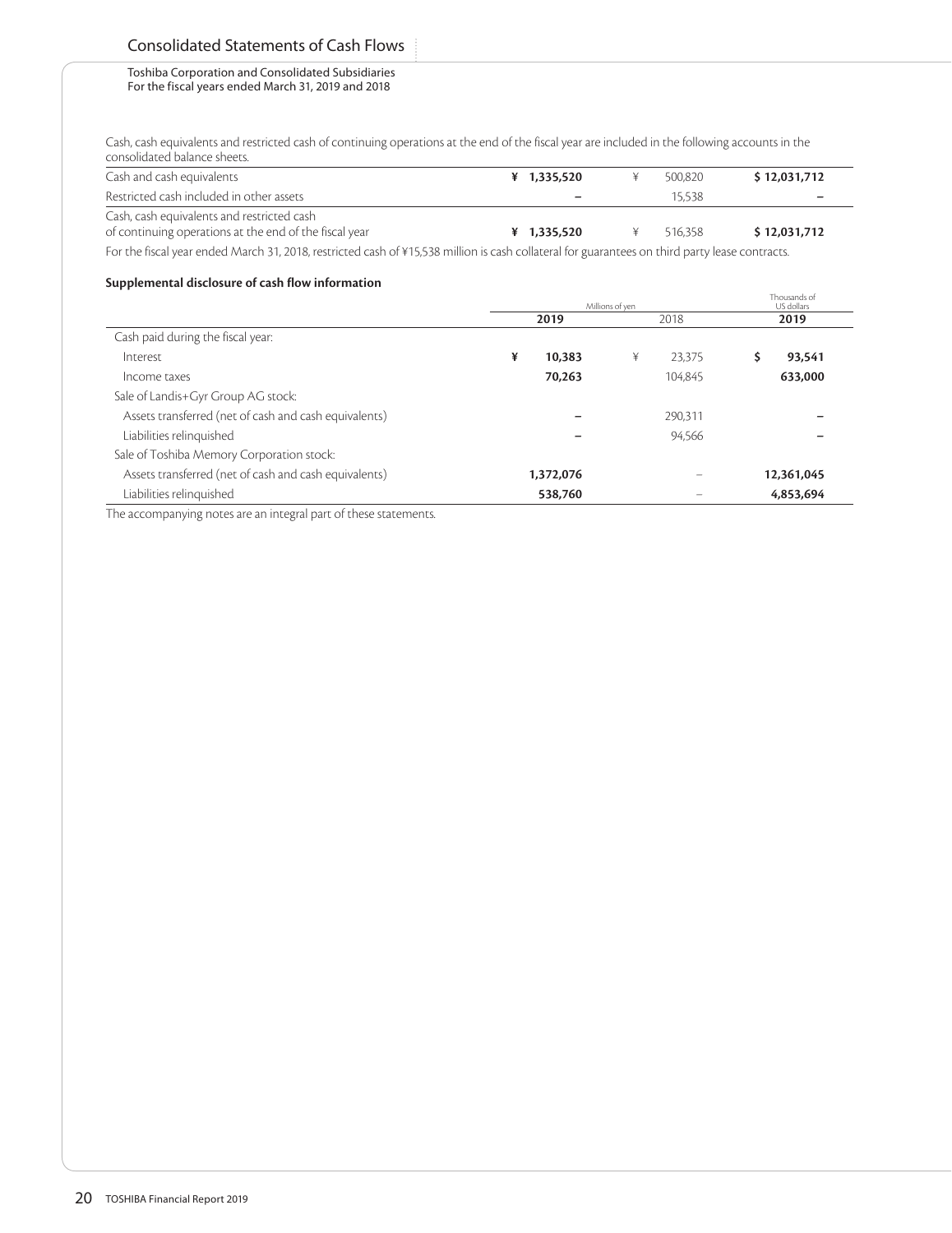# Consolidated Statements of Cash Flows

Toshiba Corporation and Consolidated Subsidiaries
For the fiscal years ended March 31, 2019 and 2018

Cash, cash equivalents and restricted cash of continuing operations at the end of the fiscal year are included in the following accounts in the consolidated balance sheets.

| | 2019 | 2018 | 2019 |
|---|---|---|---|
| Cash and cash equivalents | ¥ 1,335,520 | ¥ 500,820 | $ 12,031,712 |
| Restricted cash included in other assets | – | 15,538 | – |
| Cash, cash equivalents and restricted cash of continuing operations at the end of the fiscal year | ¥ 1,335,520 | ¥ 516,358 | $ 12,031,712 |

For the fiscal year ended March 31, 2018, restricted cash of ¥15,538 million is cash collateral for guarantees on third party lease contracts.

### Supplemental disclosure of cash flow information

| | Millions of yen | | Thousands of US dollars |
|---|---|---|---|
| | 2019 | 2018 | 2019 |
| Cash paid during the fiscal year: | | | |
| Interest | ¥ 10,383 | ¥ 23,375 | $ 93,541 |
| Income taxes | 70,263 | 104,845 | 633,000 |
| Sale of Landis+Gyr Group AG stock: | | | |
| Assets transferred (net of cash and cash equivalents) | – | 290,311 | – |
| Liabilities relinquished | – | 94,566 | – |
| Sale of Toshiba Memory Corporation stock: | | | |
| Assets transferred (net of cash and cash equivalents) | 1,372,076 | – | 12,361,045 |
| Liabilities relinquished | 538,760 | – | 4,853,694 |

The accompanying notes are an integral part of these statements.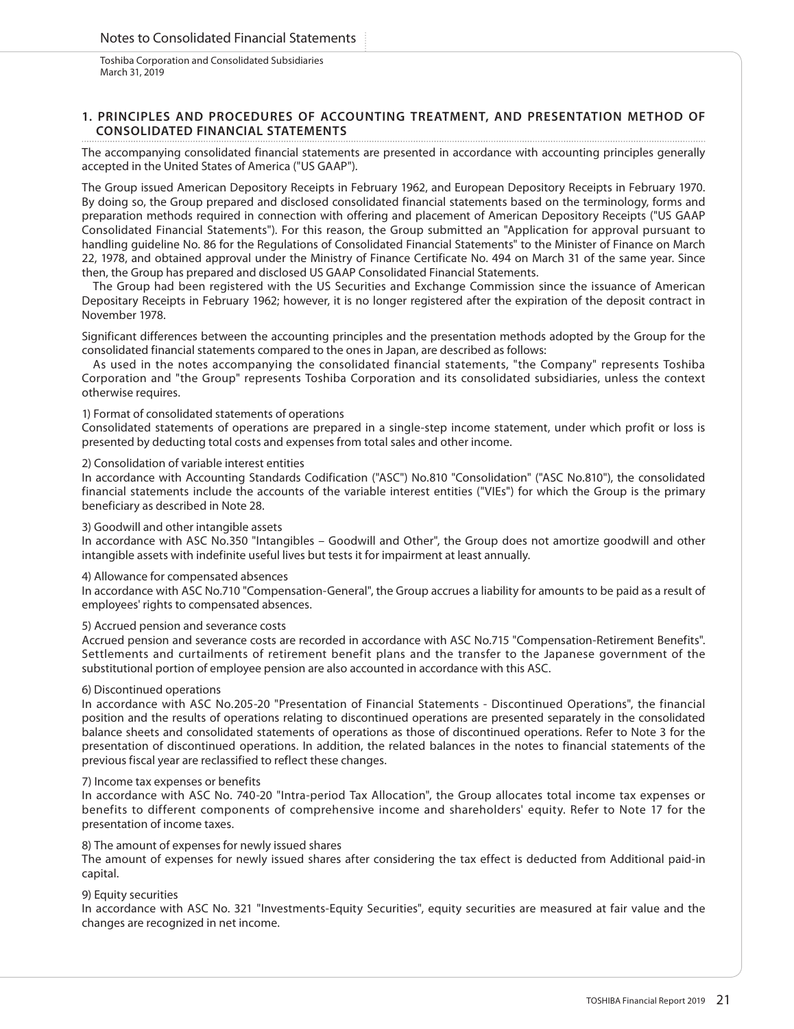Notes to Consolidated Financial Statements

Toshiba Corporation and Consolidated Subsidiaries
March 31, 2019

## 1. PRINCIPLES AND PROCEDURES OF ACCOUNTING TREATMENT, AND PRESENTATION METHOD OF CONSOLIDATED FINANCIAL STATEMENTS

The accompanying consolidated financial statements are presented in accordance with accounting principles generally accepted in the United States of America ("US GAAP").

The Group issued American Depository Receipts in February 1962, and European Depository Receipts in February 1970. By doing so, the Group prepared and disclosed consolidated financial statements based on the terminology, forms and preparation methods required in connection with offering and placement of American Depository Receipts ("US GAAP Consolidated Financial Statements"). For this reason, the Group submitted an "Application for approval pursuant to handling guideline No. 86 for the Regulations of Consolidated Financial Statements" to the Minister of Finance on March 22, 1978, and obtained approval under the Ministry of Finance Certificate No. 494 on March 31 of the same year. Since then, the Group has prepared and disclosed US GAAP Consolidated Financial Statements.

The Group had been registered with the US Securities and Exchange Commission since the issuance of American Depositary Receipts in February 1962; however, it is no longer registered after the expiration of the deposit contract in November 1978.

Significant differences between the accounting principles and the presentation methods adopted by the Group for the consolidated financial statements compared to the ones in Japan, are described as follows:

As used in the notes accompanying the consolidated financial statements, "the Company" represents Toshiba Corporation and "the Group" represents Toshiba Corporation and its consolidated subsidiaries, unless the context otherwise requires.

1) Format of consolidated statements of operations
Consolidated statements of operations are prepared in a single-step income statement, under which profit or loss is presented by deducting total costs and expenses from total sales and other income.

2) Consolidation of variable interest entities
In accordance with Accounting Standards Codification ("ASC") No.810 "Consolidation" ("ASC No.810"), the consolidated financial statements include the accounts of the variable interest entities ("VIEs") for which the Group is the primary beneficiary as described in Note 28.

3) Goodwill and other intangible assets
In accordance with ASC No.350 "Intangibles – Goodwill and Other", the Group does not amortize goodwill and other intangible assets with indefinite useful lives but tests it for impairment at least annually.

4) Allowance for compensated absences
In accordance with ASC No.710 "Compensation-General", the Group accrues a liability for amounts to be paid as a result of employees' rights to compensated absences.

5) Accrued pension and severance costs
Accrued pension and severance costs are recorded in accordance with ASC No.715 "Compensation-Retirement Benefits". Settlements and curtailments of retirement benefit plans and the transfer to the Japanese government of the substitutional portion of employee pension are also accounted in accordance with this ASC.

6) Discontinued operations
In accordance with ASC No.205-20 "Presentation of Financial Statements - Discontinued Operations", the financial position and the results of operations relating to discontinued operations are presented separately in the consolidated balance sheets and consolidated statements of operations as those of discontinued operations. Refer to Note 3 for the presentation of discontinued operations. In addition, the related balances in the notes to financial statements of the previous fiscal year are reclassified to reflect these changes.

7) Income tax expenses or benefits
In accordance with ASC No. 740-20 "Intra-period Tax Allocation", the Group allocates total income tax expenses or benefits to different components of comprehensive income and shareholders' equity. Refer to Note 17 for the presentation of income taxes.

8) The amount of expenses for newly issued shares
The amount of expenses for newly issued shares after considering the tax effect is deducted from Additional paid-in capital.

9) Equity securities
In accordance with ASC No. 321 "Investments-Equity Securities", equity securities are measured at fair value and the changes are recognized in net income.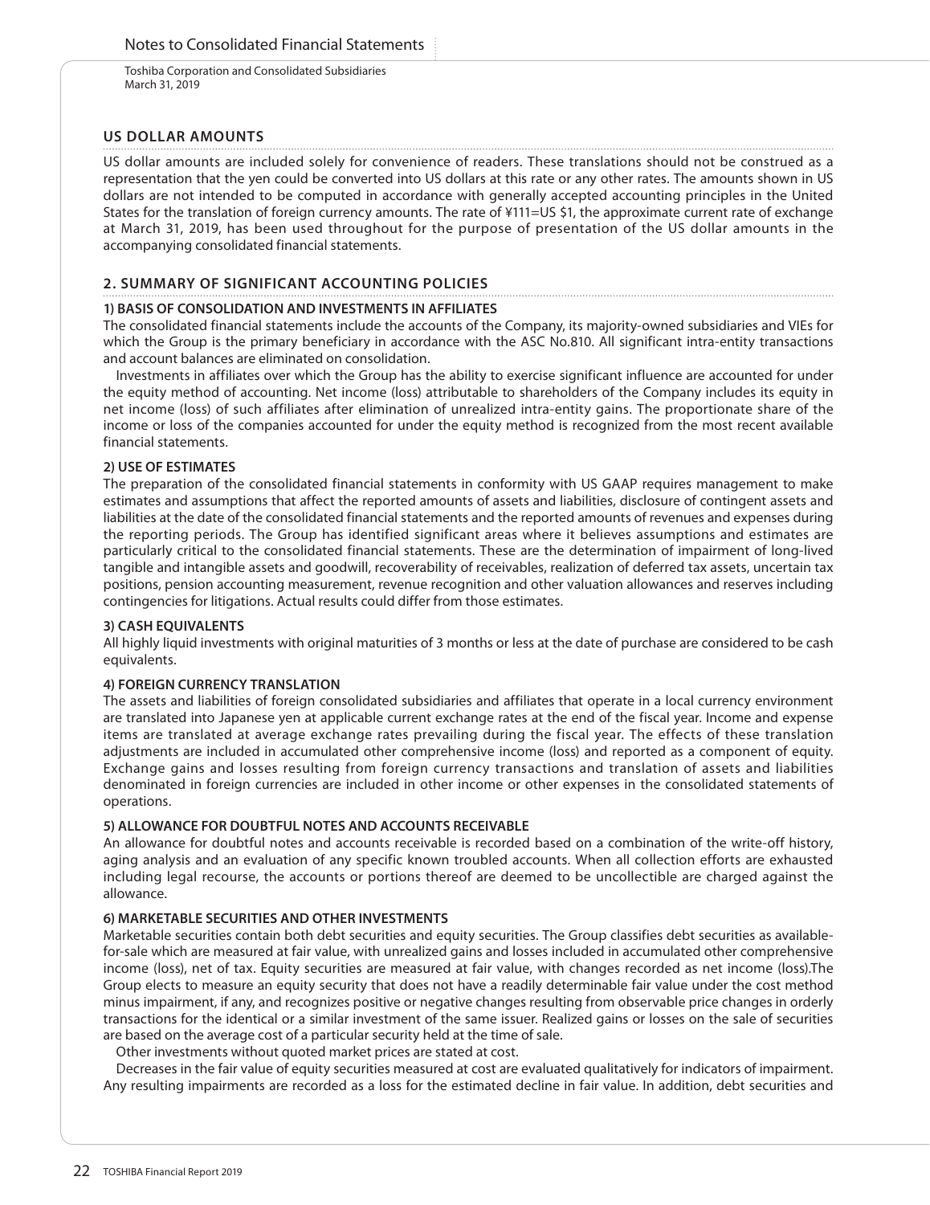## US DOLLAR AMOUNTS

US dollar amounts are included solely for convenience of readers. These translations should not be construed as a representation that the yen could be converted into US dollars at this rate or any other rates. The amounts shown in US dollars are not intended to be computed in accordance with generally accepted accounting principles in the United States for the translation of foreign currency amounts. The rate of ¥111=US $1, the approximate current rate of exchange at March 31, 2019, has been used throughout for the purpose of presentation of the US dollar amounts in the accompanying consolidated financial statements.

## 2. SUMMARY OF SIGNIFICANT ACCOUNTING POLICIES

### 1) BASIS OF CONSOLIDATION AND INVESTMENTS IN AFFILIATES

The consolidated financial statements include the accounts of the Company, its majority-owned subsidiaries and VIEs for which the Group is the primary beneficiary in accordance with the ASC No.810. All significant intra-entity transactions and account balances are eliminated on consolidation.

Investments in affiliates over which the Group has the ability to exercise significant influence are accounted for under the equity method of accounting. Net income (loss) attributable to shareholders of the Company includes its equity in net income (loss) of such affiliates after elimination of unrealized intra-entity gains. The proportionate share of the income or loss of the companies accounted for under the equity method is recognized from the most recent available financial statements.

### 2) USE OF ESTIMATES

The preparation of the consolidated financial statements in conformity with US GAAP requires management to make estimates and assumptions that affect the reported amounts of assets and liabilities, disclosure of contingent assets and liabilities at the date of the consolidated financial statements and the reported amounts of revenues and expenses during the reporting periods. The Group has identified significant areas where it believes assumptions and estimates are particularly critical to the consolidated financial statements. These are the determination of impairment of long-lived tangible and intangible assets and goodwill, recoverability of receivables, realization of deferred tax assets, uncertain tax positions, pension accounting measurement, revenue recognition and other valuation allowances and reserves including contingencies for litigations. Actual results could differ from those estimates.

### 3) CASH EQUIVALENTS

All highly liquid investments with original maturities of 3 months or less at the date of purchase are considered to be cash equivalents.

### 4) FOREIGN CURRENCY TRANSLATION

The assets and liabilities of foreign consolidated subsidiaries and affiliates that operate in a local currency environment are translated into Japanese yen at applicable current exchange rates at the end of the fiscal year. Income and expense items are translated at average exchange rates prevailing during the fiscal year. The effects of these translation adjustments are included in accumulated other comprehensive income (loss) and reported as a component of equity. Exchange gains and losses resulting from foreign currency transactions and translation of assets and liabilities denominated in foreign currencies are included in other income or other expenses in the consolidated statements of operations.

### 5) ALLOWANCE FOR DOUBTFUL NOTES AND ACCOUNTS RECEIVABLE

An allowance for doubtful notes and accounts receivable is recorded based on a combination of the write-off history, aging analysis and an evaluation of any specific known troubled accounts. When all collection efforts are exhausted including legal recourse, the accounts or portions thereof are deemed to be uncollectible are charged against the allowance.

### 6) MARKETABLE SECURITIES AND OTHER INVESTMENTS

Marketable securities contain both debt securities and equity securities. The Group classifies debt securities as available-for-sale which are measured at fair value, with unrealized gains and losses included in accumulated other comprehensive income (loss), net of tax. Equity securities are measured at fair value, with changes recorded as net income (loss).The Group elects to measure an equity security that does not have a readily determinable fair value under the cost method minus impairment, if any, and recognizes positive or negative changes resulting from observable price changes in orderly transactions for the identical or a similar investment of the same issuer. Realized gains or losses on the sale of securities are based on the average cost of a particular security held at the time of sale.

Other investments without quoted market prices are stated at cost.

Decreases in the fair value of equity securities measured at cost are evaluated qualitatively for indicators of impairment. Any resulting impairments are recorded as a loss for the estimated decline in fair value. In addition, debt securities and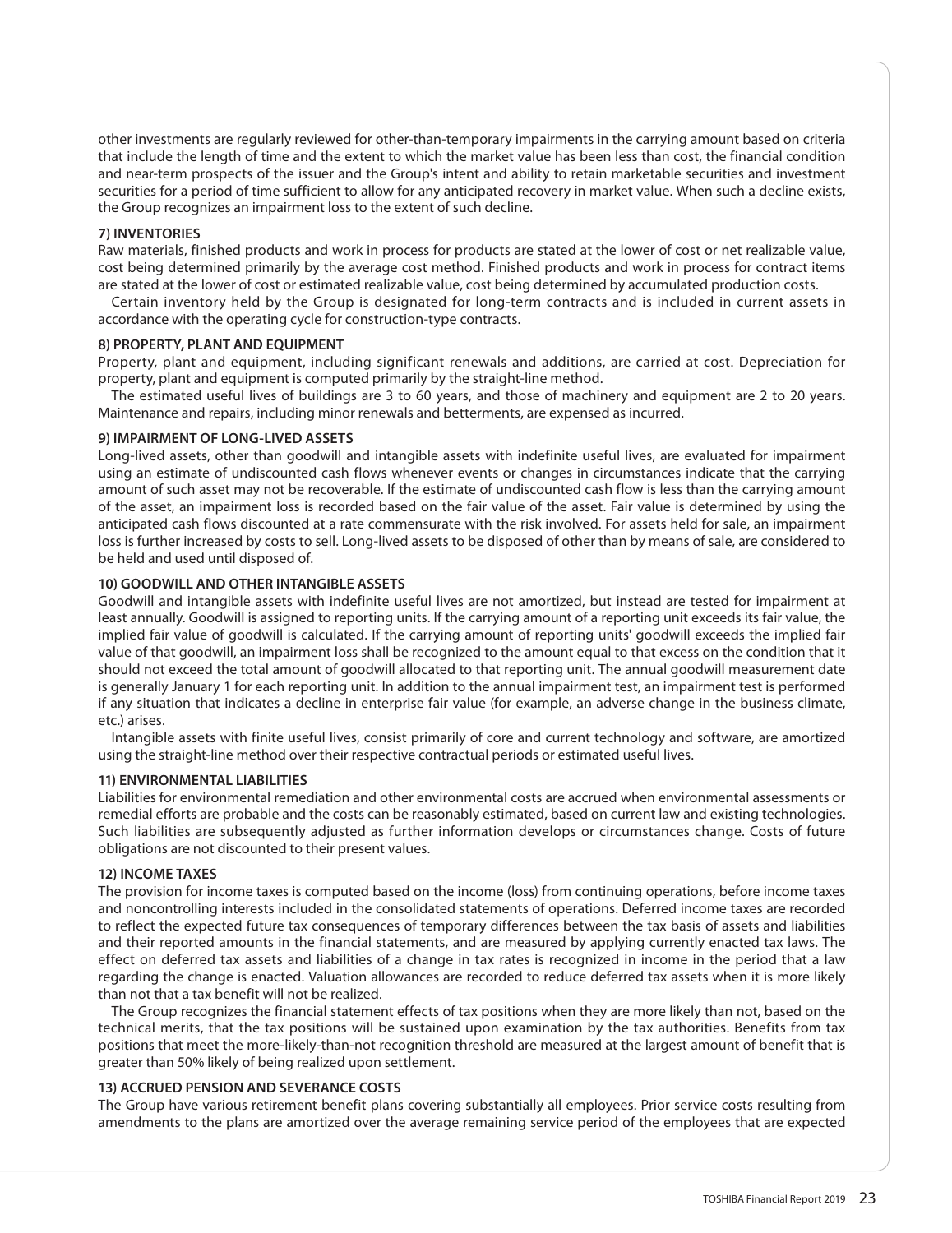other investments are regularly reviewed for other-than-temporary impairments in the carrying amount based on criteria that include the length of time and the extent to which the market value has been less than cost, the financial condition and near-term prospects of the issuer and the Group's intent and ability to retain marketable securities and investment securities for a period of time sufficient to allow for any anticipated recovery in market value. When such a decline exists, the Group recognizes an impairment loss to the extent of such decline.

**7) INVENTORIES**

Raw materials, finished products and work in process for products are stated at the lower of cost or net realizable value, cost being determined primarily by the average cost method. Finished products and work in process for contract items are stated at the lower of cost or estimated realizable value, cost being determined by accumulated production costs.

Certain inventory held by the Group is designated for long-term contracts and is included in current assets in accordance with the operating cycle for construction-type contracts.

**8) PROPERTY, PLANT AND EQUIPMENT**

Property, plant and equipment, including significant renewals and additions, are carried at cost. Depreciation for property, plant and equipment is computed primarily by the straight-line method.

The estimated useful lives of buildings are 3 to 60 years, and those of machinery and equipment are 2 to 20 years. Maintenance and repairs, including minor renewals and betterments, are expensed as incurred.

**9) IMPAIRMENT OF LONG-LIVED ASSETS**

Long-lived assets, other than goodwill and intangible assets with indefinite useful lives, are evaluated for impairment using an estimate of undiscounted cash flows whenever events or changes in circumstances indicate that the carrying amount of such asset may not be recoverable. If the estimate of undiscounted cash flow is less than the carrying amount of the asset, an impairment loss is recorded based on the fair value of the asset. Fair value is determined by using the anticipated cash flows discounted at a rate commensurate with the risk involved. For assets held for sale, an impairment loss is further increased by costs to sell. Long-lived assets to be disposed of other than by means of sale, are considered to be held and used until disposed of.

**10) GOODWILL AND OTHER INTANGIBLE ASSETS**

Goodwill and intangible assets with indefinite useful lives are not amortized, but instead are tested for impairment at least annually. Goodwill is assigned to reporting units. If the carrying amount of a reporting unit exceeds its fair value, the implied fair value of goodwill is calculated. If the carrying amount of reporting units' goodwill exceeds the implied fair value of that goodwill, an impairment loss shall be recognized to the amount equal to that excess on the condition that it should not exceed the total amount of goodwill allocated to that reporting unit. The annual goodwill measurement date is generally January 1 for each reporting unit. In addition to the annual impairment test, an impairment test is performed if any situation that indicates a decline in enterprise fair value (for example, an adverse change in the business climate, etc.) arises.

Intangible assets with finite useful lives, consist primarily of core and current technology and software, are amortized using the straight-line method over their respective contractual periods or estimated useful lives.

**11) ENVIRONMENTAL LIABILITIES**

Liabilities for environmental remediation and other environmental costs are accrued when environmental assessments or remedial efforts are probable and the costs can be reasonably estimated, based on current law and existing technologies. Such liabilities are subsequently adjusted as further information develops or circumstances change. Costs of future obligations are not discounted to their present values.

**12) INCOME TAXES**

The provision for income taxes is computed based on the income (loss) from continuing operations, before income taxes and noncontrolling interests included in the consolidated statements of operations. Deferred income taxes are recorded to reflect the expected future tax consequences of temporary differences between the tax basis of assets and liabilities and their reported amounts in the financial statements, and are measured by applying currently enacted tax laws. The effect on deferred tax assets and liabilities of a change in tax rates is recognized in income in the period that a law regarding the change is enacted. Valuation allowances are recorded to reduce deferred tax assets when it is more likely than not that a tax benefit will not be realized.

The Group recognizes the financial statement effects of tax positions when they are more likely than not, based on the technical merits, that the tax positions will be sustained upon examination by the tax authorities. Benefits from tax positions that meet the more-likely-than-not recognition threshold are measured at the largest amount of benefit that is greater than 50% likely of being realized upon settlement.

**13) ACCRUED PENSION AND SEVERANCE COSTS**

The Group have various retirement benefit plans covering substantially all employees. Prior service costs resulting from amendments to the plans are amortized over the average remaining service period of the employees that are expected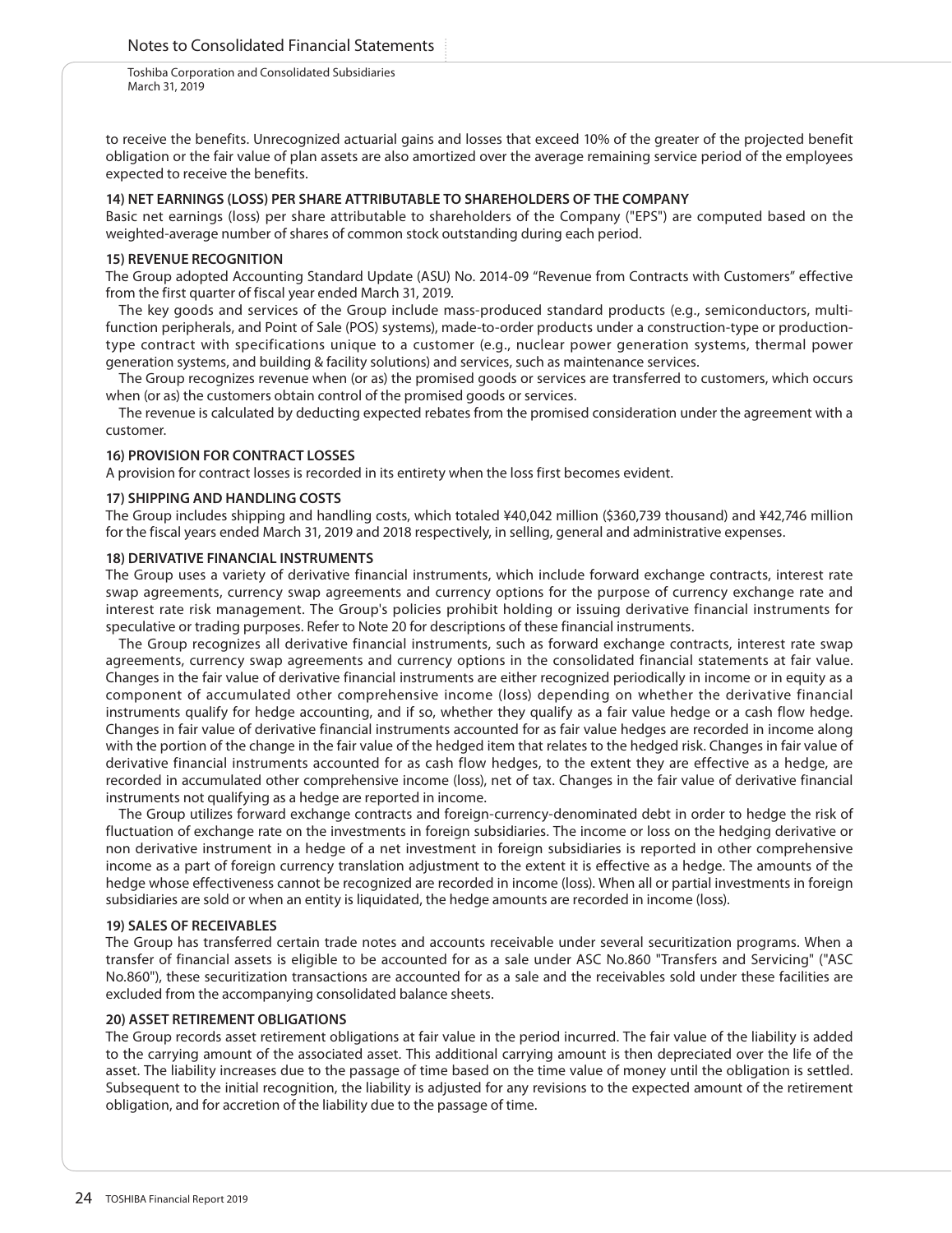to receive the benefits. Unrecognized actuarial gains and losses that exceed 10% of the greater of the projected benefit obligation or the fair value of plan assets are also amortized over the average remaining service period of the employees expected to receive the benefits.

**14) NET EARNINGS (LOSS) PER SHARE ATTRIBUTABLE TO SHAREHOLDERS OF THE COMPANY**

Basic net earnings (loss) per share attributable to shareholders of the Company ("EPS") are computed based on the weighted-average number of shares of common stock outstanding during each period.

**15) REVENUE RECOGNITION**

The Group adopted Accounting Standard Update (ASU) No. 2014-09 "Revenue from Contracts with Customers" effective from the first quarter of fiscal year ended March 31, 2019.

The key goods and services of the Group include mass-produced standard products (e.g., semiconductors, multi-function peripherals, and Point of Sale (POS) systems), made-to-order products under a construction-type or production-type contract with specifications unique to a customer (e.g., nuclear power generation systems, thermal power generation systems, and building & facility solutions) and services, such as maintenance services.

The Group recognizes revenue when (or as) the promised goods or services are transferred to customers, which occurs when (or as) the customers obtain control of the promised goods or services.

The revenue is calculated by deducting expected rebates from the promised consideration under the agreement with a customer.

**16) PROVISION FOR CONTRACT LOSSES**

A provision for contract losses is recorded in its entirety when the loss first becomes evident.

**17) SHIPPING AND HANDLING COSTS**

The Group includes shipping and handling costs, which totaled ¥40,042 million ($360,739 thousand) and ¥42,746 million for the fiscal years ended March 31, 2019 and 2018 respectively, in selling, general and administrative expenses.

**18) DERIVATIVE FINANCIAL INSTRUMENTS**

The Group uses a variety of derivative financial instruments, which include forward exchange contracts, interest rate swap agreements, currency swap agreements and currency options for the purpose of currency exchange rate and interest rate risk management. The Group's policies prohibit holding or issuing derivative financial instruments for speculative or trading purposes. Refer to Note 20 for descriptions of these financial instruments.

The Group recognizes all derivative financial instruments, such as forward exchange contracts, interest rate swap agreements, currency swap agreements and currency options in the consolidated financial statements at fair value. Changes in the fair value of derivative financial instruments are either recognized periodically in income or in equity as a component of accumulated other comprehensive income (loss) depending on whether the derivative financial instruments qualify for hedge accounting, and if so, whether they qualify as a fair value hedge or a cash flow hedge. Changes in fair value of derivative financial instruments accounted for as fair value hedges are recorded in income along with the portion of the change in the fair value of the hedged item that relates to the hedged risk. Changes in fair value of derivative financial instruments accounted for as cash flow hedges, to the extent they are effective as a hedge, are recorded in accumulated other comprehensive income (loss), net of tax. Changes in the fair value of derivative financial instruments not qualifying as a hedge are reported in income.

The Group utilizes forward exchange contracts and foreign-currency-denominated debt in order to hedge the risk of fluctuation of exchange rate on the investments in foreign subsidiaries. The income or loss on the hedging derivative or non derivative instrument in a hedge of a net investment in foreign subsidiaries is reported in other comprehensive income as a part of foreign currency translation adjustment to the extent it is effective as a hedge. The amounts of the hedge whose effectiveness cannot be recognized are recorded in income (loss). When all or partial investments in foreign subsidiaries are sold or when an entity is liquidated, the hedge amounts are recorded in income (loss).

**19) SALES OF RECEIVABLES**

The Group has transferred certain trade notes and accounts receivable under several securitization programs. When a transfer of financial assets is eligible to be accounted for as a sale under ASC No.860 "Transfers and Servicing" ("ASC No.860"), these securitization transactions are accounted for as a sale and the receivables sold under these facilities are excluded from the accompanying consolidated balance sheets.

**20) ASSET RETIREMENT OBLIGATIONS**

The Group records asset retirement obligations at fair value in the period incurred. The fair value of the liability is added to the carrying amount of the associated asset. This additional carrying amount is then depreciated over the life of the asset. The liability increases due to the passage of time based on the time value of money until the obligation is settled. Subsequent to the initial recognition, the liability is adjusted for any revisions to the expected amount of the retirement obligation, and for accretion of the liability due to the passage of time.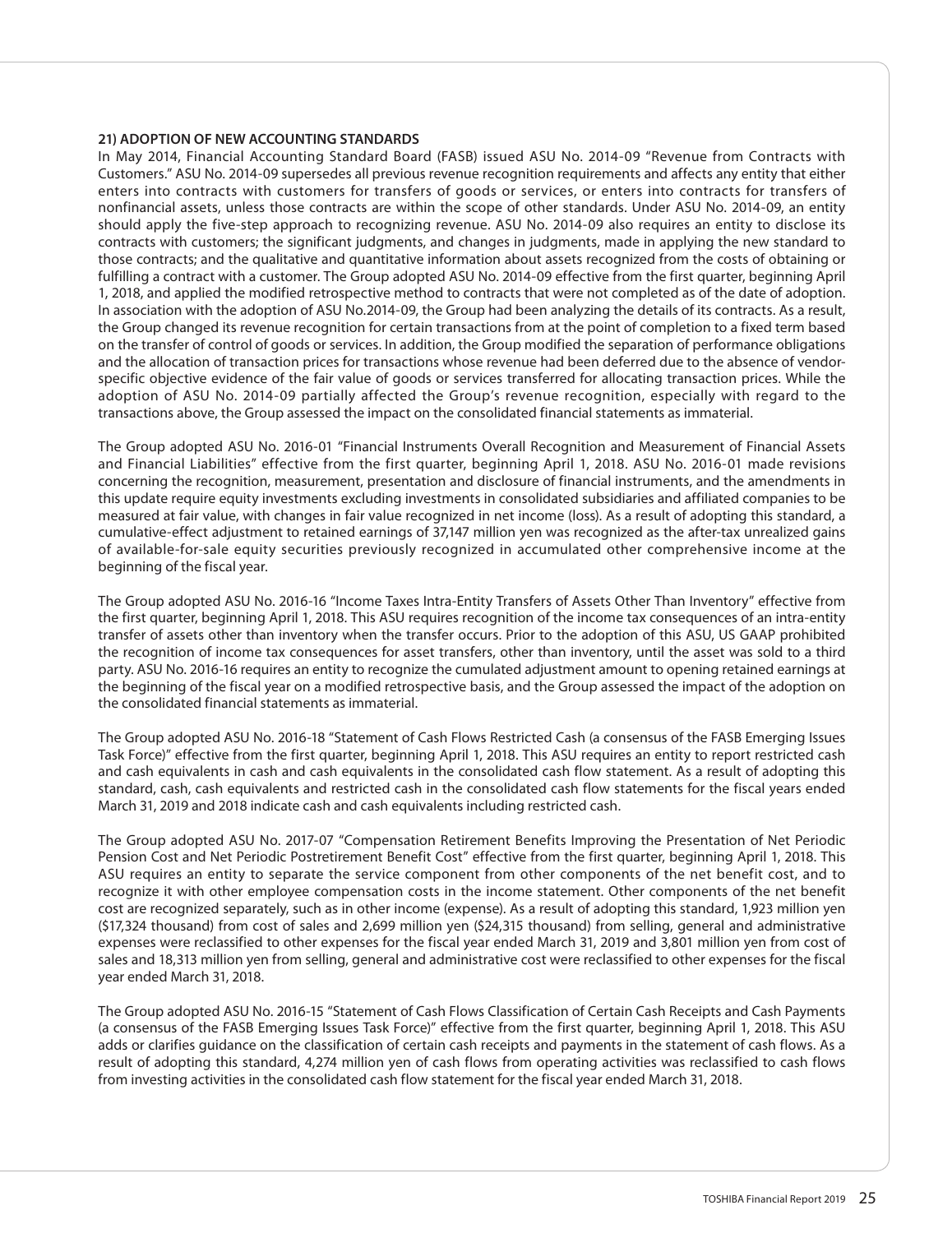## 21) ADOPTION OF NEW ACCOUNTING STANDARDS

In May 2014, Financial Accounting Standard Board (FASB) issued ASU No. 2014-09 "Revenue from Contracts with Customers." ASU No. 2014-09 supersedes all previous revenue recognition requirements and affects any entity that either enters into contracts with customers for transfers of goods or services, or enters into contracts for transfers of nonfinancial assets, unless those contracts are within the scope of other standards. Under ASU No. 2014-09, an entity should apply the five-step approach to recognizing revenue. ASU No. 2014-09 also requires an entity to disclose its contracts with customers; the significant judgments, and changes in judgments, made in applying the new standard to those contracts; and the qualitative and quantitative information about assets recognized from the costs of obtaining or fulfilling a contract with a customer. The Group adopted ASU No. 2014-09 effective from the first quarter, beginning April 1, 2018, and applied the modified retrospective method to contracts that were not completed as of the date of adoption. In association with the adoption of ASU No.2014-09, the Group had been analyzing the details of its contracts. As a result, the Group changed its revenue recognition for certain transactions from at the point of completion to a fixed term based on the transfer of control of goods or services. In addition, the Group modified the separation of performance obligations and the allocation of transaction prices for transactions whose revenue had been deferred due to the absence of vendor-specific objective evidence of the fair value of goods or services transferred for allocating transaction prices. While the adoption of ASU No. 2014-09 partially affected the Group's revenue recognition, especially with regard to the transactions above, the Group assessed the impact on the consolidated financial statements as immaterial.

The Group adopted ASU No. 2016-01 "Financial Instruments Overall Recognition and Measurement of Financial Assets and Financial Liabilities" effective from the first quarter, beginning April 1, 2018. ASU No. 2016-01 made revisions concerning the recognition, measurement, presentation and disclosure of financial instruments, and the amendments in this update require equity investments excluding investments in consolidated subsidiaries and affiliated companies to be measured at fair value, with changes in fair value recognized in net income (loss). As a result of adopting this standard, a cumulative-effect adjustment to retained earnings of 37,147 million yen was recognized as the after-tax unrealized gains of available-for-sale equity securities previously recognized in accumulated other comprehensive income at the beginning of the fiscal year.

The Group adopted ASU No. 2016-16 "Income Taxes Intra-Entity Transfers of Assets Other Than Inventory" effective from the first quarter, beginning April 1, 2018. This ASU requires recognition of the income tax consequences of an intra-entity transfer of assets other than inventory when the transfer occurs. Prior to the adoption of this ASU, US GAAP prohibited the recognition of income tax consequences for asset transfers, other than inventory, until the asset was sold to a third party. ASU No. 2016-16 requires an entity to recognize the cumulated adjustment amount to opening retained earnings at the beginning of the fiscal year on a modified retrospective basis, and the Group assessed the impact of the adoption on the consolidated financial statements as immaterial.

The Group adopted ASU No. 2016-18 "Statement of Cash Flows Restricted Cash (a consensus of the FASB Emerging Issues Task Force)" effective from the first quarter, beginning April 1, 2018. This ASU requires an entity to report restricted cash and cash equivalents in cash and cash equivalents in the consolidated cash flow statement. As a result of adopting this standard, cash, cash equivalents and restricted cash in the consolidated cash flow statements for the fiscal years ended March 31, 2019 and 2018 indicate cash and cash equivalents including restricted cash.

The Group adopted ASU No. 2017-07 "Compensation Retirement Benefits Improving the Presentation of Net Periodic Pension Cost and Net Periodic Postretirement Benefit Cost" effective from the first quarter, beginning April 1, 2018. This ASU requires an entity to separate the service component from other components of the net benefit cost, and to recognize it with other employee compensation costs in the income statement. Other components of the net benefit cost are recognized separately, such as in other income (expense). As a result of adopting this standard, 1,923 million yen ($17,324 thousand) from cost of sales and 2,699 million yen ($24,315 thousand) from selling, general and administrative expenses were reclassified to other expenses for the fiscal year ended March 31, 2019 and 3,801 million yen from cost of sales and 18,313 million yen from selling, general and administrative cost were reclassified to other expenses for the fiscal year ended March 31, 2018.

The Group adopted ASU No. 2016-15 "Statement of Cash Flows Classification of Certain Cash Receipts and Cash Payments (a consensus of the FASB Emerging Issues Task Force)" effective from the first quarter, beginning April 1, 2018. This ASU adds or clarifies guidance on the classification of certain cash receipts and payments in the statement of cash flows. As a result of adopting this standard, 4,274 million yen of cash flows from operating activities was reclassified to cash flows from investing activities in the consolidated cash flow statement for the fiscal year ended March 31, 2018.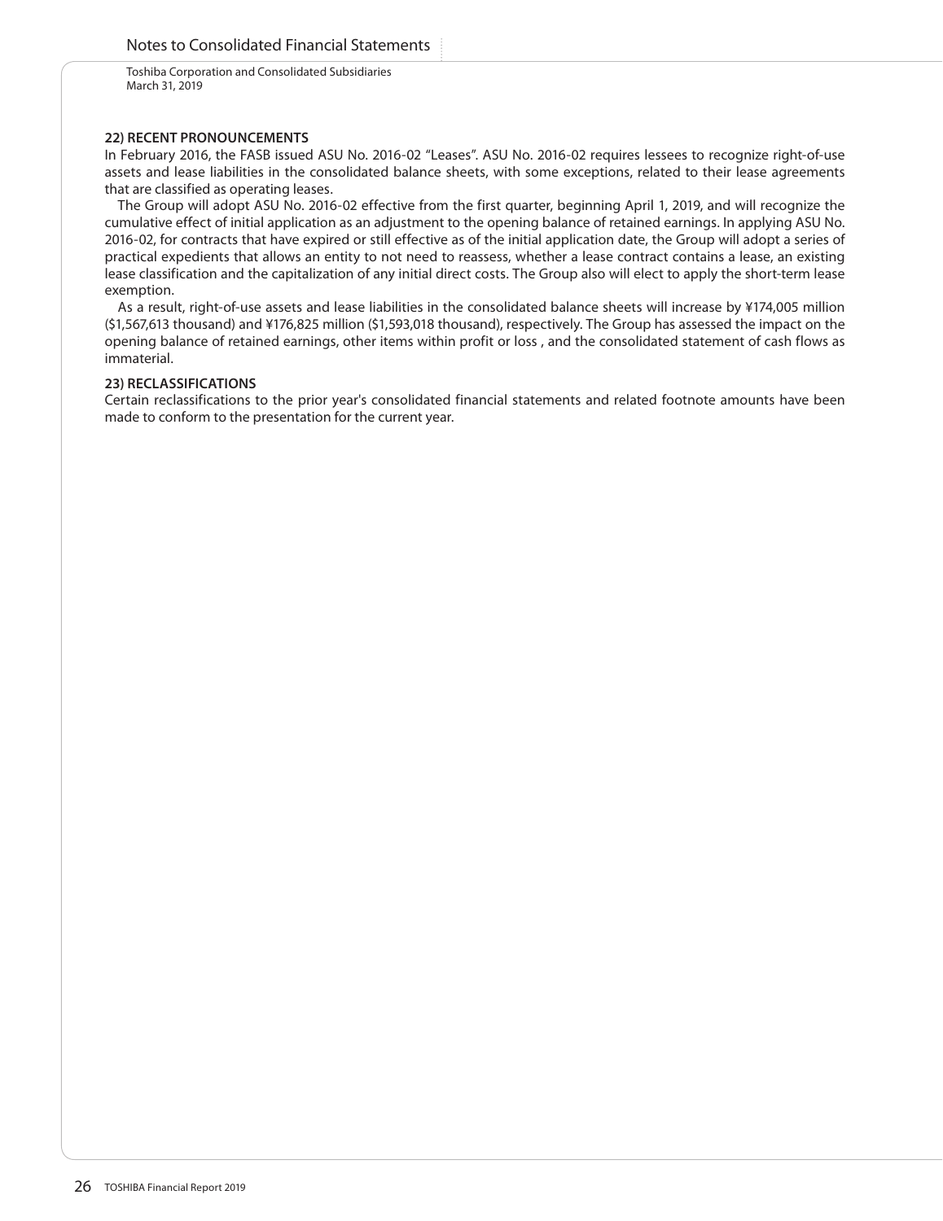### 22) RECENT PRONOUNCEMENTS

In February 2016, the FASB issued ASU No. 2016-02 "Leases". ASU No. 2016-02 requires lessees to recognize right-of-use assets and lease liabilities in the consolidated balance sheets, with some exceptions, related to their lease agreements that are classified as operating leases.

The Group will adopt ASU No. 2016-02 effective from the first quarter, beginning April 1, 2019, and will recognize the cumulative effect of initial application as an adjustment to the opening balance of retained earnings. In applying ASU No. 2016-02, for contracts that have expired or still effective as of the initial application date, the Group will adopt a series of practical expedients that allows an entity to not need to reassess, whether a lease contract contains a lease, an existing lease classification and the capitalization of any initial direct costs. The Group also will elect to apply the short-term lease exemption.

As a result, right-of-use assets and lease liabilities in the consolidated balance sheets will increase by ¥174,005 million ($1,567,613 thousand) and ¥176,825 million ($1,593,018 thousand), respectively. The Group has assessed the impact on the opening balance of retained earnings, other items within profit or loss , and the consolidated statement of cash flows as immaterial.

### 23) RECLASSIFICATIONS

Certain reclassifications to the prior year's consolidated financial statements and related footnote amounts have been made to conform to the presentation for the current year.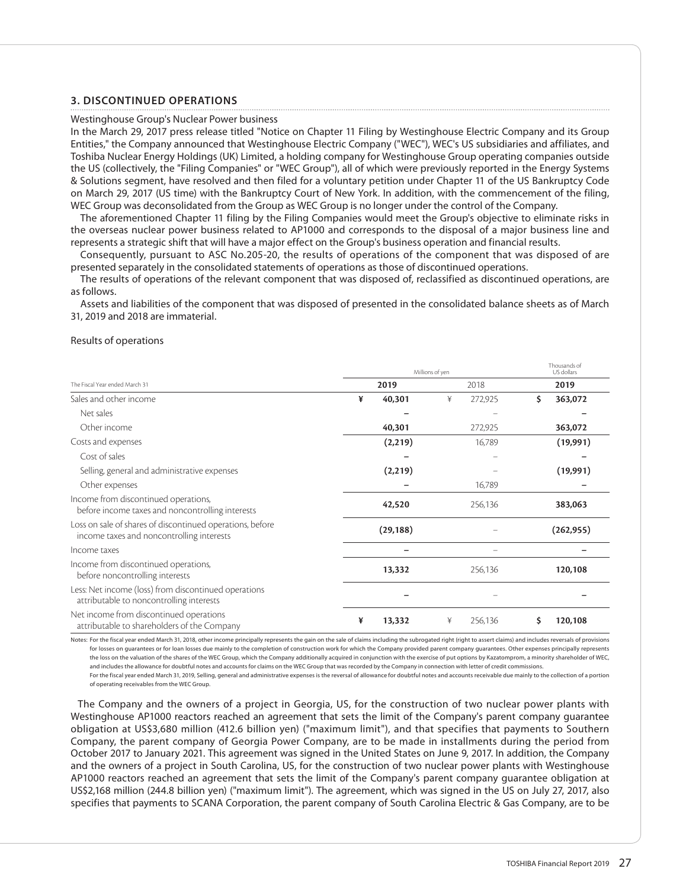## 3. DISCONTINUED OPERATIONS

Westinghouse Group's Nuclear Power business

In the March 29, 2017 press release titled "Notice on Chapter 11 Filing by Westinghouse Electric Company and its Group Entities," the Company announced that Westinghouse Electric Company ("WEC"), WEC's US subsidiaries and affiliates, and Toshiba Nuclear Energy Holdings (UK) Limited, a holding company for Westinghouse Group operating companies outside the US (collectively, the "Filing Companies" or "WEC Group"), all of which were previously reported in the Energy Systems & Solutions segment, have resolved and then filed for a voluntary petition under Chapter 11 of the US Bankruptcy Code on March 29, 2017 (US time) with the Bankruptcy Court of New York. In addition, with the commencement of the filing, WEC Group was deconsolidated from the Group as WEC Group is no longer under the control of the Company.

The aforementioned Chapter 11 filing by the Filing Companies would meet the Group's objective to eliminate risks in the overseas nuclear power business related to AP1000 and corresponds to the disposal of a major business line and represents a strategic shift that will have a major effect on the Group's business operation and financial results.

Consequently, pursuant to ASC No.205-20, the results of operations of the component that was disposed of are presented separately in the consolidated statements of operations as those of discontinued operations.

The results of operations of the relevant component that was disposed of, reclassified as discontinued operations, are as follows.

Assets and liabilities of the component that was disposed of presented in the consolidated balance sheets as of March 31, 2019 and 2018 are immaterial.

Results of operations

| | Millions of yen | | Thousands of US dollars |
|---|---|---|---|
| The Fiscal Year ended March 31 | **2019** | 2018 | **2019** |
| Sales and other income | **¥ 40,301** | ¥ 272,925 | **$ 363,072** |
| Net sales | **–** | – | **–** |
| Other income | **40,301** | 272,925 | **363,072** |
| Costs and expenses | **(2,219)** | 16,789 | **(19,991)** |
| Cost of sales | **–** | – | **–** |
| Selling, general and administrative expenses | **(2,219)** | – | **(19,991)** |
| Other expenses | **–** | 16,789 | **–** |
| Income from discontinued operations, before income taxes and noncontrolling interests | **42,520** | 256,136 | **383,063** |
| Loss on sale of shares of discontinued operations, before income taxes and noncontrolling interests | **(29,188)** | – | **(262,955)** |
| Income taxes | **–** | – | **–** |
| Income from discontinued operations, before noncontrolling interests | **13,332** | 256,136 | **120,108** |
| Less: Net income (loss) from discontinued operations attributable to noncontrolling interests | **–** | – | **–** |
| Net income from discontinued operations attributable to shareholders of the Company | **¥ 13,332** | ¥ 256,136 | **$ 120,108** |

Notes: For the fiscal year ended March 31, 2018, other income principally represents the gain on the sale of claims including the subrogated right (right to assert claims) and includes reversals of provisions for losses on guarantees or for loan losses due mainly to the completion of construction work for which the Company provided parent company guarantees. Other expenses principally represents the loss on the valuation of the shares of the WEC Group, which the Company additionally acquired in conjunction with the exercise of put options by Kazatomprom, a minority shareholder of WEC, and includes the allowance for doubtful notes and accounts for claims on the WEC Group that was recorded by the Company in connection with letter of credit commissions.
For the fiscal year ended March 31, 2019, Selling, general and administrative expenses is the reversal of allowance for doubtful notes and accounts receivable due mainly to the collection of a portion of operating receivables from the WEC Group.

The Company and the owners of a project in Georgia, US, for the construction of two nuclear power plants with Westinghouse AP1000 reactors reached an agreement that sets the limit of the Company's parent company guarantee obligation at US$3,680 million (412.6 billion yen) ("maximum limit"), and that specifies that payments to Southern Company, the parent company of Georgia Power Company, are to be made in installments during the period from October 2017 to January 2021. This agreement was signed in the United States on June 9, 2017. In addition, the Company and the owners of a project in South Carolina, US, for the construction of two nuclear power plants with Westinghouse AP1000 reactors reached an agreement that sets the limit of the Company's parent company guarantee obligation at US$2,168 million (244.8 billion yen) ("maximum limit"). The agreement, which was signed in the US on July 27, 2017, also specifies that payments to SCANA Corporation, the parent company of South Carolina Electric & Gas Company, are to be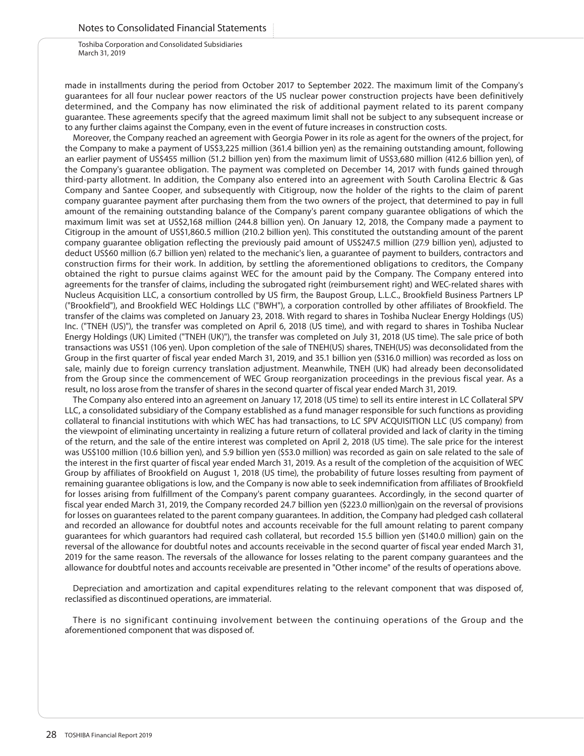made in installments during the period from October 2017 to September 2022. The maximum limit of the Company's guarantees for all four nuclear power reactors of the US nuclear power construction projects have been definitively determined, and the Company has now eliminated the risk of additional payment related to its parent company guarantee. These agreements specify that the agreed maximum limit shall not be subject to any subsequent increase or to any further claims against the Company, even in the event of future increases in construction costs.

Moreover, the Company reached an agreement with Georgia Power in its role as agent for the owners of the project, for the Company to make a payment of US$3,225 million (361.4 billion yen) as the remaining outstanding amount, following an earlier payment of US$455 million (51.2 billion yen) from the maximum limit of US$3,680 million (412.6 billion yen), of the Company's guarantee obligation. The payment was completed on December 14, 2017 with funds gained through third-party allotment. In addition, the Company also entered into an agreement with South Carolina Electric & Gas Company and Santee Cooper, and subsequently with Citigroup, now the holder of the rights to the claim of parent company guarantee payment after purchasing them from the two owners of the project, that determined to pay in full amount of the remaining outstanding balance of the Company's parent company guarantee obligations of which the maximum limit was set at US$2,168 million (244.8 billion yen). On January 12, 2018, the Company made a payment to Citigroup in the amount of US$1,860.5 million (210.2 billion yen). This constituted the outstanding amount of the parent company guarantee obligation reflecting the previously paid amount of US$247.5 million (27.9 billion yen), adjusted to deduct US$60 million (6.7 billion yen) related to the mechanic's lien, a guarantee of payment to builders, contractors and construction firms for their work. In addition, by settling the aforementioned obligations to creditors, the Company obtained the right to pursue claims against WEC for the amount paid by the Company. The Company entered into agreements for the transfer of claims, including the subrogated right (reimbursement right) and WEC-related shares with Nucleus Acquisition LLC, a consortium controlled by US firm, the Baupost Group, L.L.C., Brookfield Business Partners LP ("Brookfield"), and Brookfield WEC Holdings LLC ("BWH"), a corporation controlled by other affiliates of Brookfield. The transfer of the claims was completed on January 23, 2018. With regard to shares in Toshiba Nuclear Energy Holdings (US) Inc. ("TNEH (US)"), the transfer was completed on April 6, 2018 (US time), and with regard to shares in Toshiba Nuclear Energy Holdings (UK) Limited ("TNEH (UK)"), the transfer was completed on July 31, 2018 (US time). The sale price of both transactions was US$1 (106 yen). Upon completion of the sale of TNEH(US) shares, TNEH(US) was deconsolidated from the Group in the first quarter of fiscal year ended March 31, 2019, and 35.1 billion yen ($316.0 million) was recorded as loss on sale, mainly due to foreign currency translation adjustment. Meanwhile, TNEH (UK) had already been deconsolidated from the Group since the commencement of WEC Group reorganization proceedings in the previous fiscal year. As a result, no loss arose from the transfer of shares in the second quarter of fiscal year ended March 31, 2019.

The Company also entered into an agreement on January 17, 2018 (US time) to sell its entire interest in LC Collateral SPV LLC, a consolidated subsidiary of the Company established as a fund manager responsible for such functions as providing collateral to financial institutions with which WEC has had transactions, to LC SPV ACQUISITION LLC (US company) from the viewpoint of eliminating uncertainty in realizing a future return of collateral provided and lack of clarity in the timing of the return, and the sale of the entire interest was completed on April 2, 2018 (US time). The sale price for the interest was US$100 million (10.6 billion yen), and 5.9 billion yen ($53.0 million) was recorded as gain on sale related to the sale of the interest in the first quarter of fiscal year ended March 31, 2019. As a result of the completion of the acquisition of WEC Group by affiliates of Brookfield on August 1, 2018 (US time), the probability of future losses resulting from payment of remaining guarantee obligations is low, and the Company is now able to seek indemnification from affiliates of Brookfield for losses arising from fulfillment of the Company's parent company guarantees. Accordingly, in the second quarter of fiscal year ended March 31, 2019, the Company recorded 24.7 billion yen ($223.0 million)gain on the reversal of provisions for losses on guarantees related to the parent company guarantees. In addition, the Company had pledged cash collateral and recorded an allowance for doubtful notes and accounts receivable for the full amount relating to parent company guarantees for which guarantors had required cash collateral, but recorded 15.5 billion yen ($140.0 million) gain on the reversal of the allowance for doubtful notes and accounts receivable in the second quarter of fiscal year ended March 31, 2019 for the same reason. The reversals of the allowance for losses relating to the parent company guarantees and the allowance for doubtful notes and accounts receivable are presented in "Other income" of the results of operations above.

Depreciation and amortization and capital expenditures relating to the relevant component that was disposed of, reclassified as discontinued operations, are immaterial.

There is no significant continuing involvement between the continuing operations of the Group and the aforementioned component that was disposed of.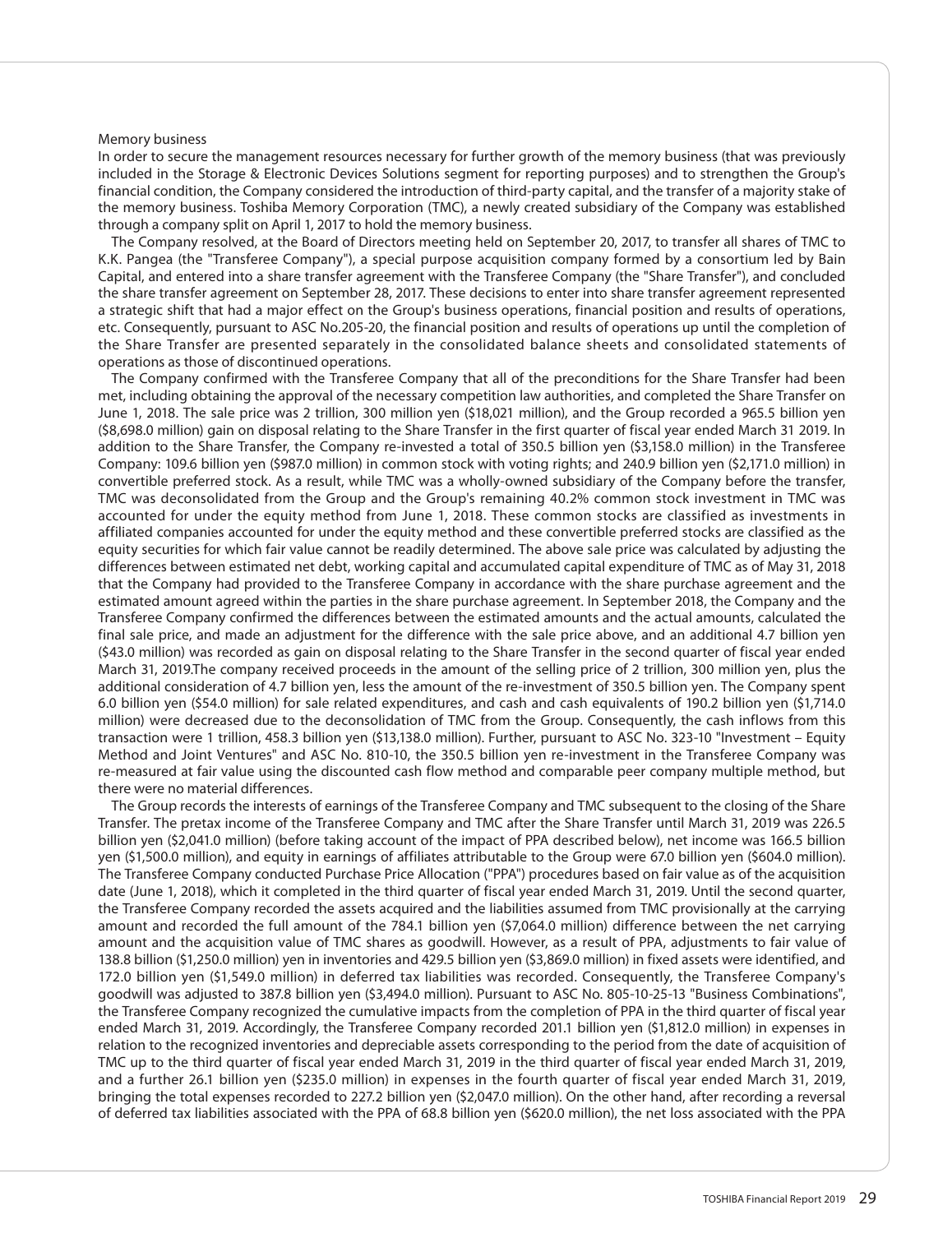Memory business

In order to secure the management resources necessary for further growth of the memory business (that was previously included in the Storage & Electronic Devices Solutions segment for reporting purposes) and to strengthen the Group's financial condition, the Company considered the introduction of third-party capital, and the transfer of a majority stake of the memory business. Toshiba Memory Corporation (TMC), a newly created subsidiary of the Company was established through a company split on April 1, 2017 to hold the memory business.

The Company resolved, at the Board of Directors meeting held on September 20, 2017, to transfer all shares of TMC to K.K. Pangea (the "Transferee Company"), a special purpose acquisition company formed by a consortium led by Bain Capital, and entered into a share transfer agreement with the Transferee Company (the "Share Transfer"), and concluded the share transfer agreement on September 28, 2017. These decisions to enter into share transfer agreement represented a strategic shift that had a major effect on the Group's business operations, financial position and results of operations, etc. Consequently, pursuant to ASC No.205-20, the financial position and results of operations up until the completion of the Share Transfer are presented separately in the consolidated balance sheets and consolidated statements of operations as those of discontinued operations.

The Company confirmed with the Transferee Company that all of the preconditions for the Share Transfer had been met, including obtaining the approval of the necessary competition law authorities, and completed the Share Transfer on June 1, 2018. The sale price was 2 trillion, 300 million yen ($18,021 million), and the Group recorded a 965.5 billion yen ($8,698.0 million) gain on disposal relating to the Share Transfer in the first quarter of fiscal year ended March 31 2019. In addition to the Share Transfer, the Company re-invested a total of 350.5 billion yen ($3,158.0 million) in the Transferee Company: 109.6 billion yen ($987.0 million) in common stock with voting rights; and 240.9 billion yen ($2,171.0 million) in convertible preferred stock. As a result, while TMC was a wholly-owned subsidiary of the Company before the transfer, TMC was deconsolidated from the Group and the Group's remaining 40.2% common stock investment in TMC was accounted for under the equity method from June 1, 2018. These common stocks are classified as investments in affiliated companies accounted for under the equity method and these convertible preferred stocks are classified as the equity securities for which fair value cannot be readily determined. The above sale price was calculated by adjusting the differences between estimated net debt, working capital and accumulated capital expenditure of TMC as of May 31, 2018 that the Company had provided to the Transferee Company in accordance with the share purchase agreement and the estimated amount agreed within the parties in the share purchase agreement. In September 2018, the Company and the Transferee Company confirmed the differences between the estimated amounts and the actual amounts, calculated the final sale price, and made an adjustment for the difference with the sale price above, and an additional 4.7 billion yen ($43.0 million) was recorded as gain on disposal relating to the Share Transfer in the second quarter of fiscal year ended March 31, 2019.The company received proceeds in the amount of the selling price of 2 trillion, 300 million yen, plus the additional consideration of 4.7 billion yen, less the amount of the re-investment of 350.5 billion yen. The Company spent 6.0 billion yen ($54.0 million) for sale related expenditures, and cash and cash equivalents of 190.2 billion yen ($1,714.0 million) were decreased due to the deconsolidation of TMC from the Group. Consequently, the cash inflows from this transaction were 1 trillion, 458.3 billion yen ($13,138.0 million). Further, pursuant to ASC No. 323-10 "Investment – Equity Method and Joint Ventures" and ASC No. 810-10, the 350.5 billion yen re-investment in the Transferee Company was re-measured at fair value using the discounted cash flow method and comparable peer company multiple method, but there were no material differences.

The Group records the interests of earnings of the Transferee Company and TMC subsequent to the closing of the Share Transfer. The pretax income of the Transferee Company and TMC after the Share Transfer until March 31, 2019 was 226.5 billion yen ($2,041.0 million) (before taking account of the impact of PPA described below), net income was 166.5 billion yen ($1,500.0 million), and equity in earnings of affiliates attributable to the Group were 67.0 billion yen ($604.0 million). The Transferee Company conducted Purchase Price Allocation ("PPA") procedures based on fair value as of the acquisition date (June 1, 2018), which it completed in the third quarter of fiscal year ended March 31, 2019. Until the second quarter, the Transferee Company recorded the assets acquired and the liabilities assumed from TMC provisionally at the carrying amount and recorded the full amount of the 784.1 billion yen ($7,064.0 million) difference between the net carrying amount and the acquisition value of TMC shares as goodwill. However, as a result of PPA, adjustments to fair value of 138.8 billion ($1,250.0 million) yen in inventories and 429.5 billion yen ($3,869.0 million) in fixed assets were identified, and 172.0 billion yen ($1,549.0 million) in deferred tax liabilities was recorded. Consequently, the Transferee Company's goodwill was adjusted to 387.8 billion yen ($3,494.0 million). Pursuant to ASC No. 805-10-25-13 "Business Combinations", the Transferee Company recognized the cumulative impacts from the completion of PPA in the third quarter of fiscal year ended March 31, 2019. Accordingly, the Transferee Company recorded 201.1 billion yen ($1,812.0 million) in expenses in relation to the recognized inventories and depreciable assets corresponding to the period from the date of acquisition of TMC up to the third quarter of fiscal year ended March 31, 2019 in the third quarter of fiscal year ended March 31, 2019, and a further 26.1 billion yen ($235.0 million) in expenses in the fourth quarter of fiscal year ended March 31, 2019, bringing the total expenses recorded to 227.2 billion yen ($2,047.0 million). On the other hand, after recording a reversal of deferred tax liabilities associated with the PPA of 68.8 billion yen ($620.0 million), the net loss associated with the PPA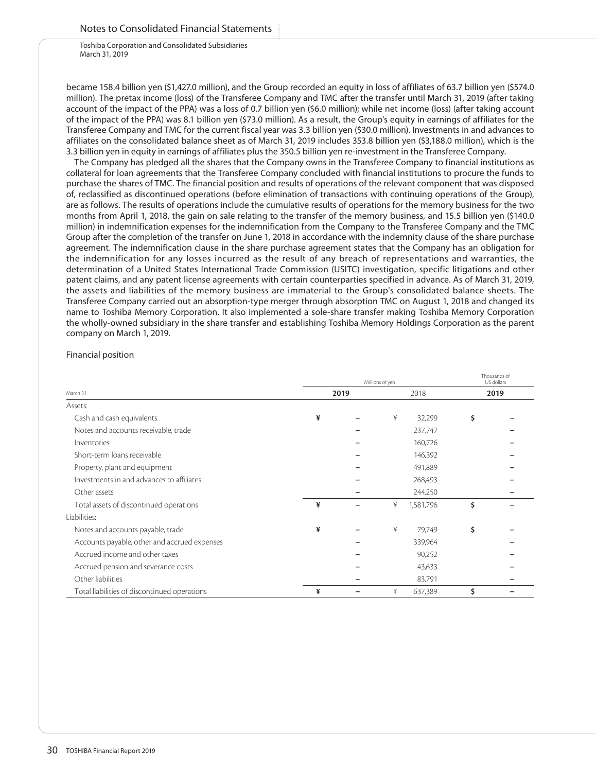became 158.4 billion yen ($1,427.0 million), and the Group recorded an equity in loss of affiliates of 63.7 billion yen ($574.0 million). The pretax income (loss) of the Transferee Company and TMC after the transfer until March 31, 2019 (after taking account of the impact of the PPA) was a loss of 0.7 billion yen ($6.0 million); while net income (loss) (after taking account of the impact of the PPA) was 8.1 billion yen ($73.0 million). As a result, the Group's equity in earnings of affiliates for the Transferee Company and TMC for the current fiscal year was 3.3 billion yen ($30.0 million). Investments in and advances to affiliates on the consolidated balance sheet as of March 31, 2019 includes 353.8 billion yen ($3,188.0 million), which is the 3.3 billion yen in equity in earnings of affiliates plus the 350.5 billion yen re-investment in the Transferee Company.

The Company has pledged all the shares that the Company owns in the Transferee Company to financial institutions as collateral for loan agreements that the Transferee Company concluded with financial institutions to procure the funds to purchase the shares of TMC. The financial position and results of operations of the relevant component that was disposed of, reclassified as discontinued operations (before elimination of transactions with continuing operations of the Group), are as follows. The results of operations include the cumulative results of operations for the memory business for the two months from April 1, 2018, the gain on sale relating to the transfer of the memory business, and 15.5 billion yen ($140.0 million) in indemnification expenses for the indemnification from the Company to the Transferee Company and the TMC Group after the completion of the transfer on June 1, 2018 in accordance with the indemnity clause of the share purchase agreement. The indemnification clause in the share purchase agreement states that the Company has an obligation for the indemnification for any losses incurred as the result of any breach of representations and warranties, the determination of a United States International Trade Commission (USITC) investigation, specific litigations and other patent claims, and any patent license agreements with certain counterparties specified in advance. As of March 31, 2019, the assets and liabilities of the memory business are immaterial to the Group's consolidated balance sheets. The Transferee Company carried out an absorption-type merger through absorption TMC on August 1, 2018 and changed its name to Toshiba Memory Corporation. It also implemented a sole-share transfer making Toshiba Memory Corporation the wholly-owned subsidiary in the share transfer and establishing Toshiba Memory Holdings Corporation as the parent company on March 1, 2019.

Financial position

| | Millions of yen | | Thousands of US dollars |
|---|---|---|---|
| March 31 | 2019 | 2018 | 2019 |
| Assets: | | | |
| Cash and cash equivalents | ¥ – | ¥ 32,299 | $ – |
| Notes and accounts receivable, trade | – | 237,747 | – |
| Inventories | – | 160,726 | – |
| Short-term loans receivable | – | 146,392 | – |
| Property, plant and equipment | – | 491,889 | – |
| Investments in and advances to affiliates | – | 268,493 | – |
| Other assets | – | 244,250 | – |
| Total assets of discontinued operations | ¥ – | ¥ 1,581,796 | $ – |
| Liabilities: | | | |
| Notes and accounts payable, trade | ¥ – | ¥ 79,749 | $ – |
| Accounts payable, other and accrued expenses | – | 339,964 | – |
| Accrued income and other taxes | – | 90,252 | – |
| Accrued pension and severance costs | – | 43,633 | – |
| Other liabilities | – | 83,791 | – |
| Total liabilities of discontinued operations | ¥ – | ¥ 637,389 | $ – |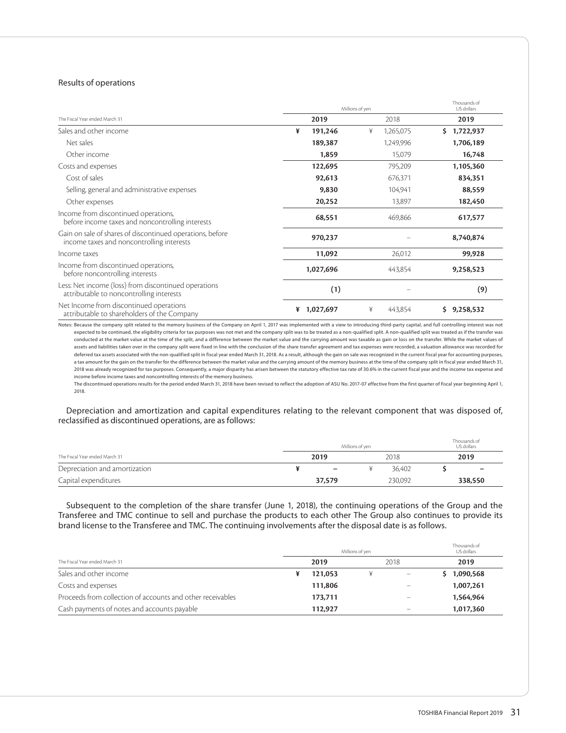Results of operations

| The Fiscal Year ended March 31 | Millions of yen | | Thousands of US dollars |
|---|---|---|---|
| | **2019** | 2018 | **2019** |
| Sales and other income | **¥ 191,246** | ¥ 1,265,075 | **$ 1,722,937** |
| Net sales | **189,387** | 1,249,996 | **1,706,189** |
| Other income | **1,859** | 15,079 | **16,748** |
| Costs and expenses | **122,695** | 795,209 | **1,105,360** |
| Cost of sales | **92,613** | 676,371 | **834,351** |
| Selling, general and administrative expenses | **9,830** | 104,941 | **88,559** |
| Other expenses | **20,252** | 13,897 | **182,450** |
| Income from discontinued operations, before income taxes and noncontrolling interests | **68,551** | 469,866 | **617,577** |
| Gain on sale of shares of discontinued operations, before income taxes and noncontrolling interests | **970,237** | – | **8,740,874** |
| Income taxes | **11,092** | 26,012 | **99,928** |
| Income from discontinued operations, before noncontrolling interests | **1,027,696** | 443,854 | **9,258,523** |
| Less: Net income (loss) from discontinued operations attributable to noncontrolling interests | **(1)** | – | **(9)** |
| Net Income from discontinued operations attributable to shareholders of the Company | **¥ 1,027,697** | ¥ 443,854 | **$ 9,258,532** |

Notes: Because the company split related to the memory business of the Company on April 1, 2017 was implemented with a view to introducing third-party capital, and full controlling interest was not expected to be continued, the eligibility criteria for tax purposes was not met and the company split was to be treated as a non-qualified split. A non-qualified split was treated as if the transfer was conducted at the market value at the time of the split, and a difference between the market value and the carrying amount was taxable as gain or loss on the transfer. While the market values of assets and liabilities taken over in the company split were fixed in line with the conclusion of the share transfer agreement and tax expenses were recorded, a valuation allowance was recorded for deferred tax assets associated with the non-qualified split in fiscal year ended March 31, 2018. As a result, although the gain on sale was recognized in the current fiscal year for accounting purposes, a tax amount for the gain on the transfer for the difference between the market value and the carrying amount of the memory business at the time of the company split in fiscal year ended March 31, 2018 was already recognized for tax purposes. Consequently, a major disparity has arisen between the statutory effective tax rate of 30.6% in the current fiscal year and the income tax expense and income before income taxes and noncontrolling interests of the memory business.

The discontinued operations results for the period ended March 31, 2018 have been revised to reflect the adoption of ASU No. 2017-07 effective from the first quarter of fiscal year beginning April 1, 2018.

Depreciation and amortization and capital expenditures relating to the relevant component that was disposed of, reclassified as discontinued operations, are as follows:

| The Fiscal Year ended March 31 | Millions of yen | | Thousands of US dollars |
|---|---|---|---|
| | **2019** | 2018 | **2019** |
| Depreciation and amortization | **¥ –** | ¥ 36,402 | **$ –** |
| Capital expenditures | **37,579** | 230,092 | **338,550** |

Subsequent to the completion of the share transfer (June 1, 2018), the continuing operations of the Group and the Transferee and TMC continue to sell and purchase the products to each other The Group also continues to provide its brand license to the Transferee and TMC. The continuing involvements after the disposal date is as follows.

| The Fiscal Year ended March 31 | Millions of yen | | Thousands of US dollars |
|---|---|---|---|
| | **2019** | 2018 | **2019** |
| Sales and other income | **¥ 121,053** | ¥ – | **$ 1,090,568** |
| Costs and expenses | **111,806** | – | **1,007,261** |
| Proceeds from collection of accounts and other receivables | **173,711** | – | **1,564,964** |
| Cash payments of notes and accounts payable | **112,927** | – | **1,017,360** |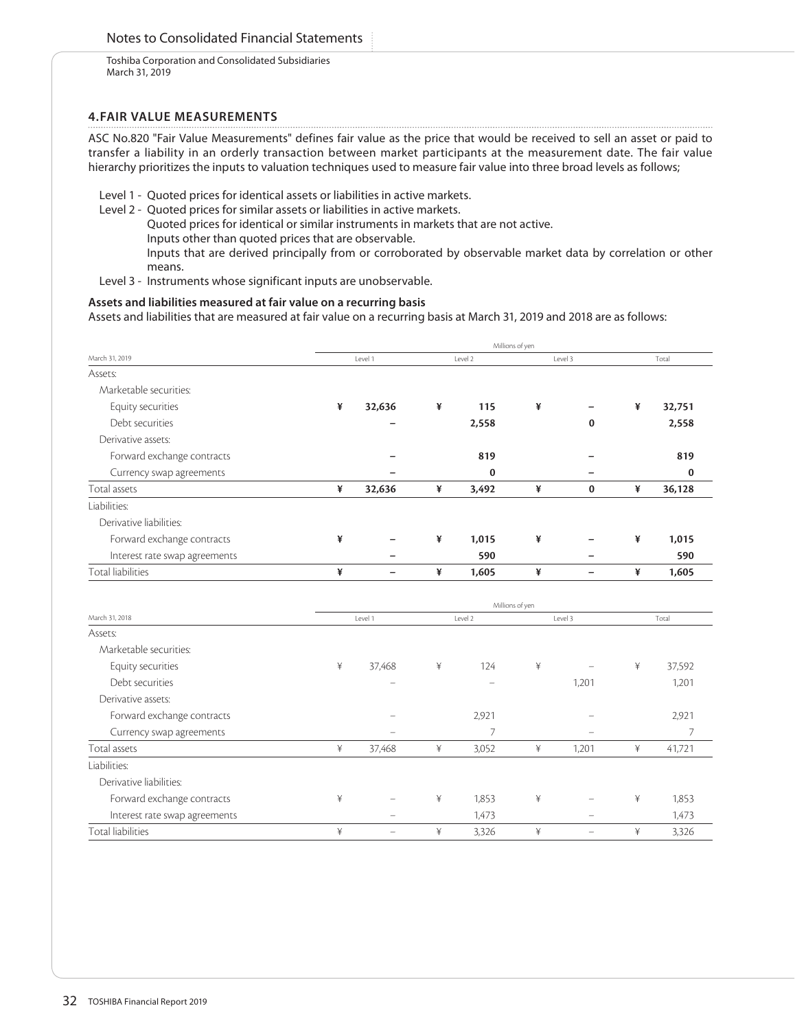## 4. FAIR VALUE MEASUREMENTS

ASC No.820 "Fair Value Measurements" defines fair value as the price that would be received to sell an asset or paid to transfer a liability in an orderly transaction between market participants at the measurement date. The fair value hierarchy prioritizes the inputs to valuation techniques used to measure fair value into three broad levels as follows;

Level 1 - Quoted prices for identical assets or liabilities in active markets.

Level 2 - Quoted prices for similar assets or liabilities in active markets.
Quoted prices for identical or similar instruments in markets that are not active.
Inputs other than quoted prices that are observable.
Inputs that are derived principally from or corroborated by observable market data by correlation or other means.

Level 3 - Instruments whose significant inputs are unobservable.

**Assets and liabilities measured at fair value on a recurring basis**

Assets and liabilities that are measured at fair value on a recurring basis at March 31, 2019 and 2018 are as follows:

| | Millions of yen | | | |
|---|---|---|---|---|
| March 31, 2019 | Level 1 | Level 2 | Level 3 | Total |
| Assets: | | | | |
| Marketable securities: | | | | |
| Equity securities | **¥ 32,636** | **¥ 115** | **¥ –** | **¥ 32,751** |
| Debt securities | **–** | **2,558** | **0** | **2,558** |
| Derivative assets: | | | | |
| Forward exchange contracts | **–** | **819** | **–** | **819** |
| Currency swap agreements | **–** | **0** | **–** | **0** |
| Total assets | **¥ 32,636** | **¥ 3,492** | **¥ 0** | **¥ 36,128** |
| Liabilities: | | | | |
| Derivative liabilities: | | | | |
| Forward exchange contracts | **¥ –** | **¥ 1,015** | **¥ –** | **¥ 1,015** |
| Interest rate swap agreements | **–** | **590** | **–** | **590** |
| Total liabilities | **¥ –** | **¥ 1,605** | **¥ –** | **¥ 1,605** |

| | Millions of yen | | | |
|---|---|---|---|---|
| March 31, 2018 | Level 1 | Level 2 | Level 3 | Total |
| Assets: | | | | |
| Marketable securities: | | | | |
| Equity securities | ¥ 37,468 | ¥ 124 | ¥ – | ¥ 37,592 |
| Debt securities | – | – | 1,201 | 1,201 |
| Derivative assets: | | | | |
| Forward exchange contracts | – | 2,921 | – | 2,921 |
| Currency swap agreements | – | 7 | – | 7 |
| Total assets | ¥ 37,468 | ¥ 3,052 | ¥ 1,201 | ¥ 41,721 |
| Liabilities: | | | | |
| Derivative liabilities: | | | | |
| Forward exchange contracts | ¥ – | ¥ 1,853 | ¥ – | ¥ 1,853 |
| Interest rate swap agreements | – | 1,473 | – | 1,473 |
| Total liabilities | ¥ – | ¥ 3,326 | ¥ – | ¥ 3,326 |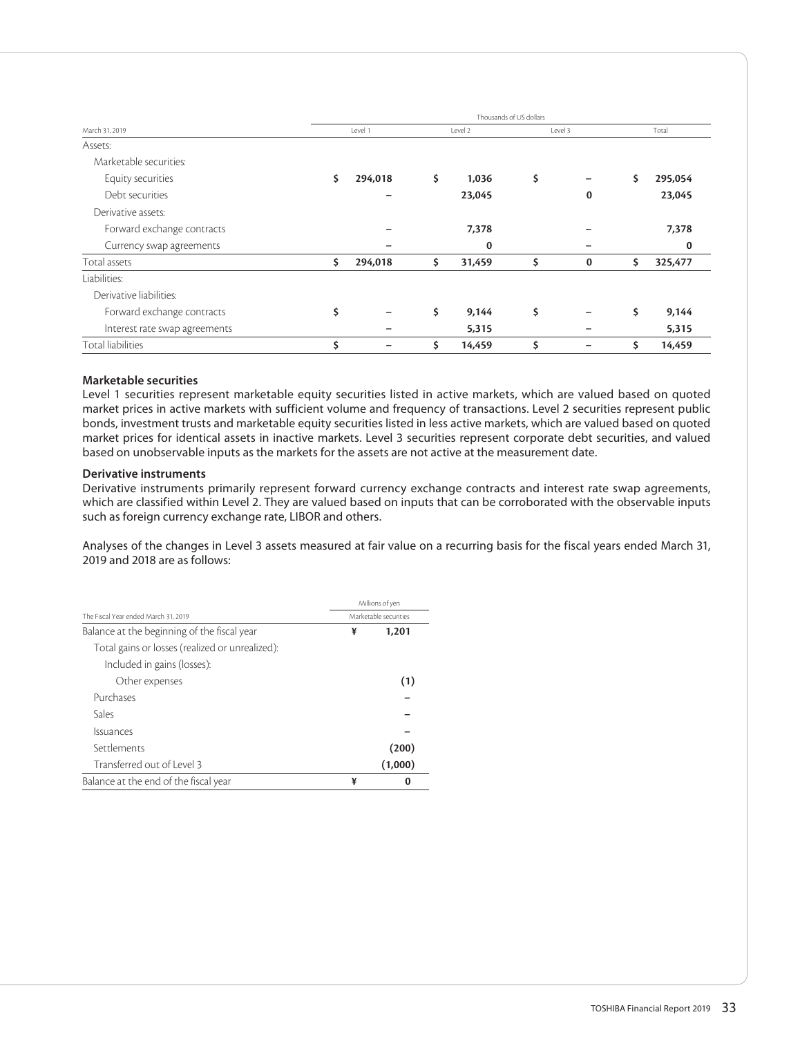| March 31, 2019 | Thousands of US dollars | | | |
|---|---|---|---|---|
| | Level 1 | Level 2 | Level 3 | Total |
| Assets: | | | | |
| Marketable securities: | | | | |
| Equity securities | $ 294,018 | $ 1,036 | $ – | $ 295,054 |
| Debt securities | – | 23,045 | 0 | 23,045 |
| Derivative assets: | | | | |
| Forward exchange contracts | – | 7,378 | – | 7,378 |
| Currency swap agreements | – | 0 | – | 0 |
| Total assets | $ 294,018 | $ 31,459 | $ 0 | $ 325,477 |
| Liabilities: | | | | |
| Derivative liabilities: | | | | |
| Forward exchange contracts | $ – | $ 9,144 | $ – | $ 9,144 |
| Interest rate swap agreements | – | 5,315 | – | 5,315 |
| Total liabilities | $ – | $ 14,459 | $ – | $ 14,459 |

**Marketable securities**

Level 1 securities represent marketable equity securities listed in active markets, which are valued based on quoted market prices in active markets with sufficient volume and frequency of transactions. Level 2 securities represent public bonds, investment trusts and marketable equity securities listed in less active markets, which are valued based on quoted market prices for identical assets in inactive markets. Level 3 securities represent corporate debt securities, and valued based on unobservable inputs as the markets for the assets are not active at the measurement date.

**Derivative instruments**

Derivative instruments primarily represent forward currency exchange contracts and interest rate swap agreements, which are classified within Level 2. They are valued based on inputs that can be corroborated with the observable inputs such as foreign currency exchange rate, LIBOR and others.

Analyses of the changes in Level 3 assets measured at fair value on a recurring basis for the fiscal years ended March 31, 2019 and 2018 are as follows:

| The Fiscal Year ended March 31, 2019 | Millions of yen |
|---|---|
| | Marketable securities |
| Balance at the beginning of the fiscal year | ¥ 1,201 |
| Total gains or losses (realized or unrealized): | |
| Included in gains (losses): | |
| Other expenses | (1) |
| Purchases | – |
| Sales | – |
| Issuances | – |
| Settlements | (200) |
| Transferred out of Level 3 | (1,000) |
| Balance at the end of the fiscal year | ¥ 0 |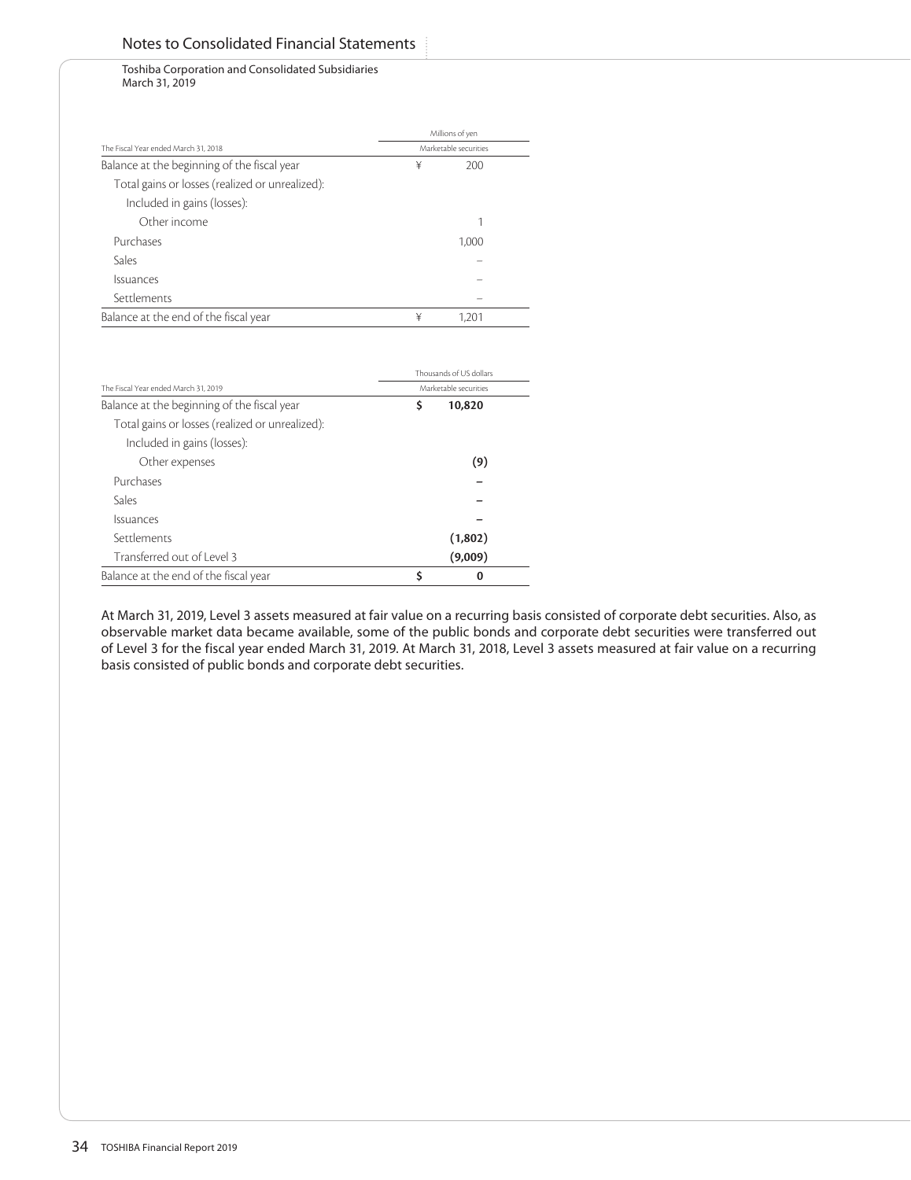Toshiba Corporation and Consolidated Subsidiaries
March 31, 2019

| The Fiscal Year ended March 31, 2018 | Millions of yen Marketable securities |
|---|---|
| Balance at the beginning of the fiscal year | ¥ 200 |
| Total gains or losses (realized or unrealized): | |
| Included in gains (losses): | |
| Other income | 1 |
| Purchases | 1,000 |
| Sales | – |
| Issuances | – |
| Settlements | – |
| Balance at the end of the fiscal year | ¥ 1,201 |

| The Fiscal Year ended March 31, 2019 | Thousands of US dollars Marketable securities |
|---|---|
| Balance at the beginning of the fiscal year | **$ 10,820** |
| Total gains or losses (realized or unrealized): | |
| Included in gains (losses): | |
| Other expenses | **(9)** |
| Purchases | **–** |
| Sales | **–** |
| Issuances | **–** |
| Settlements | **(1,802)** |
| Transferred out of Level 3 | **(9,009)** |
| Balance at the end of the fiscal year | **$ 0** |

At March 31, 2019, Level 3 assets measured at fair value on a recurring basis consisted of corporate debt securities. Also, as observable market data became available, some of the public bonds and corporate debt securities were transferred out of Level 3 for the fiscal year ended March 31, 2019. At March 31, 2018, Level 3 assets measured at fair value on a recurring basis consisted of public bonds and corporate debt securities.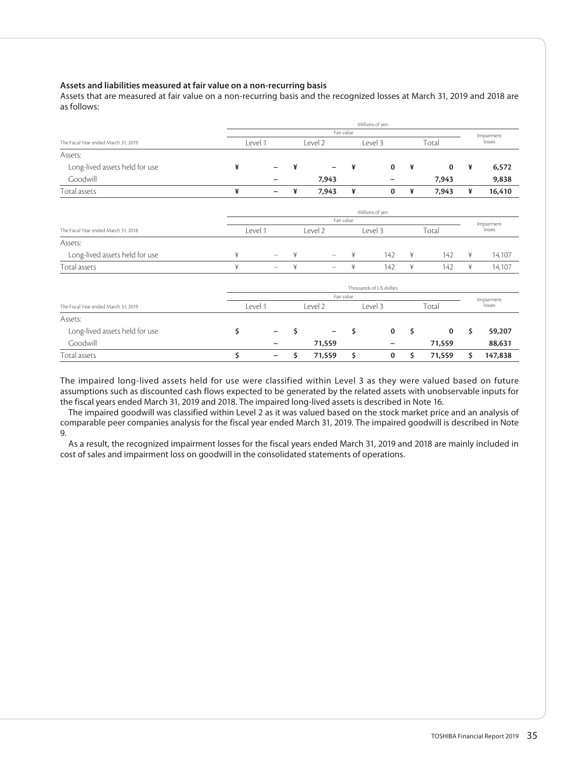**Assets and liabilities measured at fair value on a non-recurring basis**

Assets that are measured at fair value on a non-recurring basis and the recognized losses at March 31, 2019 and 2018 are as follows:

| | Millions of yen | | | | |
|---|---|---|---|---|---|
| | Fair value | | | | Impairment losses |
| The Fiscal Year ended March 31, 2019 | Level 1 | Level 2 | Level 3 | Total | |
| Assets: | | | | | |
| Long-lived assets held for use | ¥ – | ¥ – | ¥ 0 | ¥ 0 | ¥ 6,572 |
| Goodwill | – | 7,943 | – | 7,943 | 9,838 |
| Total assets | ¥ – | ¥ 7,943 | ¥ 0 | ¥ 7,943 | ¥ 16,410 |

| | Millions of yen | | | | |
|---|---|---|---|---|---|
| | Fair value | | | | Impairment losses |
| The Fiscal Year ended March 31, 2018 | Level 1 | Level 2 | Level 3 | Total | |
| Assets: | | | | | |
| Long-lived assets held for use | ¥ – | ¥ – | ¥ 142 | ¥ 142 | ¥ 14,107 |
| Total assets | ¥ – | ¥ – | ¥ 142 | ¥ 142 | ¥ 14,107 |

| | Thousands of US dollars | | | | |
|---|---|---|---|---|---|
| | Fair value | | | | Impairment losses |
| The Fiscal Year ended March 31, 2019 | Level 1 | Level 2 | Level 3 | Total | |
| Assets: | | | | | |
| Long-lived assets held for use | $ – | $ – | $ 0 | $ 0 | $ 59,207 |
| Goodwill | – | 71,559 | – | 71,559 | 88,631 |
| Total assets | $ – | $ 71,559 | $ 0 | $ 71,559 | $ 147,838 |

The impaired long-lived assets held for use were classified within Level 3 as they were valued based on future assumptions such as discounted cash flows expected to be generated by the related assets with unobservable inputs for the fiscal years ended March 31, 2019 and 2018. The impaired long-lived assets is described in Note 16.

The impaired goodwill was classified within Level 2 as it was valued based on the stock market price and an analysis of comparable peer companies analysis for the fiscal year ended March 31, 2019. The impaired goodwill is described in Note 9.

As a result, the recognized impairment losses for the fiscal years ended March 31, 2019 and 2018 are mainly included in cost of sales and impairment loss on goodwill in the consolidated statements of operations.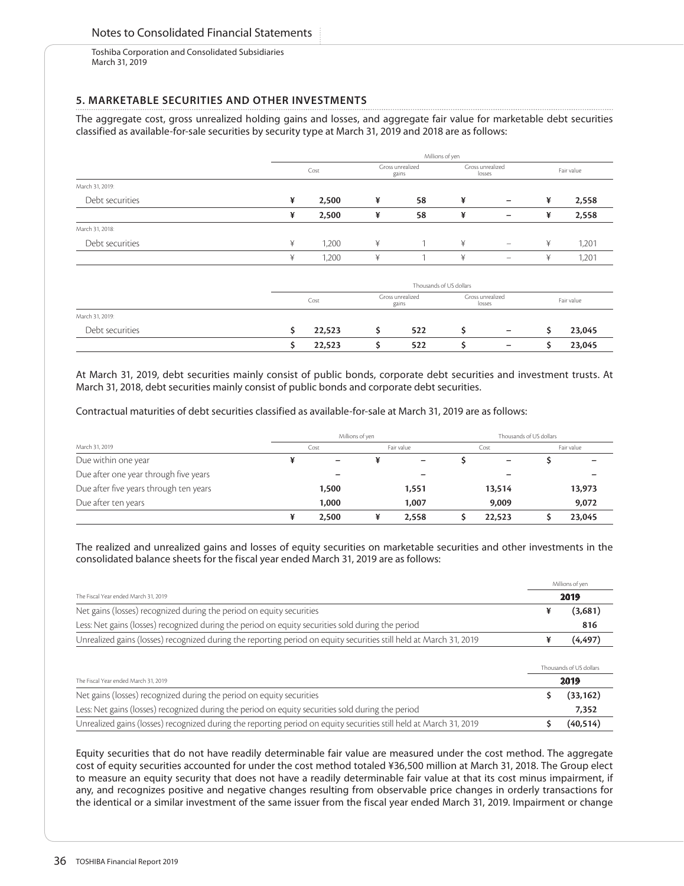## 5. MARKETABLE SECURITIES AND OTHER INVESTMENTS

The aggregate cost, gross unrealized holding gains and losses, and aggregate fair value for marketable debt securities classified as available-for-sale securities by security type at March 31, 2019 and 2018 are as follows:

| | Millions of yen | | | |
|---|---|---|---|---|
| | Cost | Gross unrealized gains | Gross unrealized losses | Fair value |
| March 31, 2019: | | | | |
| Debt securities | ¥ 2,500 | ¥ 58 | ¥ – | ¥ 2,558 |
| | ¥ 2,500 | ¥ 58 | ¥ – | ¥ 2,558 |
| March 31, 2018: | | | | |
| Debt securities | ¥ 1,200 | ¥ 1 | ¥ – | ¥ 1,201 |
| | ¥ 1,200 | ¥ 1 | ¥ – | ¥ 1,201 |

| | Thousands of US dollars | | | |
|---|---|---|---|---|
| | Cost | Gross unrealized gains | Gross unrealized losses | Fair value |
| March 31, 2019: | | | | |
| Debt securities | $ 22,523 | $ 522 | $ – | $ 23,045 |
| | $ 22,523 | $ 522 | $ – | $ 23,045 |

At March 31, 2019, debt securities mainly consist of public bonds, corporate debt securities and investment trusts. At March 31, 2018, debt securities mainly consist of public bonds and corporate debt securities.

Contractual maturities of debt securities classified as available-for-sale at March 31, 2019 are as follows:

| | Millions of yen | | Thousands of US dollars | |
|---|---|---|---|---|
| March 31, 2019 | Cost | Fair value | Cost | Fair value |
| Due within one year | ¥ – | ¥ – | $ – | $ – |
| Due after one year through five years | – | – | – | – |
| Due after five years through ten years | 1,500 | 1,551 | 13,514 | 13,973 |
| Due after ten years | 1,000 | 1,007 | 9,009 | 9,072 |
| | ¥ 2,500 | ¥ 2,558 | $ 22,523 | $ 23,045 |

The realized and unrealized gains and losses of equity securities on marketable securities and other investments in the consolidated balance sheets for the fiscal year ended March 31, 2019 are as follows:

| | Millions of yen |
|---|---|
| The Fiscal Year ended March 31, 2019 | 2019 |
| Net gains (losses) recognized during the period on equity securities | ¥ (3,681) |
| Less: Net gains (losses) recognized during the period on equity securities sold during the period | 816 |
| Unrealized gains (losses) recognized during the reporting period on equity securities still held at March 31, 2019 | ¥ (4,497) |

| | Thousands of US dollars |
|---|---|
| The Fiscal Year ended March 31, 2019 | 2019 |
| Net gains (losses) recognized during the period on equity securities | $ (33,162) |
| Less: Net gains (losses) recognized during the period on equity securities sold during the period | 7,352 |
| Unrealized gains (losses) recognized during the reporting period on equity securities still held at March 31, 2019 | $ (40,514) |

Equity securities that do not have readily determinable fair value are measured under the cost method. The aggregate cost of equity securities accounted for under the cost method totaled ¥36,500 million at March 31, 2018. The Group elect to measure an equity security that does not have a readily determinable fair value at that its cost minus impairment, if any, and recognizes positive and negative changes resulting from observable price changes in orderly transactions for the identical or a similar investment of the same issuer from the fiscal year ended March 31, 2019. Impairment or change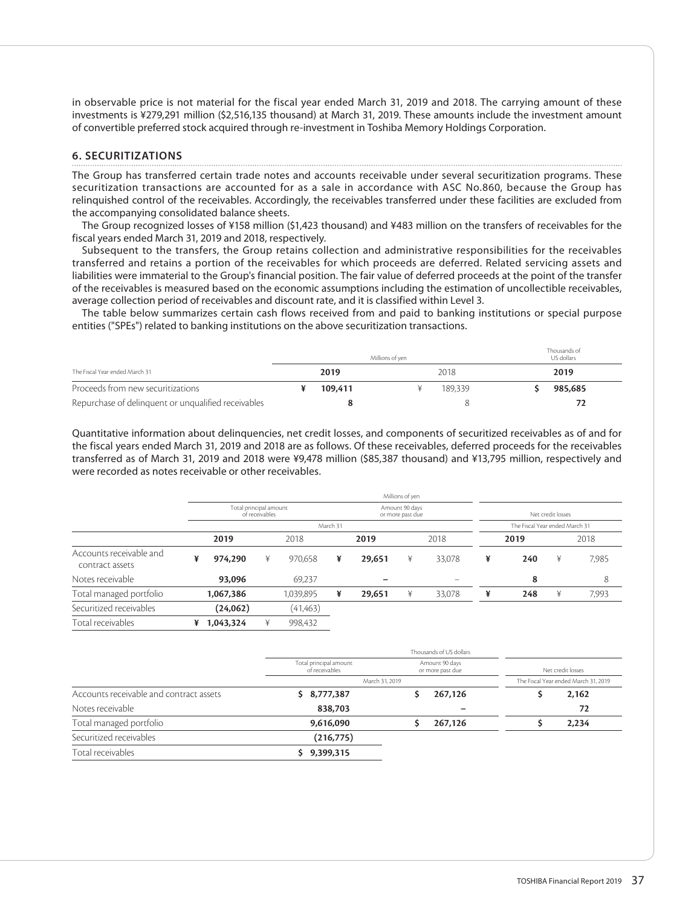in observable price is not material for the fiscal year ended March 31, 2019 and 2018. The carrying amount of these investments is ¥279,291 million ($2,516,135 thousand) at March 31, 2019. These amounts include the investment amount of convertible preferred stock acquired through re-investment in Toshiba Memory Holdings Corporation.

## 6. SECURITIZATIONS

The Group has transferred certain trade notes and accounts receivable under several securitization programs. These securitization transactions are accounted for as a sale in accordance with ASC No.860, because the Group has relinquished control of the receivables. Accordingly, the receivables transferred under these facilities are excluded from the accompanying consolidated balance sheets.

The Group recognized losses of ¥158 million ($1,423 thousand) and ¥483 million on the transfers of receivables for the fiscal years ended March 31, 2019 and 2018, respectively.

Subsequent to the transfers, the Group retains collection and administrative responsibilities for the receivables transferred and retains a portion of the receivables for which proceeds are deferred. Related servicing assets and liabilities were immaterial to the Group's financial position. The fair value of deferred proceeds at the point of the transfer of the receivables is measured based on the economic assumptions including the estimation of uncollectible receivables, average collection period of receivables and discount rate, and it is classified within Level 3.

The table below summarizes certain cash flows received from and paid to banking institutions or special purpose entities ("SPEs") related to banking institutions on the above securitization transactions.

| | Millions of yen | | Thousands of US dollars |
|---|---|---|---|
| The Fiscal Year ended March 31 | **2019** | 2018 | **2019** |
| Proceeds from new securitizations | ¥ **109,411** | ¥ 189,339 | $ **985,685** |
| Repurchase of delinquent or unqualified receivables | **8** | 8 | **72** |

Quantitative information about delinquencies, net credit losses, and components of securitized receivables as of and for the fiscal years ended March 31, 2019 and 2018 are as follows. Of these receivables, deferred proceeds for the receivables transferred as of March 31, 2019 and 2018 were ¥9,478 million ($85,387 thousand) and ¥13,795 million, respectively and were recorded as notes receivable or other receivables.

| | Millions of yen | | | | | |
|---|---|---|---|---|---|---|
| | Total principal amount of receivables | | Amount 90 days or more past due | | Net credit losses | |
| | March 31 | | | | The Fiscal Year ended March 31 | |
| | **2019** | 2018 | **2019** | 2018 | **2019** | 2018 |
| Accounts receivable and contract assets | ¥ **974,290** | ¥ 970,658 | ¥ **29,651** | ¥ 33,078 | ¥ **240** | ¥ 7,985 |
| Notes receivable | **93,096** | 69,237 | **–** | – | **8** | 8 |
| Total managed portfolio | **1,067,386** | 1,039,895 | ¥ **29,651** | ¥ 33,078 | ¥ **248** | ¥ 7,993 |
| Securitized receivables | **(24,062)** | (41,463) | | | | |
| Total receivables | ¥ **1,043,324** | ¥ 998,432 | | | | |

| | Thousands of US dollars | | |
|---|---|---|---|
| | Total principal amount of receivables | Amount 90 days or more past due | Net credit losses |
| | March 31, 2019 | | The Fiscal Year ended March 31, 2019 |
| Accounts receivable and contract assets | $ **8,777,387** | $ **267,126** | $ **2,162** |
| Notes receivable | **838,703** | **–** | **72** |
| Total managed portfolio | **9,616,090** | $ **267,126** | $ **2,234** |
| Securitized receivables | **(216,775)** | | |
| Total receivables | $ **9,399,315** | | |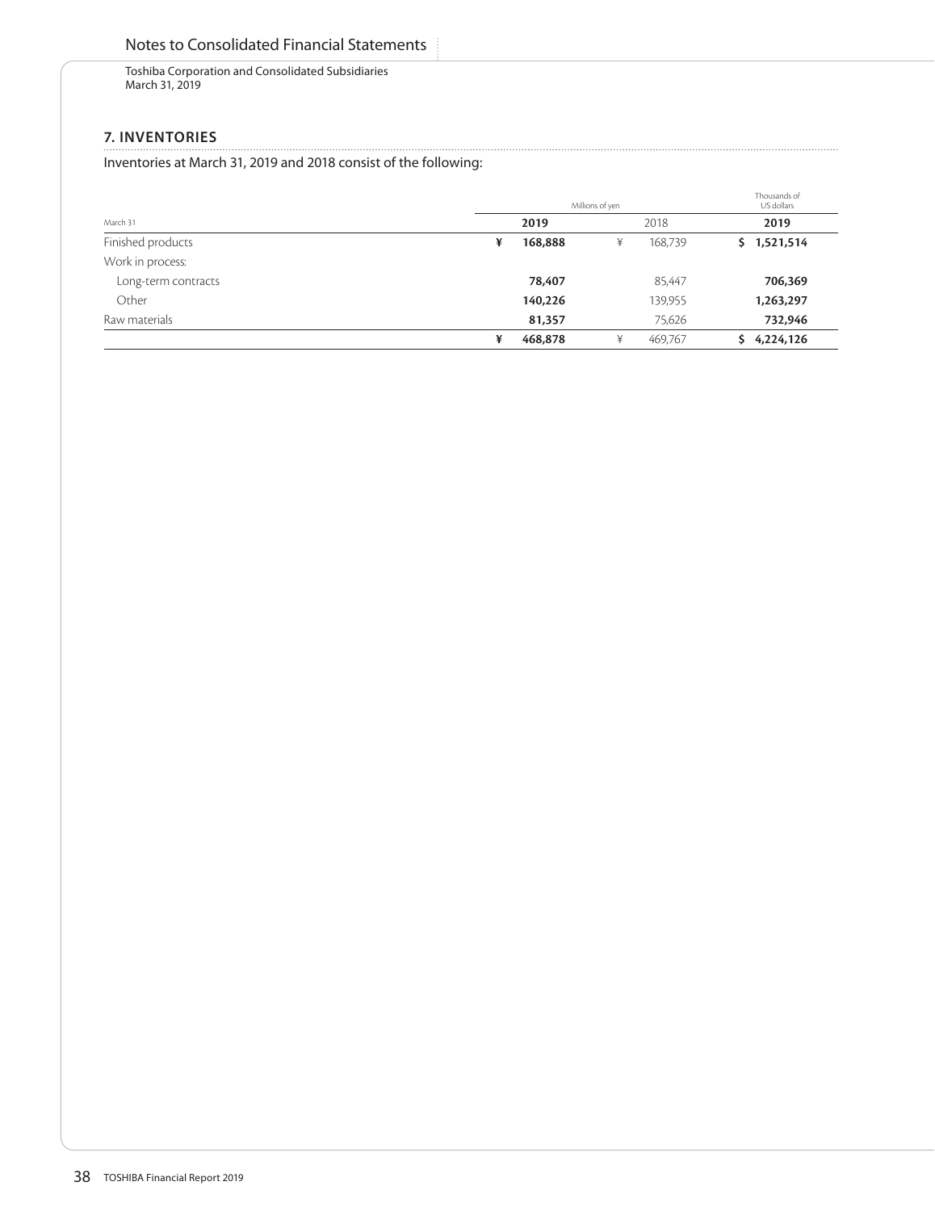## 7. INVENTORIES

Inventories at March 31, 2019 and 2018 consist of the following:

| | Millions of yen | | Thousands of US dollars |
|---|---|---|---|
| March 31 | **2019** | 2018 | **2019** |
| Finished products | **¥ 168,888** | ¥ 168,739 | **$ 1,521,514** |
| Work in process: | | | |
| Long-term contracts | **78,407** | 85,447 | **706,369** |
| Other | **140,226** | 139,955 | **1,263,297** |
| Raw materials | **81,357** | 75,626 | **732,946** |
| | **¥ 468,878** | ¥ 469,767 | **$ 4,224,126** |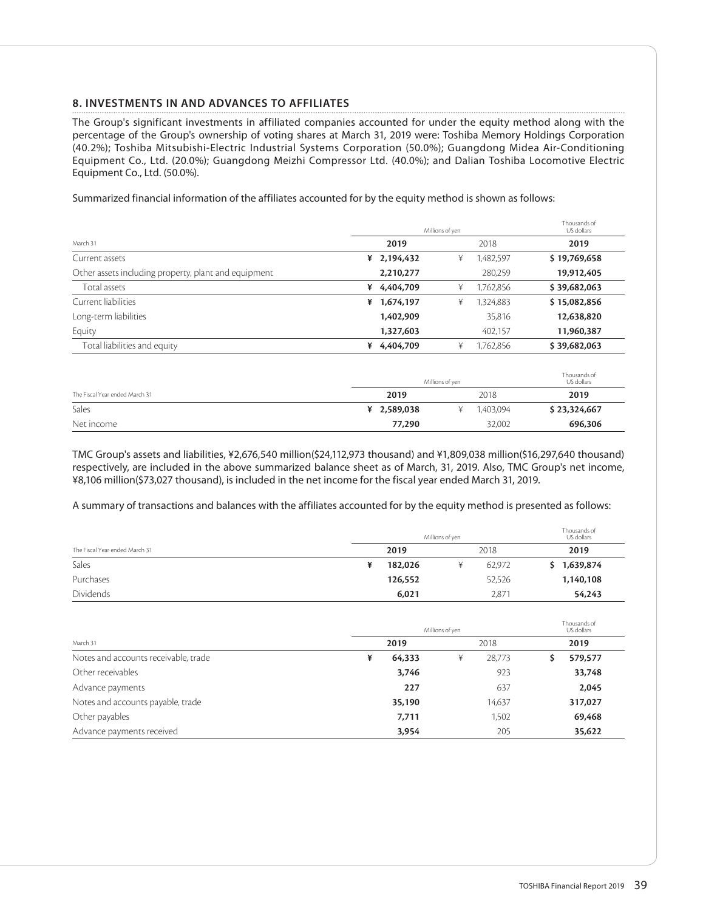## 8. INVESTMENTS IN AND ADVANCES TO AFFILIATES

The Group's significant investments in affiliated companies accounted for under the equity method along with the percentage of the Group's ownership of voting shares at March 31, 2019 were: Toshiba Memory Holdings Corporation (40.2%); Toshiba Mitsubishi-Electric Industrial Systems Corporation (50.0%); Guangdong Midea Air-Conditioning Equipment Co., Ltd. (20.0%); Guangdong Meizhi Compressor Ltd. (40.0%); and Dalian Toshiba Locomotive Electric Equipment Co., Ltd. (50.0%).

Summarized financial information of the affiliates accounted for by the equity method is shown as follows:

| | Millions of yen | | Thousands of US dollars |
|---|---|---|---|
| March 31 | 2019 | 2018 | 2019 |
| Current assets | ¥ 2,194,432 | ¥ 1,482,597 | $ 19,769,658 |
| Other assets including property, plant and equipment | 2,210,277 | 280,259 | 19,912,405 |
| Total assets | ¥ 4,404,709 | ¥ 1,762,856 | $ 39,682,063 |
| Current liabilities | ¥ 1,674,197 | ¥ 1,324,883 | $ 15,082,856 |
| Long-term liabilities | 1,402,909 | 35,816 | 12,638,820 |
| Equity | 1,327,603 | 402,157 | 11,960,387 |
| Total liabilities and equity | ¥ 4,404,709 | ¥ 1,762,856 | $ 39,682,063 |

| | Millions of yen | | Thousands of US dollars |
|---|---|---|---|
| The Fiscal Year ended March 31 | 2019 | 2018 | 2019 |
| Sales | ¥ 2,589,038 | ¥ 1,403,094 | $ 23,324,667 |
| Net income | 77,290 | 32,002 | 696,306 |

TMC Group's assets and liabilities, ¥2,676,540 million($24,112,973 thousand) and ¥1,809,038 million($16,297,640 thousand) respectively, are included in the above summarized balance sheet as of March, 31, 2019. Also, TMC Group's net income, ¥8,106 million($73,027 thousand), is included in the net income for the fiscal year ended March 31, 2019.

A summary of transactions and balances with the affiliates accounted for by the equity method is presented as follows:

| | Millions of yen | | Thousands of US dollars |
|---|---|---|---|
| The Fiscal Year ended March 31 | 2019 | 2018 | 2019 |
| Sales | ¥ 182,026 | ¥ 62,972 | $ 1,639,874 |
| Purchases | 126,552 | 52,526 | 1,140,108 |
| Dividends | 6,021 | 2,871 | 54,243 |

| | Millions of yen | | Thousands of US dollars |
|---|---|---|---|
| March 31 | 2019 | 2018 | 2019 |
| Notes and accounts receivable, trade | ¥ 64,333 | ¥ 28,773 | $ 579,577 |
| Other receivables | 3,746 | 923 | 33,748 |
| Advance payments | 227 | 637 | 2,045 |
| Notes and accounts payable, trade | 35,190 | 14,637 | 317,027 |
| Other payables | 7,711 | 1,502 | 69,468 |
| Advance payments received | 3,954 | 205 | 35,622 |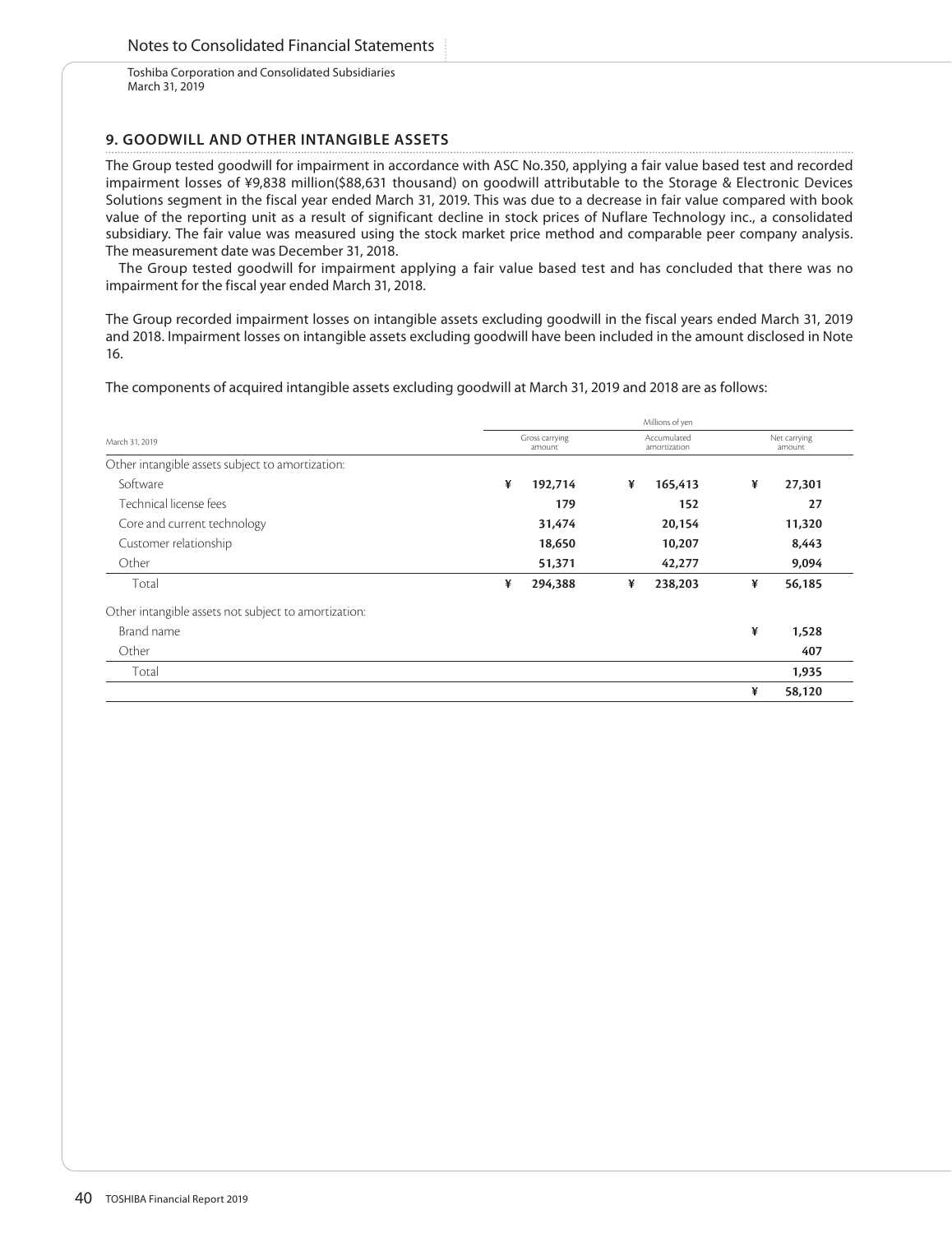## 9. GOODWILL AND OTHER INTANGIBLE ASSETS

The Group tested goodwill for impairment in accordance with ASC No.350, applying a fair value based test and recorded impairment losses of ¥9,838 million($88,631 thousand) on goodwill attributable to the Storage & Electronic Devices Solutions segment in the fiscal year ended March 31, 2019. This was due to a decrease in fair value compared with book value of the reporting unit as a result of significant decline in stock prices of Nuflare Technology inc., a consolidated subsidiary. The fair value was measured using the stock market price method and comparable peer company analysis. The measurement date was December 31, 2018.

The Group tested goodwill for impairment applying a fair value based test and has concluded that there was no impairment for the fiscal year ended March 31, 2018.

The Group recorded impairment losses on intangible assets excluding goodwill in the fiscal years ended March 31, 2019 and 2018. Impairment losses on intangible assets excluding goodwill have been included in the amount disclosed in Note 16.

The components of acquired intangible assets excluding goodwill at March 31, 2019 and 2018 are as follows:

| | Millions of yen | | |
|---|---|---|---|
| March 31, 2019 | Gross carrying amount | Accumulated amortization | Net carrying amount |
| Other intangible assets subject to amortization: | | | |
| Software | ¥ 192,714 | ¥ 165,413 | ¥ 27,301 |
| Technical license fees | 179 | 152 | 27 |
| Core and current technology | 31,474 | 20,154 | 11,320 |
| Customer relationship | 18,650 | 10,207 | 8,443 |
| Other | 51,371 | 42,277 | 9,094 |
| Total | ¥ 294,388 | ¥ 238,203 | ¥ 56,185 |
| Other intangible assets not subject to amortization: | | | |
| Brand name | | | ¥ 1,528 |
| Other | | | 407 |
| Total | | | 1,935 |
| | | | ¥ 58,120 |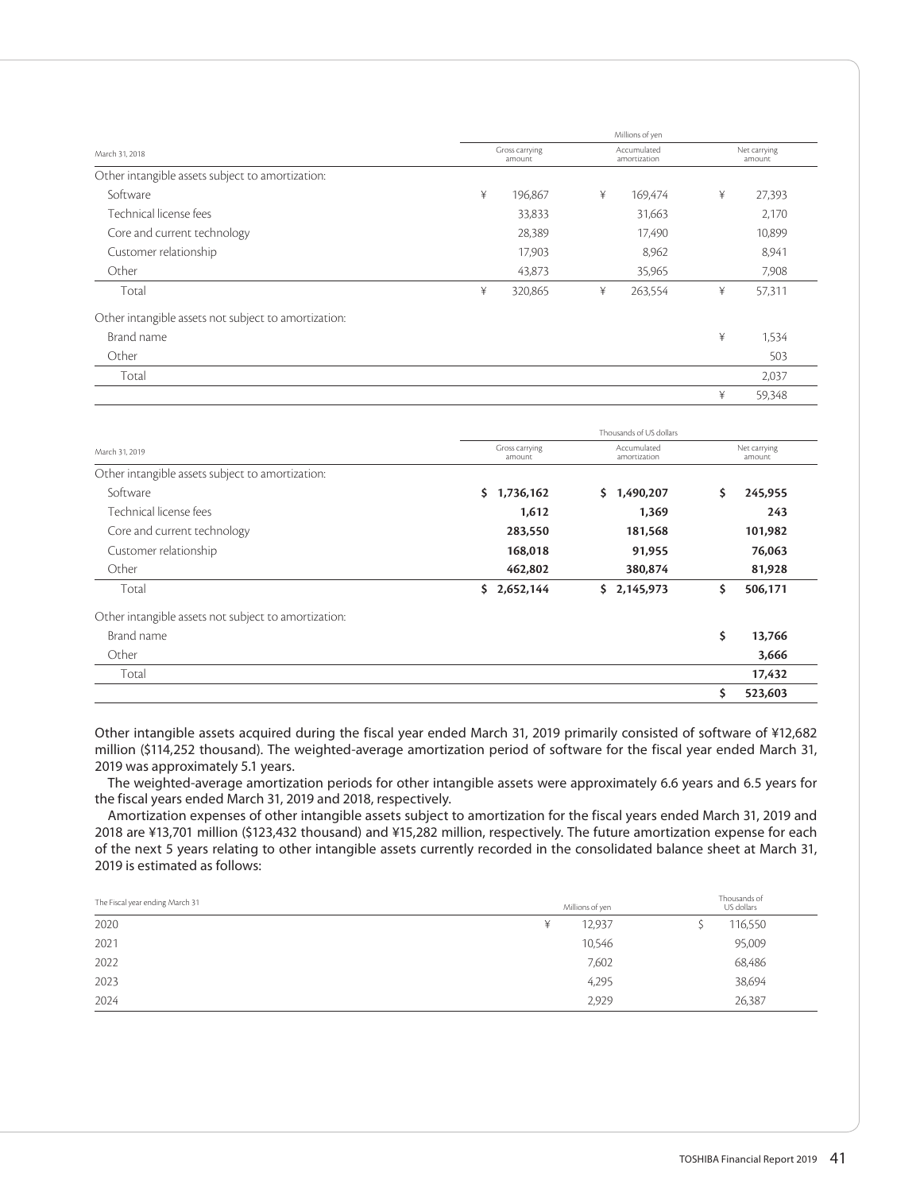| March 31, 2018 | Millions of yen | | |
|---|---|---|---|
| | Gross carrying amount | Accumulated amortization | Net carrying amount |
| Other intangible assets subject to amortization: | | | |
| Software | ¥ 196,867 | ¥ 169,474 | ¥ 27,393 |
| Technical license fees | 33,833 | 31,663 | 2,170 |
| Core and current technology | 28,389 | 17,490 | 10,899 |
| Customer relationship | 17,903 | 8,962 | 8,941 |
| Other | 43,873 | 35,965 | 7,908 |
| Total | ¥ 320,865 | ¥ 263,554 | ¥ 57,311 |
| Other intangible assets not subject to amortization: | | | |
| Brand name | | | ¥ 1,534 |
| Other | | | 503 |
| Total | | | 2,037 |
| | | | ¥ 59,348 |

| March 31, 2019 | Thousands of US dollars | | |
|---|---|---|---|
| | Gross carrying amount | Accumulated amortization | Net carrying amount |
| Other intangible assets subject to amortization: | | | |
| Software | **$ 1,736,162** | **$ 1,490,207** | **$ 245,955** |
| Technical license fees | **1,612** | **1,369** | **243** |
| Core and current technology | **283,550** | **181,568** | **101,982** |
| Customer relationship | **168,018** | **91,955** | **76,063** |
| Other | **462,802** | **380,874** | **81,928** |
| Total | **$ 2,652,144** | **$ 2,145,973** | **$ 506,171** |
| Other intangible assets not subject to amortization: | | | |
| Brand name | | | **$ 13,766** |
| Other | | | **3,666** |
| Total | | | **17,432** |
| | | | **$ 523,603** |

Other intangible assets acquired during the fiscal year ended March 31, 2019 primarily consisted of software of ¥12,682 million ($114,252 thousand). The weighted-average amortization period of software for the fiscal year ended March 31, 2019 was approximately 5.1 years.

The weighted-average amortization periods for other intangible assets were approximately 6.6 years and 6.5 years for the fiscal years ended March 31, 2019 and 2018, respectively.

Amortization expenses of other intangible assets subject to amortization for the fiscal years ended March 31, 2019 and 2018 are ¥13,701 million ($123,432 thousand) and ¥15,282 million, respectively. The future amortization expense for each of the next 5 years relating to other intangible assets currently recorded in the consolidated balance sheet at March 31, 2019 is estimated as follows:

| The Fiscal year ending March 31 | Millions of yen | Thousands of US dollars |
|---|---|---|
| 2020 | ¥ 12,937 | $ 116,550 |
| 2021 | 10,546 | 95,009 |
| 2022 | 7,602 | 68,486 |
| 2023 | 4,295 | 38,694 |
| 2024 | 2,929 | 26,387 |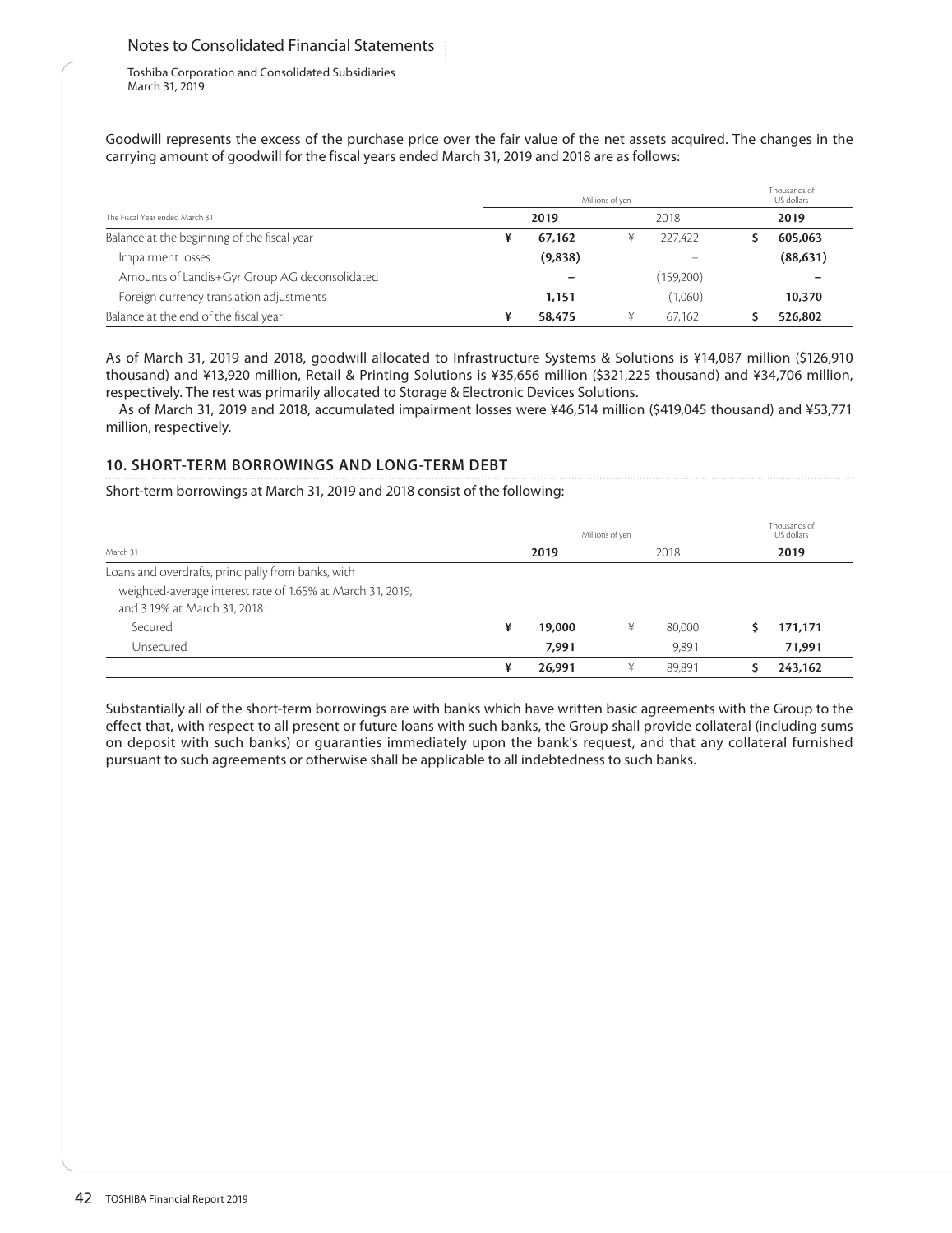Goodwill represents the excess of the purchase price over the fair value of the net assets acquired. The changes in the carrying amount of goodwill for the fiscal years ended March 31, 2019 and 2018 are as follows:

| | Millions of yen | | Thousands of US dollars |
|---|---|---|---|
| The Fiscal Year ended March 31 | **2019** | 2018 | **2019** |
| Balance at the beginning of the fiscal year | ¥ **67,162** | ¥ 227,422 | $ **605,063** |
| Impairment losses | **(9,838)** | – | **(88,631)** |
| Amounts of Landis+Gyr Group AG deconsolidated | **–** | (159,200) | **–** |
| Foreign currency translation adjustments | **1,151** | (1,060) | **10,370** |
| Balance at the end of the fiscal year | ¥ **58,475** | ¥ 67,162 | $ **526,802** |

As of March 31, 2019 and 2018, goodwill allocated to Infrastructure Systems & Solutions is ¥14,087 million ($126,910 thousand) and ¥13,920 million, Retail & Printing Solutions is ¥35,656 million ($321,225 thousand) and ¥34,706 million, respectively. The rest was primarily allocated to Storage & Electronic Devices Solutions.

As of March 31, 2019 and 2018, accumulated impairment losses were ¥46,514 million ($419,045 thousand) and ¥53,771 million, respectively.

## 10. SHORT-TERM BORROWINGS AND LONG-TERM DEBT

Short-term borrowings at March 31, 2019 and 2018 consist of the following:

| | Millions of yen | | Thousands of US dollars |
|---|---|---|---|
| March 31 | **2019** | 2018 | **2019** |
| Loans and overdrafts, principally from banks, with weighted-average interest rate of 1.65% at March 31, 2019, and 3.19% at March 31, 2018: | | | |
| Secured | ¥ **19,000** | ¥ 80,000 | $ **171,171** |
| Unsecured | **7,991** | 9,891 | **71,991** |
| | ¥ **26,991** | ¥ 89,891 | $ **243,162** |

Substantially all of the short-term borrowings are with banks which have written basic agreements with the Group to the effect that, with respect to all present or future loans with such banks, the Group shall provide collateral (including sums on deposit with such banks) or guaranties immediately upon the bank's request, and that any collateral furnished pursuant to such agreements or otherwise shall be applicable to all indebtedness to such banks.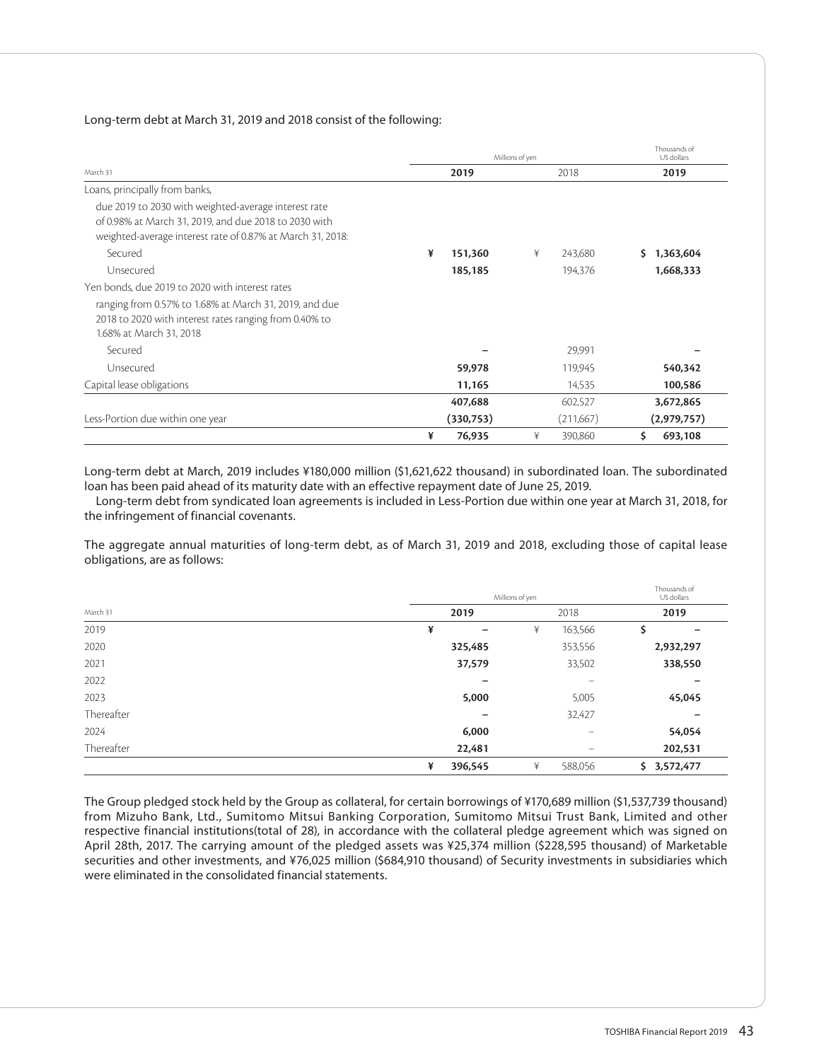Long-term debt at March 31, 2019 and 2018 consist of the following:

| | Millions of yen | | Thousands of US dollars |
|---|---|---|---|
| March 31 | 2019 | 2018 | 2019 |
| Loans, principally from banks, | | | |
| due 2019 to 2030 with weighted-average interest rate of 0.98% at March 31, 2019, and due 2018 to 2030 with weighted-average interest rate of 0.87% at March 31, 2018: | | | |
| Secured | ¥ 151,360 | ¥ 243,680 | $ 1,363,604 |
| Unsecured | 185,185 | 194,376 | 1,668,333 |
| Yen bonds, due 2019 to 2020 with interest rates | | | |
| ranging from 0.57% to 1.68% at March 31, 2019, and due 2018 to 2020 with interest rates ranging from 0.40% to 1.68% at March 31, 2018 | | | |
| Secured | – | 29,991 | – |
| Unsecured | 59,978 | 119,945 | 540,342 |
| Capital lease obligations | 11,165 | 14,535 | 100,586 |
| | 407,688 | 602,527 | 3,672,865 |
| Less-Portion due within one year | (330,753) | (211,667) | (2,979,757) |
| | ¥ 76,935 | ¥ 390,860 | $ 693,108 |

Long-term debt at March, 2019 includes ¥180,000 million ($1,621,622 thousand) in subordinated loan. The subordinated loan has been paid ahead of its maturity date with an effective repayment date of June 25, 2019.

Long-term debt from syndicated loan agreements is included in Less-Portion due within one year at March 31, 2018, for the infringement of financial covenants.

The aggregate annual maturities of long-term debt, as of March 31, 2019 and 2018, excluding those of capital lease obligations, are as follows:

| | Millions of yen | | Thousands of US dollars |
|---|---|---|---|
| March 31 | 2019 | 2018 | 2019 |
| 2019 | ¥ – | ¥ 163,566 | $ – |
| 2020 | 325,485 | 353,556 | 2,932,297 |
| 2021 | 37,579 | 33,502 | 338,550 |
| 2022 | – | – | – |
| 2023 | 5,000 | 5,005 | 45,045 |
| Thereafter | – | 32,427 | – |
| 2024 | 6,000 | – | 54,054 |
| Thereafter | 22,481 | – | 202,531 |
| | ¥ 396,545 | ¥ 588,056 | $ 3,572,477 |

The Group pledged stock held by the Group as collateral, for certain borrowings of ¥170,689 million ($1,537,739 thousand) from Mizuho Bank, Ltd., Sumitomo Mitsui Banking Corporation, Sumitomo Mitsui Trust Bank, Limited and other respective financial institutions(total of 28), in accordance with the collateral pledge agreement which was signed on April 28th, 2017. The carrying amount of the pledged assets was ¥25,374 million ($228,595 thousand) of Marketable securities and other investments, and ¥76,025 million ($684,910 thousand) of Security investments in subsidiaries which were eliminated in the consolidated financial statements.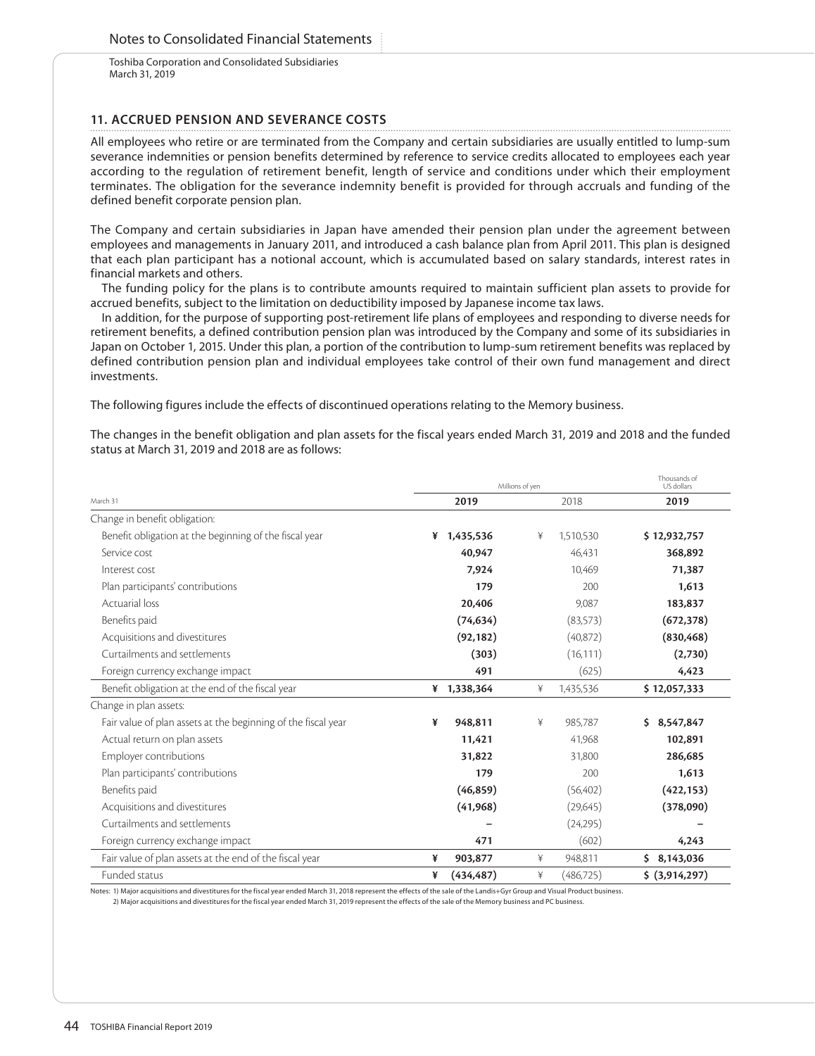Notes to Consolidated Financial Statements

Toshiba Corporation and Consolidated Subsidiaries
March 31, 2019

## 11. ACCRUED PENSION AND SEVERANCE COSTS

All employees who retire or are terminated from the Company and certain subsidiaries are usually entitled to lump-sum severance indemnities or pension benefits determined by reference to service credits allocated to employees each year according to the regulation of retirement benefit, length of service and conditions under which their employment terminates. The obligation for the severance indemnity benefit is provided for through accruals and funding of the defined benefit corporate pension plan.

The Company and certain subsidiaries in Japan have amended their pension plan under the agreement between employees and managements in January 2011, and introduced a cash balance plan from April 2011. This plan is designed that each plan participant has a notional account, which is accumulated based on salary standards, interest rates in financial markets and others.

The funding policy for the plans is to contribute amounts required to maintain sufficient plan assets to provide for accrued benefits, subject to the limitation on deductibility imposed by Japanese income tax laws.

In addition, for the purpose of supporting post-retirement life plans of employees and responding to diverse needs for retirement benefits, a defined contribution pension plan was introduced by the Company and some of its subsidiaries in Japan on October 1, 2015. Under this plan, a portion of the contribution to lump-sum retirement benefits was replaced by defined contribution pension plan and individual employees take control of their own fund management and direct investments.

The following figures include the effects of discontinued operations relating to the Memory business.

The changes in the benefit obligation and plan assets for the fiscal years ended March 31, 2019 and 2018 and the funded status at March 31, 2019 and 2018 are as follows:

| | Millions of yen | | Thousands of US dollars |
|---|---|---|---|
| March 31 | **2019** | 2018 | **2019** |
| Change in benefit obligation: | | | |
| Benefit obligation at the beginning of the fiscal year | **¥ 1,435,536** | ¥ 1,510,530 | **$ 12,932,757** |
| Service cost | **40,947** | 46,431 | **368,892** |
| Interest cost | **7,924** | 10,469 | **71,387** |
| Plan participants' contributions | **179** | 200 | **1,613** |
| Actuarial loss | **20,406** | 9,087 | **183,837** |
| Benefits paid | **(74,634)** | (83,573) | **(672,378)** |
| Acquisitions and divestitures | **(92,182)** | (40,872) | **(830,468)** |
| Curtailments and settlements | **(303)** | (16,111) | **(2,730)** |
| Foreign currency exchange impact | **491** | (625) | **4,423** |
| Benefit obligation at the end of the fiscal year | **¥ 1,338,364** | ¥ 1,435,536 | **$ 12,057,333** |
| Change in plan assets: | | | |
| Fair value of plan assets at the beginning of the fiscal year | **¥ 948,811** | ¥ 985,787 | **$ 8,547,847** |
| Actual return on plan assets | **11,421** | 41,968 | **102,891** |
| Employer contributions | **31,822** | 31,800 | **286,685** |
| Plan participants' contributions | **179** | 200 | **1,613** |
| Benefits paid | **(46,859)** | (56,402) | **(422,153)** |
| Acquisitions and divestitures | **(41,968)** | (29,645) | **(378,090)** |
| Curtailments and settlements | **–** | (24,295) | **–** |
| Foreign currency exchange impact | **471** | (602) | **4,243** |
| Fair value of plan assets at the end of the fiscal year | **¥ 903,877** | ¥ 948,811 | **$ 8,143,036** |
| Funded status | **¥ (434,487)** | ¥ (486,725) | **$ (3,914,297)** |

Notes: 1) Major acquisitions and divestitures for the fiscal year ended March 31, 2018 represent the effects of the sale of the Landis+Gyr Group and Visual Product business.
2) Major acquisitions and divestitures for the fiscal year ended March 31, 2019 represent the effects of the sale of the Memory business and PC business.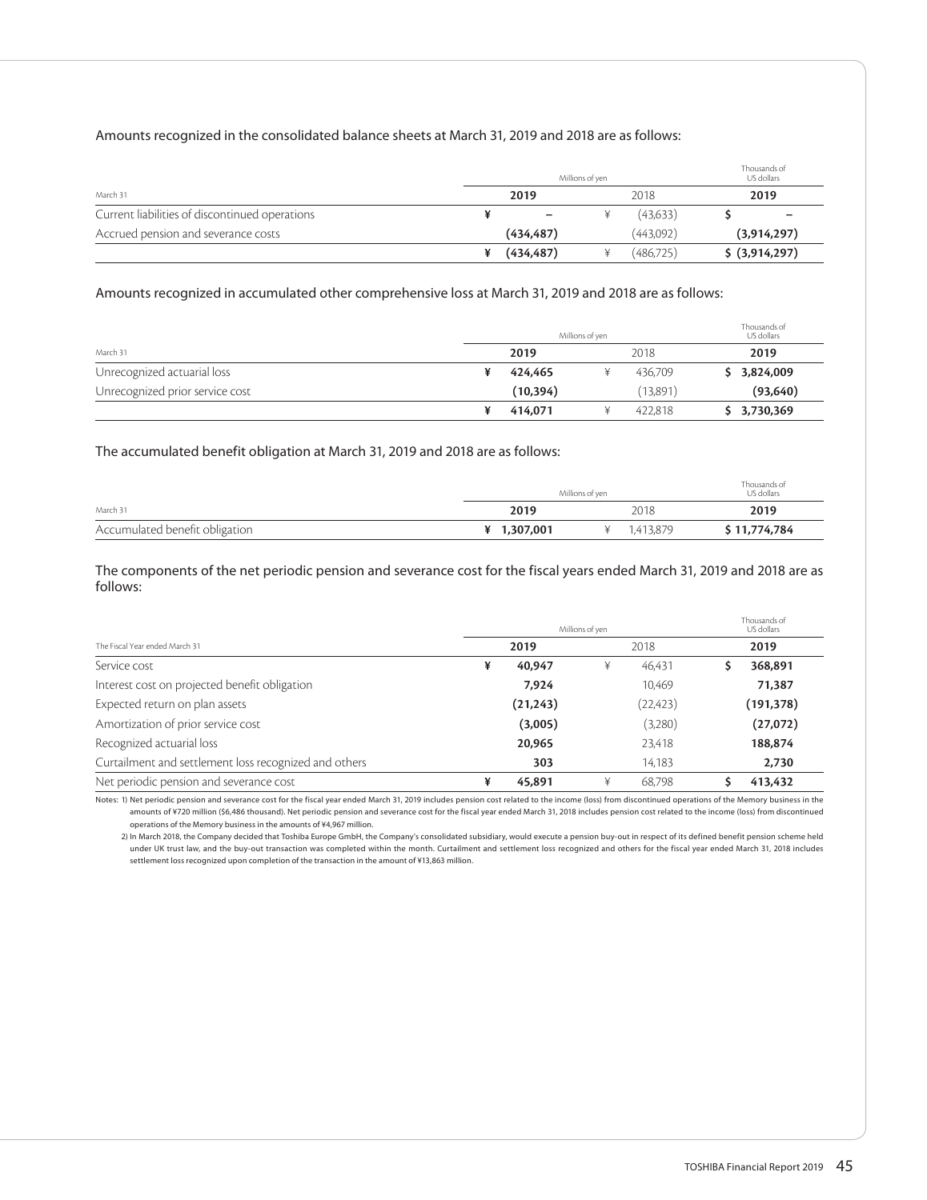Amounts recognized in the consolidated balance sheets at March 31, 2019 and 2018 are as follows:

| March 31 | Millions of yen | | Thousands of US dollars |
|---|---|---|---|
| | **2019** | 2018 | **2019** |
| Current liabilities of discontinued operations | ¥ **–** | ¥ (43,633) | $ **–** |
| Accrued pension and severance costs | **(434,487)** | (443,092) | **(3,914,297)** |
| | ¥ **(434,487)** | ¥ (486,725) | **$ (3,914,297)** |

Amounts recognized in accumulated other comprehensive loss at March 31, 2019 and 2018 are as follows:

| March 31 | Millions of yen | | Thousands of US dollars |
|---|---|---|---|
| | **2019** | 2018 | **2019** |
| Unrecognized actuarial loss | ¥ **424,465** | ¥ 436,709 | **$ 3,824,009** |
| Unrecognized prior service cost | **(10,394)** | (13,891) | **(93,640)** |
| | ¥ **414,071** | ¥ 422,818 | **$ 3,730,369** |

The accumulated benefit obligation at March 31, 2019 and 2018 are as follows:

| March 31 | Millions of yen | | Thousands of US dollars |
|---|---|---|---|
| | **2019** | 2018 | **2019** |
| Accumulated benefit obligation | **¥ 1,307,001** | ¥ 1,413,879 | **$ 11,774,784** |

The components of the net periodic pension and severance cost for the fiscal years ended March 31, 2019 and 2018 are as follows:

| The Fiscal Year ended March 31 | Millions of yen | | Thousands of US dollars |
|---|---|---|---|
| | **2019** | 2018 | **2019** |
| Service cost | ¥ **40,947** | ¥ 46,431 | **$ 368,891** |
| Interest cost on projected benefit obligation | **7,924** | 10,469 | **71,387** |
| Expected return on plan assets | **(21,243)** | (22,423) | **(191,378)** |
| Amortization of prior service cost | **(3,005)** | (3,280) | **(27,072)** |
| Recognized actuarial loss | **20,965** | 23,418 | **188,874** |
| Curtailment and settlement loss recognized and others | **303** | 14,183 | **2,730** |
| Net periodic pension and severance cost | ¥ **45,891** | ¥ 68,798 | **$ 413,432** |

Notes: 1) Net periodic pension and severance cost for the fiscal year ended March 31, 2019 includes pension cost related to the income (loss) from discontinued operations of the Memory business in the amounts of ¥720 million ($6,486 thousand). Net periodic pension and severance cost for the fiscal year ended March 31, 2018 includes pension cost related to the income (loss) from discontinued operations of the Memory business in the amounts of ¥4,967 million.

2) In March 2018, the Company decided that Toshiba Europe GmbH, the Company's consolidated subsidiary, would execute a pension buy-out in respect of its defined benefit pension scheme held under UK trust law, and the buy-out transaction was completed within the month. Curtailment and settlement loss recognized and others for the fiscal year ended March 31, 2018 includes settlement loss recognized upon completion of the transaction in the amount of ¥13,863 million.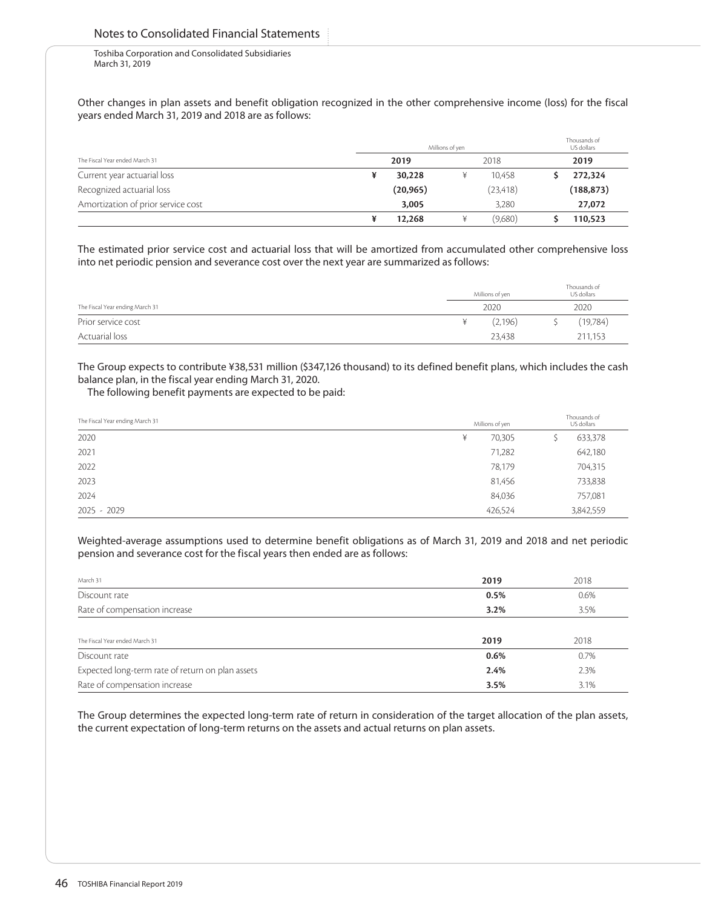Other changes in plan assets and benefit obligation recognized in the other comprehensive income (loss) for the fiscal years ended March 31, 2019 and 2018 are as follows:

| | Millions of yen | | Thousands of US dollars |
|---|---|---|---|
| The Fiscal Year ended March 31 | **2019** | 2018 | **2019** |
| Current year actuarial loss | ¥ **30,228** | ¥ 10,458 | $ **272,324** |
| Recognized actuarial loss | **(20,965)** | (23,418) | **(188,873)** |
| Amortization of prior service cost | **3,005** | 3,280 | **27,072** |
| | ¥ **12,268** | ¥ (9,680) | $ **110,523** |

The estimated prior service cost and actuarial loss that will be amortized from accumulated other comprehensive loss into net periodic pension and severance cost over the next year are summarized as follows:

| | Millions of yen | Thousands of US dollars |
|---|---|---|
| The Fiscal Year ending March 31 | 2020 | 2020 |
| Prior service cost | ¥ (2,196) | $ (19,784) |
| Actuarial loss | 23,438 | 211,153 |

The Group expects to contribute ¥38,531 million ($347,126 thousand) to its defined benefit plans, which includes the cash balance plan, in the fiscal year ending March 31, 2020.

The following benefit payments are expected to be paid:

| The Fiscal Year ending March 31 | Millions of yen | Thousands of US dollars |
|---|---|---|
| 2020 | ¥ 70,305 | $ 633,378 |
| 2021 | 71,282 | 642,180 |
| 2022 | 78,179 | 704,315 |
| 2023 | 81,456 | 733,838 |
| 2024 | 84,036 | 757,081 |
| 2025 - 2029 | 426,524 | 3,842,559 |

Weighted-average assumptions used to determine benefit obligations as of March 31, 2019 and 2018 and net periodic pension and severance cost for the fiscal years then ended are as follows:

| March 31 | **2019** | 2018 |
|---|---|---|
| Discount rate | **0.5%** | 0.6% |
| Rate of compensation increase | **3.2%** | 3.5% |

| The Fiscal Year ended March 31 | **2019** | 2018 |
|---|---|---|
| Discount rate | **0.6%** | 0.7% |
| Expected long-term rate of return on plan assets | **2.4%** | 2.3% |
| Rate of compensation increase | **3.5%** | 3.1% |

The Group determines the expected long-term rate of return in consideration of the target allocation of the plan assets, the current expectation of long-term returns on the assets and actual returns on plan assets.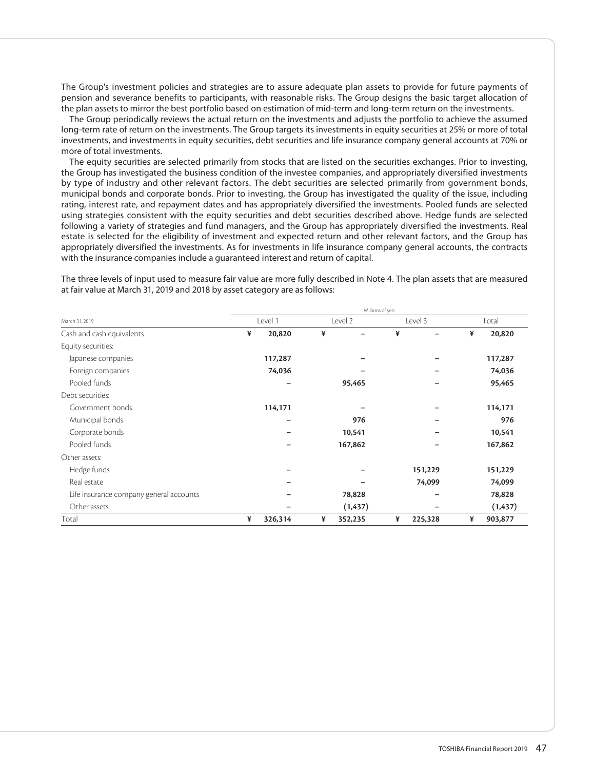The Group's investment policies and strategies are to assure adequate plan assets to provide for future payments of pension and severance benefits to participants, with reasonable risks. The Group designs the basic target allocation of the plan assets to mirror the best portfolio based on estimation of mid-term and long-term return on the investments.

The Group periodically reviews the actual return on the investments and adjusts the portfolio to achieve the assumed long-term rate of return on the investments. The Group targets its investments in equity securities at 25% or more of total investments, and investments in equity securities, debt securities and life insurance company general accounts at 70% or more of total investments.

The equity securities are selected primarily from stocks that are listed on the securities exchanges. Prior to investing, the Group has investigated the business condition of the investee companies, and appropriately diversified investments by type of industry and other relevant factors. The debt securities are selected primarily from government bonds, municipal bonds and corporate bonds. Prior to investing, the Group has investigated the quality of the issue, including rating, interest rate, and repayment dates and has appropriately diversified the investments. Pooled funds are selected using strategies consistent with the equity securities and debt securities described above. Hedge funds are selected following a variety of strategies and fund managers, and the Group has appropriately diversified the investments. Real estate is selected for the eligibility of investment and expected return and other relevant factors, and the Group has appropriately diversified the investments. As for investments in life insurance company general accounts, the contracts with the insurance companies include a guaranteed interest and return of capital.

The three levels of input used to measure fair value are more fully described in Note 4. The plan assets that are measured at fair value at March 31, 2019 and 2018 by asset category are as follows:

| | Millions of yen | | | |
|---|---|---|---|---|
| March 31, 2019 | Level 1 | Level 2 | Level 3 | Total |
| Cash and cash equivalents | ¥ 20,820 | ¥ – | ¥ – | ¥ 20,820 |
| Equity securities: | | | | |
| Japanese companies | 117,287 | – | – | 117,287 |
| Foreign companies | 74,036 | – | – | 74,036 |
| Pooled funds | – | 95,465 | – | 95,465 |
| Debt securities: | | | | |
| Government bonds | 114,171 | – | – | 114,171 |
| Municipal bonds | – | 976 | – | 976 |
| Corporate bonds | – | 10,541 | – | 10,541 |
| Pooled funds | – | 167,862 | – | 167,862 |
| Other assets: | | | | |
| Hedge funds | – | – | 151,229 | 151,229 |
| Real estate | – | – | 74,099 | 74,099 |
| Life insurance company general accounts | – | 78,828 | – | 78,828 |
| Other assets | – | (1,437) | – | (1,437) |
| Total | ¥ 326,314 | ¥ 352,235 | ¥ 225,328 | ¥ 903,877 |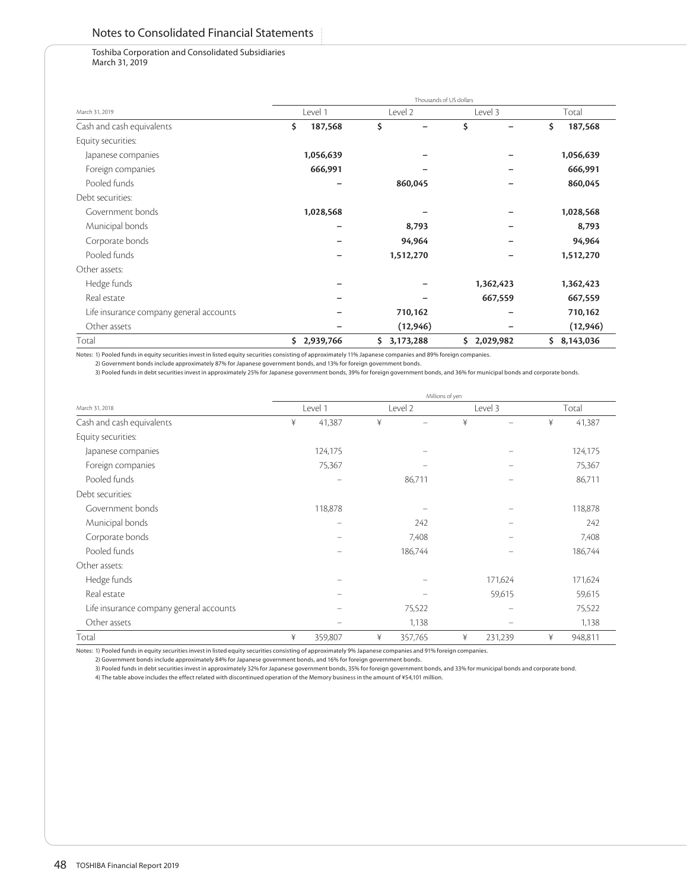Toshiba Corporation and Consolidated Subsidiaries
March 31, 2019

| | Thousands of US dollars | | | |
|---|---|---|---|---|
| March 31, 2019 | Level 1 | Level 2 | Level 3 | Total |
| Cash and cash equivalents | **$ 187,568** | **$ –** | **$ –** | **$ 187,568** |
| Equity securities: | | | | |
| Japanese companies | **1,056,639** | **–** | **–** | **1,056,639** |
| Foreign companies | **666,991** | **–** | **–** | **666,991** |
| Pooled funds | **–** | **860,045** | **–** | **860,045** |
| Debt securities: | | | | |
| Government bonds | **1,028,568** | **–** | **–** | **1,028,568** |
| Municipal bonds | **–** | **8,793** | **–** | **8,793** |
| Corporate bonds | **–** | **94,964** | **–** | **94,964** |
| Pooled funds | **–** | **1,512,270** | **–** | **1,512,270** |
| Other assets: | | | | |
| Hedge funds | **–** | **–** | **1,362,423** | **1,362,423** |
| Real estate | **–** | **–** | **667,559** | **667,559** |
| Life insurance company general accounts | **–** | **710,162** | **–** | **710,162** |
| Other assets | **–** | **(12,946)** | **–** | **(12,946)** |
| Total | **$ 2,939,766** | **$ 3,173,288** | **$ 2,029,982** | **$ 8,143,036** |

Notes: 1) Pooled funds in equity securities invest in listed equity securities consisting of approximately 11% Japanese companies and 89% foreign companies.
2) Government bonds include approximately 87% for Japanese government bonds, and 13% for foreign government bonds.
3) Pooled funds in debt securities invest in approximately 25% for Japanese government bonds, 39% for foreign government bonds, and 36% for municipal bonds and corporate bonds.

| | Millions of yen | | | |
|---|---|---|---|---|
| March 31, 2018 | Level 1 | Level 2 | Level 3 | Total |
| Cash and cash equivalents | ¥ 41,387 | ¥ – | ¥ – | ¥ 41,387 |
| Equity securities: | | | | |
| Japanese companies | 124,175 | – | – | 124,175 |
| Foreign companies | 75,367 | – | – | 75,367 |
| Pooled funds | – | 86,711 | – | 86,711 |
| Debt securities: | | | | |
| Government bonds | 118,878 | – | – | 118,878 |
| Municipal bonds | – | 242 | – | 242 |
| Corporate bonds | – | 7,408 | – | 7,408 |
| Pooled funds | – | 186,744 | – | 186,744 |
| Other assets: | | | | |
| Hedge funds | – | – | 171,624 | 171,624 |
| Real estate | – | – | 59,615 | 59,615 |
| Life insurance company general accounts | – | 75,522 | – | 75,522 |
| Other assets | – | 1,138 | – | 1,138 |
| Total | ¥ 359,807 | ¥ 357,765 | ¥ 231,239 | ¥ 948,811 |

Notes: 1) Pooled funds in equity securities invest in listed equity securities consisting of approximately 9% Japanese companies and 91% foreign companies.
2) Government bonds include approximately 84% for Japanese government bonds, and 16% for foreign government bonds.
3) Pooled funds in debt securities invest in approximately 32% for Japanese government bonds, 35% for foreign government bonds, and 33% for municipal bonds and corporate bond.
4) The table above includes the effect related with discontinued operation of the Memory business in the amount of ¥54,101 million.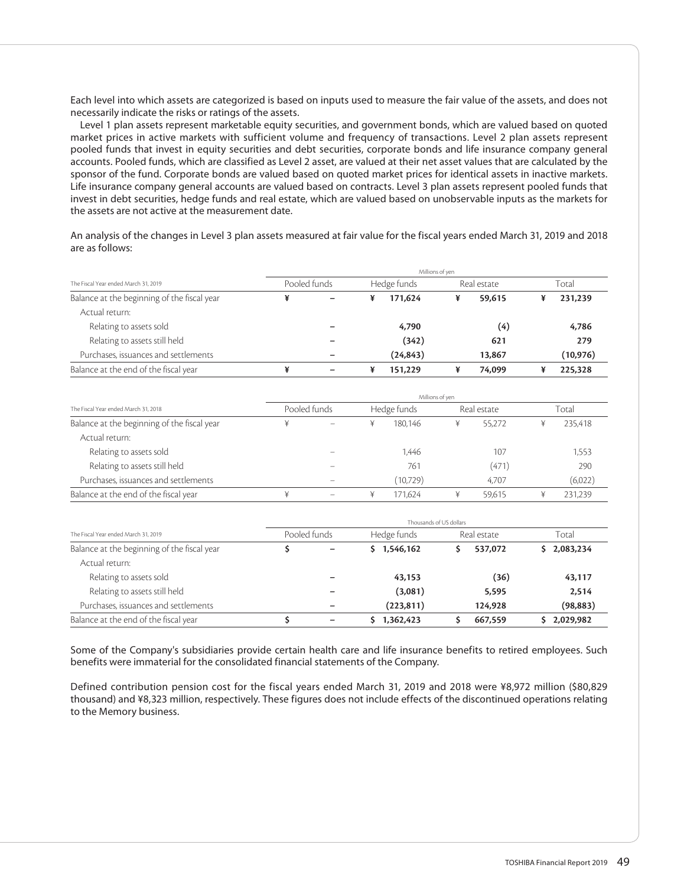Each level into which assets are categorized is based on inputs used to measure the fair value of the assets, and does not necessarily indicate the risks or ratings of the assets.

Level 1 plan assets represent marketable equity securities, and government bonds, which are valued based on quoted market prices in active markets with sufficient volume and frequency of transactions. Level 2 plan assets represent pooled funds that invest in equity securities and debt securities, corporate bonds and life insurance company general accounts. Pooled funds, which are classified as Level 2 asset, are valued at their net asset values that are calculated by the sponsor of the fund. Corporate bonds are valued based on quoted market prices for identical assets in inactive markets. Life insurance company general accounts are valued based on contracts. Level 3 plan assets represent pooled funds that invest in debt securities, hedge funds and real estate, which are valued based on unobservable inputs as the markets for the assets are not active at the measurement date.

An analysis of the changes in Level 3 plan assets measured at fair value for the fiscal years ended March 31, 2019 and 2018 are as follows:

| | Millions of yen | | | |
|---|---|---|---|---|
| The Fiscal Year ended March 31, 2019 | Pooled funds | Hedge funds | Real estate | Total |
| Balance at the beginning of the fiscal year | ¥ – | ¥ 171,624 | ¥ 59,615 | ¥ 231,239 |
| Actual return: | | | | |
| Relating to assets sold | – | 4,790 | (4) | 4,786 |
| Relating to assets still held | – | (342) | 621 | 279 |
| Purchases, issuances and settlements | – | (24,843) | 13,867 | (10,976) |
| Balance at the end of the fiscal year | ¥ – | ¥ 151,229 | ¥ 74,099 | ¥ 225,328 |

| | Millions of yen | | | |
|---|---|---|---|---|
| The Fiscal Year ended March 31, 2018 | Pooled funds | Hedge funds | Real estate | Total |
| Balance at the beginning of the fiscal year | ¥ – | ¥ 180,146 | ¥ 55,272 | ¥ 235,418 |
| Actual return: | | | | |
| Relating to assets sold | – | 1,446 | 107 | 1,553 |
| Relating to assets still held | – | 761 | (471) | 290 |
| Purchases, issuances and settlements | – | (10,729) | 4,707 | (6,022) |
| Balance at the end of the fiscal year | ¥ – | ¥ 171,624 | ¥ 59,615 | ¥ 231,239 |

| | Thousands of US dollars | | | |
|---|---|---|---|---|
| The Fiscal Year ended March 31, 2019 | Pooled funds | Hedge funds | Real estate | Total |
| Balance at the beginning of the fiscal year | $ – | $ 1,546,162 | $ 537,072 | $ 2,083,234 |
| Actual return: | | | | |
| Relating to assets sold | – | 43,153 | (36) | 43,117 |
| Relating to assets still held | – | (3,081) | 5,595 | 2,514 |
| Purchases, issuances and settlements | – | (223,811) | 124,928 | (98,883) |
| Balance at the end of the fiscal year | $ – | $ 1,362,423 | $ 667,559 | $ 2,029,982 |

Some of the Company's subsidiaries provide certain health care and life insurance benefits to retired employees. Such benefits were immaterial for the consolidated financial statements of the Company.

Defined contribution pension cost for the fiscal years ended March 31, 2019 and 2018 were ¥8,972 million ($80,829 thousand) and ¥8,323 million, respectively. These figures does not include effects of the discontinued operations relating to the Memory business.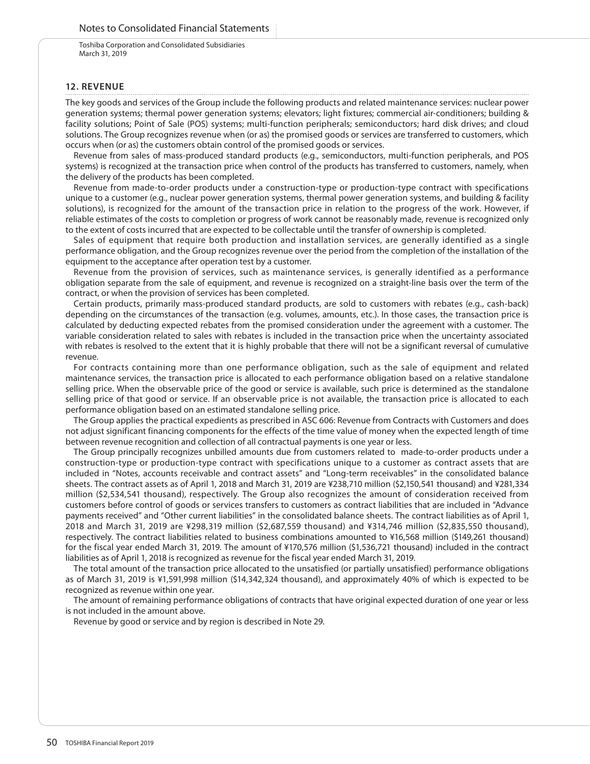## 12. REVENUE

The key goods and services of the Group include the following products and related maintenance services: nuclear power generation systems; thermal power generation systems; elevators; light fixtures; commercial air-conditioners; building & facility solutions; Point of Sale (POS) systems; multi-function peripherals; semiconductors; hard disk drives; and cloud solutions. The Group recognizes revenue when (or as) the promised goods or services are transferred to customers, which occurs when (or as) the customers obtain control of the promised goods or services.

Revenue from sales of mass-produced standard products (e.g., semiconductors, multi-function peripherals, and POS systems) is recognized at the transaction price when control of the products has transferred to customers, namely, when the delivery of the products has been completed.

Revenue from made-to-order products under a construction-type or production-type contract with specifications unique to a customer (e.g., nuclear power generation systems, thermal power generation systems, and building & facility solutions), is recognized for the amount of the transaction price in relation to the progress of the work. However, if reliable estimates of the costs to completion or progress of work cannot be reasonably made, revenue is recognized only to the extent of costs incurred that are expected to be collectable until the transfer of ownership is completed.

Sales of equipment that require both production and installation services, are generally identified as a single performance obligation, and the Group recognizes revenue over the period from the completion of the installation of the equipment to the acceptance after operation test by a customer.

Revenue from the provision of services, such as maintenance services, is generally identified as a performance obligation separate from the sale of equipment, and revenue is recognized on a straight-line basis over the term of the contract, or when the provision of services has been completed.

Certain products, primarily mass-produced standard products, are sold to customers with rebates (e.g., cash-back) depending on the circumstances of the transaction (e.g. volumes, amounts, etc.). In those cases, the transaction price is calculated by deducting expected rebates from the promised consideration under the agreement with a customer. The variable consideration related to sales with rebates is included in the transaction price when the uncertainty associated with rebates is resolved to the extent that it is highly probable that there will not be a significant reversal of cumulative revenue.

For contracts containing more than one performance obligation, such as the sale of equipment and related maintenance services, the transaction price is allocated to each performance obligation based on a relative standalone selling price. When the observable price of the good or service is available, such price is determined as the standalone selling price of that good or service. If an observable price is not available, the transaction price is allocated to each performance obligation based on an estimated standalone selling price.

The Group applies the practical expedients as prescribed in ASC 606: Revenue from Contracts with Customers and does not adjust significant financing components for the effects of the time value of money when the expected length of time between revenue recognition and collection of all contractual payments is one year or less.

The Group principally recognizes unbilled amounts due from customers related to made-to-order products under a construction-type or production-type contract with specifications unique to a customer as contract assets that are included in "Notes, accounts receivable and contract assets" and "Long-term receivables" in the consolidated balance sheets. The contract assets as of April 1, 2018 and March 31, 2019 are ¥238,710 million ($2,150,541 thousand) and ¥281,334 million ($2,534,541 thousand), respectively. The Group also recognizes the amount of consideration received from customers before control of goods or services transfers to customers as contract liabilities that are included in "Advance payments received" and "Other current liabilities" in the consolidated balance sheets. The contract liabilities as of April 1, 2018 and March 31, 2019 are ¥298,319 million ($2,687,559 thousand) and ¥314,746 million ($2,835,550 thousand), respectively. The contract liabilities related to business combinations amounted to ¥16,568 million ($149,261 thousand) for the fiscal year ended March 31, 2019. The amount of ¥170,576 million ($1,536,721 thousand) included in the contract liabilities as of April 1, 2018 is recognized as revenue for the fiscal year ended March 31, 2019.

The total amount of the transaction price allocated to the unsatisfied (or partially unsatisfied) performance obligations as of March 31, 2019 is ¥1,591,998 million ($14,342,324 thousand), and approximately 40% of which is expected to be recognized as revenue within one year.

The amount of remaining performance obligations of contracts that have original expected duration of one year or less is not included in the amount above.

Revenue by good or service and by region is described in Note 29.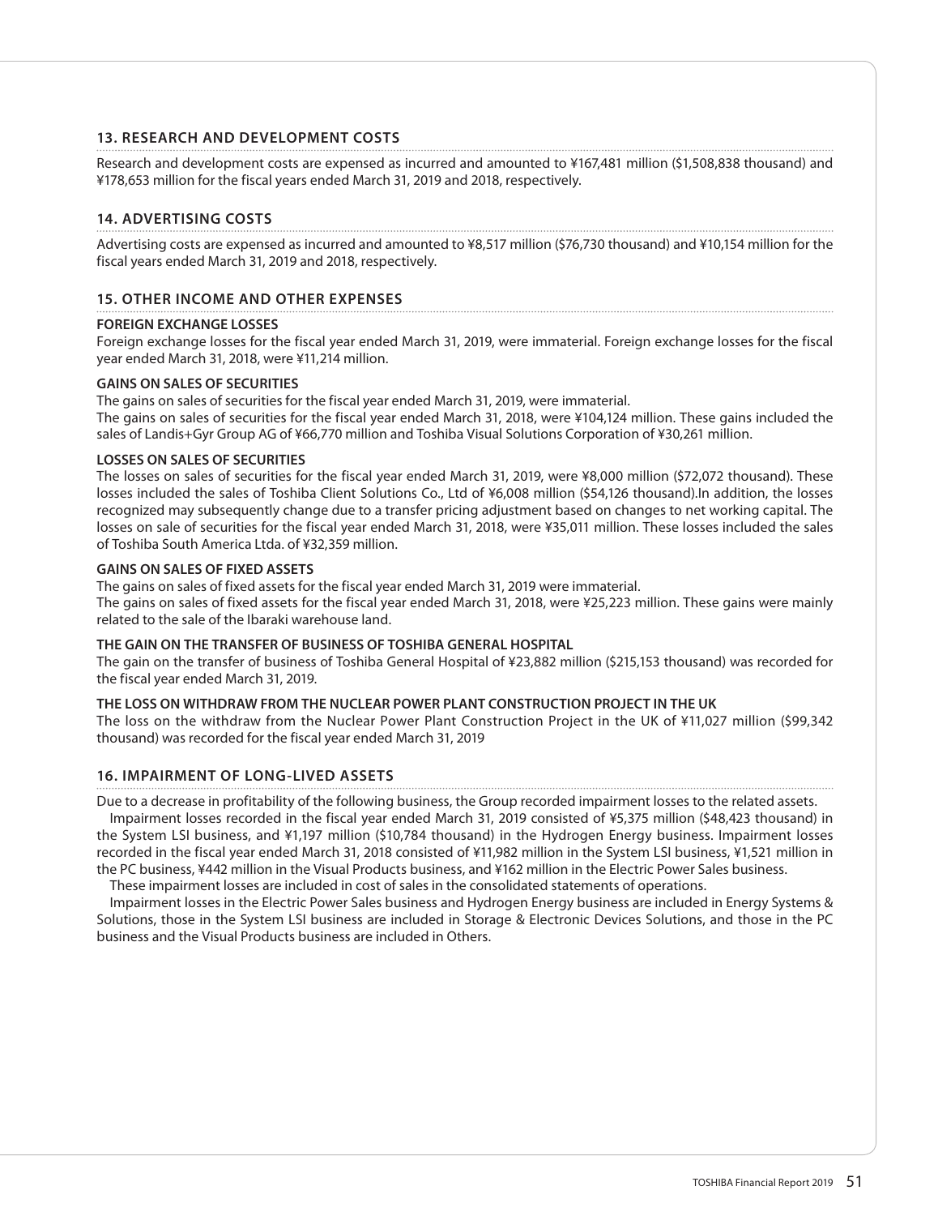## 13. RESEARCH AND DEVELOPMENT COSTS

Research and development costs are expensed as incurred and amounted to ¥167,481 million ($1,508,838 thousand) and ¥178,653 million for the fiscal years ended March 31, 2019 and 2018, respectively.

## 14. ADVERTISING COSTS

Advertising costs are expensed as incurred and amounted to ¥8,517 million ($76,730 thousand) and ¥10,154 million for the fiscal years ended March 31, 2019 and 2018, respectively.

## 15. OTHER INCOME AND OTHER EXPENSES

**FOREIGN EXCHANGE LOSSES**

Foreign exchange losses for the fiscal year ended March 31, 2019, were immaterial. Foreign exchange losses for the fiscal year ended March 31, 2018, were ¥11,214 million.

**GAINS ON SALES OF SECURITIES**

The gains on sales of securities for the fiscal year ended March 31, 2019, were immaterial.
The gains on sales of securities for the fiscal year ended March 31, 2018, were ¥104,124 million. These gains included the sales of Landis+Gyr Group AG of ¥66,770 million and Toshiba Visual Solutions Corporation of ¥30,261 million.

**LOSSES ON SALES OF SECURITIES**

The losses on sales of securities for the fiscal year ended March 31, 2019, were ¥8,000 million ($72,072 thousand). These losses included the sales of Toshiba Client Solutions Co., Ltd of ¥6,008 million ($54,126 thousand).In addition, the losses recognized may subsequently change due to a transfer pricing adjustment based on changes to net working capital. The losses on sale of securities for the fiscal year ended March 31, 2018, were ¥35,011 million. These losses included the sales of Toshiba South America Ltda. of ¥32,359 million.

**GAINS ON SALES OF FIXED ASSETS**

The gains on sales of fixed assets for the fiscal year ended March 31, 2019 were immaterial.
The gains on sales of fixed assets for the fiscal year ended March 31, 2018, were ¥25,223 million. These gains were mainly related to the sale of the Ibaraki warehouse land.

**THE GAIN ON THE TRANSFER OF BUSINESS OF TOSHIBA GENERAL HOSPITAL**

The gain on the transfer of business of Toshiba General Hospital of ¥23,882 million ($215,153 thousand) was recorded for the fiscal year ended March 31, 2019.

**THE LOSS ON WITHDRAW FROM THE NUCLEAR POWER PLANT CONSTRUCTION PROJECT IN THE UK**

The loss on the withdraw from the Nuclear Power Plant Construction Project in the UK of ¥11,027 million ($99,342 thousand) was recorded for the fiscal year ended March 31, 2019

## 16. IMPAIRMENT OF LONG-LIVED ASSETS

Due to a decrease in profitability of the following business, the Group recorded impairment losses to the related assets.

Impairment losses recorded in the fiscal year ended March 31, 2019 consisted of ¥5,375 million ($48,423 thousand) in the System LSI business, and ¥1,197 million ($10,784 thousand) in the Hydrogen Energy business. Impairment losses recorded in the fiscal year ended March 31, 2018 consisted of ¥11,982 million in the System LSI business, ¥1,521 million in the PC business, ¥442 million in the Visual Products business, and ¥162 million in the Electric Power Sales business.

These impairment losses are included in cost of sales in the consolidated statements of operations.

Impairment losses in the Electric Power Sales business and Hydrogen Energy business are included in Energy Systems & Solutions, those in the System LSI business are included in Storage & Electronic Devices Solutions, and those in the PC business and the Visual Products business are included in Others.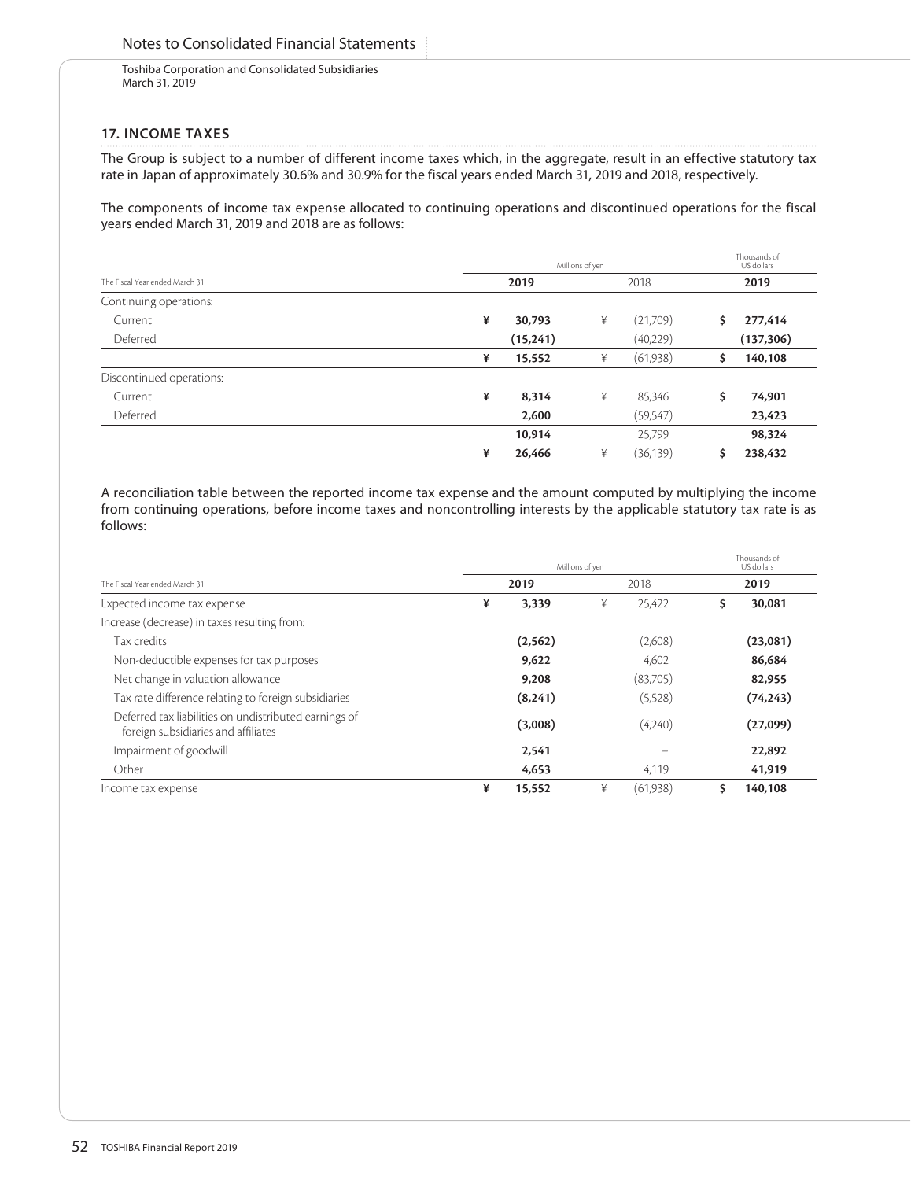## 17. INCOME TAXES

The Group is subject to a number of different income taxes which, in the aggregate, result in an effective statutory tax rate in Japan of approximately 30.6% and 30.9% for the fiscal years ended March 31, 2019 and 2018, respectively.

The components of income tax expense allocated to continuing operations and discontinued operations for the fiscal years ended March 31, 2019 and 2018 are as follows:

| | Millions of yen | | Thousands of US dollars |
|---|---|---|---|
| The Fiscal Year ended March 31 | **2019** | 2018 | **2019** |
| Continuing operations: | | | |
| Current | **¥ 30,793** | ¥ (21,709) | **$ 277,414** |
| Deferred | **(15,241)** | (40,229) | **(137,306)** |
| | **¥ 15,552** | ¥ (61,938) | **$ 140,108** |
| Discontinued operations: | | | |
| Current | **¥ 8,314** | ¥ 85,346 | **$ 74,901** |
| Deferred | **2,600** | (59,547) | **23,423** |
| | **10,914** | 25,799 | **98,324** |
| | **¥ 26,466** | ¥ (36,139) | **$ 238,432** |

A reconciliation table between the reported income tax expense and the amount computed by multiplying the income from continuing operations, before income taxes and noncontrolling interests by the applicable statutory tax rate is as follows:

| | Millions of yen | | Thousands of US dollars |
|---|---|---|---|
| The Fiscal Year ended March 31 | **2019** | 2018 | **2019** |
| Expected income tax expense | **¥ 3,339** | ¥ 25,422 | **$ 30,081** |
| Increase (decrease) in taxes resulting from: | | | |
| Tax credits | **(2,562)** | (2,608) | **(23,081)** |
| Non-deductible expenses for tax purposes | **9,622** | 4,602 | **86,684** |
| Net change in valuation allowance | **9,208** | (83,705) | **82,955** |
| Tax rate difference relating to foreign subsidiaries | **(8,241)** | (5,528) | **(74,243)** |
| Deferred tax liabilities on undistributed earnings of foreign subsidiaries and affiliates | **(3,008)** | (4,240) | **(27,099)** |
| Impairment of goodwill | **2,541** | – | **22,892** |
| Other | **4,653** | 4,119 | **41,919** |
| Income tax expense | **¥ 15,552** | ¥ (61,938) | **$ 140,108** |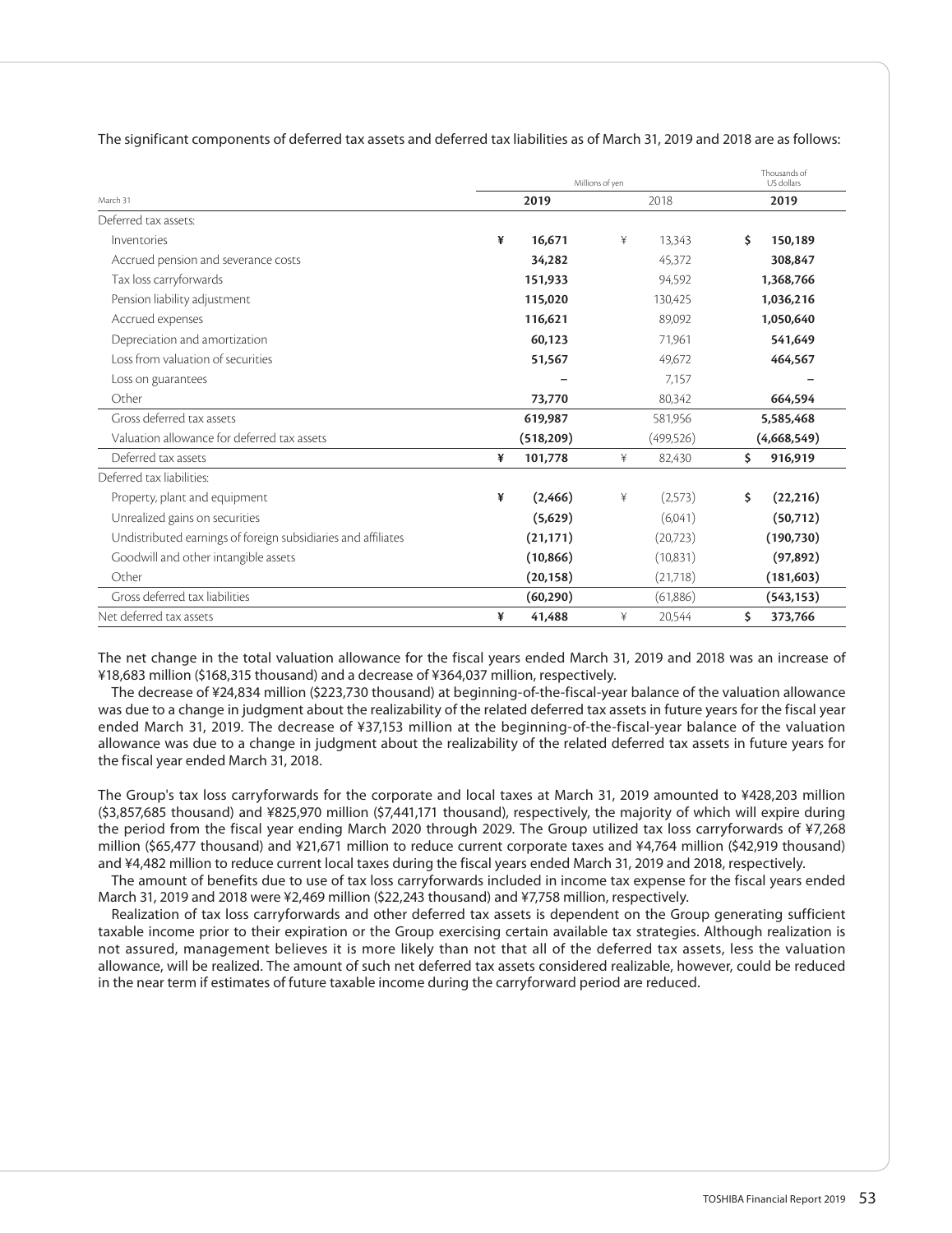The significant components of deferred tax assets and deferred tax liabilities as of March 31, 2019 and 2018 are as follows:

| March 31 | Millions of yen | | Thousands of US dollars |
|---|---|---|---|
| | **2019** | 2018 | **2019** |
| Deferred tax assets: | | | |
| Inventories | **¥ 16,671** | ¥ 13,343 | **$ 150,189** |
| Accrued pension and severance costs | **34,282** | 45,372 | **308,847** |
| Tax loss carryforwards | **151,933** | 94,592 | **1,368,766** |
| Pension liability adjustment | **115,020** | 130,425 | **1,036,216** |
| Accrued expenses | **116,621** | 89,092 | **1,050,640** |
| Depreciation and amortization | **60,123** | 71,961 | **541,649** |
| Loss from valuation of securities | **51,567** | 49,672 | **464,567** |
| Loss on guarantees | **–** | 7,157 | **–** |
| Other | **73,770** | 80,342 | **664,594** |
| Gross deferred tax assets | **619,987** | 581,956 | **5,585,468** |
| Valuation allowance for deferred tax assets | **(518,209)** | (499,526) | **(4,668,549)** |
| Deferred tax assets | **¥ 101,778** | ¥ 82,430 | **$ 916,919** |
| Deferred tax liabilities: | | | |
| Property, plant and equipment | **¥ (2,466)** | ¥ (2,573) | **$ (22,216)** |
| Unrealized gains on securities | **(5,629)** | (6,041) | **(50,712)** |
| Undistributed earnings of foreign subsidiaries and affiliates | **(21,171)** | (20,723) | **(190,730)** |
| Goodwill and other intangible assets | **(10,866)** | (10,831) | **(97,892)** |
| Other | **(20,158)** | (21,718) | **(181,603)** |
| Gross deferred tax liabilities | **(60,290)** | (61,886) | **(543,153)** |
| Net deferred tax assets | **¥ 41,488** | ¥ 20,544 | **$ 373,766** |

The net change in the total valuation allowance for the fiscal years ended March 31, 2019 and 2018 was an increase of ¥18,683 million ($168,315 thousand) and a decrease of ¥364,037 million, respectively.

The decrease of ¥24,834 million ($223,730 thousand) at beginning-of-the-fiscal-year balance of the valuation allowance was due to a change in judgment about the realizability of the related deferred tax assets in future years for the fiscal year ended March 31, 2019. The decrease of ¥37,153 million at the beginning-of-the-fiscal-year balance of the valuation allowance was due to a change in judgment about the realizability of the related deferred tax assets in future years for the fiscal year ended March 31, 2018.

The Group's tax loss carryforwards for the corporate and local taxes at March 31, 2019 amounted to ¥428,203 million ($3,857,685 thousand) and ¥825,970 million ($7,441,171 thousand), respectively, the majority of which will expire during the period from the fiscal year ending March 2020 through 2029. The Group utilized tax loss carryforwards of ¥7,268 million ($65,477 thousand) and ¥21,671 million to reduce current corporate taxes and ¥4,764 million ($42,919 thousand) and ¥4,482 million to reduce current local taxes during the fiscal years ended March 31, 2019 and 2018, respectively.

The amount of benefits due to use of tax loss carryforwards included in income tax expense for the fiscal years ended March 31, 2019 and 2018 were ¥2,469 million ($22,243 thousand) and ¥7,758 million, respectively.

Realization of tax loss carryforwards and other deferred tax assets is dependent on the Group generating sufficient taxable income prior to their expiration or the Group exercising certain available tax strategies. Although realization is not assured, management believes it is more likely than not that all of the deferred tax assets, less the valuation allowance, will be realized. The amount of such net deferred tax assets considered realizable, however, could be reduced in the near term if estimates of future taxable income during the carryforward period are reduced.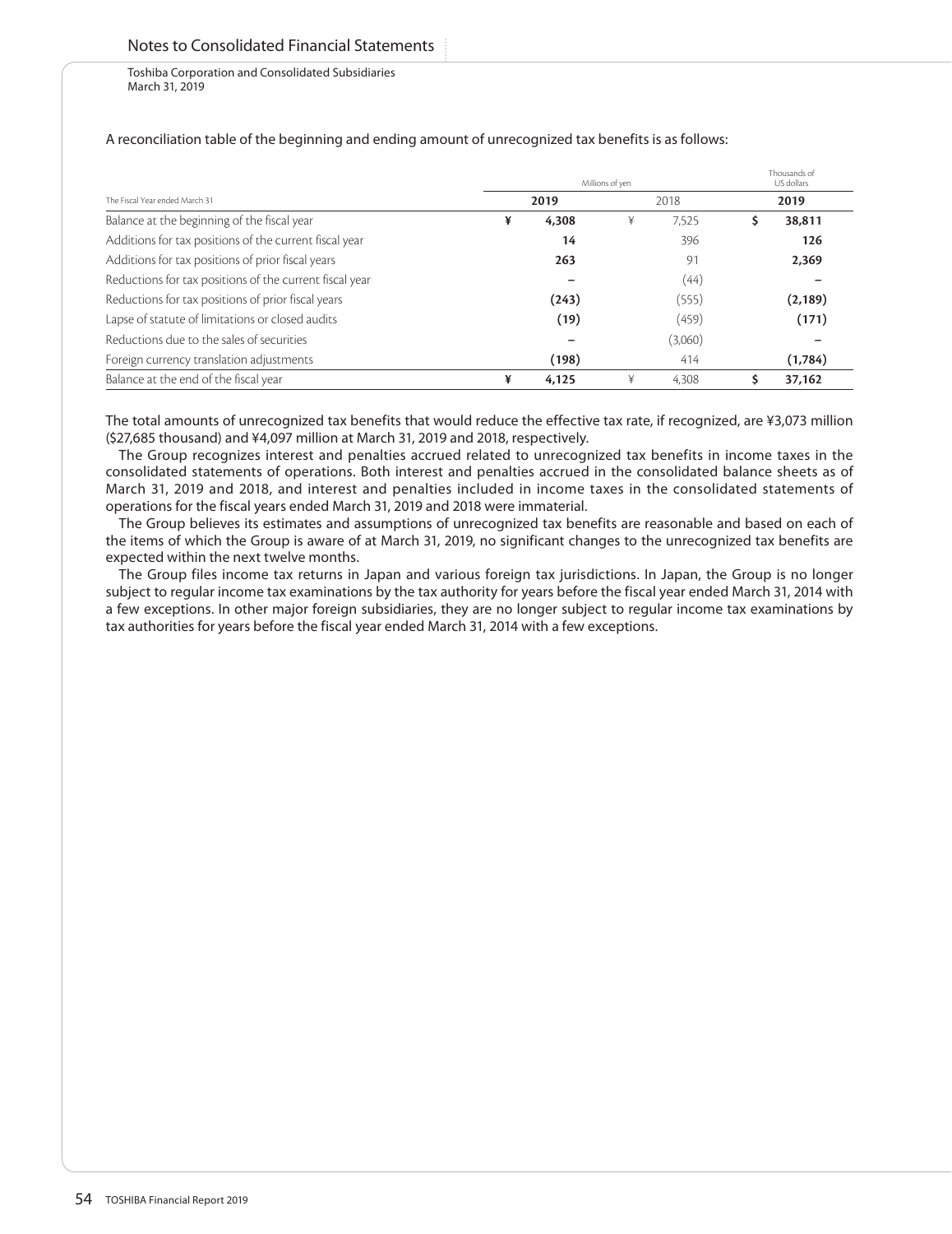A reconciliation table of the beginning and ending amount of unrecognized tax benefits is as follows:

| The Fiscal Year ended March 31 | Millions of yen | | Thousands of US dollars |
|---|---|---|---|
| | **2019** | 2018 | **2019** |
| Balance at the beginning of the fiscal year | **¥ 4,308** | ¥ 7,525 | **$ 38,811** |
| Additions for tax positions of the current fiscal year | **14** | 396 | **126** |
| Additions for tax positions of prior fiscal years | **263** | 91 | **2,369** |
| Reductions for tax positions of the current fiscal year | **–** | (44) | **–** |
| Reductions for tax positions of prior fiscal years | **(243)** | (555) | **(2,189)** |
| Lapse of statute of limitations or closed audits | **(19)** | (459) | **(171)** |
| Reductions due to the sales of securities | **–** | (3,060) | **–** |
| Foreign currency translation adjustments | **(198)** | 414 | **(1,784)** |
| Balance at the end of the fiscal year | **¥ 4,125** | ¥ 4,308 | **$ 37,162** |

The total amounts of unrecognized tax benefits that would reduce the effective tax rate, if recognized, are ¥3,073 million ($27,685 thousand) and ¥4,097 million at March 31, 2019 and 2018, respectively.

The Group recognizes interest and penalties accrued related to unrecognized tax benefits in income taxes in the consolidated statements of operations. Both interest and penalties accrued in the consolidated balance sheets as of March 31, 2019 and 2018, and interest and penalties included in income taxes in the consolidated statements of operations for the fiscal years ended March 31, 2019 and 2018 were immaterial.

The Group believes its estimates and assumptions of unrecognized tax benefits are reasonable and based on each of the items of which the Group is aware of at March 31, 2019, no significant changes to the unrecognized tax benefits are expected within the next twelve months.

The Group files income tax returns in Japan and various foreign tax jurisdictions. In Japan, the Group is no longer subject to regular income tax examinations by the tax authority for years before the fiscal year ended March 31, 2014 with a few exceptions. In other major foreign subsidiaries, they are no longer subject to regular income tax examinations by tax authorities for years before the fiscal year ended March 31, 2014 with a few exceptions.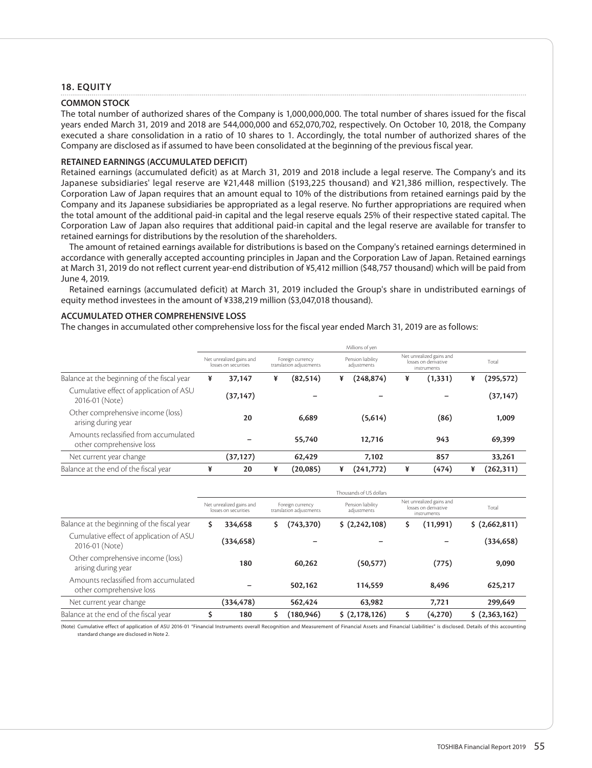## 18. EQUITY

### COMMON STOCK

The total number of authorized shares of the Company is 1,000,000,000. The total number of shares issued for the fiscal years ended March 31, 2019 and 2018 are 544,000,000 and 652,070,702, respectively. On October 10, 2018, the Company executed a share consolidation in a ratio of 10 shares to 1. Accordingly, the total number of authorized shares of the Company are disclosed as if assumed to have been consolidated at the beginning of the previous fiscal year.

### RETAINED EARNINGS (ACCUMULATED DEFICIT)

Retained earnings (accumulated deficit) as at March 31, 2019 and 2018 include a legal reserve. The Company's and its Japanese subsidiaries' legal reserve are ¥21,448 million ($193,225 thousand) and ¥21,386 million, respectively. The Corporation Law of Japan requires that an amount equal to 10% of the distributions from retained earnings paid by the Company and its Japanese subsidiaries be appropriated as a legal reserve. No further appropriations are required when the total amount of the additional paid-in capital and the legal reserve equals 25% of their respective stated capital. The Corporation Law of Japan also requires that additional paid-in capital and the legal reserve are available for transfer to retained earnings for distributions by the resolution of the shareholders.

The amount of retained earnings available for distributions is based on the Company's retained earnings determined in accordance with generally accepted accounting principles in Japan and the Corporation Law of Japan. Retained earnings at March 31, 2019 do not reflect current year-end distribution of ¥5,412 million ($48,757 thousand) which will be paid from June 4, 2019.

Retained earnings (accumulated deficit) at March 31, 2019 included the Group's share in undistributed earnings of equity method investees in the amount of ¥338,219 million ($3,047,018 thousand).

### ACCUMULATED OTHER COMPREHENSIVE LOSS

The changes in accumulated other comprehensive loss for the fiscal year ended March 31, 2019 are as follows:

| | Millions of yen | | | | |
|---|---|---|---|---|---|
| | Net unrealized gains and losses on securities | Foreign currency translation adjustments | Pension liability adjustments | Net unrealized gains and losses on derivative instruments | Total |
| Balance at the beginning of the fiscal year | ¥ 37,147 | ¥ (82,514) | ¥ (248,874) | ¥ (1,331) | ¥ (295,572) |
| Cumulative effect of application of ASU 2016-01 (Note) | (37,147) | – | – | – | (37,147) |
| Other comprehensive income (loss) arising during year | 20 | 6,689 | (5,614) | (86) | 1,009 |
| Amounts reclassified from accumulated other comprehensive loss | – | 55,740 | 12,716 | 943 | 69,399 |
| Net current year change | (37,127) | 62,429 | 7,102 | 857 | 33,261 |
| Balance at the end of the fiscal year | ¥ 20 | ¥ (20,085) | ¥ (241,772) | ¥ (474) | ¥ (262,311) |

| | Thousands of US dollars | | | | |
|---|---|---|---|---|---|
| | Net unrealized gains and losses on securities | Foreign currency translation adjustments | Pension liability adjustments | Net unrealized gains and losses on derivative instruments | Total |
| Balance at the beginning of the fiscal year | $ 334,658 | $ (743,370) | $ (2,242,108) | $ (11,991) | $ (2,662,811) |
| Cumulative effect of application of ASU 2016-01 (Note) | (334,658) | – | – | – | (334,658) |
| Other comprehensive income (loss) arising during year | 180 | 60,262 | (50,577) | (775) | 9,090 |
| Amounts reclassified from accumulated other comprehensive loss | – | 502,162 | 114,559 | 8,496 | 625,217 |
| Net current year change | (334,478) | 562,424 | 63,982 | 7,721 | 299,649 |
| Balance at the end of the fiscal year | $ 180 | $ (180,946) | $ (2,178,126) | $ (4,270) | $ (2,363,162) |

(Note) Cumulative effect of application of ASU 2016-01 "Financial Instruments overall Recognition and Measurement of Financial Assets and Financial Liabilities" is disclosed. Details of this accounting standard change are disclosed in Note 2.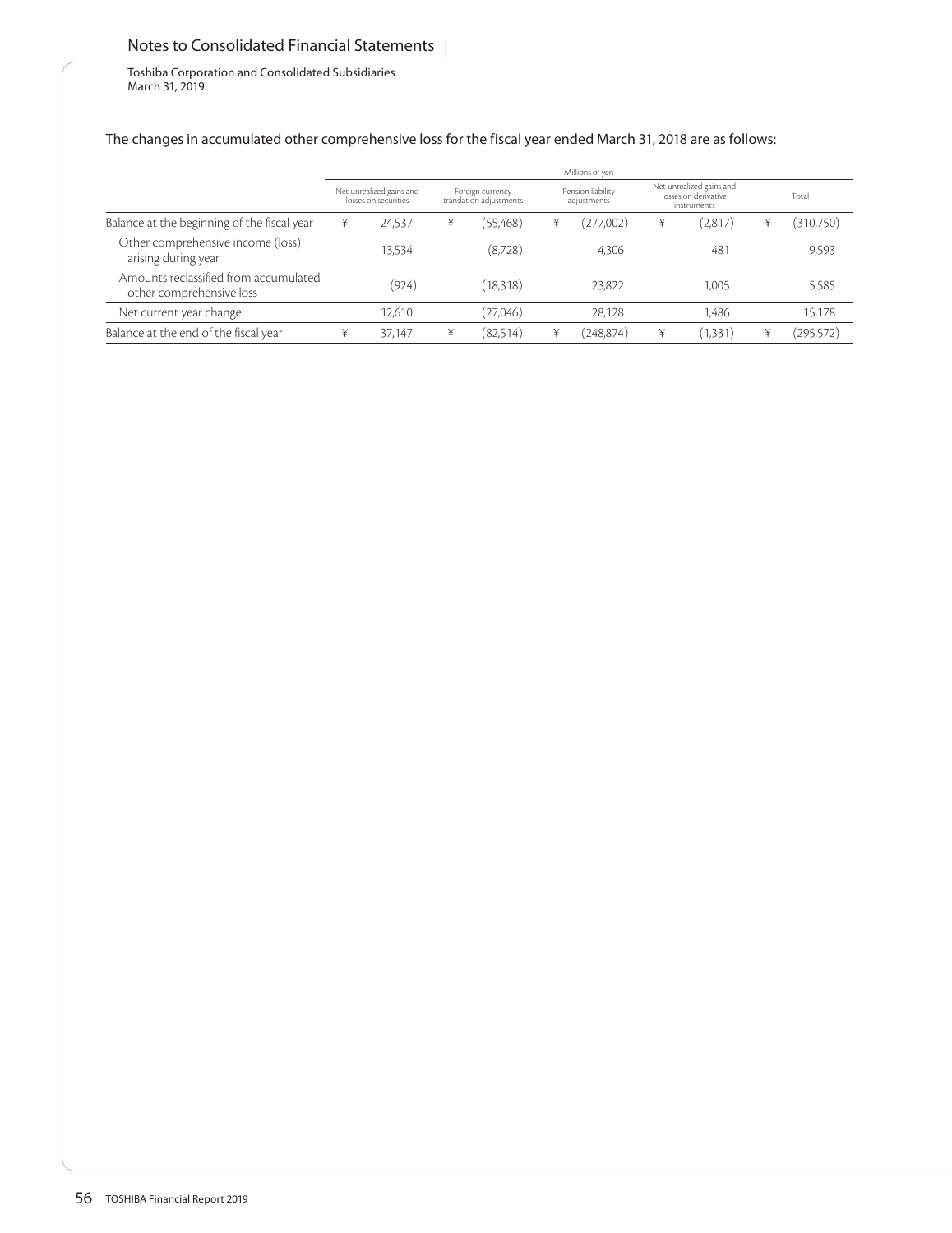The changes in accumulated other comprehensive loss for the fiscal year ended March 31, 2018 are as follows:

| | Millions of yen | | | | |
|---|---|---|---|---|---|
| | Net unrealized gains and losses on securities | Foreign currency translation adjustments | Pension liability adjustments | Net unrealized gains and losses on derivative instruments | Total |
| Balance at the beginning of the fiscal year | ¥ 24,537 | ¥ (55,468) | ¥ (277,002) | ¥ (2,817) | ¥ (310,750) |
| Other comprehensive income (loss) arising during year | 13,534 | (8,728) | 4,306 | 481 | 9,593 |
| Amounts reclassified from accumulated other comprehensive loss | (924) | (18,318) | 23,822 | 1,005 | 5,585 |
| Net current year change | 12,610 | (27,046) | 28,128 | 1,486 | 15,178 |
| Balance at the end of the fiscal year | ¥ 37,147 | ¥ (82,514) | ¥ (248,874) | ¥ (1,331) | ¥ (295,572) |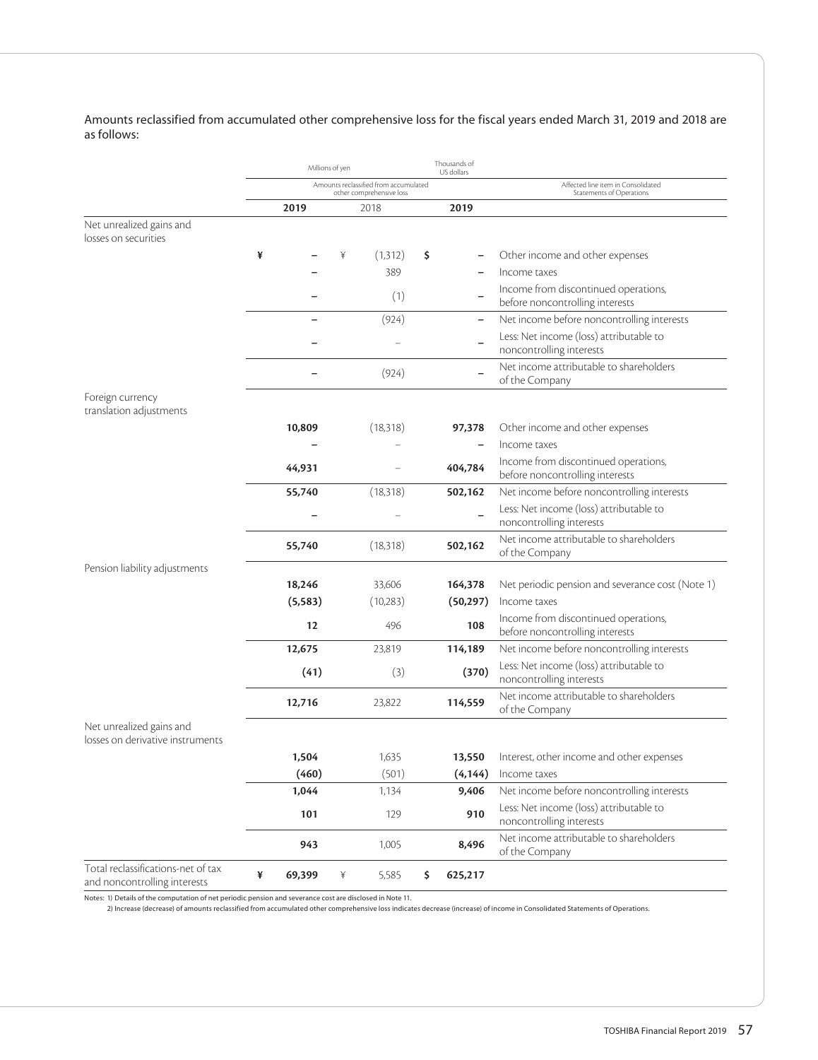Amounts reclassified from accumulated other comprehensive loss for the fiscal years ended March 31, 2019 and 2018 are as follows:

| | Millions of yen | | Thousands of US dollars | |
|---|---|---|---|---|
| | Amounts reclassified from accumulated other comprehensive loss | | | Affected line item in Consolidated Statements of Operations |
| | **2019** | 2018 | **2019** | |
| Net unrealized gains and losses on securities | | | | |
| | **¥ –** | ¥ (1,312) | **$ –** | Other income and other expenses |
| | **–** | 389 | **–** | Income taxes |
| | **–** | (1) | **–** | Income from discontinued operations, before noncontrolling interests |
| | **–** | (924) | **–** | Net income before noncontrolling interests |
| | **–** | – | **–** | Less: Net income (loss) attributable to noncontrolling interests |
| | **–** | (924) | **–** | Net income attributable to shareholders of the Company |
| Foreign currency translation adjustments | | | | |
| | **10,809** | (18,318) | **97,378** | Other income and other expenses |
| | **–** | – | **–** | Income taxes |
| | **44,931** | – | **404,784** | Income from discontinued operations, before noncontrolling interests |
| | **55,740** | (18,318) | **502,162** | Net income before noncontrolling interests |
| | **–** | – | **–** | Less: Net income (loss) attributable to noncontrolling interests |
| | **55,740** | (18,318) | **502,162** | Net income attributable to shareholders of the Company |
| Pension liability adjustments | | | | |
| | **18,246** | 33,606 | **164,378** | Net periodic pension and severance cost (Note 1) |
| | **(5,583)** | (10,283) | **(50,297)** | Income taxes |
| | **12** | 496 | **108** | Income from discontinued operations, before noncontrolling interests |
| | **12,675** | 23,819 | **114,189** | Net income before noncontrolling interests |
| | **(41)** | (3) | **(370)** | Less: Net income (loss) attributable to noncontrolling interests |
| | **12,716** | 23,822 | **114,559** | Net income attributable to shareholders of the Company |
| Net unrealized gains and losses on derivative instruments | | | | |
| | **1,504** | 1,635 | **13,550** | Interest, other income and other expenses |
| | **(460)** | (501) | **(4,144)** | Income taxes |
| | **1,044** | 1,134 | **9,406** | Net income before noncontrolling interests |
| | **101** | 129 | **910** | Less: Net income (loss) attributable to noncontrolling interests |
| | **943** | 1,005 | **8,496** | Net income attributable to shareholders of the Company |
| Total reclassifications-net of tax and noncontrolling interests | **¥ 69,399** | ¥ 5,585 | **$ 625,217** | |

Notes: 1) Details of the computation of net periodic pension and severance cost are disclosed in Note 11.

2) Increase (decrease) of amounts reclassified from accumulated other comprehensive loss indicates decrease (increase) of income in Consolidated Statements of Operations.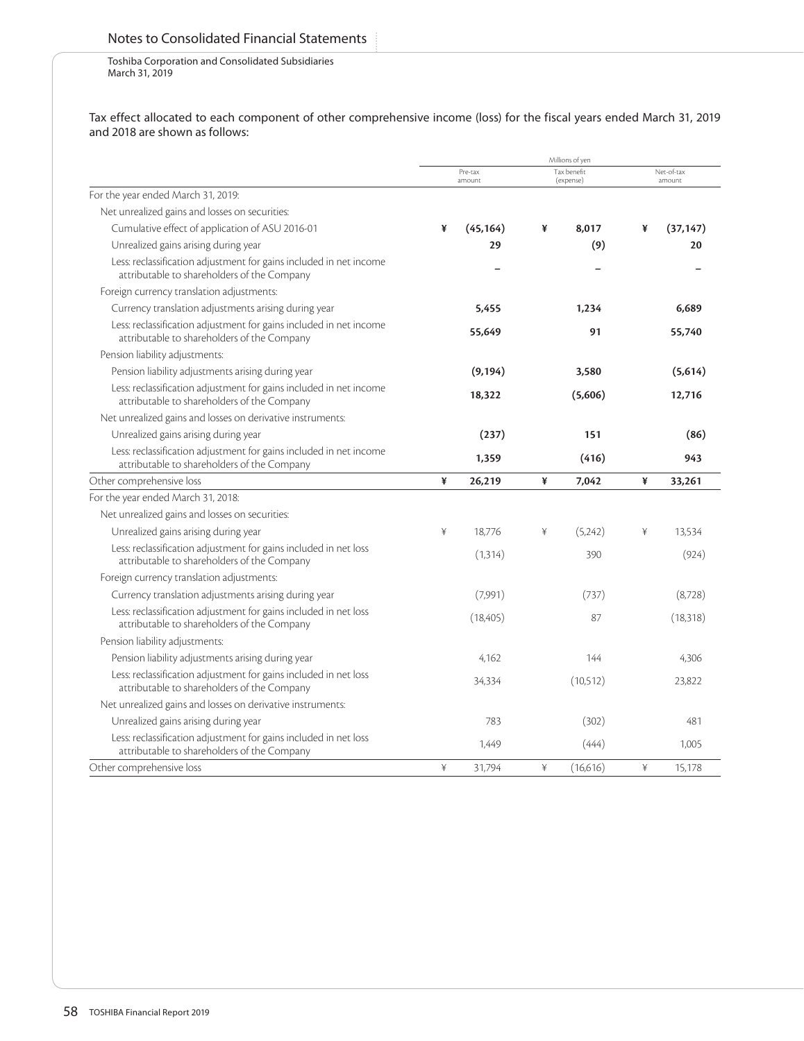Tax effect allocated to each component of other comprehensive income (loss) for the fiscal years ended March 31, 2019 and 2018 are shown as follows:

| | Millions of yen | | |
|---|---|---|---|
| | Pre-tax amount | Tax benefit (expense) | Net-of-tax amount |
| For the year ended March 31, 2019: | | | |
| Net unrealized gains and losses on securities: | | | |
| Cumulative effect of application of ASU 2016-01 | **¥ (45,164)** | **¥ 8,017** | **¥ (37,147)** |
| Unrealized gains arising during year | **29** | **(9)** | **20** |
| Less: reclassification adjustment for gains included in net income attributable to shareholders of the Company | **–** | **–** | **–** |
| Foreign currency translation adjustments: | | | |
| Currency translation adjustments arising during year | **5,455** | **1,234** | **6,689** |
| Less: reclassification adjustment for gains included in net income attributable to shareholders of the Company | **55,649** | **91** | **55,740** |
| Pension liability adjustments: | | | |
| Pension liability adjustments arising during year | **(9,194)** | **3,580** | **(5,614)** |
| Less: reclassification adjustment for gains included in net income attributable to shareholders of the Company | **18,322** | **(5,606)** | **12,716** |
| Net unrealized gains and losses on derivative instruments: | | | |
| Unrealized gains arising during year | **(237)** | **151** | **(86)** |
| Less: reclassification adjustment for gains included in net income attributable to shareholders of the Company | **1,359** | **(416)** | **943** |
| Other comprehensive loss | **¥ 26,219** | **¥ 7,042** | **¥ 33,261** |
| For the year ended March 31, 2018: | | | |
| Net unrealized gains and losses on securities: | | | |
| Unrealized gains arising during year | ¥ 18,776 | ¥ (5,242) | ¥ 13,534 |
| Less: reclassification adjustment for gains included in net loss attributable to shareholders of the Company | (1,314) | 390 | (924) |
| Foreign currency translation adjustments: | | | |
| Currency translation adjustments arising during year | (7,991) | (737) | (8,728) |
| Less: reclassification adjustment for gains included in net loss attributable to shareholders of the Company | (18,405) | 87 | (18,318) |
| Pension liability adjustments: | | | |
| Pension liability adjustments arising during year | 4,162 | 144 | 4,306 |
| Less: reclassification adjustment for gains included in net loss attributable to shareholders of the Company | 34,334 | (10,512) | 23,822 |
| Net unrealized gains and losses on derivative instruments: | | | |
| Unrealized gains arising during year | 783 | (302) | 481 |
| Less: reclassification adjustment for gains included in net loss attributable to shareholders of the Company | 1,449 | (444) | 1,005 |
| Other comprehensive loss | ¥ 31,794 | ¥ (16,616) | ¥ 15,178 |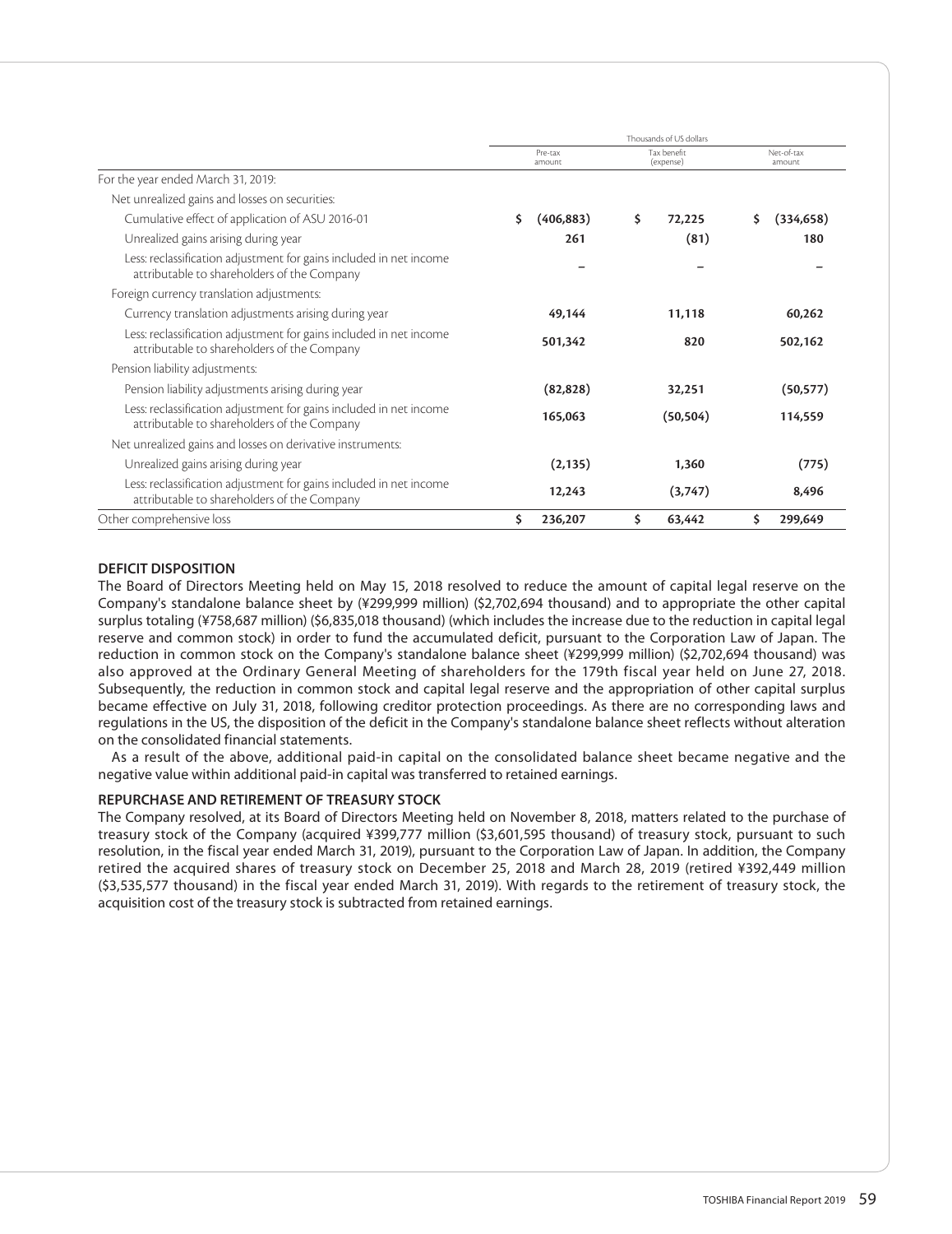| | Thousands of US dollars | | |
|---|---|---|---|
| | Pre-tax amount | Tax benefit (expense) | Net-of-tax amount |
| For the year ended March 31, 2019: | | | |
| Net unrealized gains and losses on securities: | | | |
| Cumulative effect of application of ASU 2016-01 | $ (406,883) | $ 72,225 | $ (334,658) |
| Unrealized gains arising during year | 261 | (81) | 180 |
| Less: reclassification adjustment for gains included in net income attributable to shareholders of the Company | – | – | – |
| Foreign currency translation adjustments: | | | |
| Currency translation adjustments arising during year | 49,144 | 11,118 | 60,262 |
| Less: reclassification adjustment for gains included in net income attributable to shareholders of the Company | 501,342 | 820 | 502,162 |
| Pension liability adjustments: | | | |
| Pension liability adjustments arising during year | (82,828) | 32,251 | (50,577) |
| Less: reclassification adjustment for gains included in net income attributable to shareholders of the Company | 165,063 | (50,504) | 114,559 |
| Net unrealized gains and losses on derivative instruments: | | | |
| Unrealized gains arising during year | (2,135) | 1,360 | (775) |
| Less: reclassification adjustment for gains included in net income attributable to shareholders of the Company | 12,243 | (3,747) | 8,496 |
| Other comprehensive loss | $ 236,207 | $ 63,442 | $ 299,649 |

**DEFICIT DISPOSITION**

The Board of Directors Meeting held on May 15, 2018 resolved to reduce the amount of capital legal reserve on the Company's standalone balance sheet by (¥299,999 million) ($2,702,694 thousand) and to appropriate the other capital surplus totaling (¥758,687 million) ($6,835,018 thousand) (which includes the increase due to the reduction in capital legal reserve and common stock) in order to fund the accumulated deficit, pursuant to the Corporation Law of Japan. The reduction in common stock on the Company's standalone balance sheet (¥299,999 million) ($2,702,694 thousand) was also approved at the Ordinary General Meeting of shareholders for the 179th fiscal year held on June 27, 2018. Subsequently, the reduction in common stock and capital legal reserve and the appropriation of other capital surplus became effective on July 31, 2018, following creditor protection proceedings. As there are no corresponding laws and regulations in the US, the disposition of the deficit in the Company's standalone balance sheet reflects without alteration on the consolidated financial statements.

As a result of the above, additional paid-in capital on the consolidated balance sheet became negative and the negative value within additional paid-in capital was transferred to retained earnings.

**REPURCHASE AND RETIREMENT OF TREASURY STOCK**

The Company resolved, at its Board of Directors Meeting held on November 8, 2018, matters related to the purchase of treasury stock of the Company (acquired ¥399,777 million ($3,601,595 thousand) of treasury stock, pursuant to such resolution, in the fiscal year ended March 31, 2019), pursuant to the Corporation Law of Japan. In addition, the Company retired the acquired shares of treasury stock on December 25, 2018 and March 28, 2019 (retired ¥392,449 million ($3,535,577 thousand) in the fiscal year ended March 31, 2019). With regards to the retirement of treasury stock, the acquisition cost of the treasury stock is subtracted from retained earnings.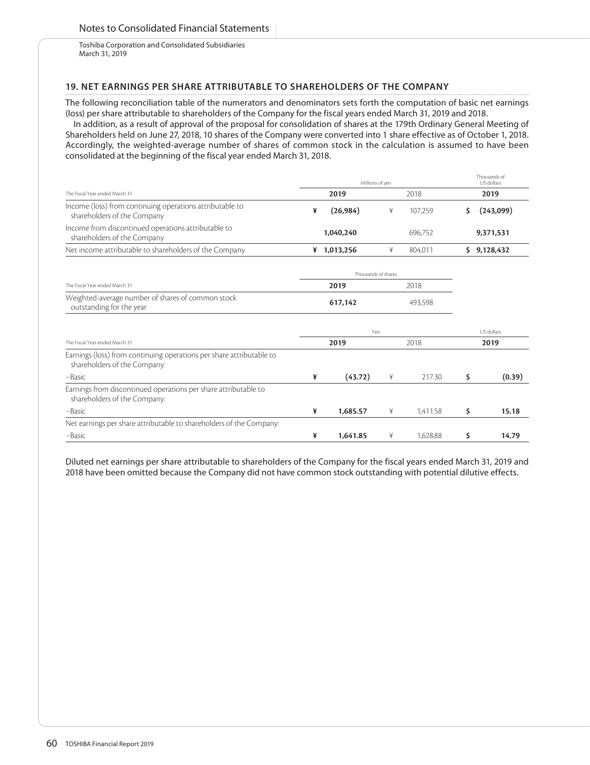## 19. NET EARNINGS PER SHARE ATTRIBUTABLE TO SHAREHOLDERS OF THE COMPANY

The following reconciliation table of the numerators and denominators sets forth the computation of basic net earnings (loss) per share attributable to shareholders of the Company for the fiscal years ended March 31, 2019 and 2018.

In addition, as a result of approval of the proposal for consolidation of shares at the 179th Ordinary General Meeting of Shareholders held on June 27, 2018, 10 shares of the Company were converted into 1 share effective as of October 1, 2018. Accordingly, the weighted-average number of shares of common stock in the calculation is assumed to have been consolidated at the beginning of the fiscal year ended March 31, 2018.

| The Fiscal Year ended March 31 | Millions of yen | | Thousands of US dollars |
|---|---|---|---|
| | **2019** | 2018 | **2019** |
| Income (loss) from continuing operations attributable to shareholders of the Company | **¥ (26,984)** | ¥ 107,259 | **$ (243,099)** |
| Income from discontinued operations attributable to shareholders of the Company | **1,040,240** | 696,752 | **9,371,531** |
| Net income attributable to shareholders of the Company | **¥ 1,013,256** | ¥ 804,011 | **$ 9,128,432** |

| The Fiscal Year ended March 31 | Thousands of shares | |
|---|---|---|
| | **2019** | 2018 |
| Weighted-average number of shares of common stock outstanding for the year | **617,142** | 493,598 |

| The Fiscal Year ended March 31 | Yen | | US dollars |
|---|---|---|---|
| | **2019** | 2018 | **2019** |
| Earnings (loss) from continuing operations per share attributable to shareholders of the Company: | | | |
| –Basic | **¥ (43.72)** | ¥ 217.30 | **$ (0.39)** |
| Earnings from discontinued operations per share attributable to shareholders of the Company: | | | |
| –Basic | **¥ 1,685.57** | ¥ 1,411.58 | **$ 15.18** |
| Net earnings per share attributable to shareholders of the Company: | | | |
| –Basic | **¥ 1,641.85** | ¥ 1,628.88 | **$ 14.79** |

Diluted net earnings per share attributable to shareholders of the Company for the fiscal years ended March 31, 2019 and 2018 have been omitted because the Company did not have common stock outstanding with potential dilutive effects.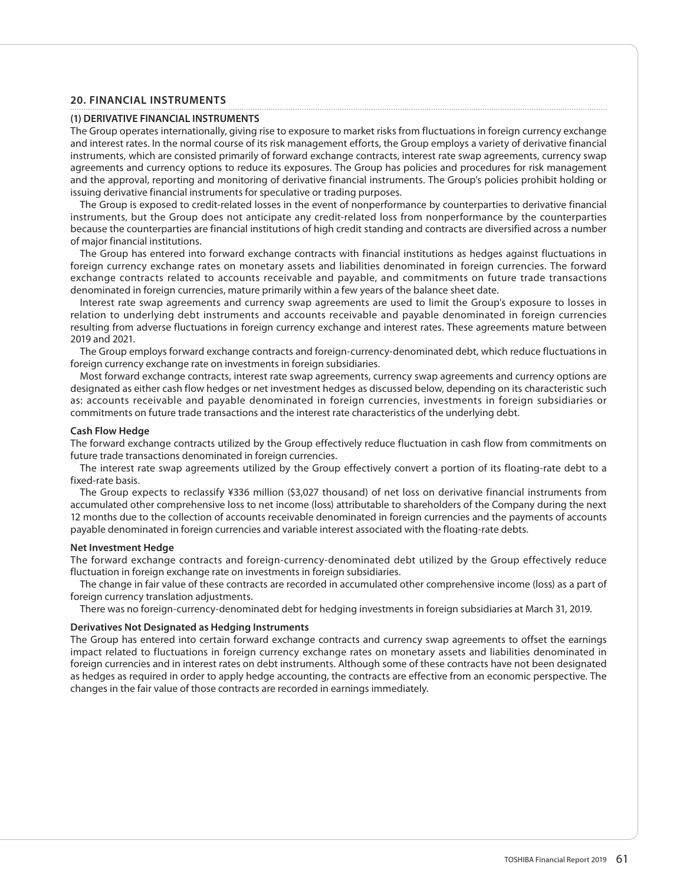## 20. FINANCIAL INSTRUMENTS

### (1) DERIVATIVE FINANCIAL INSTRUMENTS

The Group operates internationally, giving rise to exposure to market risks from fluctuations in foreign currency exchange and interest rates. In the normal course of its risk management efforts, the Group employs a variety of derivative financial instruments, which are consisted primarily of forward exchange contracts, interest rate swap agreements, currency swap agreements and currency options to reduce its exposures. The Group has policies and procedures for risk management and the approval, reporting and monitoring of derivative financial instruments. The Group's policies prohibit holding or issuing derivative financial instruments for speculative or trading purposes.

The Group is exposed to credit-related losses in the event of nonperformance by counterparties to derivative financial instruments, but the Group does not anticipate any credit-related loss from nonperformance by the counterparties because the counterparties are financial institutions of high credit standing and contracts are diversified across a number of major financial institutions.

The Group has entered into forward exchange contracts with financial institutions as hedges against fluctuations in foreign currency exchange rates on monetary assets and liabilities denominated in foreign currencies. The forward exchange contracts related to accounts receivable and payable, and commitments on future trade transactions denominated in foreign currencies, mature primarily within a few years of the balance sheet date.

Interest rate swap agreements and currency swap agreements are used to limit the Group's exposure to losses in relation to underlying debt instruments and accounts receivable and payable denominated in foreign currencies resulting from adverse fluctuations in foreign currency exchange and interest rates. These agreements mature between 2019 and 2021.

The Group employs forward exchange contracts and foreign-currency-denominated debt, which reduce fluctuations in foreign currency exchange rate on investments in foreign subsidiaries.

Most forward exchange contracts, interest rate swap agreements, currency swap agreements and currency options are designated as either cash flow hedges or net investment hedges as discussed below, depending on its characteristic such as: accounts receivable and payable denominated in foreign currencies, investments in foreign subsidiaries or commitments on future trade transactions and the interest rate characteristics of the underlying debt.

#### Cash Flow Hedge

The forward exchange contracts utilized by the Group effectively reduce fluctuation in cash flow from commitments on future trade transactions denominated in foreign currencies.

The interest rate swap agreements utilized by the Group effectively convert a portion of its floating-rate debt to a fixed-rate basis.

The Group expects to reclassify ¥336 million ($3,027 thousand) of net loss on derivative financial instruments from accumulated other comprehensive loss to net income (loss) attributable to shareholders of the Company during the next 12 months due to the collection of accounts receivable denominated in foreign currencies and the payments of accounts payable denominated in foreign currencies and variable interest associated with the floating-rate debts.

#### Net Investment Hedge

The forward exchange contracts and foreign-currency-denominated debt utilized by the Group effectively reduce fluctuation in foreign exchange rate on investments in foreign subsidiaries.

The change in fair value of these contracts are recorded in accumulated other comprehensive income (loss) as a part of foreign currency translation adjustments.

There was no foreign-currency-denominated debt for hedging investments in foreign subsidiaries at March 31, 2019.

#### Derivatives Not Designated as Hedging Instruments

The Group has entered into certain forward exchange contracts and currency swap agreements to offset the earnings impact related to fluctuations in foreign currency exchange rates on monetary assets and liabilities denominated in foreign currencies and in interest rates on debt instruments. Although some of these contracts have not been designated as hedges as required in order to apply hedge accounting, the contracts are effective from an economic perspective. The changes in the fair value of those contracts are recorded in earnings immediately.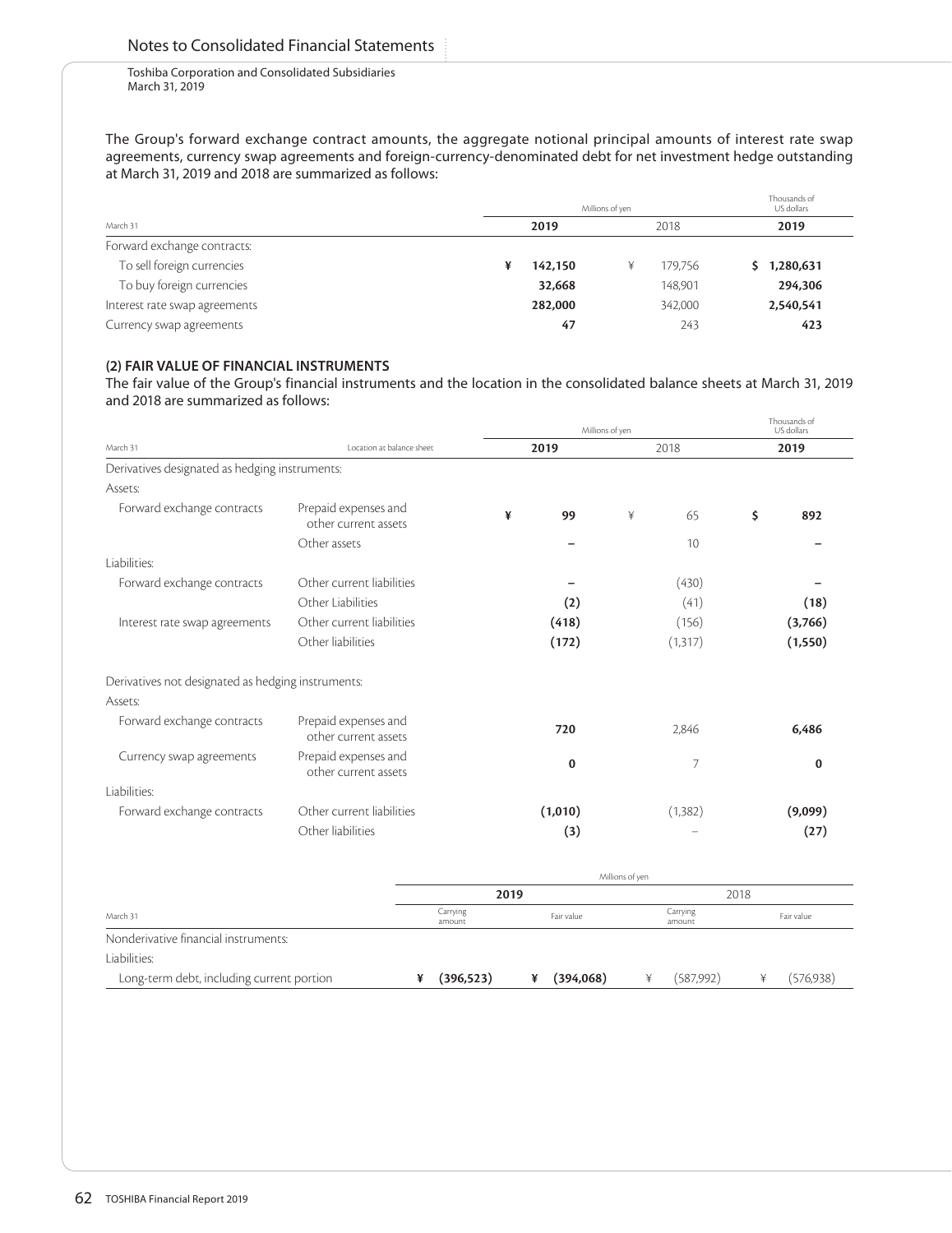The Group's forward exchange contract amounts, the aggregate notional principal amounts of interest rate swap agreements, currency swap agreements and foreign-currency-denominated debt for net investment hedge outstanding at March 31, 2019 and 2018 are summarized as follows:

| March 31 | Millions of yen | | Thousands of US dollars |
|---|---|---|---|
| | 2019 | 2018 | 2019 |
| Forward exchange contracts: | | | |
| To sell foreign currencies | ¥ 142,150 | ¥ 179,756 | $ 1,280,631 |
| To buy foreign currencies | 32,668 | 148,901 | 294,306 |
| Interest rate swap agreements | 282,000 | 342,000 | 2,540,541 |
| Currency swap agreements | 47 | 243 | 423 |

**(2) FAIR VALUE OF FINANCIAL INSTRUMENTS**

The fair value of the Group's financial instruments and the location in the consolidated balance sheets at March 31, 2019 and 2018 are summarized as follows:

| March 31 | Location at balance sheet | Millions of yen | | Thousands of US dollars |
|---|---|---|---|---|
| | | 2019 | 2018 | 2019 |
| Derivatives designated as hedging instruments: | | | | |
| Assets: | | | | |
| Forward exchange contracts | Prepaid expenses and other current assets | ¥ 99 | ¥ 65 | $ 892 |
| | Other assets | – | 10 | – |
| Liabilities: | | | | |
| Forward exchange contracts | Other current liabilities | – | (430) | – |
| | Other Liabilities | (2) | (41) | (18) |
| Interest rate swap agreements | Other current liabilities | (418) | (156) | (3,766) |
| | Other liabilities | (172) | (1,317) | (1,550) |
| Derivatives not designated as hedging instruments: | | | | |
| Assets: | | | | |
| Forward exchange contracts | Prepaid expenses and other current assets | 720 | 2,846 | 6,486 |
| Currency swap agreements | Prepaid expenses and other current assets | 0 | 7 | 0 |
| Liabilities: | | | | |
| Forward exchange contracts | Other current liabilities | (1,010) | (1,382) | (9,099) |
| | Other liabilities | (3) | – | (27) |

| March 31 | Millions of yen | | | |
|---|---|---|---|---|
| | 2019 | | 2018 | |
| | Carrying amount | Fair value | Carrying amount | Fair value |
| Nonderivative financial instruments: | | | | |
| Liabilities: | | | | |
| Long-term debt, including current portion | ¥ (396,523) | ¥ (394,068) | ¥ (587,992) | ¥ (576,938) |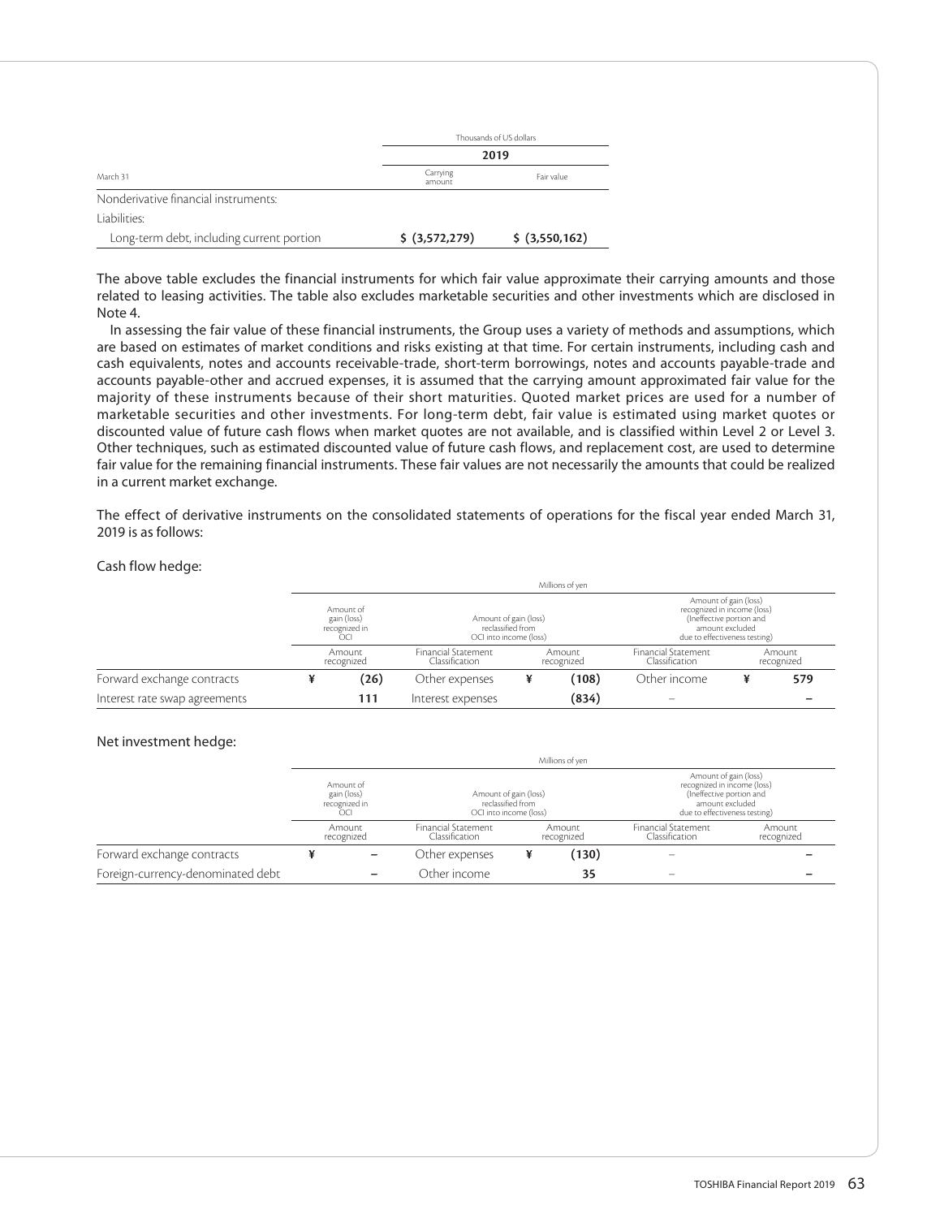| March 31 | Thousands of US dollars | |
|---|---|---|
| | 2019 | |
| | Carrying amount | Fair value |
| Nonderivative financial instruments: | | |
| Liabilities: | | |
| Long-term debt, including current portion | $ (3,572,279) | $ (3,550,162) |

The above table excludes the financial instruments for which fair value approximate their carrying amounts and those related to leasing activities. The table also excludes marketable securities and other investments which are disclosed in Note 4.

In assessing the fair value of these financial instruments, the Group uses a variety of methods and assumptions, which are based on estimates of market conditions and risks existing at that time. For certain instruments, including cash and cash equivalents, notes and accounts receivable-trade, short-term borrowings, notes and accounts payable-trade and accounts payable-other and accrued expenses, it is assumed that the carrying amount approximated fair value for the majority of these instruments because of their short maturities. Quoted market prices are used for a number of marketable securities and other investments. For long-term debt, fair value is estimated using market quotes or discounted value of future cash flows when market quotes are not available, and is classified within Level 2 or Level 3. Other techniques, such as estimated discounted value of future cash flows, and replacement cost, are used to determine fair value for the remaining financial instruments. These fair values are not necessarily the amounts that could be realized in a current market exchange.

The effect of derivative instruments on the consolidated statements of operations for the fiscal year ended March 31, 2019 is as follows:

Cash flow hedge:

| | Millions of yen | | | | |
|---|---|---|---|---|---|
| | Amount of gain (loss) recognized in OCI | Amount of gain (loss) reclassified from OCI into income (loss) | | Amount of gain (loss) recognized in income (loss) (Ineffective portion and amount excluded due to effectiveness testing) | |
| | Amount recognized | Financial Statement Classification | Amount recognized | Financial Statement Classification | Amount recognized |
| Forward exchange contracts | ¥ (26) | Other expenses | ¥ (108) | Other income | ¥ 579 |
| Interest rate swap agreements | 111 | Interest expenses | (834) | – | – |

Net investment hedge:

| | Millions of yen | | | | |
|---|---|---|---|---|---|
| | Amount of gain (loss) recognized in OCI | Amount of gain (loss) reclassified from OCI into income (loss) | | Amount of gain (loss) recognized in income (loss) (Ineffective portion and amount excluded due to effectiveness testing) | |
| | Amount recognized | Financial Statement Classification | Amount recognized | Financial Statement Classification | Amount recognized |
| Forward exchange contracts | ¥ – | Other expenses | ¥ (130) | – | – |
| Foreign-currency-denominated debt | – | Other income | 35 | – | – |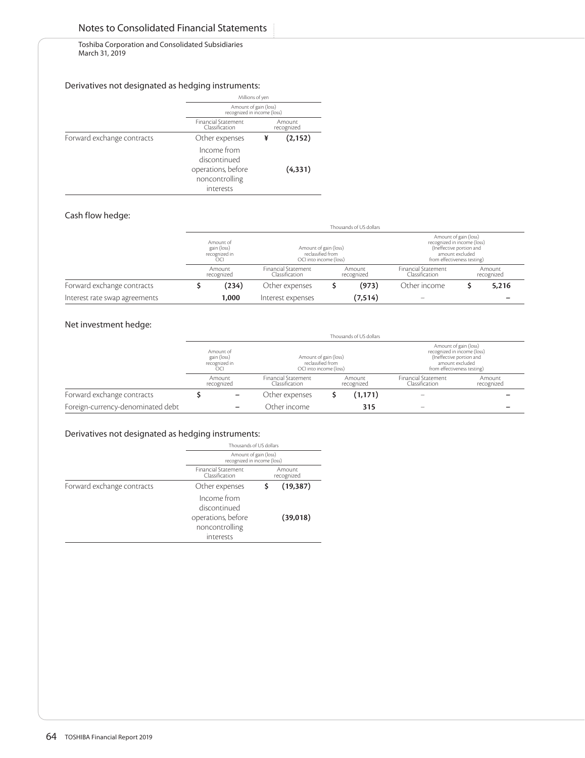# Notes to Consolidated Financial Statements

Toshiba Corporation and Consolidated Subsidiaries
March 31, 2019

### Derivatives not designated as hedging instruments:

| | Millions of yen | |
|---|---|---|
| | Amount of gain (loss) recognized in income (loss) | |
| | Financial Statement Classification | Amount recognized |
| Forward exchange contracts | Other expenses | ¥ (2,152) |
| | Income from discontinued operations, before noncontrolling interests | (4,331) |

### Cash flow hedge:

| | Thousands of US dollars | | | | |
|---|---|---|---|---|---|
| | Amount of gain (loss) recognized in OCI | Amount of gain (loss) reclassified from OCI into income (loss) | | Amount of gain (loss) recognized in income (loss) (Ineffective portion and amount excluded from effectiveness testing) | |
| | Amount recognized | Financial Statement Classification | Amount recognized | Financial Statement Classification | Amount recognized |
| Forward exchange contracts | $ (234) | Other expenses | $ (973) | Other income | $ 5,216 |
| Interest rate swap agreements | 1,000 | Interest expenses | (7,514) | – | – |

### Net investment hedge:

| | Thousands of US dollars | | | | |
|---|---|---|---|---|---|
| | Amount of gain (loss) recognized in OCI | Amount of gain (loss) reclassified from OCI into income (loss) | | Amount of gain (loss) recognized in income (loss) (Ineffective portion and amount excluded from effectiveness testing) | |
| | Amount recognized | Financial Statement Classification | Amount recognized | Financial Statement Classification | Amount recognized |
| Forward exchange contracts | $ – | Other expenses | $ (1,171) | – | – |
| Foreign-currency-denominated debt | – | Other income | 315 | – | – |

### Derivatives not designated as hedging instruments:

| | Thousands of US dollars | |
|---|---|---|
| | Amount of gain (loss) recognized in income (loss) | |
| | Financial Statement Classification | Amount recognized |
| Forward exchange contracts | Other expenses | $ (19,387) |
| | Income from discontinued operations, before noncontrolling interests | (39,018) |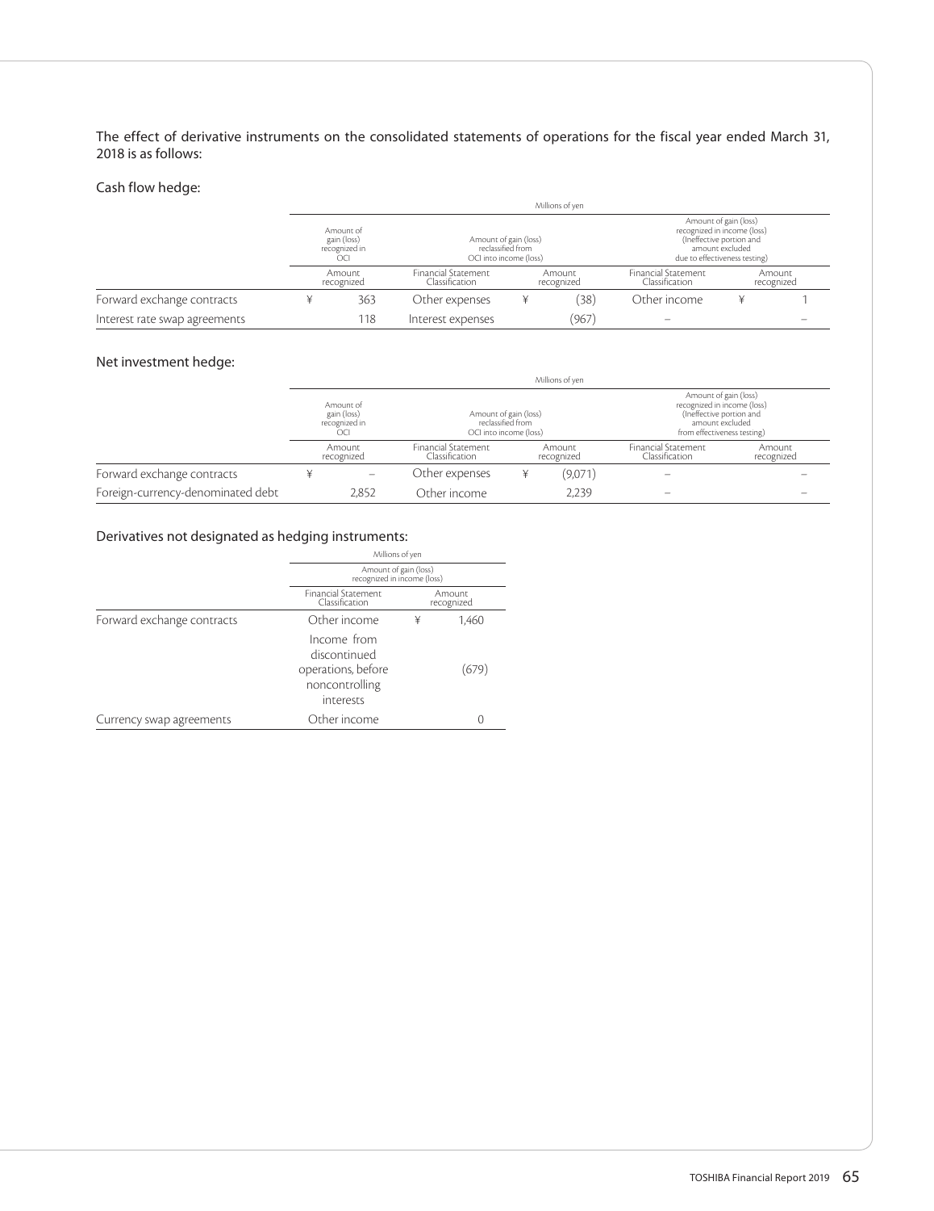The effect of derivative instruments on the consolidated statements of operations for the fiscal year ended March 31, 2018 is as follows:

### Cash flow hedge:

| | Millions of yen | | | | |
|---|---|---|---|---|---|
| | Amount of gain (loss) recognized in OCI | Amount of gain (loss) reclassified from OCI into income (loss) | | Amount of gain (loss) recognized in income (loss) (Ineffective portion and amount excluded due to effectiveness testing) | |
| | Amount recognized | Financial Statement Classification | Amount recognized | Financial Statement Classification | Amount recognized |
| Forward exchange contracts | ¥ 363 | Other expenses | ¥ (38) | Other income | ¥ 1 |
| Interest rate swap agreements | 118 | Interest expenses | (967) | – | – |

### Net investment hedge:

| | Millions of yen | | | | |
|---|---|---|---|---|---|
| | Amount of gain (loss) recognized in OCI | Amount of gain (loss) reclassified from OCI into income (loss) | | Amount of gain (loss) recognized in income (loss) (Ineffective portion and amount excluded from effectiveness testing) | |
| | Amount recognized | Financial Statement Classification | Amount recognized | Financial Statement Classification | Amount recognized |
| Forward exchange contracts | ¥ – | Other expenses | ¥ (9,071) | – | – |
| Foreign-currency-denominated debt | 2,852 | Other income | 2,239 | – | – |

### Derivatives not designated as hedging instruments:

| | Millions of yen | |
|---|---|---|
| | Amount of gain (loss) recognized in income (loss) | |
| | Financial Statement Classification | Amount recognized |
| Forward exchange contracts | Other income | ¥ 1,460 |
| | Income from discontinued operations, before noncontrolling interests | (679) |
| Currency swap agreements | Other income | 0 |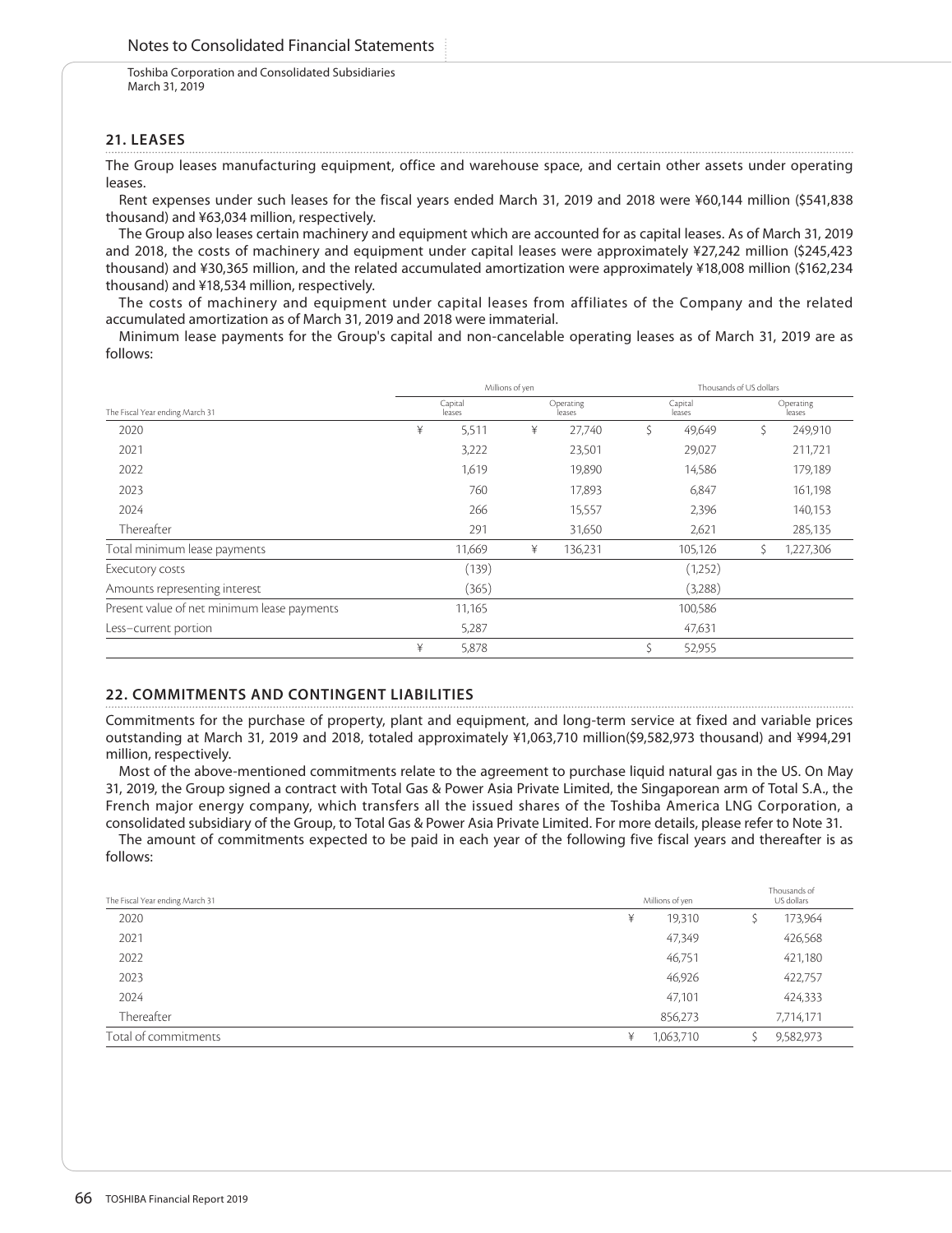Toshiba Corporation and Consolidated Subsidiaries
March 31, 2019

## 21. LEASES

The Group leases manufacturing equipment, office and warehouse space, and certain other assets under operating leases.

Rent expenses under such leases for the fiscal years ended March 31, 2019 and 2018 were ¥60,144 million ($541,838 thousand) and ¥63,034 million, respectively.

The Group also leases certain machinery and equipment which are accounted for as capital leases. As of March 31, 2019 and 2018, the costs of machinery and equipment under capital leases were approximately ¥27,242 million ($245,423 thousand) and ¥30,365 million, and the related accumulated amortization were approximately ¥18,008 million ($162,234 thousand) and ¥18,534 million, respectively.

The costs of machinery and equipment under capital leases from affiliates of the Company and the related accumulated amortization as of March 31, 2019 and 2018 were immaterial.

Minimum lease payments for the Group's capital and non-cancelable operating leases as of March 31, 2019 are as follows:

| | Millions of yen | | Thousands of US dollars | |
|---|---|---|---|---|
| The Fiscal Year ending March 31 | Capital leases | Operating leases | Capital leases | Operating leases |
| 2020 | ¥ 5,511 | ¥ 27,740 | $ 49,649 | $ 249,910 |
| 2021 | 3,222 | 23,501 | 29,027 | 211,721 |
| 2022 | 1,619 | 19,890 | 14,586 | 179,189 |
| 2023 | 760 | 17,893 | 6,847 | 161,198 |
| 2024 | 266 | 15,557 | 2,396 | 140,153 |
| Thereafter | 291 | 31,650 | 2,621 | 285,135 |
| Total minimum lease payments | 11,669 | ¥ 136,231 | 105,126 | $ 1,227,306 |
| Executory costs | (139) | | (1,252) | |
| Amounts representing interest | (365) | | (3,288) | |
| Present value of net minimum lease payments | 11,165 | | 100,586 | |
| Less–current portion | 5,287 | | 47,631 | |
| | ¥ 5,878 | | $ 52,955 | |

## 22. COMMITMENTS AND CONTINGENT LIABILITIES

Commitments for the purchase of property, plant and equipment, and long-term service at fixed and variable prices outstanding at March 31, 2019 and 2018, totaled approximately ¥1,063,710 million($9,582,973 thousand) and ¥994,291 million, respectively.

Most of the above-mentioned commitments relate to the agreement to purchase liquid natural gas in the US. On May 31, 2019, the Group signed a contract with Total Gas & Power Asia Private Limited, the Singaporean arm of Total S.A., the French major energy company, which transfers all the issued shares of the Toshiba America LNG Corporation, a consolidated subsidiary of the Group, to Total Gas & Power Asia Private Limited. For more details, please refer to Note 31.

The amount of commitments expected to be paid in each year of the following five fiscal years and thereafter is as follows:

| The Fiscal Year ending March 31 | Millions of yen | Thousands of US dollars |
|---|---|---|
| 2020 | ¥ 19,310 | $ 173,964 |
| 2021 | 47,349 | 426,568 |
| 2022 | 46,751 | 421,180 |
| 2023 | 46,926 | 422,757 |
| 2024 | 47,101 | 424,333 |
| Thereafter | 856,273 | 7,714,171 |
| Total of commitments | ¥ 1,063,710 | $ 9,582,973 |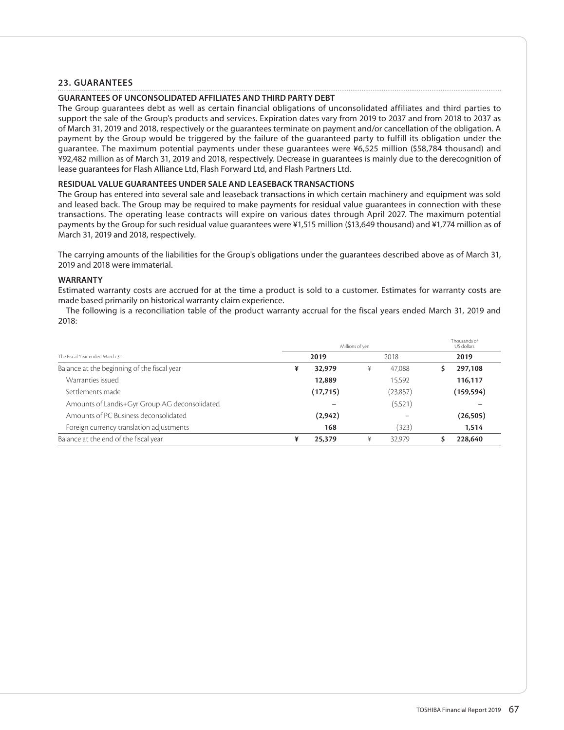## 23. GUARANTEES

### GUARANTEES OF UNCONSOLIDATED AFFILIATES AND THIRD PARTY DEBT

The Group guarantees debt as well as certain financial obligations of unconsolidated affiliates and third parties to support the sale of the Group's products and services. Expiration dates vary from 2019 to 2037 and from 2018 to 2037 as of March 31, 2019 and 2018, respectively or the guarantees terminate on payment and/or cancellation of the obligation. A payment by the Group would be triggered by the failure of the guaranteed party to fulfill its obligation under the guarantee. The maximum potential payments under these guarantees were ¥6,525 million ($58,784 thousand) and ¥92,482 million as of March 31, 2019 and 2018, respectively. Decrease in guarantees is mainly due to the derecognition of lease guarantees for Flash Alliance Ltd, Flash Forward Ltd, and Flash Partners Ltd.

### RESIDUAL VALUE GUARANTEES UNDER SALE AND LEASEBACK TRANSACTIONS

The Group has entered into several sale and leaseback transactions in which certain machinery and equipment was sold and leased back. The Group may be required to make payments for residual value guarantees in connection with these transactions. The operating lease contracts will expire on various dates through April 2027. The maximum potential payments by the Group for such residual value guarantees were ¥1,515 million ($13,649 thousand) and ¥1,774 million as of March 31, 2019 and 2018, respectively.

The carrying amounts of the liabilities for the Group's obligations under the guarantees described above as of March 31, 2019 and 2018 were immaterial.

### WARRANTY

Estimated warranty costs are accrued for at the time a product is sold to a customer. Estimates for warranty costs are made based primarily on historical warranty claim experience.

The following is a reconciliation table of the product warranty accrual for the fiscal years ended March 31, 2019 and 2018:

| | Millions of yen | | Thousands of US dollars |
|---|---|---|---|
| The Fiscal Year ended March 31 | **2019** | 2018 | **2019** |
| Balance at the beginning of the fiscal year | **¥ 32,979** | ¥ 47,088 | **$ 297,108** |
| Warranties issued | **12,889** | 15,592 | **116,117** |
| Settlements made | **(17,715)** | (23,857) | **(159,594)** |
| Amounts of Landis+Gyr Group AG deconsolidated | **–** | (5,521) | **–** |
| Amounts of PC Business deconsolidated | **(2,942)** | – | **(26,505)** |
| Foreign currency translation adjustments | **168** | (323) | **1,514** |
| Balance at the end of the fiscal year | **¥ 25,379** | ¥ 32,979 | **$ 228,640** |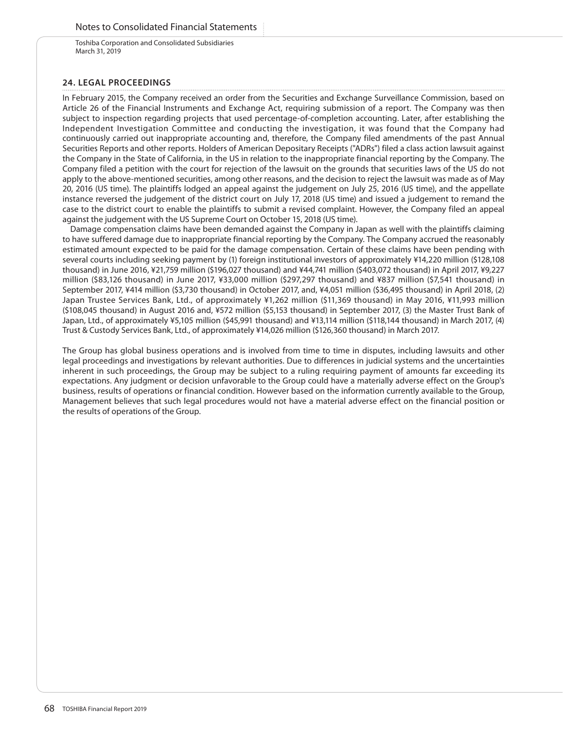## 24. LEGAL PROCEEDINGS

In February 2015, the Company received an order from the Securities and Exchange Surveillance Commission, based on Article 26 of the Financial Instruments and Exchange Act, requiring submission of a report. The Company was then subject to inspection regarding projects that used percentage-of-completion accounting. Later, after establishing the Independent Investigation Committee and conducting the investigation, it was found that the Company had continuously carried out inappropriate accounting and, therefore, the Company filed amendments of the past Annual Securities Reports and other reports. Holders of American Depositary Receipts ("ADRs") filed a class action lawsuit against the Company in the State of California, in the US in relation to the inappropriate financial reporting by the Company. The Company filed a petition with the court for rejection of the lawsuit on the grounds that securities laws of the US do not apply to the above-mentioned securities, among other reasons, and the decision to reject the lawsuit was made as of May 20, 2016 (US time). The plaintiffs lodged an appeal against the judgement on July 25, 2016 (US time), and the appellate instance reversed the judgement of the district court on July 17, 2018 (US time) and issued a judgement to remand the case to the district court to enable the plaintiffs to submit a revised complaint. However, the Company filed an appeal against the judgement with the US Supreme Court on October 15, 2018 (US time).

Damage compensation claims have been demanded against the Company in Japan as well with the plaintiffs claiming to have suffered damage due to inappropriate financial reporting by the Company. The Company accrued the reasonably estimated amount expected to be paid for the damage compensation. Certain of these claims have been pending with several courts including seeking payment by (1) foreign institutional investors of approximately ¥14,220 million ($128,108 thousand) in June 2016, ¥21,759 million ($196,027 thousand) and ¥44,741 million ($403,072 thousand) in April 2017, ¥9,227 million ($83,126 thousand) in June 2017, ¥33,000 million ($297,297 thousand) and ¥837 million ($7,541 thousand) in September 2017, ¥414 million ($3,730 thousand) in October 2017, and, ¥4,051 million ($36,495 thousand) in April 2018, (2) Japan Trustee Services Bank, Ltd., of approximately ¥1,262 million ($11,369 thousand) in May 2016, ¥11,993 million ($108,045 thousand) in August 2016 and, ¥572 million ($5,153 thousand) in September 2017, (3) the Master Trust Bank of Japan, Ltd., of approximately ¥5,105 million ($45,991 thousand) and ¥13,114 million ($118,144 thousand) in March 2017, (4) Trust & Custody Services Bank, Ltd., of approximately ¥14,026 million ($126,360 thousand) in March 2017.

The Group has global business operations and is involved from time to time in disputes, including lawsuits and other legal proceedings and investigations by relevant authorities. Due to differences in judicial systems and the uncertainties inherent in such proceedings, the Group may be subject to a ruling requiring payment of amounts far exceeding its expectations. Any judgment or decision unfavorable to the Group could have a materially adverse effect on the Group's business, results of operations or financial condition. However based on the information currently available to the Group, Management believes that such legal procedures would not have a material adverse effect on the financial position or the results of operations of the Group.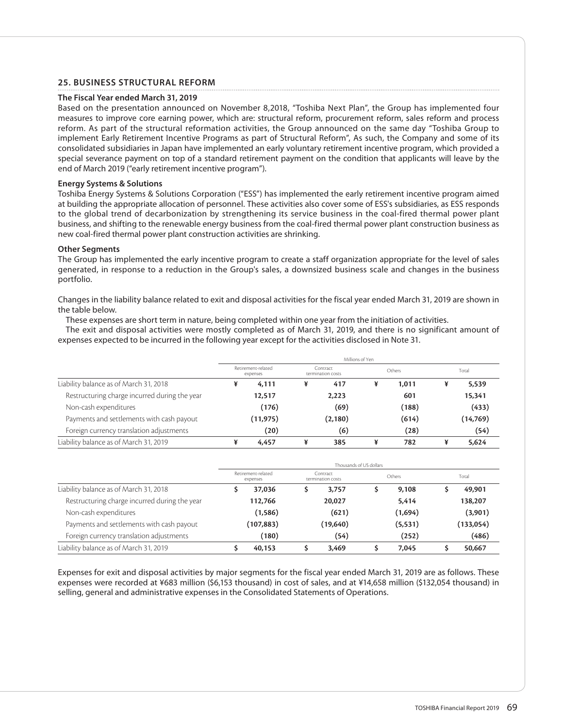## 25. BUSINESS STRUCTURAL REFORM

### The Fiscal Year ended March 31, 2019

Based on the presentation announced on November 8,2018, "Toshiba Next Plan", the Group has implemented four measures to improve core earning power, which are: structural reform, procurement reform, sales reform and process reform. As part of the structural reformation activities, the Group announced on the same day "Toshiba Group to implement Early Retirement Incentive Programs as part of Structural Reform", As such, the Company and some of its consolidated subsidiaries in Japan have implemented an early voluntary retirement incentive program, which provided a special severance payment on top of a standard retirement payment on the condition that applicants will leave by the end of March 2019 ("early retirement incentive program").

### Energy Systems & Solutions

Toshiba Energy Systems & Solutions Corporation ("ESS") has implemented the early retirement incentive program aimed at building the appropriate allocation of personnel. These activities also cover some of ESS's subsidiaries, as ESS responds to the global trend of decarbonization by strengthening its service business in the coal-fired thermal power plant business, and shifting to the renewable energy business from the coal-fired thermal power plant construction business as new coal-fired thermal power plant construction activities are shrinking.

### Other Segments

The Group has implemented the early incentive program to create a staff organization appropriate for the level of sales generated, in response to a reduction in the Group's sales, a downsized business scale and changes in the business portfolio.

Changes in the liability balance related to exit and disposal activities for the fiscal year ended March 31, 2019 are shown in the table below.

These expenses are short term in nature, being completed within one year from the initiation of activities.

The exit and disposal activities were mostly completed as of March 31, 2019, and there is no significant amount of expenses expected to be incurred in the following year except for the activities disclosed in Note 31.

| | Millions of Yen | | | |
|---|---|---|---|---|
| | Retirement-related expenses | Contract termination costs | Others | Total |
| Liability balance as of March 31, 2018 | ¥ 4,111 | ¥ 417 | ¥ 1,011 | ¥ 5,539 |
| Restructuring charge incurred during the year | 12,517 | 2,223 | 601 | 15,341 |
| Non-cash expenditures | (176) | (69) | (188) | (433) |
| Payments and settlements with cash payout | (11,975) | (2,180) | (614) | (14,769) |
| Foreign currency translation adjustments | (20) | (6) | (28) | (54) |
| Liability balance as of March 31, 2019 | ¥ 4,457 | ¥ 385 | ¥ 782 | ¥ 5,624 |

| | Thousands of US dollars | | | |
|---|---|---|---|---|
| | Retirement-related expenses | Contract termination costs | Others | Total |
| Liability balance as of March 31, 2018 | $ 37,036 | $ 3,757 | $ 9,108 | $ 49,901 |
| Restructuring charge incurred during the year | 112,766 | 20,027 | 5,414 | 138,207 |
| Non-cash expenditures | (1,586) | (621) | (1,694) | (3,901) |
| Payments and settlements with cash payout | (107,883) | (19,640) | (5,531) | (133,054) |
| Foreign currency translation adjustments | (180) | (54) | (252) | (486) |
| Liability balance as of March 31, 2019 | $ 40,153 | $ 3,469 | $ 7,045 | $ 50,667 |

Expenses for exit and disposal activities by major segments for the fiscal year ended March 31, 2019 are as follows. These expenses were recorded at ¥683 million ($6,153 thousand) in cost of sales, and at ¥14,658 million ($132,054 thousand) in selling, general and administrative expenses in the Consolidated Statements of Operations.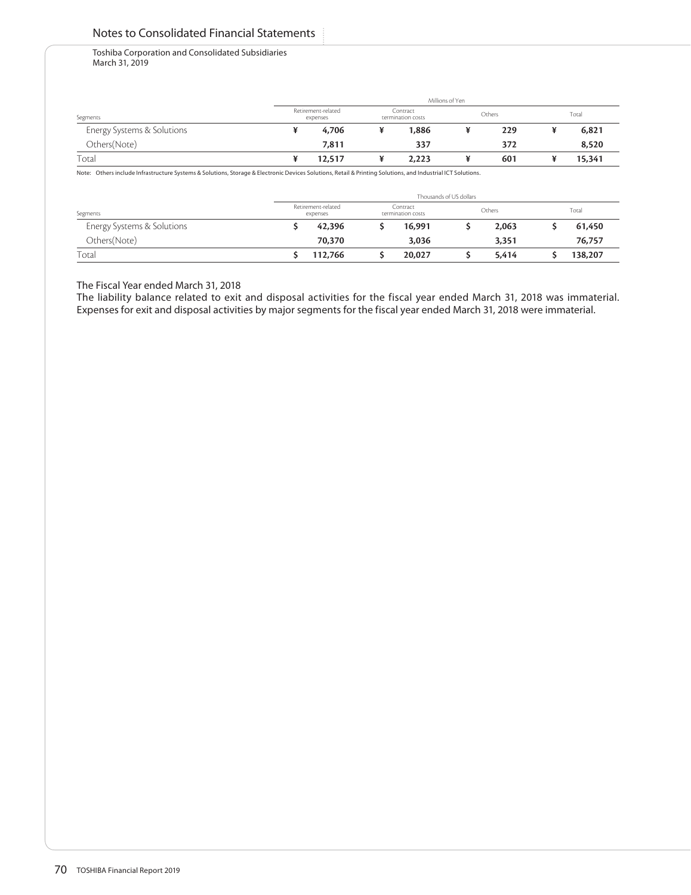| Segments | Millions of Yen | | | |
|---|---|---|---|---|
| | Retirement-related expenses | Contract termination costs | Others | Total |
| Energy Systems & Solutions | ¥ 4,706 | ¥ 1,886 | ¥ 229 | ¥ 6,821 |
| Others(Note) | 7,811 | 337 | 372 | 8,520 |
| Total | ¥ 12,517 | ¥ 2,223 | ¥ 601 | ¥ 15,341 |

Note: Others include Infrastructure Systems & Solutions, Storage & Electronic Devices Solutions, Retail & Printing Solutions, and Industrial ICT Solutions.

| Segments | Thousands of US dollars | | | |
|---|---|---|---|---|
| | Retirement-related expenses | Contract termination costs | Others | Total |
| Energy Systems & Solutions | $ 42,396 | $ 16,991 | $ 2,063 | $ 61,450 |
| Others(Note) | 70,370 | 3,036 | 3,351 | 76,757 |
| Total | $ 112,766 | $ 20,027 | $ 5,414 | $ 138,207 |

The Fiscal Year ended March 31, 2018

The liability balance related to exit and disposal activities for the fiscal year ended March 31, 2018 was immaterial. Expenses for exit and disposal activities by major segments for the fiscal year ended March 31, 2018 were immaterial.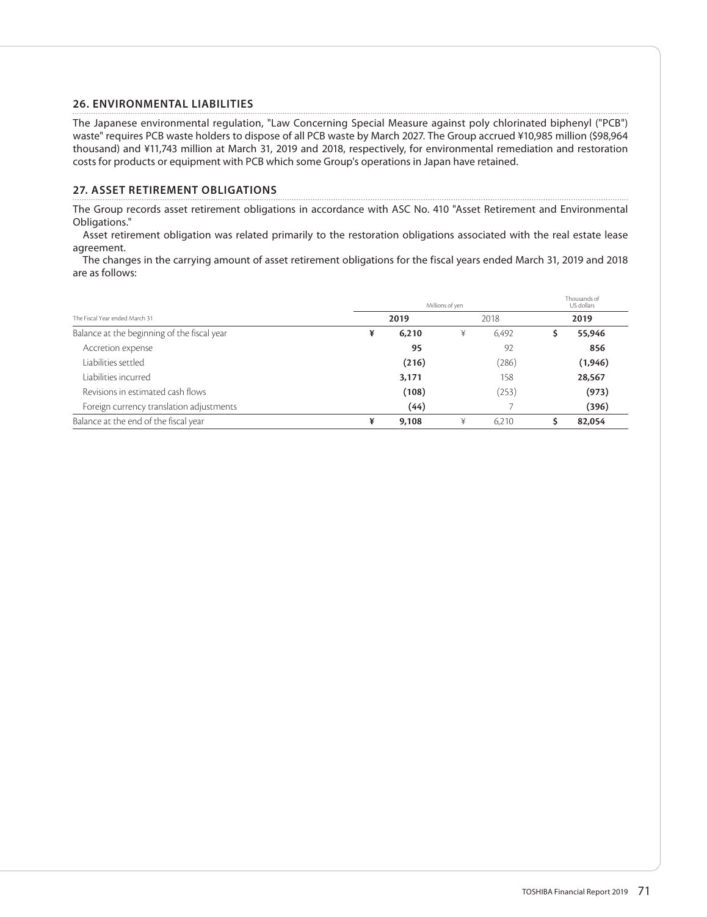## 26. ENVIRONMENTAL LIABILITIES

The Japanese environmental regulation, "Law Concerning Special Measure against poly chlorinated biphenyl ("PCB") waste" requires PCB waste holders to dispose of all PCB waste by March 2027. The Group accrued ¥10,985 million ($98,964 thousand) and ¥11,743 million at March 31, 2019 and 2018, respectively, for environmental remediation and restoration costs for products or equipment with PCB which some Group's operations in Japan have retained.

## 27. ASSET RETIREMENT OBLIGATIONS

The Group records asset retirement obligations in accordance with ASC No. 410 "Asset Retirement and Environmental Obligations."

Asset retirement obligation was related primarily to the restoration obligations associated with the real estate lease agreement.

The changes in the carrying amount of asset retirement obligations for the fiscal years ended March 31, 2019 and 2018 are as follows:

| | Millions of yen | | Thousands of US dollars |
|---|---|---|---|
| The Fiscal Year ended March 31 | **2019** | 2018 | **2019** |
| Balance at the beginning of the fiscal year | **¥ 6,210** | ¥ 6,492 | **$ 55,946** |
| Accretion expense | **95** | 92 | **856** |
| Liabilities settled | **(216)** | (286) | **(1,946)** |
| Liabilities incurred | **3,171** | 158 | **28,567** |
| Revisions in estimated cash flows | **(108)** | (253) | **(973)** |
| Foreign currency translation adjustments | **(44)** | 7 | **(396)** |
| Balance at the end of the fiscal year | **¥ 9,108** | ¥ 6,210 | **$ 82,054** |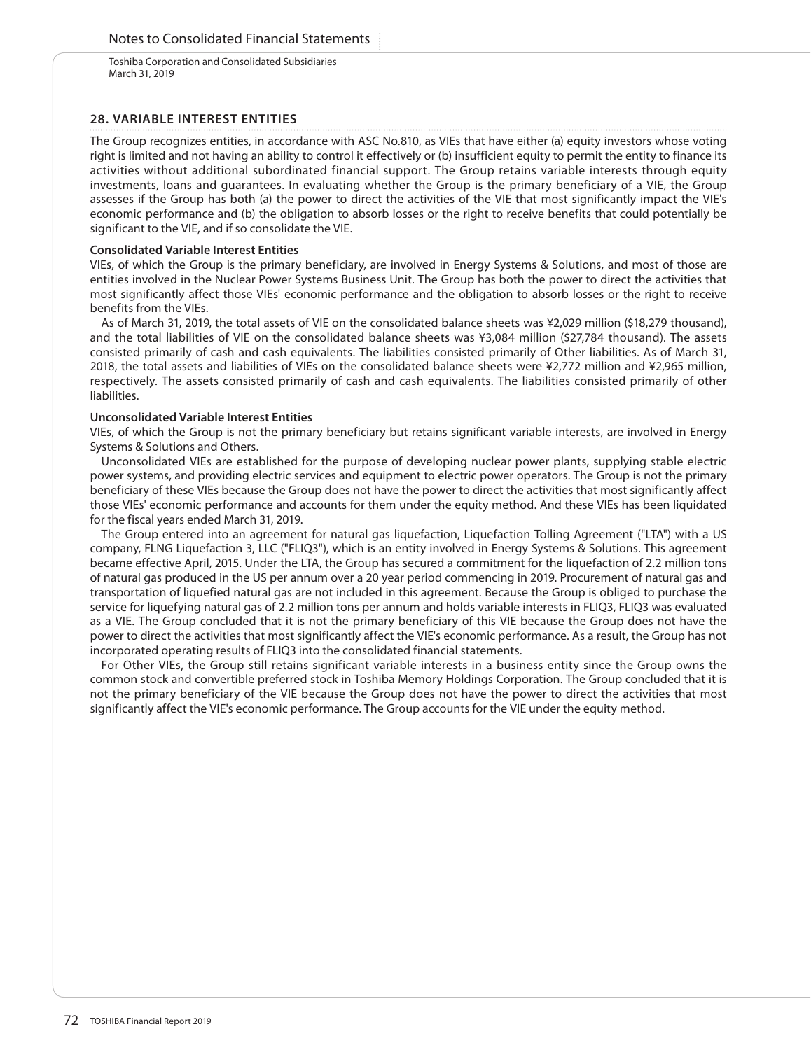## 28. VARIABLE INTEREST ENTITIES

The Group recognizes entities, in accordance with ASC No.810, as VIEs that have either (a) equity investors whose voting right is limited and not having an ability to control it effectively or (b) insufficient equity to permit the entity to finance its activities without additional subordinated financial support. The Group retains variable interests through equity investments, loans and guarantees. In evaluating whether the Group is the primary beneficiary of a VIE, the Group assesses if the Group has both (a) the power to direct the activities of the VIE that most significantly impact the VIE's economic performance and (b) the obligation to absorb losses or the right to receive benefits that could potentially be significant to the VIE, and if so consolidate the VIE.

**Consolidated Variable Interest Entities**

VIEs, of which the Group is the primary beneficiary, are involved in Energy Systems & Solutions, and most of those are entities involved in the Nuclear Power Systems Business Unit. The Group has both the power to direct the activities that most significantly affect those VIEs' economic performance and the obligation to absorb losses or the right to receive benefits from the VIEs.

As of March 31, 2019, the total assets of VIE on the consolidated balance sheets was ¥2,029 million ($18,279 thousand), and the total liabilities of VIE on the consolidated balance sheets was ¥3,084 million ($27,784 thousand). The assets consisted primarily of cash and cash equivalents. The liabilities consisted primarily of Other liabilities. As of March 31, 2018, the total assets and liabilities of VIEs on the consolidated balance sheets were ¥2,772 million and ¥2,965 million, respectively. The assets consisted primarily of cash and cash equivalents. The liabilities consisted primarily of other liabilities.

**Unconsolidated Variable Interest Entities**

VIEs, of which the Group is not the primary beneficiary but retains significant variable interests, are involved in Energy Systems & Solutions and Others.

Unconsolidated VIEs are established for the purpose of developing nuclear power plants, supplying stable electric power systems, and providing electric services and equipment to electric power operators. The Group is not the primary beneficiary of these VIEs because the Group does not have the power to direct the activities that most significantly affect those VIEs' economic performance and accounts for them under the equity method. And these VIEs has been liquidated for the fiscal years ended March 31, 2019.

The Group entered into an agreement for natural gas liquefaction, Liquefaction Tolling Agreement ("LTA") with a US company, FLNG Liquefaction 3, LLC ("FLIQ3"), which is an entity involved in Energy Systems & Solutions. This agreement became effective April, 2015. Under the LTA, the Group has secured a commitment for the liquefaction of 2.2 million tons of natural gas produced in the US per annum over a 20 year period commencing in 2019. Procurement of natural gas and transportation of liquefied natural gas are not included in this agreement. Because the Group is obliged to purchase the service for liquefying natural gas of 2.2 million tons per annum and holds variable interests in FLIQ3, FLIQ3 was evaluated as a VIE. The Group concluded that it is not the primary beneficiary of this VIE because the Group does not have the power to direct the activities that most significantly affect the VIE's economic performance. As a result, the Group has not incorporated operating results of FLIQ3 into the consolidated financial statements.

For Other VIEs, the Group still retains significant variable interests in a business entity since the Group owns the common stock and convertible preferred stock in Toshiba Memory Holdings Corporation. The Group concluded that it is not the primary beneficiary of the VIE because the Group does not have the power to direct the activities that most significantly affect the VIE's economic performance. The Group accounts for the VIE under the equity method.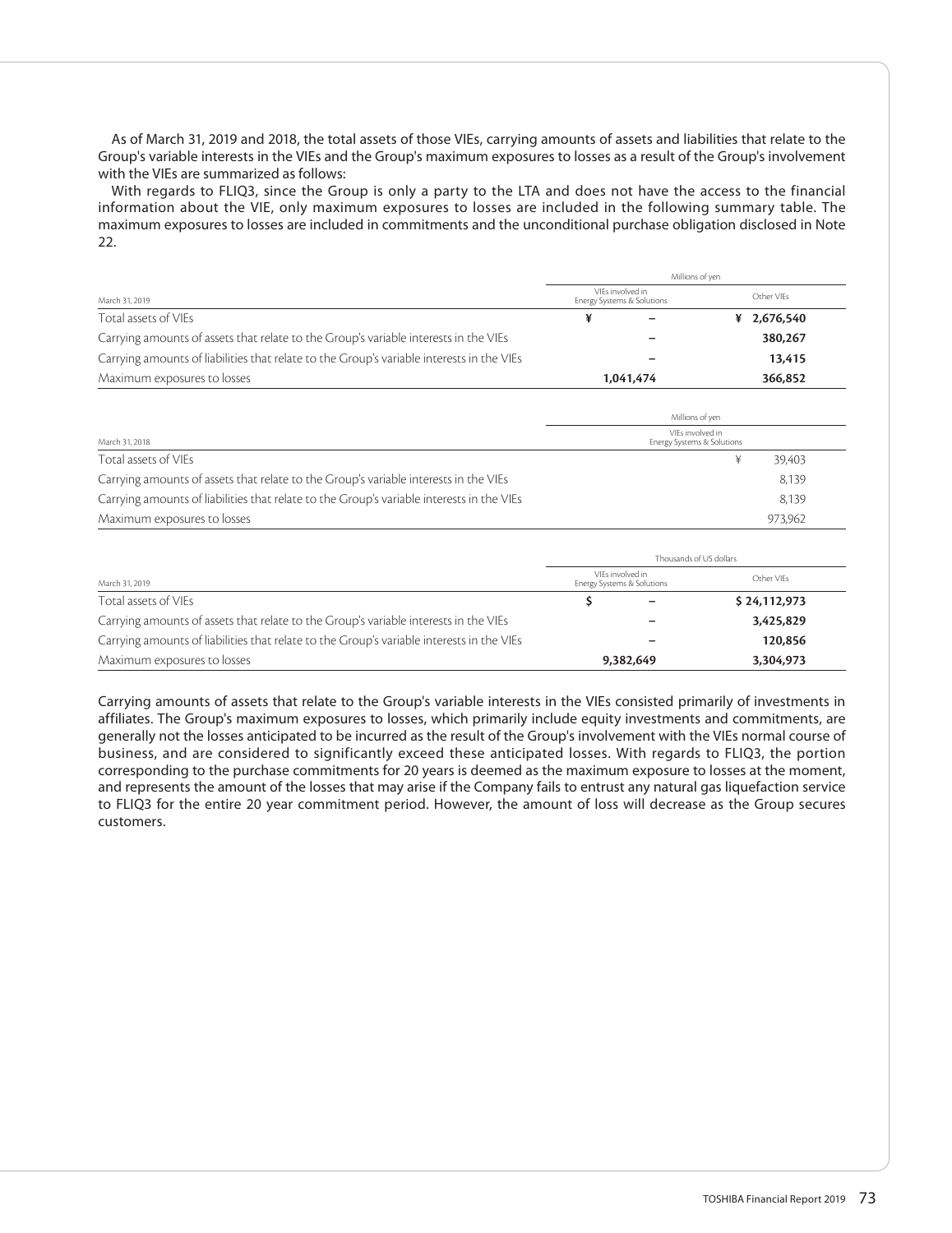As of March 31, 2019 and 2018, the total assets of those VIEs, carrying amounts of assets and liabilities that relate to the Group's variable interests in the VIEs and the Group's maximum exposures to losses as a result of the Group's involvement with the VIEs are summarized as follows:

With regards to FLIQ3, since the Group is only a party to the LTA and does not have the access to the financial information about the VIE, only maximum exposures to losses are included in the following summary table. The maximum exposures to losses are included in commitments and the unconditional purchase obligation disclosed in Note 22.

| | Millions of yen | |
|---|---|---|
| March 31, 2019 | VIEs involved in Energy Systems & Solutions | Other VIEs |
| Total assets of VIEs | ¥ – | ¥ 2,676,540 |
| Carrying amounts of assets that relate to the Group's variable interests in the VIEs | – | 380,267 |
| Carrying amounts of liabilities that relate to the Group's variable interests in the VIEs | – | 13,415 |
| Maximum exposures to losses | 1,041,474 | 366,852 |

| | Millions of yen |
|---|---|
| March 31, 2018 | VIEs involved in Energy Systems & Solutions |
| Total assets of VIEs | ¥ 39,403 |
| Carrying amounts of assets that relate to the Group's variable interests in the VIEs | 8,139 |
| Carrying amounts of liabilities that relate to the Group's variable interests in the VIEs | 8,139 |
| Maximum exposures to losses | 973,962 |

| | Thousands of US dollars | |
|---|---|---|
| March 31, 2019 | VIEs involved in Energy Systems & Solutions | Other VIEs |
| Total assets of VIEs | $ – | $ 24,112,973 |
| Carrying amounts of assets that relate to the Group's variable interests in the VIEs | – | 3,425,829 |
| Carrying amounts of liabilities that relate to the Group's variable interests in the VIEs | – | 120,856 |
| Maximum exposures to losses | 9,382,649 | 3,304,973 |

Carrying amounts of assets that relate to the Group's variable interests in the VIEs consisted primarily of investments in affiliates. The Group's maximum exposures to losses, which primarily include equity investments and commitments, are generally not the losses anticipated to be incurred as the result of the Group's involvement with the VIEs normal course of business, and are considered to significantly exceed these anticipated losses. With regards to FLIQ3, the portion corresponding to the purchase commitments for 20 years is deemed as the maximum exposure to losses at the moment, and represents the amount of the losses that may arise if the Company fails to entrust any natural gas liquefaction service to FLIQ3 for the entire 20 year commitment period. However, the amount of loss will decrease as the Group secures customers.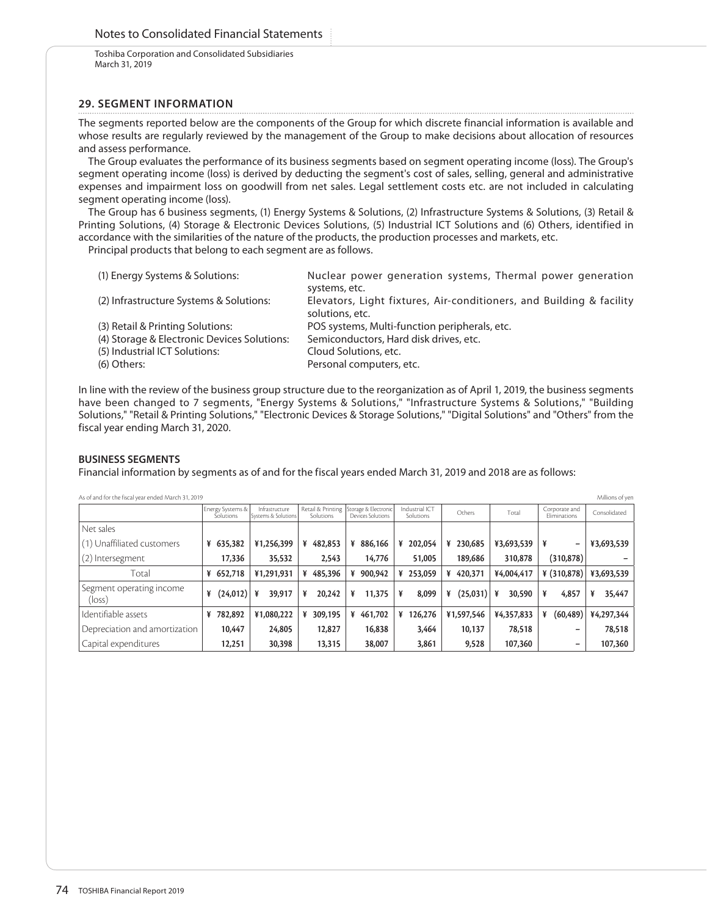Toshiba Corporation and Consolidated Subsidiaries
March 31, 2019

## 29. SEGMENT INFORMATION

The segments reported below are the components of the Group for which discrete financial information is available and whose results are regularly reviewed by the management of the Group to make decisions about allocation of resources and assess performance.

The Group evaluates the performance of its business segments based on segment operating income (loss). The Group's segment operating income (loss) is derived by deducting the segment's cost of sales, selling, general and administrative expenses and impairment loss on goodwill from net sales. Legal settlement costs etc. are not included in calculating segment operating income (loss).

The Group has 6 business segments, (1) Energy Systems & Solutions, (2) Infrastructure Systems & Solutions, (3) Retail & Printing Solutions, (4) Storage & Electronic Devices Solutions, (5) Industrial ICT Solutions and (6) Others, identified in accordance with the similarities of the nature of the products, the production processes and markets, etc.

Principal products that belong to each segment are as follows.

| | |
|---|---|
| (1) Energy Systems & Solutions: | Nuclear power generation systems, Thermal power generation systems, etc. |
| (2) Infrastructure Systems & Solutions: | Elevators, Light fixtures, Air-conditioners, and Building & facility solutions, etc. |
| (3) Retail & Printing Solutions: | POS systems, Multi-function peripherals, etc. |
| (4) Storage & Electronic Devices Solutions: | Semiconductors, Hard disk drives, etc. |
| (5) Industrial ICT Solutions: | Cloud Solutions, etc. |
| (6) Others: | Personal computers, etc. |

In line with the review of the business group structure due to the reorganization as of April 1, 2019, the business segments have been changed to 7 segments, "Energy Systems & Solutions," "Infrastructure Systems & Solutions," "Building Solutions," "Retail & Printing Solutions," "Electronic Devices & Storage Solutions," "Digital Solutions" and "Others" from the fiscal year ending March 31, 2020.

**BUSINESS SEGMENTS**

Financial information by segments as of and for the fiscal years ended March 31, 2019 and 2018 are as follows:

As of and for the fiscal year ended March 31, 2019 — Millions of yen

| | Energy Systems & Solutions | Infrastructure Systems & Solutions | Retail & Printing Solutions | Storage & Electronic Devices Solutions | Industrial ICT Solutions | Others | Total | Corporate and Eliminations | Consolidated |
|---|---|---|---|---|---|---|---|---|---|
| Net sales | | | | | | | | | |
| (1) Unaffiliated customers | ¥ 635,382 | ¥1,256,399 | ¥ 482,853 | ¥ 886,166 | ¥ 202,054 | ¥ 230,685 | ¥3,693,539 | ¥ – | ¥3,693,539 |
| (2) Intersegment | 17,336 | 35,532 | 2,543 | 14,776 | 51,005 | 189,686 | 310,878 | (310,878) | – |
| Total | ¥ 652,718 | ¥1,291,931 | ¥ 485,396 | ¥ 900,942 | ¥ 253,059 | ¥ 420,371 | ¥4,004,417 | ¥ (310,878) | ¥3,693,539 |
| Segment operating income (loss) | ¥ (24,012) | ¥ 39,917 | ¥ 20,242 | ¥ 11,375 | ¥ 8,099 | ¥ (25,031) | ¥ 30,590 | ¥ 4,857 | ¥ 35,447 |
| Identifiable assets | ¥ 782,892 | ¥1,080,222 | ¥ 309,195 | ¥ 461,702 | ¥ 126,276 | ¥1,597,546 | ¥4,357,833 | ¥ (60,489) | ¥4,297,344 |
| Depreciation and amortization | 10,447 | 24,805 | 12,827 | 16,838 | 3,464 | 10,137 | 78,518 | – | 78,518 |
| Capital expenditures | 12,251 | 30,398 | 13,315 | 38,007 | 3,861 | 9,528 | 107,360 | – | 107,360 |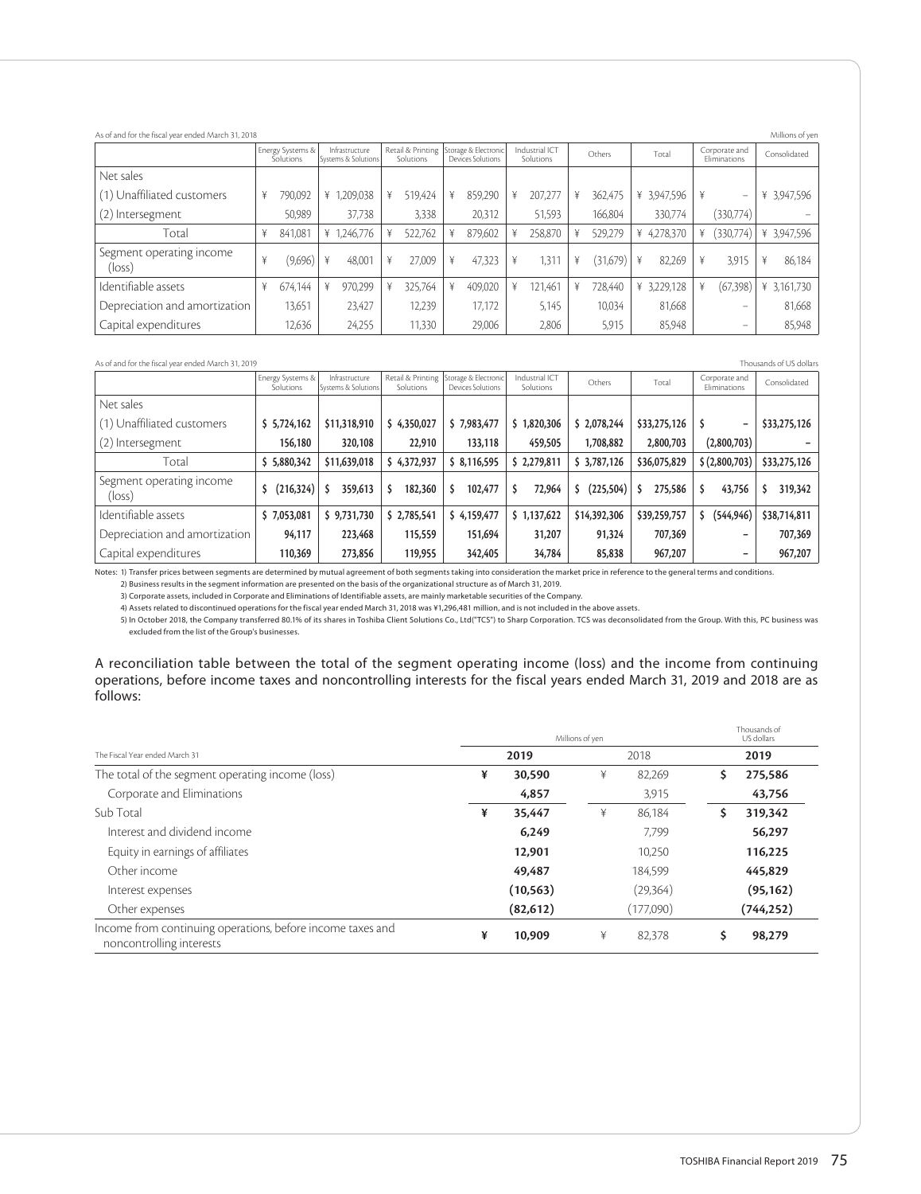As of and for the fiscal year ended March 31, 2018

Millions of yen

| | Energy Systems & Solutions | Infrastructure Systems & Solutions | Retail & Printing Solutions | Storage & Electronic Devices Solutions | Industrial ICT Solutions | Others | Total | Corporate and Eliminations | Consolidated |
|---|---|---|---|---|---|---|---|---|---|
| Net sales | | | | | | | | | |
| (1) Unaffiliated customers | ¥ 790,092 | ¥ 1,209,038 | ¥ 519,424 | ¥ 859,290 | ¥ 207,277 | ¥ 362,475 | ¥ 3,947,596 | ¥ – | ¥ 3,947,596 |
| (2) Intersegment | 50,989 | 37,738 | 3,338 | 20,312 | 51,593 | 166,804 | 330,774 | (330,774) | – |
| Total | ¥ 841,081 | ¥ 1,246,776 | ¥ 522,762 | ¥ 879,602 | ¥ 258,870 | ¥ 529,279 | ¥ 4,278,370 | ¥ (330,774) | ¥ 3,947,596 |
| Segment operating income (loss) | ¥ (9,696) | ¥ 48,001 | ¥ 27,009 | ¥ 47,323 | ¥ 1,311 | ¥ (31,679) | ¥ 82,269 | ¥ 3,915 | ¥ 86,184 |
| Identifiable assets | ¥ 674,144 | ¥ 970,299 | ¥ 325,764 | ¥ 409,020 | ¥ 121,461 | ¥ 728,440 | ¥ 3,229,128 | ¥ (67,398) | ¥ 3,161,730 |
| Depreciation and amortization | 13,651 | 23,427 | 12,239 | 17,172 | 5,145 | 10,034 | 81,668 | – | 81,668 |
| Capital expenditures | 12,636 | 24,255 | 11,330 | 29,006 | 2,806 | 5,915 | 85,948 | – | 85,948 |

As of and for the fiscal year ended March 31, 2019

Thousands of US dollars

| | Energy Systems & Solutions | Infrastructure Systems & Solutions | Retail & Printing Solutions | Storage & Electronic Devices Solutions | Industrial ICT Solutions | Others | Total | Corporate and Eliminations | Consolidated |
|---|---|---|---|---|---|---|---|---|---|
| Net sales | | | | | | | | | |
| (1) Unaffiliated customers | **$ 5,724,162** | **$11,318,910** | **$ 4,350,027** | **$ 7,983,477** | **$ 1,820,306** | **$ 2,078,244** | **$33,275,126** | **$ –** | **$33,275,126** |
| (2) Intersegment | **156,180** | **320,108** | **22,910** | **133,118** | **459,505** | **1,708,882** | **2,800,703** | **(2,800,703)** | **–** |
| Total | **$ 5,880,342** | **$11,639,018** | **$ 4,372,937** | **$ 8,116,595** | **$ 2,279,811** | **$ 3,787,126** | **$36,075,829** | **$ (2,800,703)** | **$33,275,126** |
| Segment operating income (loss) | **$ (216,324)** | **$ 359,613** | **$ 182,360** | **$ 102,477** | **$ 72,964** | **$ (225,504)** | **$ 275,586** | **$ 43,756** | **$ 319,342** |
| Identifiable assets | **$ 7,053,081** | **$ 9,731,730** | **$ 2,785,541** | **$ 4,159,477** | **$ 1,137,622** | **$14,392,306** | **$39,259,757** | **$ (544,946)** | **$38,714,811** |
| Depreciation and amortization | **94,117** | **223,468** | **115,559** | **151,694** | **31,207** | **91,324** | **707,369** | **–** | **707,369** |
| Capital expenditures | **110,369** | **273,856** | **119,955** | **342,405** | **34,784** | **85,838** | **967,207** | **–** | **967,207** |

Notes: 1) Transfer prices between segments are determined by mutual agreement of both segments taking into consideration the market price in reference to the general terms and conditions.
2) Business results in the segment information are presented on the basis of the organizational structure as of March 31, 2019.
3) Corporate assets, included in Corporate and Eliminations of Identifiable assets, are mainly marketable securities of the Company.
4) Assets related to discontinued operations for the fiscal year ended March 31, 2018 was ¥1,296,481 million, and is not included in the above assets.
5) In October 2018, the Company transferred 80.1% of its shares in Toshiba Client Solutions Co., Ltd("TCS") to Sharp Corporation. TCS was deconsolidated from the Group. With this, PC business was excluded from the list of the Group's businesses.

A reconciliation table between the total of the segment operating income (loss) and the income from continuing operations, before income taxes and noncontrolling interests for the fiscal years ended March 31, 2019 and 2018 are as follows:

| The Fiscal Year ended March 31 | Millions of yen 2019 | Millions of yen 2018 | Thousands of US dollars 2019 |
|---|---|---|---|
| The total of the segment operating income (loss) | **¥ 30,590** | ¥ 82,269 | **$ 275,586** |
| Corporate and Eliminations | **4,857** | 3,915 | **43,756** |
| Sub Total | **¥ 35,447** | ¥ 86,184 | **$ 319,342** |
| Interest and dividend income | **6,249** | 7,799 | **56,297** |
| Equity in earnings of affiliates | **12,901** | 10,250 | **116,225** |
| Other income | **49,487** | 184,599 | **445,829** |
| Interest expenses | **(10,563)** | (29,364) | **(95,162)** |
| Other expenses | **(82,612)** | (177,090) | **(744,252)** |
| Income from continuing operations, before income taxes and noncontrolling interests | **¥ 10,909** | ¥ 82,378 | **$ 98,279** |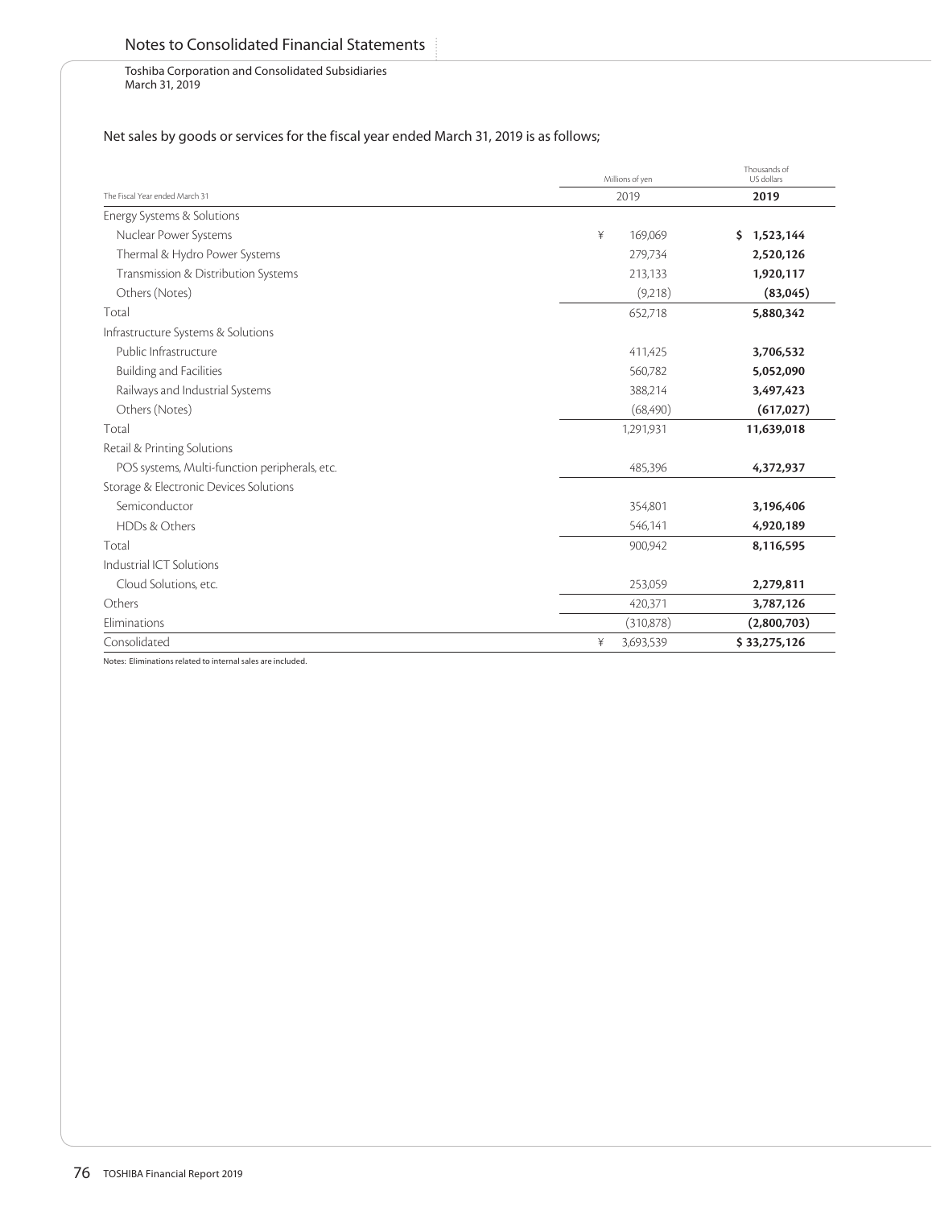Toshiba Corporation and Consolidated Subsidiaries
March 31, 2019

Net sales by goods or services for the fiscal year ended March 31, 2019 is as follows;

| | Millions of yen | Thousands of US dollars |
|---|---|---|
| The Fiscal Year ended March 31 | 2019 | **2019** |
| Energy Systems & Solutions | | |
| Nuclear Power Systems | ¥ 169,069 | **$ 1,523,144** |
| Thermal & Hydro Power Systems | 279,734 | **2,520,126** |
| Transmission & Distribution Systems | 213,133 | **1,920,117** |
| Others (Notes) | (9,218) | **(83,045)** |
| Total | 652,718 | **5,880,342** |
| Infrastructure Systems & Solutions | | |
| Public Infrastructure | 411,425 | **3,706,532** |
| Building and Facilities | 560,782 | **5,052,090** |
| Railways and Industrial Systems | 388,214 | **3,497,423** |
| Others (Notes) | (68,490) | **(617,027)** |
| Total | 1,291,931 | **11,639,018** |
| Retail & Printing Solutions | | |
| POS systems, Multi-function peripherals, etc. | 485,396 | **4,372,937** |
| Storage & Electronic Devices Solutions | | |
| Semiconductor | 354,801 | **3,196,406** |
| HDDs & Others | 546,141 | **4,920,189** |
| Total | 900,942 | **8,116,595** |
| Industrial ICT Solutions | | |
| Cloud Solutions, etc. | 253,059 | **2,279,811** |
| Others | 420,371 | **3,787,126** |
| Eliminations | (310,878) | **(2,800,703)** |
| Consolidated | ¥ 3,693,539 | **$ 33,275,126** |

Notes: Eliminations related to internal sales are included.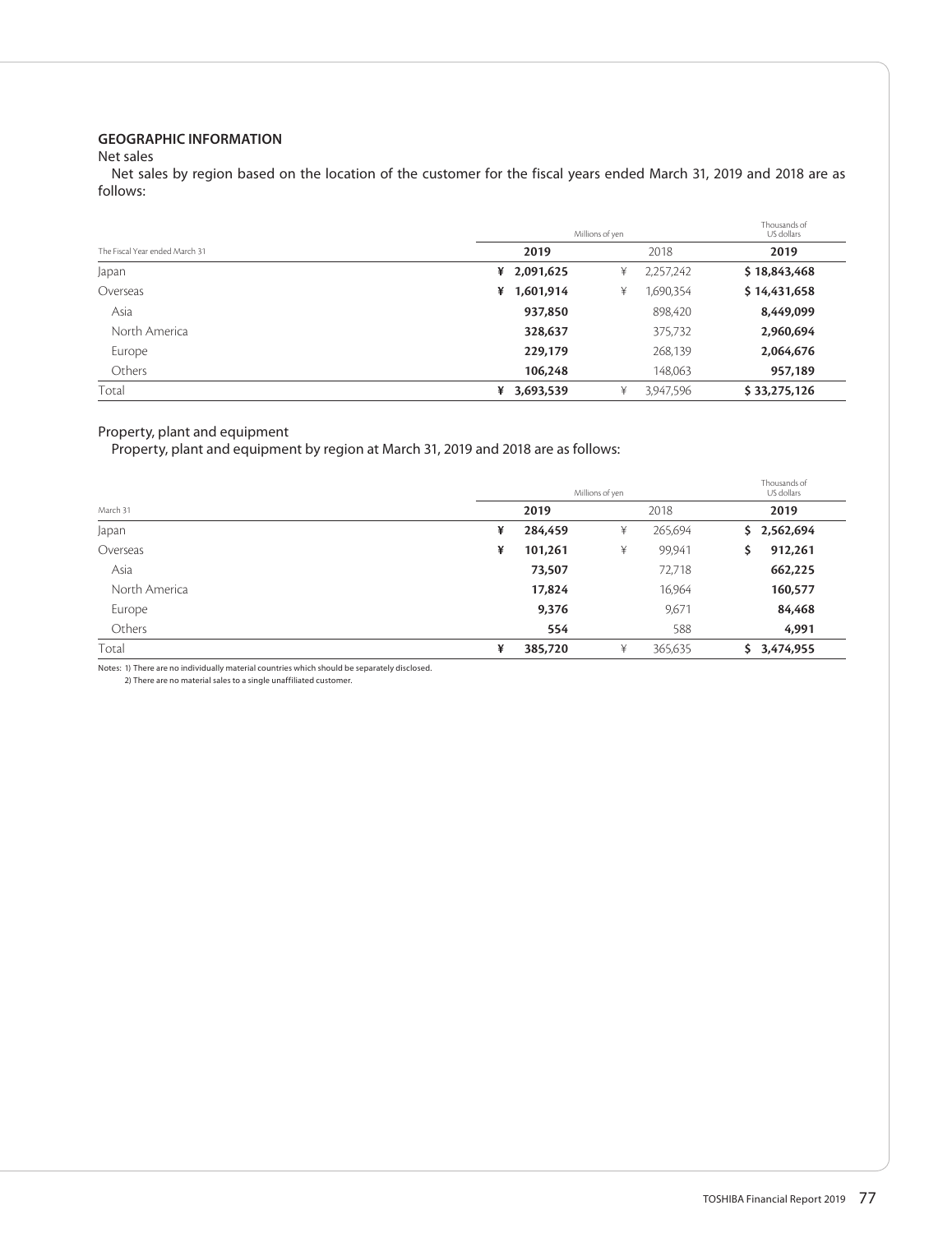## GEOGRAPHIC INFORMATION

Net sales

Net sales by region based on the location of the customer for the fiscal years ended March 31, 2019 and 2018 are as follows:

| | Millions of yen | | Thousands of US dollars |
|---|---|---|---|
| The Fiscal Year ended March 31 | **2019** | 2018 | **2019** |
| Japan | **¥ 2,091,625** | ¥ 2,257,242 | **$ 18,843,468** |
| Overseas | **¥ 1,601,914** | ¥ 1,690,354 | **$ 14,431,658** |
| Asia | **937,850** | 898,420 | **8,449,099** |
| North America | **328,637** | 375,732 | **2,960,694** |
| Europe | **229,179** | 268,139 | **2,064,676** |
| Others | **106,248** | 148,063 | **957,189** |
| Total | **¥ 3,693,539** | ¥ 3,947,596 | **$ 33,275,126** |

Property, plant and equipment

Property, plant and equipment by region at March 31, 2019 and 2018 are as follows:

| | Millions of yen | | Thousands of US dollars |
|---|---|---|---|
| March 31 | **2019** | 2018 | **2019** |
| Japan | **¥ 284,459** | ¥ 265,694 | **$ 2,562,694** |
| Overseas | **¥ 101,261** | ¥ 99,941 | **$ 912,261** |
| Asia | **73,507** | 72,718 | **662,225** |
| North America | **17,824** | 16,964 | **160,577** |
| Europe | **9,376** | 9,671 | **84,468** |
| Others | **554** | 588 | **4,991** |
| Total | **¥ 385,720** | ¥ 365,635 | **$ 3,474,955** |

Notes: 1) There are no individually material countries which should be separately disclosed.
2) There are no material sales to a single unaffiliated customer.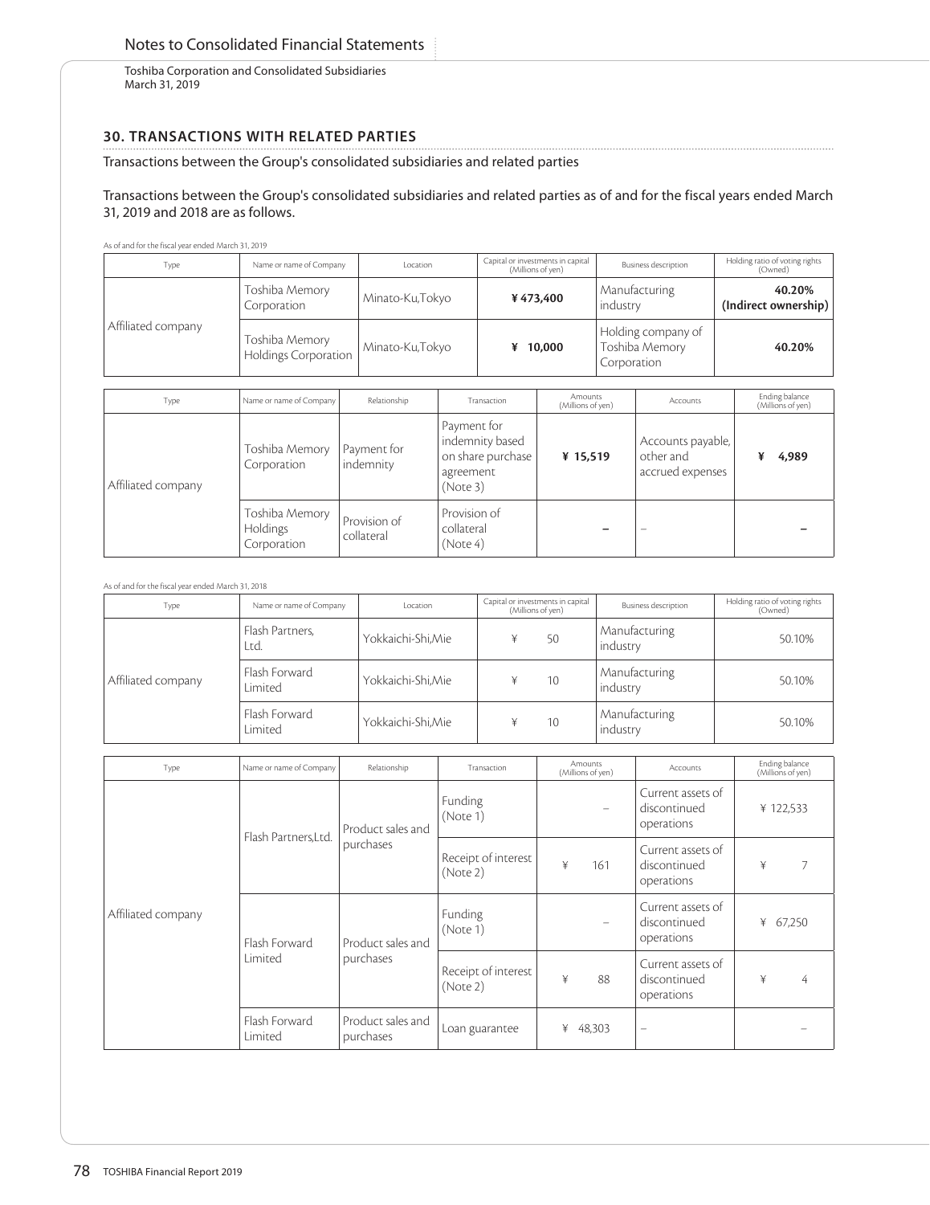## 30. TRANSACTIONS WITH RELATED PARTIES

Transactions between the Group's consolidated subsidiaries and related parties

Transactions between the Group's consolidated subsidiaries and related parties as of and for the fiscal years ended March 31, 2019 and 2018 are as follows.

As of and for the fiscal year ended March 31, 2019

| Type | Name or name of Company | Location | Capital or investments in capital (Millions of yen) | Business description | Holding ratio of voting rights (Owned) |
|---|---|---|---|---|---|
| Affiliated company | Toshiba Memory Corporation | Minato-Ku,Tokyo | **¥ 473,400** | Manufacturing industry | **40.20% (Indirect ownership)** |
| | Toshiba Memory Holdings Corporation | Minato-Ku,Tokyo | **¥ 10,000** | Holding company of Toshiba Memory Corporation | **40.20%** |

| Type | Name or name of Company | Relationship | Transaction | Amounts (Millions of yen) | Accounts | Ending balance (Millions of yen) |
|---|---|---|---|---|---|---|
| Affiliated company | Toshiba Memory Corporation | Payment for indemnity | Payment for indemnity based on share purchase agreement (Note 3) | **¥ 15,519** | Accounts payable, other and accrued expenses | **¥ 4,989** |
| | Toshiba Memory Holdings Corporation | Provision of collateral | Provision of collateral (Note 4) | **–** | – | **–** |

As of and for the fiscal year ended March 31, 2018

| Type | Name or name of Company | Location | Capital or investments in capital (Millions of yen) | Business description | Holding ratio of voting rights (Owned) |
|---|---|---|---|---|---|
| Affiliated company | Flash Partners, Ltd. | Yokkaichi-Shi,Mie | ¥ 50 | Manufacturing industry | 50.10% |
| | Flash Forward Limited | Yokkaichi-Shi,Mie | ¥ 10 | Manufacturing industry | 50.10% |
| | Flash Forward Limited | Yokkaichi-Shi,Mie | ¥ 10 | Manufacturing industry | 50.10% |

| Type | Name or name of Company | Relationship | Transaction | Amounts (Millions of yen) | Accounts | Ending balance (Millions of yen) |
|---|---|---|---|---|---|---|
| Affiliated company | Flash Partners,Ltd. | Product sales and purchases | Funding (Note 1) | – | Current assets of discontinued operations | ¥ 122,533 |
| | | | Receipt of interest (Note 2) | ¥ 161 | Current assets of discontinued operations | ¥ 7 |
| | Flash Forward Limited | Product sales and purchases | Funding (Note 1) | – | Current assets of discontinued operations | ¥ 67,250 |
| | | | Receipt of interest (Note 2) | ¥ 88 | Current assets of discontinued operations | ¥ 4 |
| | Flash Forward Limited | Product sales and purchases | Loan guarantee | ¥ 48,303 | – | – |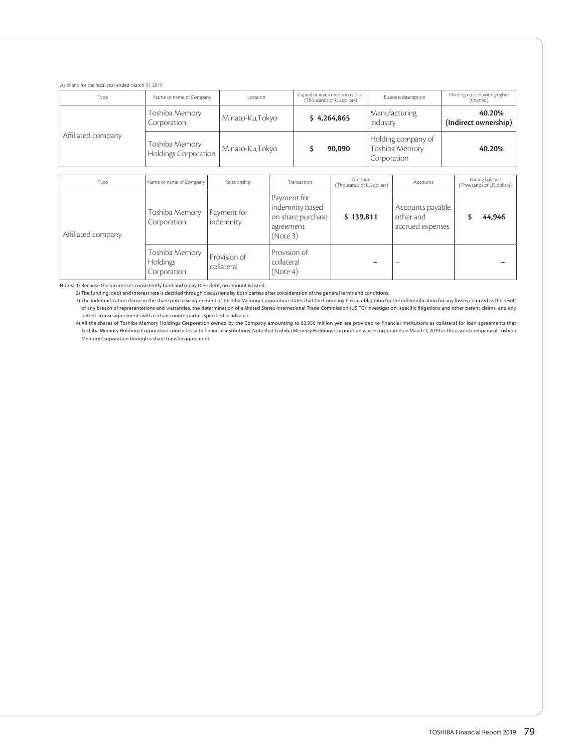As of and for the fiscal year ended March 31, 2019

| Type | Name or name of Company | Location | Capital or investments in capital (Thousands of US dollars) | Business description | Holding ratio of voting rights (Owned) |
|---|---|---|---|---|---|
| Affiliated company | Toshiba Memory Corporation | Minato-Ku,Tokyo | **$ 4,264,865** | Manufacturing industry | **40.20% (Indirect ownership)** |
| | Toshiba Memory Holdings Corporation | Minato-Ku,Tokyo | **$ 90,090** | Holding company of Toshiba Memory Corporation | **40.20%** |

| Type | Name or name of Company | Relationship | Transaction | Amounts (Thousands of US dollars) | Accounts | Ending balance (Thousands of US dollars) |
|---|---|---|---|---|---|---|
| Affiliated company | Toshiba Memory Corporation | Payment for indemnity | Payment for indemnity based on share purchase agreement (Note 3) | **$ 139,811** | Accounts payable, other and accrued expenses | **$ 44,946** |
| | Toshiba Memory Holdings Corporation | Provision of collateral | Provision of collateral (Note 4) | **–** | – | **–** |

Notes: 1) Because the businesses consistently fund and repay their debt, no amount is listed.

2) The funding, debt and interest rate is decided through discussions by both parties after consideration of the general terms and conditions.

3) The indemnification clause in the share purchase agreement of Toshiba Memory Corporation states that the Company has an obligation for the indemnification for any losses incurred as the result of any breach of representations and warranties, the determination of a United States International Trade Commission (USITC) investigation, specific litigations and other patent claims, and any patent license agreements with certain counterparties specified in advance.

4) All the shares of Toshiba Memory Holdings Corporation owned by the Company amounting to 83,956 million yen are provided to financial institutions as collateral for loan agreements that Toshiba Memory Holdings Corporation concludes with financial institutions. Note that Toshiba Memory Holdings Corporation was incorporated on March 1, 2019 as the parent company of Toshiba Memory Corporation through a share transfer agreement.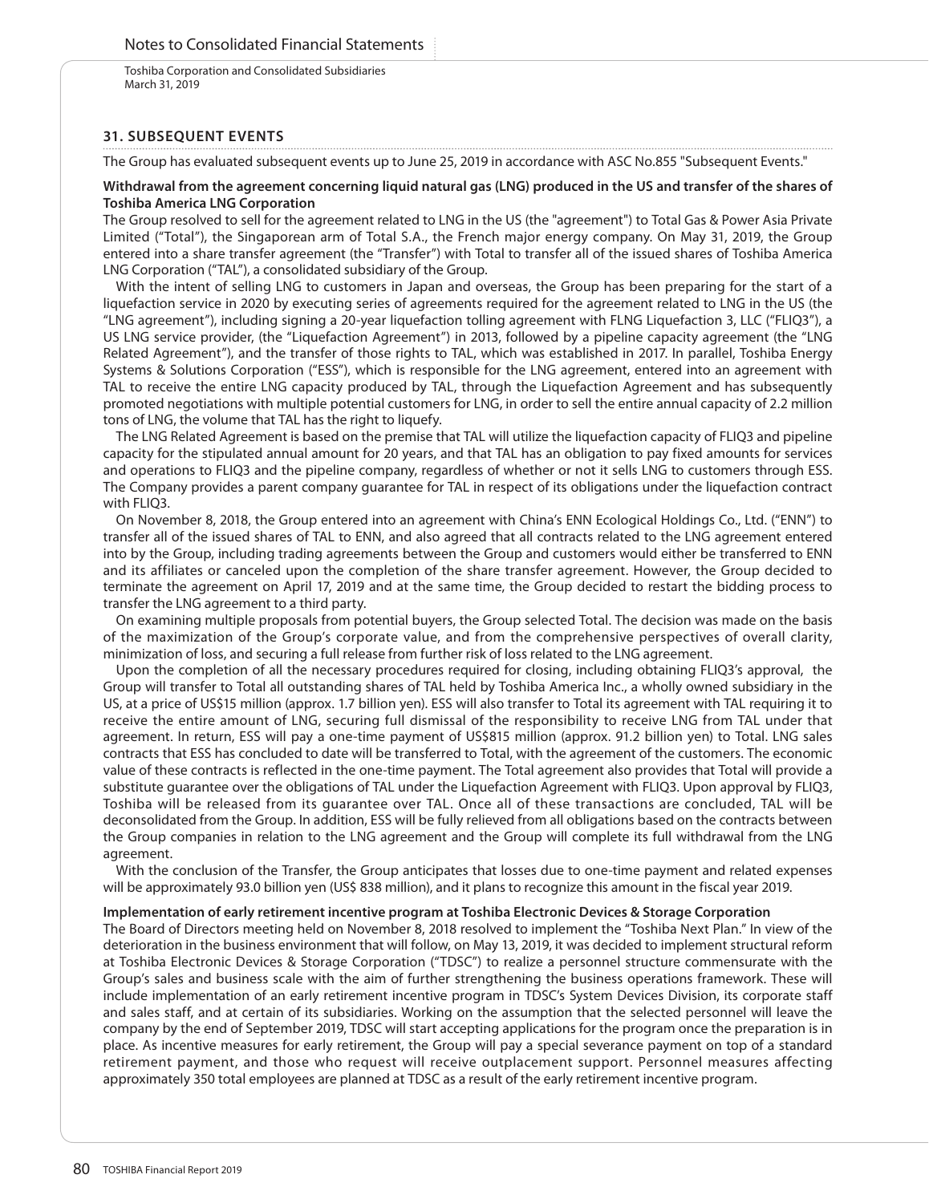## 31. SUBSEQUENT EVENTS

The Group has evaluated subsequent events up to June 25, 2019 in accordance with ASC No.855 "Subsequent Events."

**Withdrawal from the agreement concerning liquid natural gas (LNG) produced in the US and transfer of the shares of Toshiba America LNG Corporation**

The Group resolved to sell for the agreement related to LNG in the US (the "agreement") to Total Gas & Power Asia Private Limited ("Total"), the Singaporean arm of Total S.A., the French major energy company. On May 31, 2019, the Group entered into a share transfer agreement (the "Transfer") with Total to transfer all of the issued shares of Toshiba America LNG Corporation ("TAL"), a consolidated subsidiary of the Group.

With the intent of selling LNG to customers in Japan and overseas, the Group has been preparing for the start of a liquefaction service in 2020 by executing series of agreements required for the agreement related to LNG in the US (the "LNG agreement"), including signing a 20-year liquefaction tolling agreement with FLNG Liquefaction 3, LLC ("FLIQ3"), a US LNG service provider, (the "Liquefaction Agreement") in 2013, followed by a pipeline capacity agreement (the "LNG Related Agreement"), and the transfer of those rights to TAL, which was established in 2017. In parallel, Toshiba Energy Systems & Solutions Corporation ("ESS"), which is responsible for the LNG agreement, entered into an agreement with TAL to receive the entire LNG capacity produced by TAL, through the Liquefaction Agreement and has subsequently promoted negotiations with multiple potential customers for LNG, in order to sell the entire annual capacity of 2.2 million tons of LNG, the volume that TAL has the right to liquefy.

The LNG Related Agreement is based on the premise that TAL will utilize the liquefaction capacity of FLIQ3 and pipeline capacity for the stipulated annual amount for 20 years, and that TAL has an obligation to pay fixed amounts for services and operations to FLIQ3 and the pipeline company, regardless of whether or not it sells LNG to customers through ESS. The Company provides a parent company guarantee for TAL in respect of its obligations under the liquefaction contract with FLIQ3.

On November 8, 2018, the Group entered into an agreement with China's ENN Ecological Holdings Co., Ltd. ("ENN") to transfer all of the issued shares of TAL to ENN, and also agreed that all contracts related to the LNG agreement entered into by the Group, including trading agreements between the Group and customers would either be transferred to ENN and its affiliates or canceled upon the completion of the share transfer agreement. However, the Group decided to terminate the agreement on April 17, 2019 and at the same time, the Group decided to restart the bidding process to transfer the LNG agreement to a third party.

On examining multiple proposals from potential buyers, the Group selected Total. The decision was made on the basis of the maximization of the Group's corporate value, and from the comprehensive perspectives of overall clarity, minimization of loss, and securing a full release from further risk of loss related to the LNG agreement.

Upon the completion of all the necessary procedures required for closing, including obtaining FLIQ3's approval, the Group will transfer to Total all outstanding shares of TAL held by Toshiba America Inc., a wholly owned subsidiary in the US, at a price of US$15 million (approx. 1.7 billion yen). ESS will also transfer to Total its agreement with TAL requiring it to receive the entire amount of LNG, securing full dismissal of the responsibility to receive LNG from TAL under that agreement. In return, ESS will pay a one-time payment of US$815 million (approx. 91.2 billion yen) to Total. LNG sales contracts that ESS has concluded to date will be transferred to Total, with the agreement of the customers. The economic value of these contracts is reflected in the one-time payment. The Total agreement also provides that Total will provide a substitute guarantee over the obligations of TAL under the Liquefaction Agreement with FLIQ3. Upon approval by FLIQ3, Toshiba will be released from its guarantee over TAL. Once all of these transactions are concluded, TAL will be deconsolidated from the Group. In addition, ESS will be fully relieved from all obligations based on the contracts between the Group companies in relation to the LNG agreement and the Group will complete its full withdrawal from the LNG agreement.

With the conclusion of the Transfer, the Group anticipates that losses due to one-time payment and related expenses will be approximately 93.0 billion yen (US$ 838 million), and it plans to recognize this amount in the fiscal year 2019.

**Implementation of early retirement incentive program at Toshiba Electronic Devices & Storage Corporation**

The Board of Directors meeting held on November 8, 2018 resolved to implement the "Toshiba Next Plan." In view of the deterioration in the business environment that will follow, on May 13, 2019, it was decided to implement structural reform at Toshiba Electronic Devices & Storage Corporation ("TDSC") to realize a personnel structure commensurate with the Group's sales and business scale with the aim of further strengthening the business operations framework. These will include implementation of an early retirement incentive program in TDSC's System Devices Division, its corporate staff and sales staff, and at certain of its subsidiaries. Working on the assumption that the selected personnel will leave the company by the end of September 2019, TDSC will start accepting applications for the program once the preparation is in place. As incentive measures for early retirement, the Group will pay a special severance payment on top of a standard retirement payment, and those who request will receive outplacement support. Personnel measures affecting approximately 350 total employees are planned at TDSC as a result of the early retirement incentive program.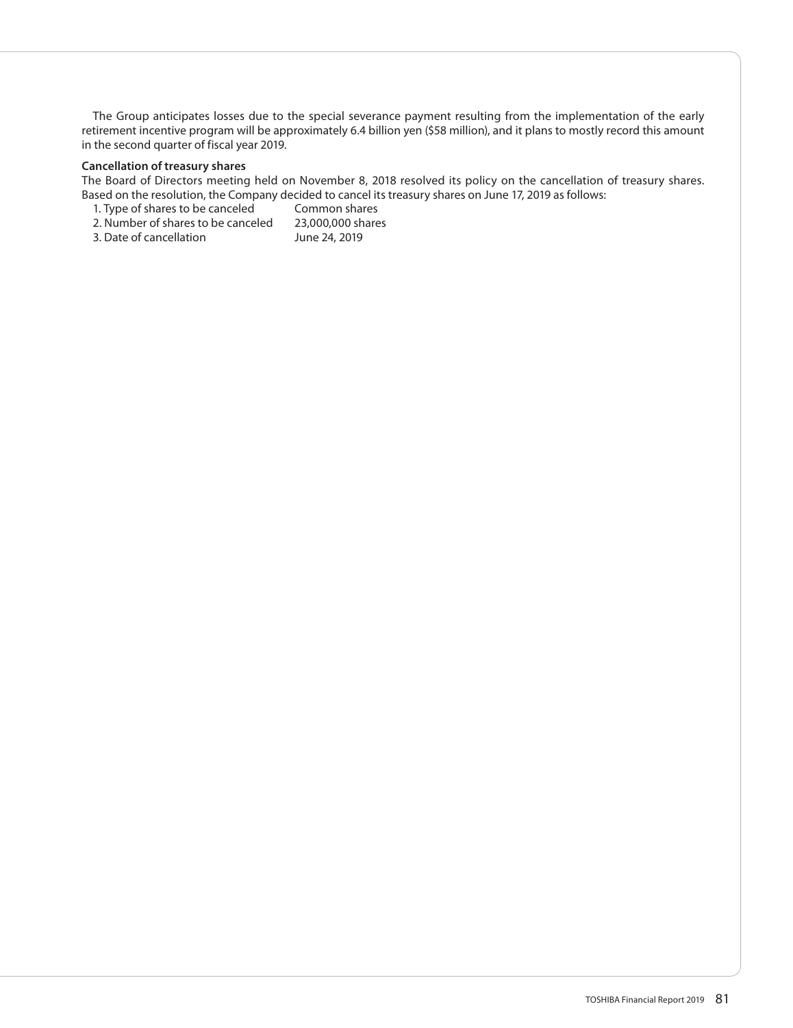The Group anticipates losses due to the special severance payment resulting from the implementation of the early retirement incentive program will be approximately 6.4 billion yen ($58 million), and it plans to mostly record this amount in the second quarter of fiscal year 2019.

**Cancellation of treasury shares**

The Board of Directors meeting held on November 8, 2018 resolved its policy on the cancellation of treasury shares. Based on the resolution, the Company decided to cancel its treasury shares on June 17, 2019 as follows:

| | |
|---|---|
| 1. Type of shares to be canceled | Common shares |
| 2. Number of shares to be canceled | 23,000,000 shares |
| 3. Date of cancellation | June 24, 2019 |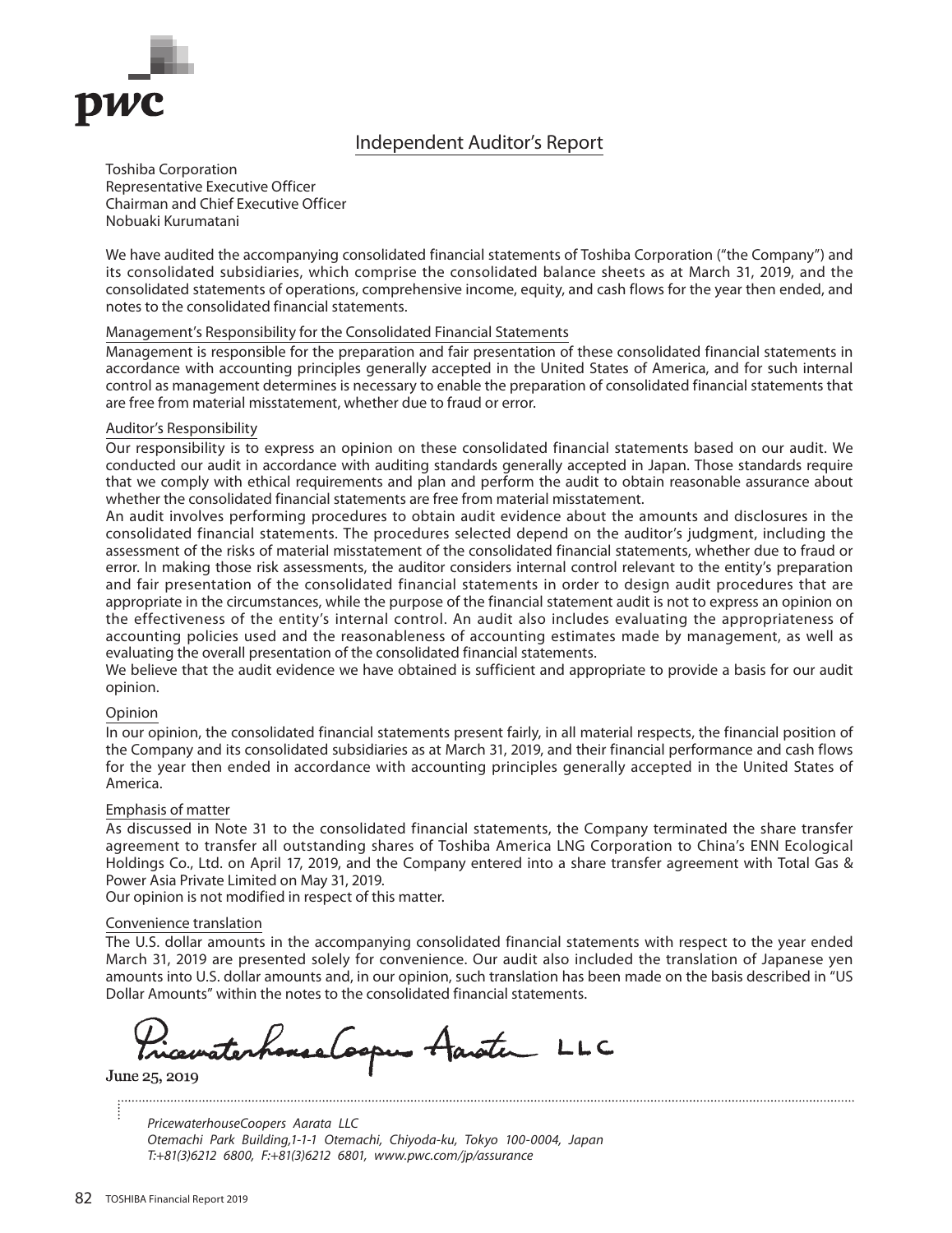# Independent Auditor's Report

Toshiba Corporation
Representative Executive Officer
Chairman and Chief Executive Officer
Nobuaki Kurumatani

We have audited the accompanying consolidated financial statements of Toshiba Corporation ("the Company") and its consolidated subsidiaries, which comprise the consolidated balance sheets as at March 31, 2019, and the consolidated statements of operations, comprehensive income, equity, and cash flows for the year then ended, and notes to the consolidated financial statements.

## Management's Responsibility for the Consolidated Financial Statements

Management is responsible for the preparation and fair presentation of these consolidated financial statements in accordance with accounting principles generally accepted in the United States of America, and for such internal control as management determines is necessary to enable the preparation of consolidated financial statements that are free from material misstatement, whether due to fraud or error.

## Auditor's Responsibility

Our responsibility is to express an opinion on these consolidated financial statements based on our audit. We conducted our audit in accordance with auditing standards generally accepted in Japan. Those standards require that we comply with ethical requirements and plan and perform the audit to obtain reasonable assurance about whether the consolidated financial statements are free from material misstatement.

An audit involves performing procedures to obtain audit evidence about the amounts and disclosures in the consolidated financial statements. The procedures selected depend on the auditor's judgment, including the assessment of the risks of material misstatement of the consolidated financial statements, whether due to fraud or error. In making those risk assessments, the auditor considers internal control relevant to the entity's preparation and fair presentation of the consolidated financial statements in order to design audit procedures that are appropriate in the circumstances, while the purpose of the financial statement audit is not to express an opinion on the effectiveness of the entity's internal control. An audit also includes evaluating the appropriateness of accounting policies used and the reasonableness of accounting estimates made by management, as well as evaluating the overall presentation of the consolidated financial statements.

We believe that the audit evidence we have obtained is sufficient and appropriate to provide a basis for our audit opinion.

## Opinion

In our opinion, the consolidated financial statements present fairly, in all material respects, the financial position of the Company and its consolidated subsidiaries as at March 31, 2019, and their financial performance and cash flows for the year then ended in accordance with accounting principles generally accepted in the United States of America.

## Emphasis of matter

As discussed in Note 31 to the consolidated financial statements, the Company terminated the share transfer agreement to transfer all outstanding shares of Toshiba America LNG Corporation to China's ENN Ecological Holdings Co., Ltd. on April 17, 2019, and the Company entered into a share transfer agreement with Total Gas & Power Asia Private Limited on May 31, 2019.

Our opinion is not modified in respect of this matter.

## Convenience translation

The U.S. dollar amounts in the accompanying consolidated financial statements with respect to the year ended March 31, 2019 are presented solely for convenience. Our audit also included the translation of Japanese yen amounts into U.S. dollar amounts and, in our opinion, such translation has been made on the basis described in "US Dollar Amounts" within the notes to the consolidated financial statements.

PricewaterhouseCoopers Aarata LLC

June 25, 2019

*PricewaterhouseCoopers Aarata LLC*
*Otemachi Park Building,1-1-1 Otemachi, Chiyoda-ku, Tokyo 100-0004, Japan*
*T:+81(3)6212 6800, F:+81(3)6212 6801, www.pwc.com/jp/assurance*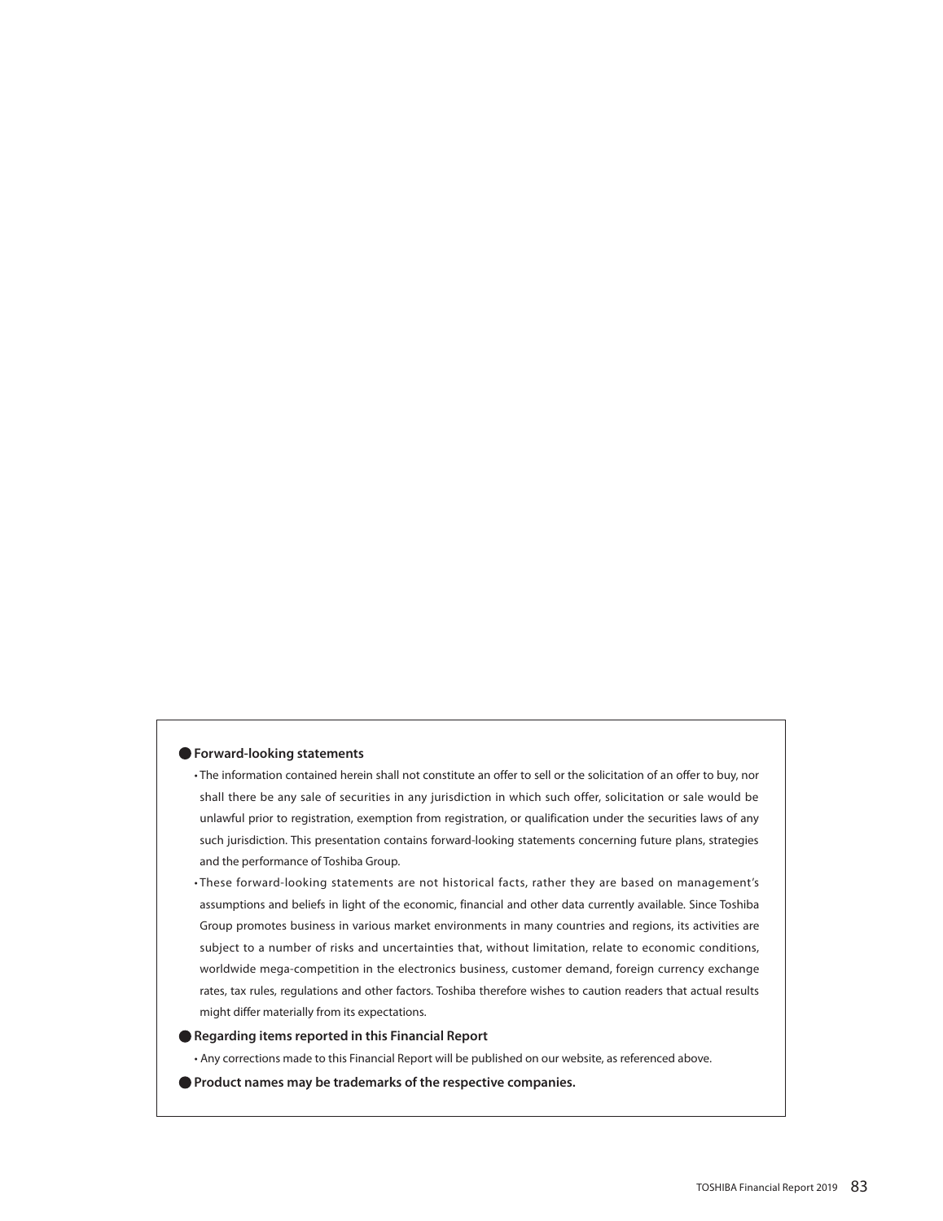## Forward-looking statements

- The information contained herein shall not constitute an offer to sell or the solicitation of an offer to buy, nor shall there be any sale of securities in any jurisdiction in which such offer, solicitation or sale would be unlawful prior to registration, exemption from registration, or qualification under the securities laws of any such jurisdiction. This presentation contains forward-looking statements concerning future plans, strategies and the performance of Toshiba Group.
- These forward-looking statements are not historical facts, rather they are based on management's assumptions and beliefs in light of the economic, financial and other data currently available. Since Toshiba Group promotes business in various market environments in many countries and regions, its activities are subject to a number of risks and uncertainties that, without limitation, relate to economic conditions, worldwide mega-competition in the electronics business, customer demand, foreign currency exchange rates, tax rules, regulations and other factors. Toshiba therefore wishes to caution readers that actual results might differ materially from its expectations.

## Regarding items reported in this Financial Report

- Any corrections made to this Financial Report will be published on our website, as referenced above.

## Product names may be trademarks of the respective companies.